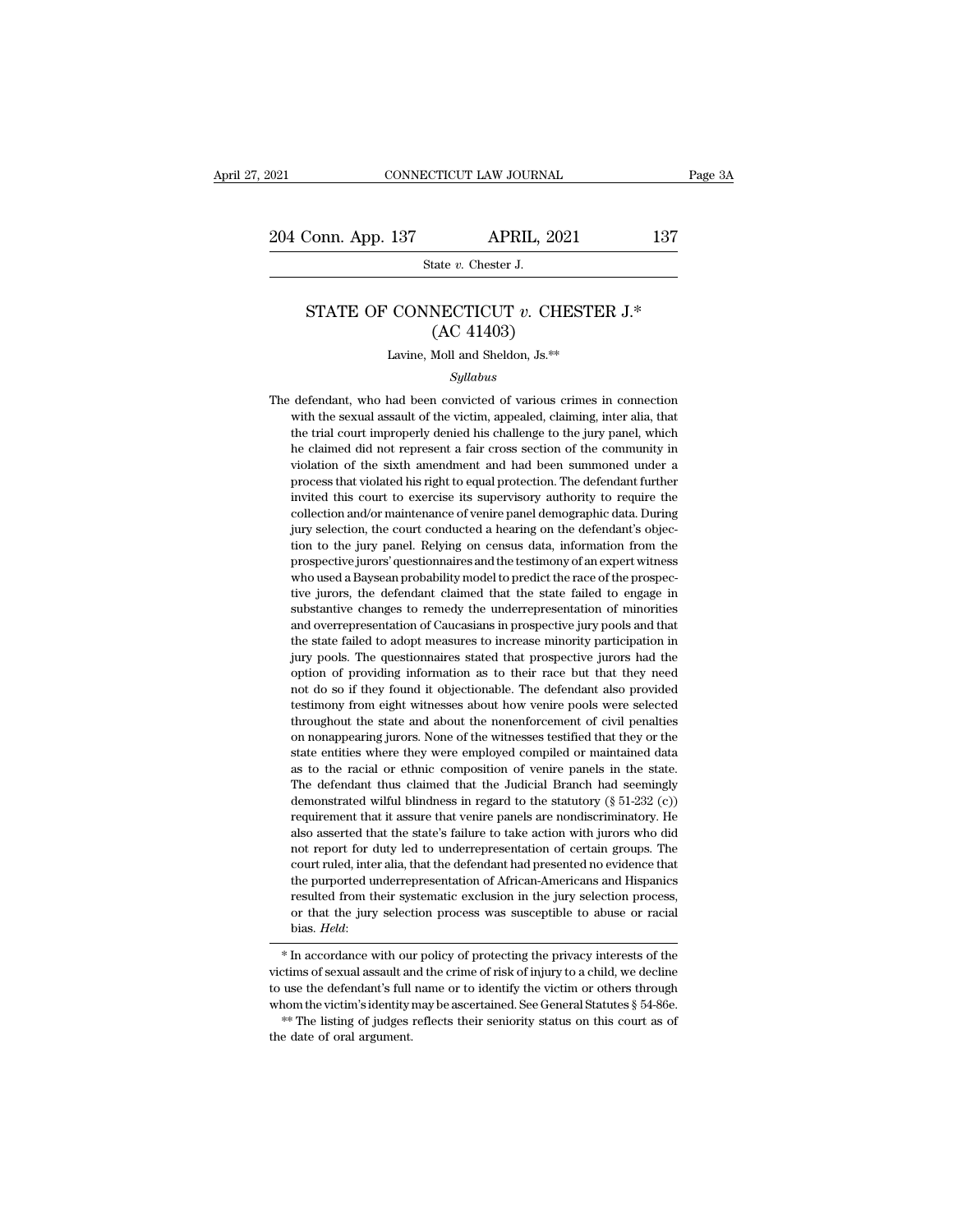# STATE OF CONNECTICUT *v.* CHESTER J.*
## (AC 41403)

Lavine, Moll and Sheldon, Js.**

*Syllabus*

The defendant, who had been convicted of various crimes in connection with the sexual assault of the victim, appealed, claiming, inter alia, that the trial court improperly denied his challenge to the jury panel, which he claimed did not represent a fair cross section of the community in violation of the sixth amendment and had been summoned under a process that violated his right to equal protection. The defendant further invited this court to exercise its supervisory authority to require the collection and/or maintenance of venire panel demographic data. During jury selection, the court conducted a hearing on the defendant's objection to the jury panel. Relying on census data, information from the prospective jurors' questionnaires and the testimony of an expert witness who used a Baysean probability model to predict the race of the prospective jurors, the defendant claimed that the state failed to engage in substantive changes to remedy the underrepresentation of minorities and overrepresentation of Caucasians in prospective jury pools and that the state failed to adopt measures to increase minority participation in jury pools. The questionnaires stated that prospective jurors had the option of providing information as to their race but that they need not do so if they found it objectionable. The defendant also provided testimony from eight witnesses about how venire pools were selected throughout the state and about the nonenforcement of civil penalties on nonappearing jurors. None of the witnesses testified that they or the state entities where they were employed compiled or maintained data as to the racial or ethnic composition of venire panels in the state. The defendant thus claimed that the Judicial Branch had seemingly demonstrated wilful blindness in regard to the statutory (§ 51-232 (c)) requirement that it assure that venire panels are nondiscriminatory. He also asserted that the state's failure to take action with jurors who did not report for duty led to underrepresentation of certain groups. The court ruled, inter alia, that the defendant had presented no evidence that the purported underrepresentation of African-Americans and Hispanics resulted from their systematic exclusion in the jury selection process, or that the jury selection process was susceptible to abuse or racial bias. *Held*:

---

* In accordance with our policy of protecting the privacy interests of the victims of sexual assault and the crime of risk of injury to a child, we decline to use the defendant's full name or to identify the victim or others through whom the victim's identity may be ascertained. See General Statutes § 54-86e.

** The listing of judges reflects their seniority status on this court as of the date of oral argument.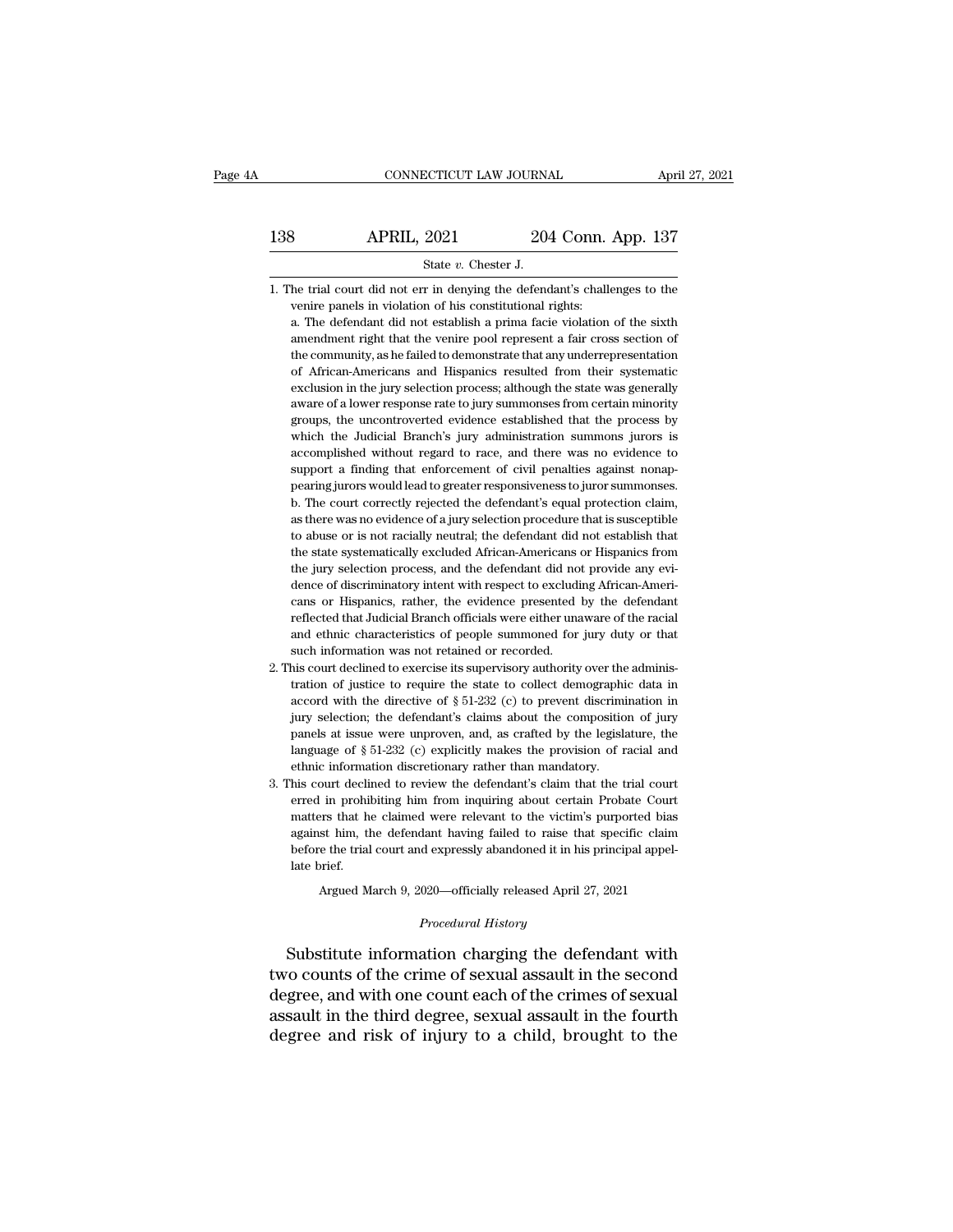1. The trial court did not err in denying the defendant's challenges to the venire panels in violation of his constitutional rights:

   a. The defendant did not establish a prima facie violation of the sixth amendment right that the venire pool represent a fair cross section of the community, as he failed to demonstrate that any underrepresentation of African-Americans and Hispanics resulted from their systematic exclusion in the jury selection process; although the state was generally aware of a lower response rate to jury summonses from certain minority groups, the uncontroverted evidence established that the process by which the Judicial Branch's jury administration summons jurors is accomplished without regard to race, and there was no evidence to support a finding that enforcement of civil penalties against nonappearing jurors would lead to greater responsiveness to juror summonses.

   b. The court correctly rejected the defendant's equal protection claim, as there was no evidence of a jury selection procedure that is susceptible to abuse or is not racially neutral; the defendant did not establish that the state systematically excluded African-Americans or Hispanics from the jury selection process, and the defendant did not provide any evidence of discriminatory intent with respect to excluding African-Americans or Hispanics, rather, the evidence presented by the defendant reflected that Judicial Branch officials were either unaware of the racial and ethnic characteristics of people summoned for jury duty or that such information was not retained or recorded.

2. This court declined to exercise its supervisory authority over the administration of justice to require the state to collect demographic data in accord with the directive of § 51-232 (c) to prevent discrimination in jury selection; the defendant's claims about the composition of jury panels at issue were unproven, and, as crafted by the legislature, the language of § 51-232 (c) explicitly makes the provision of racial and ethnic information discretionary rather than mandatory.

3. This court declined to review the defendant's claim that the trial court erred in prohibiting him from inquiring about certain Probate Court matters that he claimed were relevant to the victim's purported bias against him, the defendant having failed to raise that specific claim before the trial court and expressly abandoned it in his principal appellate brief.

Argued March 9, 2020—officially released April 27, 2021

*Procedural History*

Substitute information charging the defendant with two counts of the crime of sexual assault in the second degree, and with one count each of the crimes of sexual assault in the third degree, sexual assault in the fourth degree and risk of injury to a child, brought to the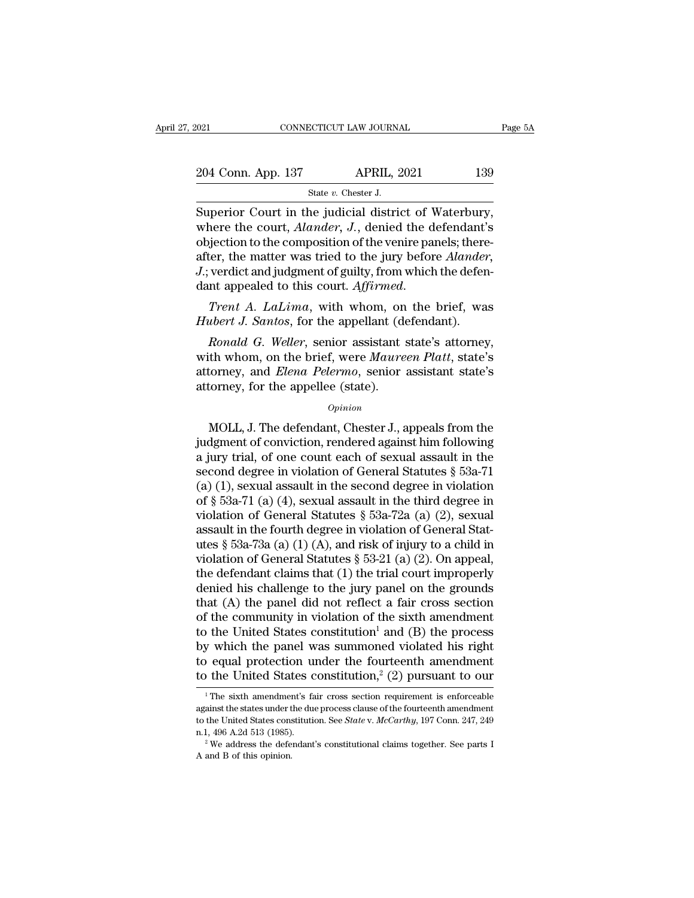Superior Court in the judicial district of Waterbury, where the court, *Alander*, *J.*, denied the defendant's objection to the composition of the venire panels; thereafter, the matter was tried to the jury before *Alander*, *J.*; verdict and judgment of guilty, from which the defendant appealed to this court. *Affirmed*.

*Trent A. LaLima*, with whom, on the brief, was *Hubert J. Santos*, for the appellant (defendant).

*Ronald G. Weller*, senior assistant state's attorney, with whom, on the brief, were *Maureen Platt*, state's attorney, and *Elena Pelermo*, senior assistant state's attorney, for the appellee (state).

*Opinion*

MOLL, J. The defendant, Chester J., appeals from the judgment of conviction, rendered against him following a jury trial, of one count each of sexual assault in the second degree in violation of General Statutes § 53a-71 (a) (1), sexual assault in the second degree in violation of § 53a-71 (a) (4), sexual assault in the third degree in violation of General Statutes § 53a-72a (a) (2), sexual assault in the fourth degree in violation of General Statutes § 53a-73a (a) (1) (A), and risk of injury to a child in violation of General Statutes § 53-21 (a) (2). On appeal, the defendant claims that (1) the trial court improperly denied his challenge to the jury panel on the grounds that (A) the panel did not reflect a fair cross section of the community in violation of the sixth amendment to the United States constitution[1] and (B) the process by which the panel was summoned violated his right to equal protection under the fourteenth amendment to the United States constitution,[2] (2) pursuant to our

---

[1] The sixth amendment's fair cross section requirement is enforceable against the states under the due process clause of the fourteenth amendment to the United States constitution. See *State* v. *McCarthy*, 197 Conn. 247, 249 n.1, 496 A.2d 513 (1985).

[2] We address the defendant's constitutional claims together. See parts I A and B of this opinion.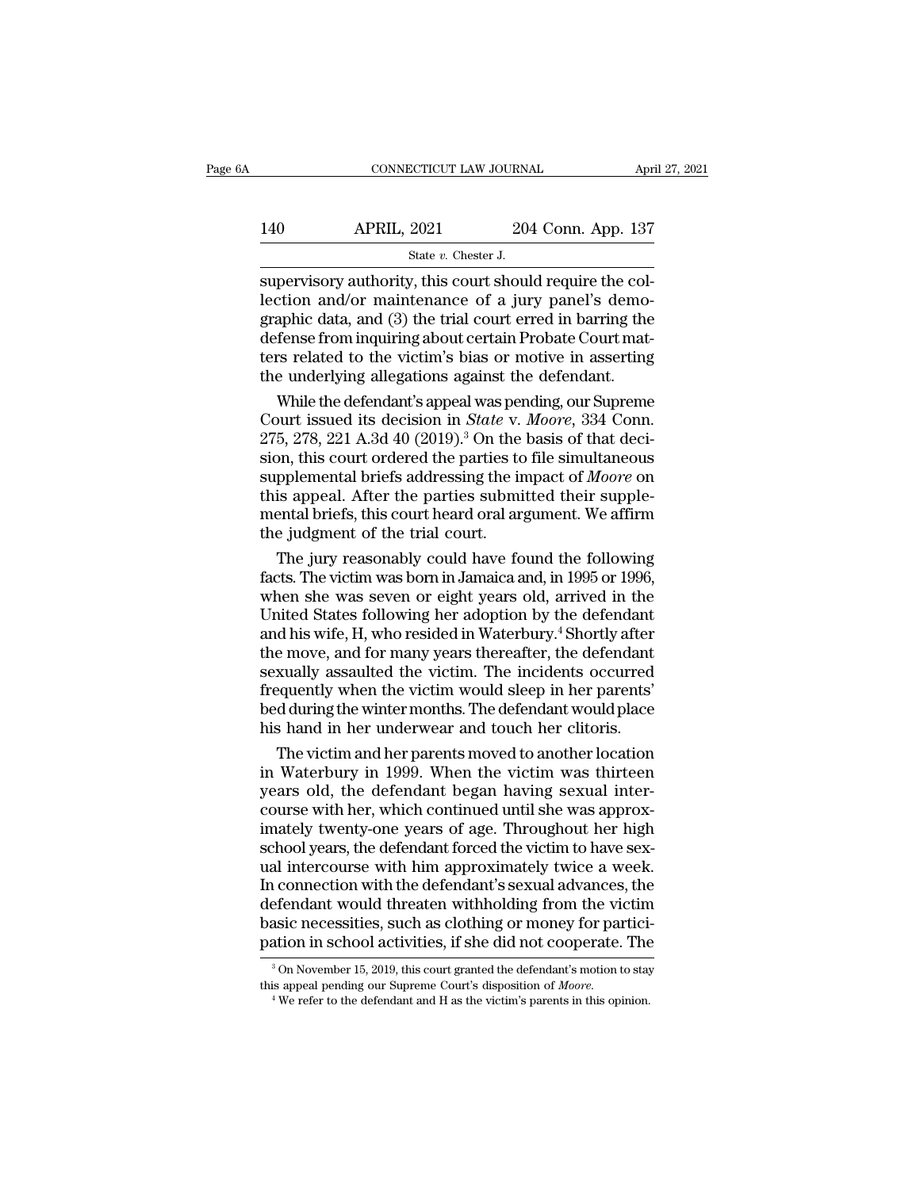supervisory authority, this court should require the collection and/or maintenance of a jury panel's demographic data, and (3) the trial court erred in barring the defense from inquiring about certain Probate Court matters related to the victim's bias or motive in asserting the underlying allegations against the defendant.

While the defendant's appeal was pending, our Supreme Court issued its decision in *State* v. *Moore*, 334 Conn. 275, 278, 221 A.3d 40 (2019).[3] On the basis of that decision, this court ordered the parties to file simultaneous supplemental briefs addressing the impact of *Moore* on this appeal. After the parties submitted their supplemental briefs, this court heard oral argument. We affirm the judgment of the trial court.

The jury reasonably could have found the following facts. The victim was born in Jamaica and, in 1995 or 1996, when she was seven or eight years old, arrived in the United States following her adoption by the defendant and his wife, H, who resided in Waterbury.[4] Shortly after the move, and for many years thereafter, the defendant sexually assaulted the victim. The incidents occurred frequently when the victim would sleep in her parents' bed during the winter months. The defendant would place his hand in her underwear and touch her clitoris.

The victim and her parents moved to another location in Waterbury in 1999. When the victim was thirteen years old, the defendant began having sexual intercourse with her, which continued until she was approximately twenty-one years of age. Throughout her high school years, the defendant forced the victim to have sexual intercourse with him approximately twice a week. In connection with the defendant's sexual advances, the defendant would threaten withholding from the victim basic necessities, such as clothing or money for participation in school activities, if she did not cooperate. The

[3] On November 15, 2019, this court granted the defendant's motion to stay this appeal pending our Supreme Court's disposition of *Moore*.

[4] We refer to the defendant and H as the victim's parents in this opinion.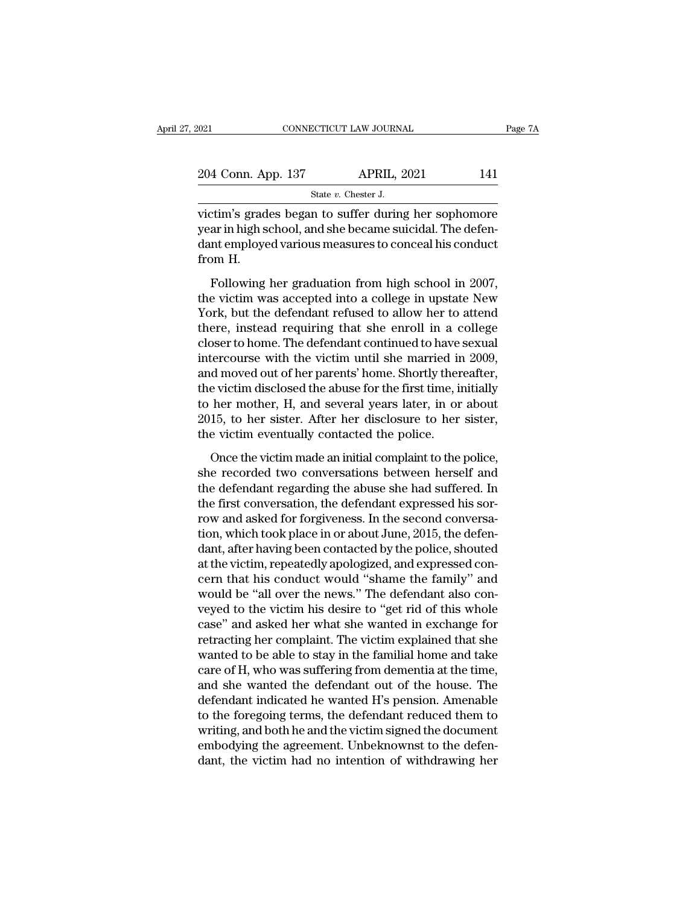victim's grades began to suffer during her sophomore year in high school, and she became suicidal. The defendant employed various measures to conceal his conduct from H.

Following her graduation from high school in 2007, the victim was accepted into a college in upstate New York, but the defendant refused to allow her to attend there, instead requiring that she enroll in a college closer to home. The defendant continued to have sexual intercourse with the victim until she married in 2009, and moved out of her parents' home. Shortly thereafter, the victim disclosed the abuse for the first time, initially to her mother, H, and several years later, in or about 2015, to her sister. After her disclosure to her sister, the victim eventually contacted the police.

Once the victim made an initial complaint to the police, she recorded two conversations between herself and the defendant regarding the abuse she had suffered. In the first conversation, the defendant expressed his sorrow and asked for forgiveness. In the second conversation, which took place in or about June, 2015, the defendant, after having been contacted by the police, shouted at the victim, repeatedly apologized, and expressed concern that his conduct would "shame the family" and would be "all over the news." The defendant also conveyed to the victim his desire to "get rid of this whole case" and asked her what she wanted in exchange for retracting her complaint. The victim explained that she wanted to be able to stay in the familial home and take care of H, who was suffering from dementia at the time, and she wanted the defendant out of the house. The defendant indicated he wanted H's pension. Amenable to the foregoing terms, the defendant reduced them to writing, and both he and the victim signed the document embodying the agreement. Unbeknownst to the defendant, the victim had no intention of withdrawing her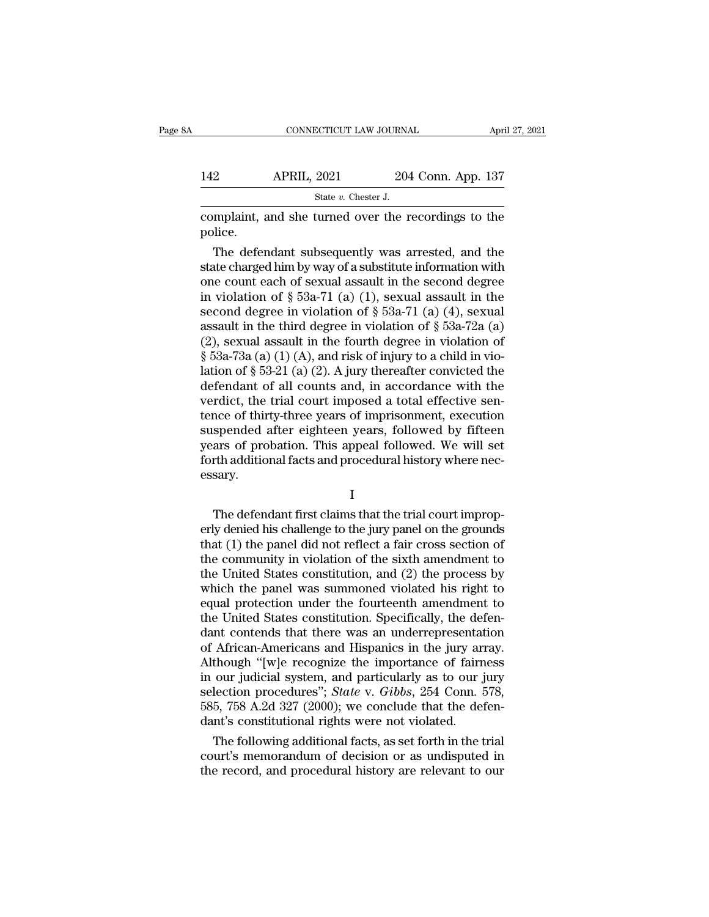complaint, and she turned over the recordings to the police.

The defendant subsequently was arrested, and the state charged him by way of a substitute information with one count each of sexual assault in the second degree in violation of § 53a-71 (a) (1), sexual assault in the second degree in violation of § 53a-71 (a) (4), sexual assault in the third degree in violation of § 53a-72a (a) (2), sexual assault in the fourth degree in violation of § 53a-73a (a) (1) (A), and risk of injury to a child in violation of § 53-21 (a) (2). A jury thereafter convicted the defendant of all counts and, in accordance with the verdict, the trial court imposed a total effective sentence of thirty-three years of imprisonment, execution suspended after eighteen years, followed by fifteen years of probation. This appeal followed. We will set forth additional facts and procedural history where necessary.

I

The defendant first claims that the trial court improperly denied his challenge to the jury panel on the grounds that (1) the panel did not reflect a fair cross section of the community in violation of the sixth amendment to the United States constitution, and (2) the process by which the panel was summoned violated his right to equal protection under the fourteenth amendment to the United States constitution. Specifically, the defendant contends that there was an underrepresentation of African-Americans and Hispanics in the jury array. Although "[w]e recognize the importance of fairness in our judicial system, and particularly as to our jury selection procedures"; *State* v. *Gibbs*, 254 Conn. 578, 585, 758 A.2d 327 (2000); we conclude that the defendant's constitutional rights were not violated.

The following additional facts, as set forth in the trial court's memorandum of decision or as undisputed in the record, and procedural history are relevant to our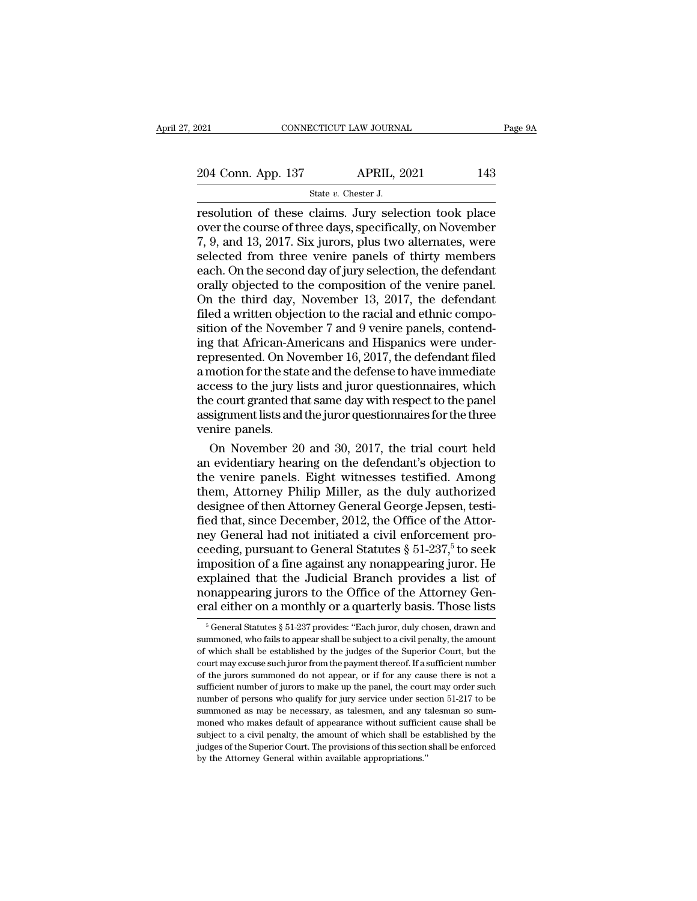resolution of these claims. Jury selection took place over the course of three days, specifically, on November 7, 9, and 13, 2017. Six jurors, plus two alternates, were selected from three venire panels of thirty members each. On the second day of jury selection, the defendant orally objected to the composition of the venire panel. On the third day, November 13, 2017, the defendant filed a written objection to the racial and ethnic composition of the November 7 and 9 venire panels, contending that African-Americans and Hispanics were underrepresented. On November 16, 2017, the defendant filed a motion for the state and the defense to have immediate access to the jury lists and juror questionnaires, which the court granted that same day with respect to the panel assignment lists and the juror questionnaires for the three venire panels.

On November 20 and 30, 2017, the trial court held an evidentiary hearing on the defendant's objection to the venire panels. Eight witnesses testified. Among them, Attorney Philip Miller, as the duly authorized designee of then Attorney General George Jepsen, testified that, since December, 2012, the Office of the Attorney General had not initiated a civil enforcement proceeding, pursuant to General Statutes § 51-237,[5] to seek imposition of a fine against any nonappearing juror. He explained that the Judicial Branch provides a list of nonappearing jurors to the Office of the Attorney General either on a monthly or a quarterly basis. Those lists

---

[5] General Statutes § 51-237 provides: "Each juror, duly chosen, drawn and summoned, who fails to appear shall be subject to a civil penalty, the amount of which shall be established by the judges of the Superior Court, but the court may excuse such juror from the payment thereof. If a sufficient number of the jurors summoned do not appear, or if for any cause there is not a sufficient number of jurors to make up the panel, the court may order such number of persons who qualify for jury service under section 51-217 to be summoned as may be necessary, as talesmen, and any talesman so summoned who makes default of appearance without sufficient cause shall be subject to a civil penalty, the amount of which shall be established by the judges of the Superior Court. The provisions of this section shall be enforced by the Attorney General within available appropriations."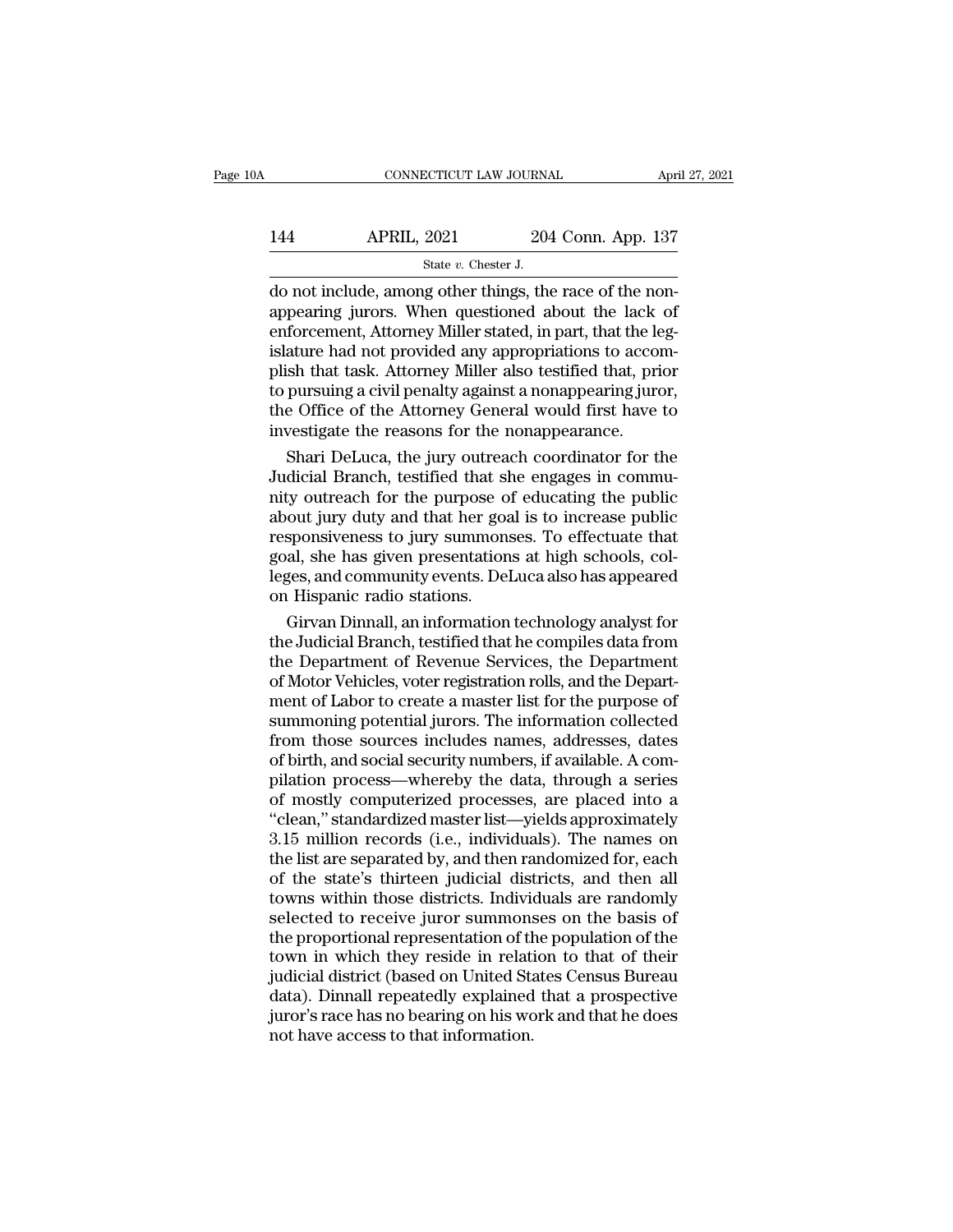do not include, among other things, the race of the nonappearing jurors. When questioned about the lack of enforcement, Attorney Miller stated, in part, that the legislature had not provided any appropriations to accomplish that task. Attorney Miller also testified that, prior to pursuing a civil penalty against a nonappearing juror, the Office of the Attorney General would first have to investigate the reasons for the nonappearance.

Shari DeLuca, the jury outreach coordinator for the Judicial Branch, testified that she engages in community outreach for the purpose of educating the public about jury duty and that her goal is to increase public responsiveness to jury summonses. To effectuate that goal, she has given presentations at high schools, colleges, and community events. DeLuca also has appeared on Hispanic radio stations.

Girvan Dinnall, an information technology analyst for the Judicial Branch, testified that he compiles data from the Department of Revenue Services, the Department of Motor Vehicles, voter registration rolls, and the Department of Labor to create a master list for the purpose of summoning potential jurors. The information collected from those sources includes names, addresses, dates of birth, and social security numbers, if available. A compilation process—whereby the data, through a series of mostly computerized processes, are placed into a "clean," standardized master list—yields approximately 3.15 million records (i.e., individuals). The names on the list are separated by, and then randomized for, each of the state's thirteen judicial districts, and then all towns within those districts. Individuals are randomly selected to receive juror summonses on the basis of the proportional representation of the population of the town in which they reside in relation to that of their judicial district (based on United States Census Bureau data). Dinnall repeatedly explained that a prospective juror's race has no bearing on his work and that he does not have access to that information.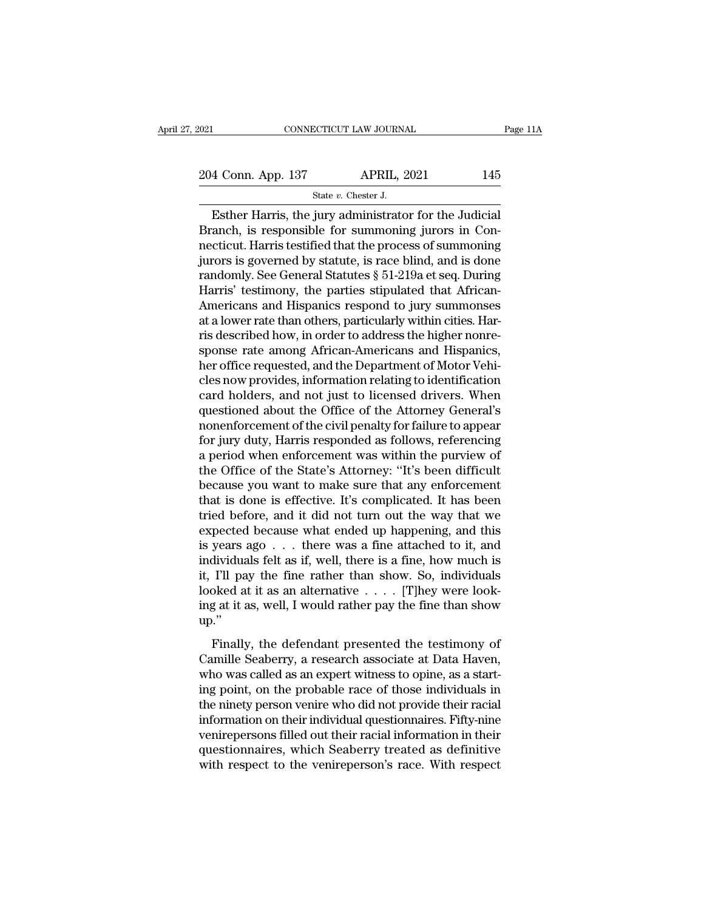Esther Harris, the jury administrator for the Judicial Branch, is responsible for summoning jurors in Connecticut. Harris testified that the process of summoning jurors is governed by statute, is race blind, and is done randomly. See General Statutes § 51-219a et seq. During Harris' testimony, the parties stipulated that African-Americans and Hispanics respond to jury summonses at a lower rate than others, particularly within cities. Harris described how, in order to address the higher nonresponse rate among African-Americans and Hispanics, her office requested, and the Department of Motor Vehicles now provides, information relating to identification card holders, and not just to licensed drivers. When questioned about the Office of the Attorney General's nonenforcement of the civil penalty for failure to appear for jury duty, Harris responded as follows, referencing a period when enforcement was within the purview of the Office of the State's Attorney: "It's been difficult because you want to make sure that any enforcement that is done is effective. It's complicated. It has been tried before, and it did not turn out the way that we expected because what ended up happening, and this is years ago . . . there was a fine attached to it, and individuals felt as if, well, there is a fine, how much is it, I'll pay the fine rather than show. So, individuals looked at it as an alternative . . . . [T]hey were looking at it as, well, I would rather pay the fine than show up."

Finally, the defendant presented the testimony of Camille Seaberry, a research associate at Data Haven, who was called as an expert witness to opine, as a starting point, on the probable race of those individuals in the ninety person venire who did not provide their racial information on their individual questionnaires. Fifty-nine venirepersons filled out their racial information in their questionnaires, which Seaberry treated as definitive with respect to the venireperson's race. With respect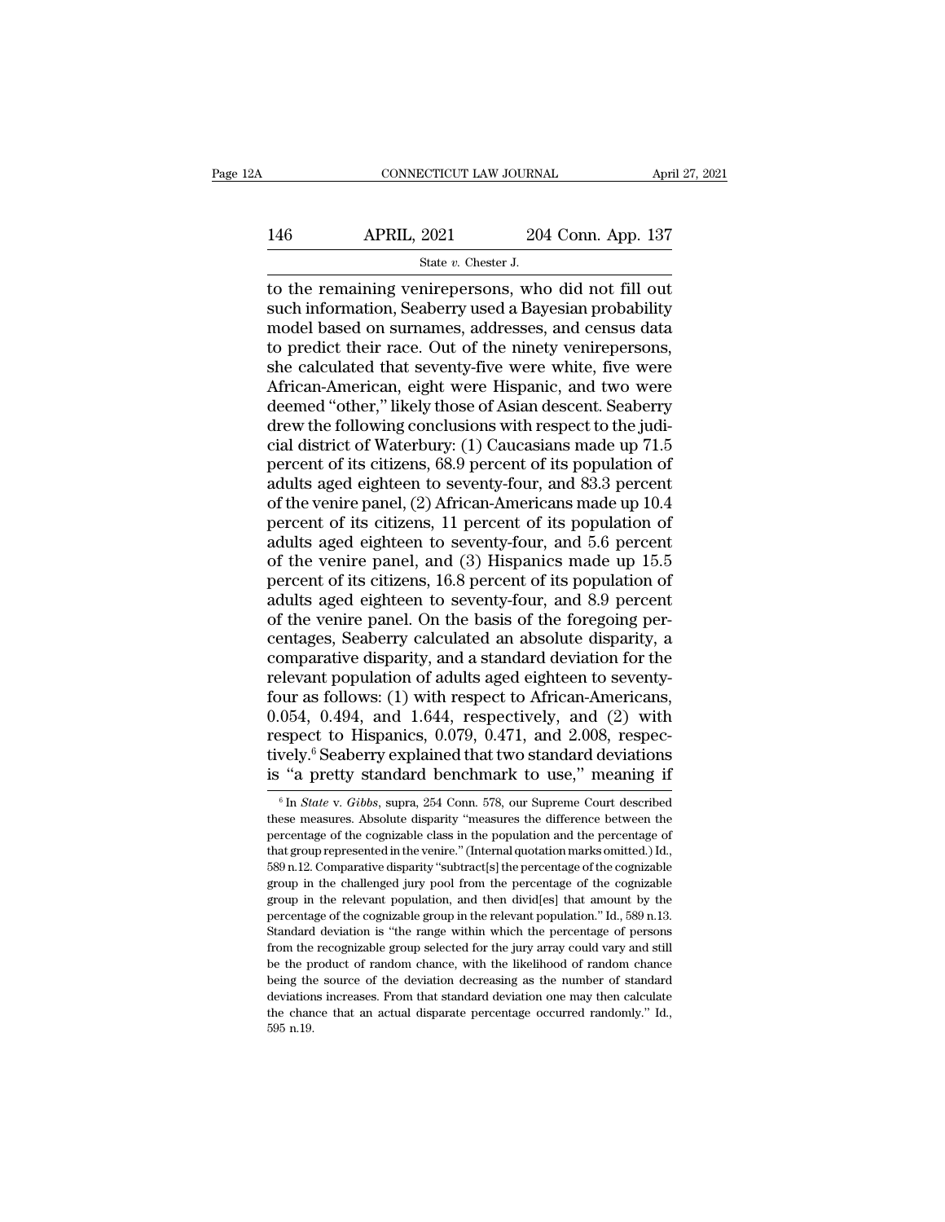to the remaining venirepersons, who did not fill out such information, Seaberry used a Bayesian probability model based on surnames, addresses, and census data to predict their race. Out of the ninety venirepersons, she calculated that seventy-five were white, five were African-American, eight were Hispanic, and two were deemed "other," likely those of Asian descent. Seaberry drew the following conclusions with respect to the judicial district of Waterbury: (1) Caucasians made up 71.5 percent of its citizens, 68.9 percent of its population of adults aged eighteen to seventy-four, and 83.3 percent of the venire panel, (2) African-Americans made up 10.4 percent of its citizens, 11 percent of its population of adults aged eighteen to seventy-four, and 5.6 percent of the venire panel, and (3) Hispanics made up 15.5 percent of its citizens, 16.8 percent of its population of adults aged eighteen to seventy-four, and 8.9 percent of the venire panel. On the basis of the foregoing percentages, Seaberry calculated an absolute disparity, a comparative disparity, and a standard deviation for the relevant population of adults aged eighteen to seventy-four as follows: (1) with respect to African-Americans, 0.054, 0.494, and 1.644, respectively, and (2) with respect to Hispanics, 0.079, 0.471, and 2.008, respectively.[6] Seaberry explained that two standard deviations is "a pretty standard benchmark to use," meaning if

[6] In *State* v. *Gibbs*, supra, 254 Conn. 578, our Supreme Court described these measures. Absolute disparity "measures the difference between the percentage of the cognizable class in the population and the percentage of that group represented in the venire." (Internal quotation marks omitted.) Id., 589 n.12. Comparative disparity "subtract[s] the percentage of the cognizable group in the challenged jury pool from the percentage of the cognizable group in the relevant population, and then divid[es] that amount by the percentage of the cognizable group in the relevant population." Id., 589 n.13. Standard deviation is "the range within which the percentage of persons from the recognizable group selected for the jury array could vary and still be the product of random chance, with the likelihood of random chance being the source of the deviation decreasing as the number of standard deviations increases. From that standard deviation one may then calculate the chance that an actual disparate percentage occurred randomly." Id., 595 n.19.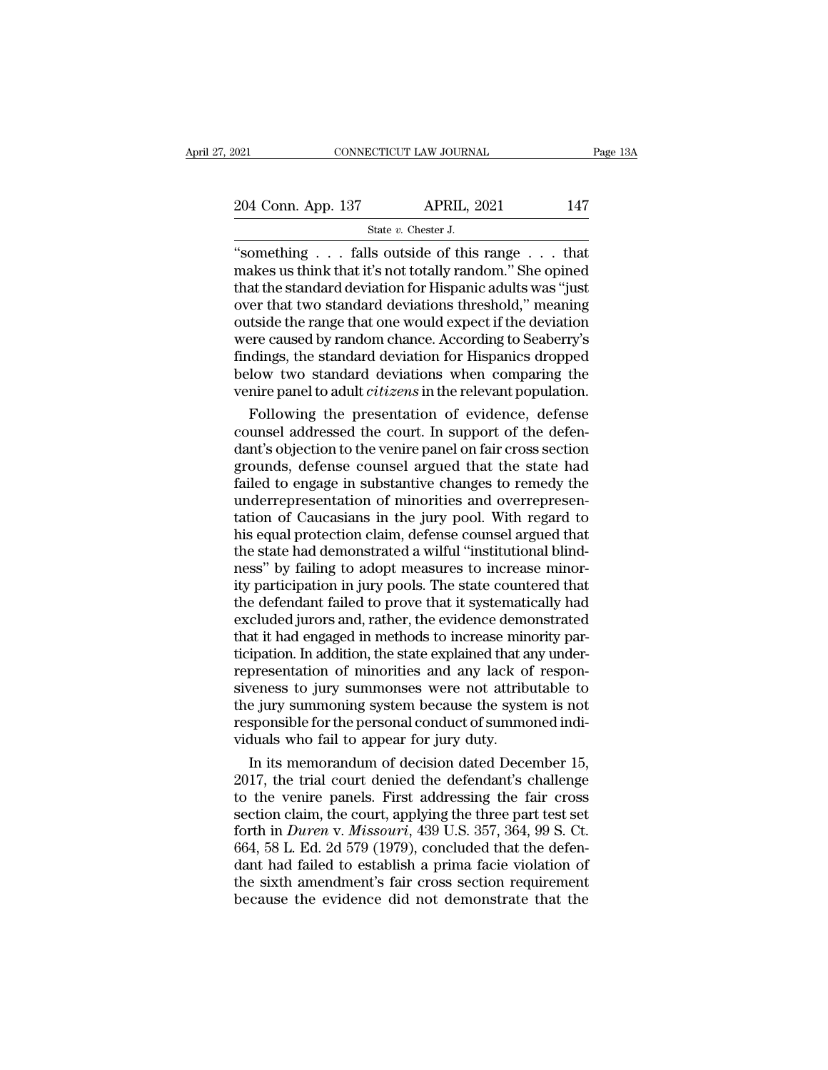"something . . . falls outside of this range . . . that makes us think that it's not totally random." She opined that the standard deviation for Hispanic adults was "just over that two standard deviations threshold," meaning outside the range that one would expect if the deviation were caused by random chance. According to Seaberry's findings, the standard deviation for Hispanics dropped below two standard deviations when comparing the venire panel to adult *citizens* in the relevant population.

Following the presentation of evidence, defense counsel addressed the court. In support of the defendant's objection to the venire panel on fair cross section grounds, defense counsel argued that the state had failed to engage in substantive changes to remedy the underrepresentation of minorities and overrepresentation of Caucasians in the jury pool. With regard to his equal protection claim, defense counsel argued that the state had demonstrated a wilful "institutional blindness" by failing to adopt measures to increase minority participation in jury pools. The state countered that the defendant failed to prove that it systematically had excluded jurors and, rather, the evidence demonstrated that it had engaged in methods to increase minority participation. In addition, the state explained that any underrepresentation of minorities and any lack of responsiveness to jury summonses were not attributable to the jury summoning system because the system is not responsible for the personal conduct of summoned individuals who fail to appear for jury duty.

In its memorandum of decision dated December 15, 2017, the trial court denied the defendant's challenge to the venire panels. First addressing the fair cross section claim, the court, applying the three part test set forth in *Duren* v. *Missouri*, 439 U.S. 357, 364, 99 S. Ct. 664, 58 L. Ed. 2d 579 (1979), concluded that the defendant had failed to establish a prima facie violation of the sixth amendment's fair cross section requirement because the evidence did not demonstrate that the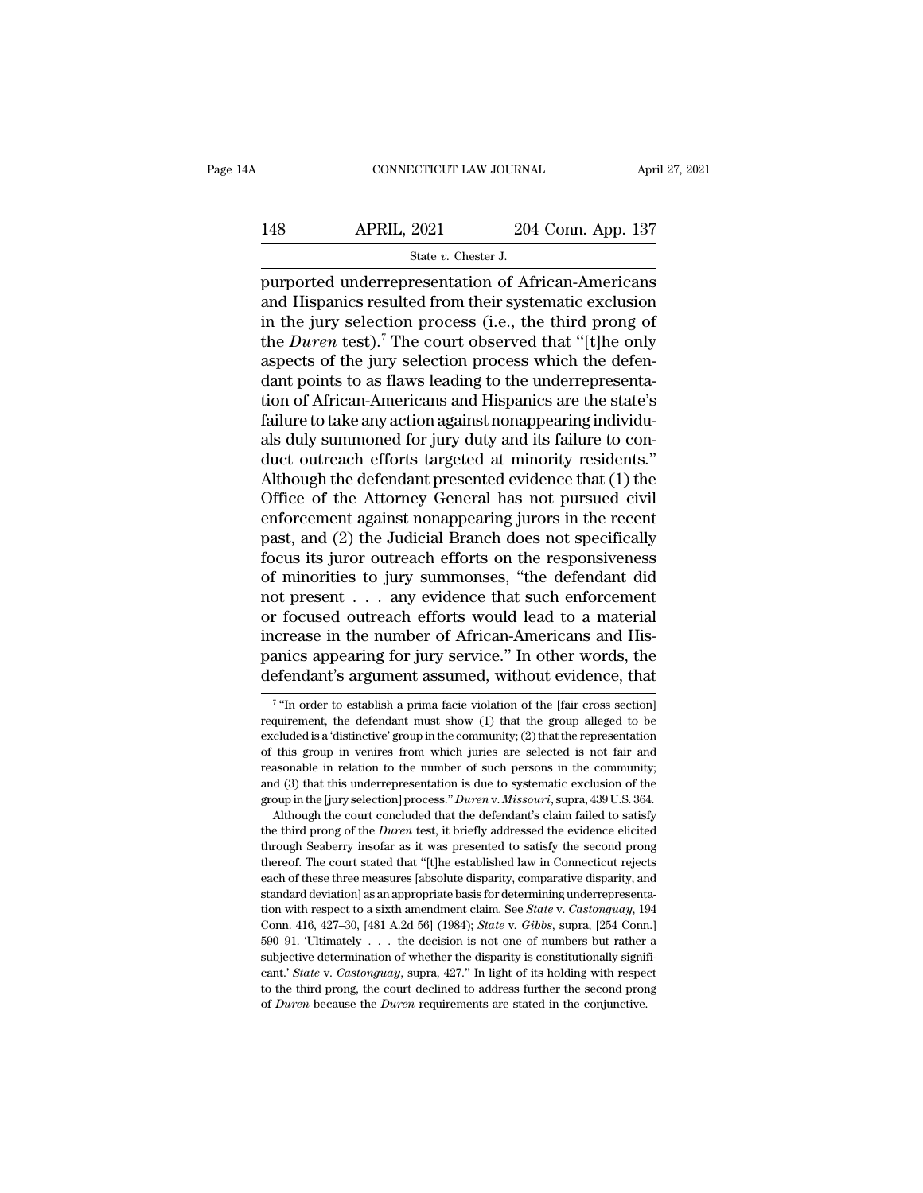purported underrepresentation of African-Americans and Hispanics resulted from their systematic exclusion in the jury selection process (i.e., the third prong of the *Duren* test).[7] The court observed that "[t]he only aspects of the jury selection process which the defendant points to as flaws leading to the underrepresentation of African-Americans and Hispanics are the state's failure to take any action against nonappearing individuals duly summoned for jury duty and its failure to conduct outreach efforts targeted at minority residents." Although the defendant presented evidence that (1) the Office of the Attorney General has not pursued civil enforcement against nonappearing jurors in the recent past, and (2) the Judicial Branch does not specifically focus its juror outreach efforts on the responsiveness of minorities to jury summonses, "the defendant did not present . . . any evidence that such enforcement or focused outreach efforts would lead to a material increase in the number of African-Americans and Hispanics appearing for jury service." In other words, the defendant's argument assumed, without evidence, that

[7] "In order to establish a prima facie violation of the [fair cross section] requirement, the defendant must show (1) that the group alleged to be excluded is a 'distinctive' group in the community; (2) that the representation of this group in venires from which juries are selected is not fair and reasonable in relation to the number of such persons in the community; and (3) that this underrepresentation is due to systematic exclusion of the group in the [jury selection] process." *Duren* v. *Missouri*, supra, 439 U.S. 364.

Although the court concluded that the defendant's claim failed to satisfy the third prong of the *Duren* test, it briefly addressed the evidence elicited through Seaberry insofar as it was presented to satisfy the second prong thereof. The court stated that "[t]he established law in Connecticut rejects each of these three measures [absolute disparity, comparative disparity, and standard deviation] as an appropriate basis for determining underrepresentation with respect to a sixth amendment claim. See *State* v. *Castonguay*, 194 Conn. 416, 427–30, [481 A.2d 56] (1984); *State* v. *Gibbs*, supra, [254 Conn.] 590–91. 'Ultimately . . . the decision is not one of numbers but rather a subjective determination of whether the disparity is constitutionally significant.' *State* v. *Castonguay*, supra, 427." In light of its holding with respect to the third prong, the court declined to address further the second prong of *Duren* because the *Duren* requirements are stated in the conjunctive.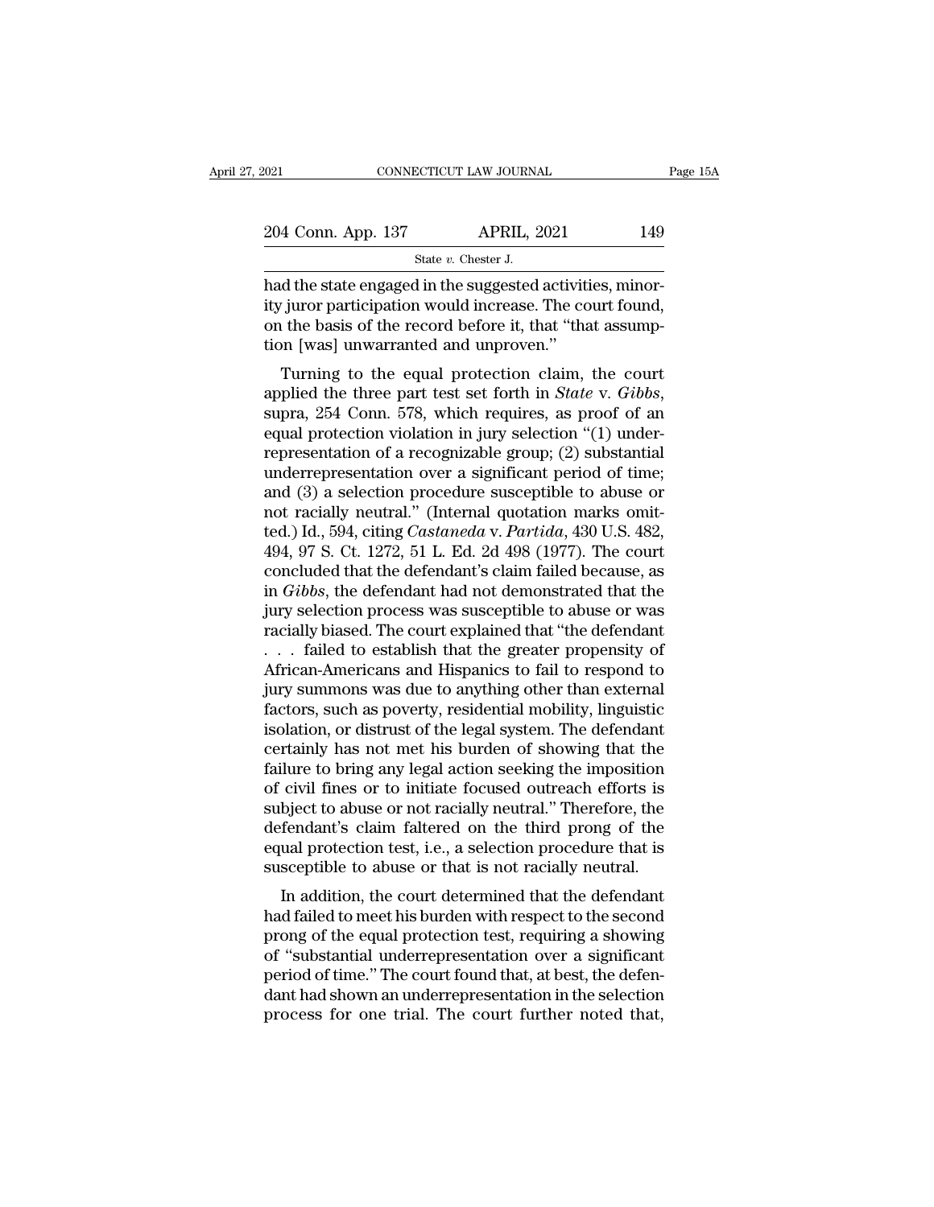had the state engaged in the suggested activities, minority juror participation would increase. The court found, on the basis of the record before it, that "that assumption [was] unwarranted and unproven."

Turning to the equal protection claim, the court applied the three part test set forth in *State* v. *Gibbs*, supra, 254 Conn. 578, which requires, as proof of an equal protection violation in jury selection "(1) underrepresentation of a recognizable group; (2) substantial underrepresentation over a significant period of time; and (3) a selection procedure susceptible to abuse or not racially neutral." (Internal quotation marks omitted.) Id., 594, citing *Castaneda* v. *Partida*, 430 U.S. 482, 494, 97 S. Ct. 1272, 51 L. Ed. 2d 498 (1977). The court concluded that the defendant's claim failed because, as in *Gibbs*, the defendant had not demonstrated that the jury selection process was susceptible to abuse or was racially biased. The court explained that "the defendant . . . failed to establish that the greater propensity of African-Americans and Hispanics to fail to respond to jury summons was due to anything other than external factors, such as poverty, residential mobility, linguistic isolation, or distrust of the legal system. The defendant certainly has not met his burden of showing that the failure to bring any legal action seeking the imposition of civil fines or to initiate focused outreach efforts is subject to abuse or not racially neutral." Therefore, the defendant's claim faltered on the third prong of the equal protection test, i.e., a selection procedure that is susceptible to abuse or that is not racially neutral.

In addition, the court determined that the defendant had failed to meet his burden with respect to the second prong of the equal protection test, requiring a showing of "substantial underrepresentation over a significant period of time." The court found that, at best, the defendant had shown an underrepresentation in the selection process for one trial. The court further noted that,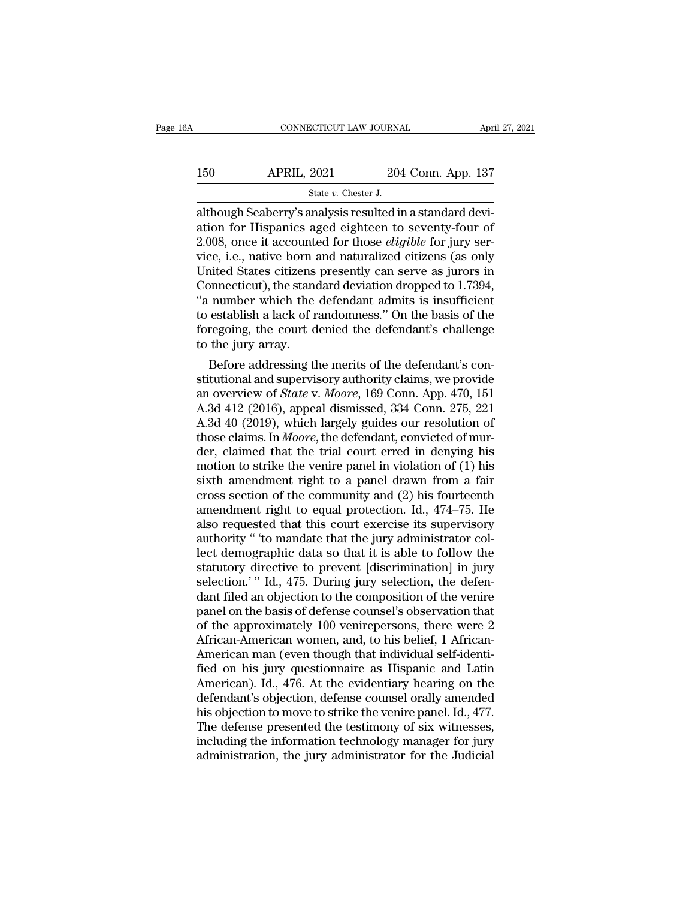although Seaberry's analysis resulted in a standard deviation for Hispanics aged eighteen to seventy-four of 2.008, once it accounted for those *eligible* for jury service, i.e., native born and naturalized citizens (as only United States citizens presently can serve as jurors in Connecticut), the standard deviation dropped to 1.7394, "a number which the defendant admits is insufficient to establish a lack of randomness." On the basis of the foregoing, the court denied the defendant's challenge to the jury array.

Before addressing the merits of the defendant's constitutional and supervisory authority claims, we provide an overview of *State* v. *Moore*, 169 Conn. App. 470, 151 A.3d 412 (2016), appeal dismissed, 334 Conn. 275, 221 A.3d 40 (2019), which largely guides our resolution of those claims. In *Moore*, the defendant, convicted of murder, claimed that the trial court erred in denying his motion to strike the venire panel in violation of (1) his sixth amendment right to a panel drawn from a fair cross section of the community and (2) his fourteenth amendment right to equal protection. Id., 474–75. He also requested that this court exercise its supervisory authority " 'to mandate that the jury administrator collect demographic data so that it is able to follow the statutory directive to prevent [discrimination] in jury selection.' " Id., 475. During jury selection, the defendant filed an objection to the composition of the venire panel on the basis of defense counsel's observation that of the approximately 100 venirepersons, there were 2 African-American women, and, to his belief, 1 African-American man (even though that individual self-identified on his jury questionnaire as Hispanic and Latin American). Id., 476. At the evidentiary hearing on the defendant's objection, defense counsel orally amended his objection to move to strike the venire panel. Id., 477. The defense presented the testimony of six witnesses, including the information technology manager for jury administration, the jury administrator for the Judicial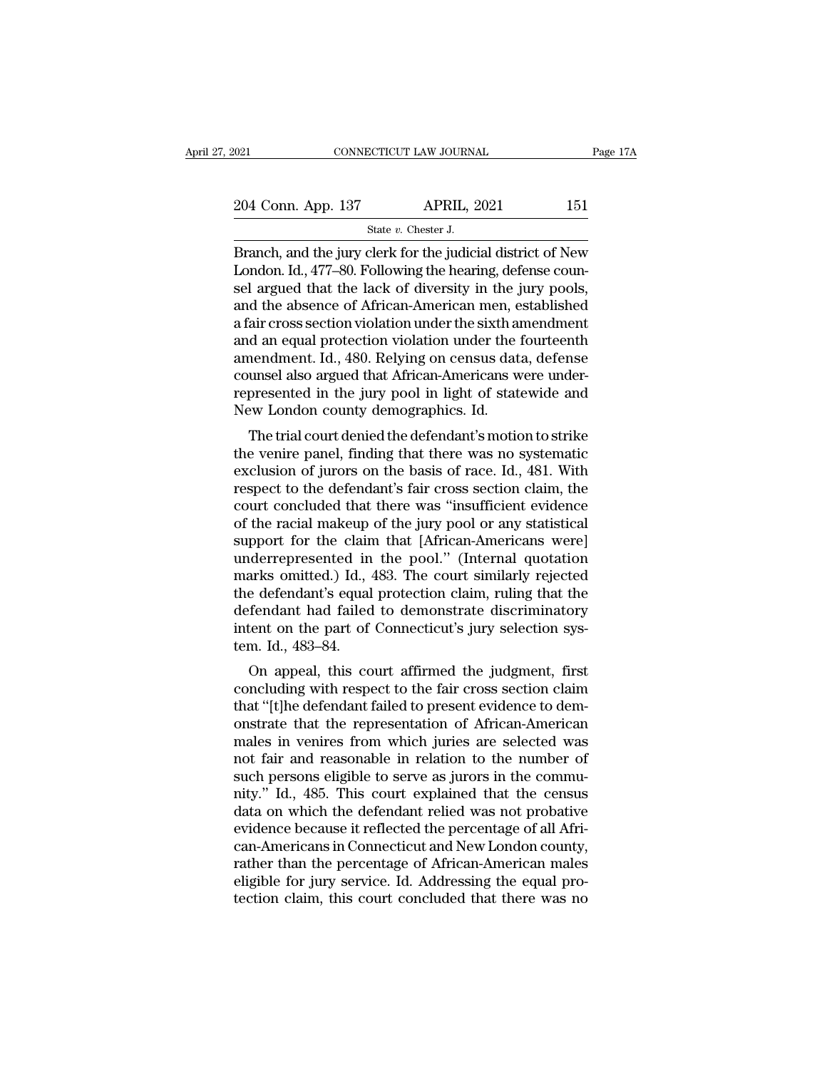Branch, and the jury clerk for the judicial district of New London. Id., 477–80. Following the hearing, defense counsel argued that the lack of diversity in the jury pools, and the absence of African-American men, established a fair cross section violation under the sixth amendment and an equal protection violation under the fourteenth amendment. Id., 480. Relying on census data, defense counsel also argued that African-Americans were underrepresented in the jury pool in light of statewide and New London county demographics. Id.

The trial court denied the defendant's motion to strike the venire panel, finding that there was no systematic exclusion of jurors on the basis of race. Id., 481. With respect to the defendant's fair cross section claim, the court concluded that there was "insufficient evidence of the racial makeup of the jury pool or any statistical support for the claim that [African-Americans were] underrepresented in the pool." (Internal quotation marks omitted.) Id., 483. The court similarly rejected the defendant's equal protection claim, ruling that the defendant had failed to demonstrate discriminatory intent on the part of Connecticut's jury selection system. Id., 483–84.

On appeal, this court affirmed the judgment, first concluding with respect to the fair cross section claim that "[t]he defendant failed to present evidence to demonstrate that the representation of African-American males in venires from which juries are selected was not fair and reasonable in relation to the number of such persons eligible to serve as jurors in the community." Id., 485. This court explained that the census data on which the defendant relied was not probative evidence because it reflected the percentage of all African-Americans in Connecticut and New London county, rather than the percentage of African-American males eligible for jury service. Id. Addressing the equal protection claim, this court concluded that there was no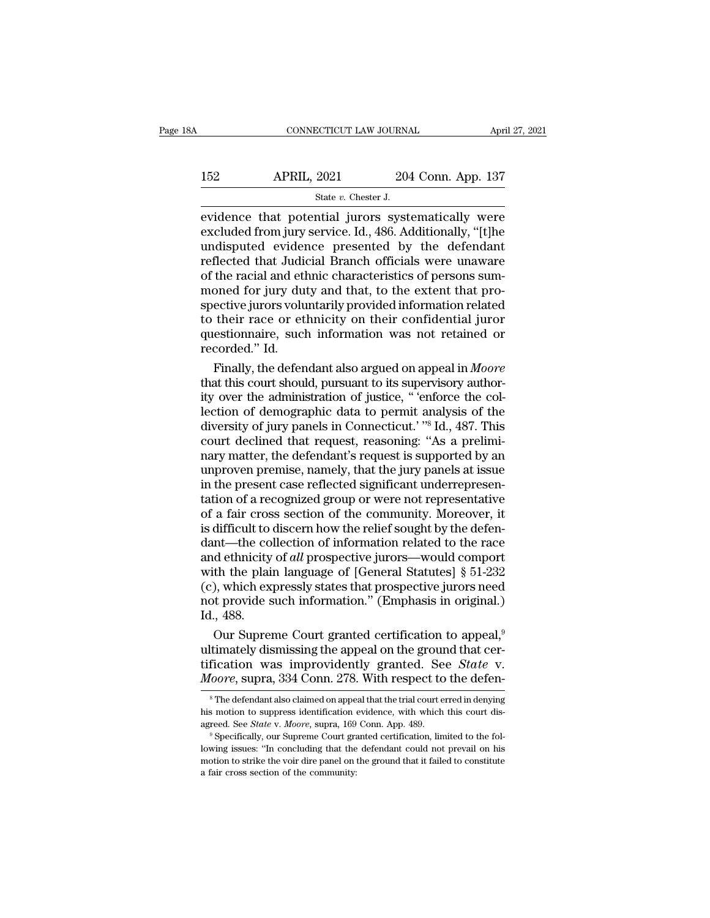evidence that potential jurors systematically were excluded from jury service. Id., 486. Additionally, "[t]he undisputed evidence presented by the defendant reflected that Judicial Branch officials were unaware of the racial and ethnic characteristics of persons summoned for jury duty and that, to the extent that prospective jurors voluntarily provided information related to their race or ethnicity on their confidential juror questionnaire, such information was not retained or recorded." Id.

Finally, the defendant also argued on appeal in *Moore* that this court should, pursuant to its supervisory authority over the administration of justice, " 'enforce the collection of demographic data to permit analysis of the diversity of jury panels in Connecticut.' "[8] Id., 487. This court declined that request, reasoning: "As a preliminary matter, the defendant's request is supported by an unproven premise, namely, that the jury panels at issue in the present case reflected significant underrepresentation of a recognized group or were not representative of a fair cross section of the community. Moreover, it is difficult to discern how the relief sought by the defendant—the collection of information related to the race and ethnicity of *all* prospective jurors—would comport with the plain language of [General Statutes] § 51-232 (c), which expressly states that prospective jurors need not provide such information." (Emphasis in original.) Id., 488.

Our Supreme Court granted certification to appeal,[9] ultimately dismissing the appeal on the ground that certification was improvidently granted. See *State* v. *Moore*, supra, 334 Conn. 278. With respect to the defen-

[8] The defendant also claimed on appeal that the trial court erred in denying his motion to suppress identification evidence, with which this court disagreed. See *State* v. *Moore*, supra, 169 Conn. App. 489.

[9] Specifically, our Supreme Court granted certification, limited to the following issues: "In concluding that the defendant could not prevail on his motion to strike the voir dire panel on the ground that it failed to constitute a fair cross section of the community: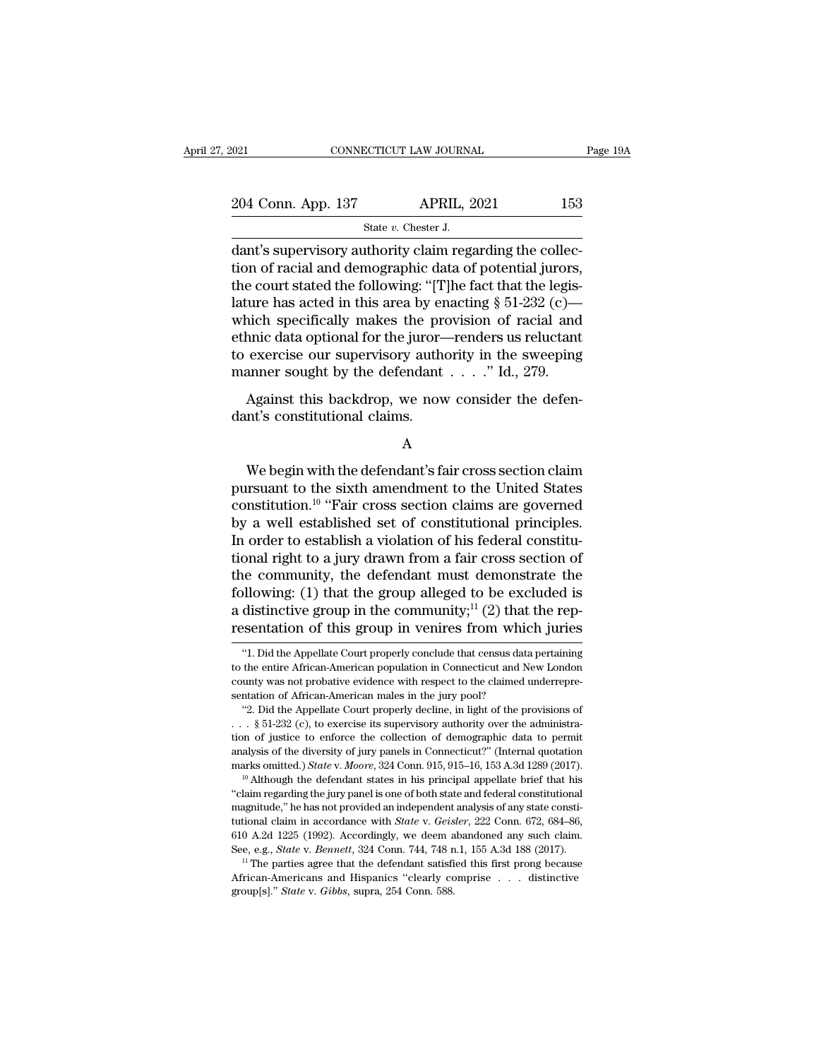dant's supervisory authority claim regarding the collection of racial and demographic data of potential jurors, the court stated the following: "[T]he fact that the legislature has acted in this area by enacting § 51-232 (c)—which specifically makes the provision of racial and ethnic data optional for the juror—renders us reluctant to exercise our supervisory authority in the sweeping manner sought by the defendant . . . ." Id., 279.

Against this backdrop, we now consider the defendant's constitutional claims.

A

We begin with the defendant's fair cross section claim pursuant to the sixth amendment to the United States constitution.[10] "Fair cross section claims are governed by a well established set of constitutional principles. In order to establish a violation of his federal constitutional right to a jury drawn from a fair cross section of the community, the defendant must demonstrate the following: (1) that the group alleged to be excluded is a distinctive group in the community;[11] (2) that the representation of this group in venires from which juries

---

"1. Did the Appellate Court properly conclude that census data pertaining to the entire African-American population in Connecticut and New London county was not probative evidence with respect to the claimed underrepresentation of African-American males in the jury pool?

"2. Did the Appellate Court properly decline, in light of the provisions of . . . § 51-232 (c), to exercise its supervisory authority over the administration of justice to enforce the collection of demographic data to permit analysis of the diversity of jury panels in Connecticut?" (Internal quotation marks omitted.) *State* v. *Moore*, 324 Conn. 915, 915–16, 153 A.3d 1289 (2017).

[10] Although the defendant states in his principal appellate brief that his "claim regarding the jury panel is one of both state and federal constitutional magnitude," he has not provided an independent analysis of any state constitutional claim in accordance with *State* v. *Geisler*, 222 Conn. 672, 684–86, 610 A.2d 1225 (1992). Accordingly, we deem abandoned any such claim. See, e.g., *State* v. *Bennett*, 324 Conn. 744, 748 n.1, 155 A.3d 188 (2017).

[11] The parties agree that the defendant satisfied this first prong because African-Americans and Hispanics "clearly comprise . . . distinctive group[s]." *State* v. *Gibbs*, supra, 254 Conn. 588.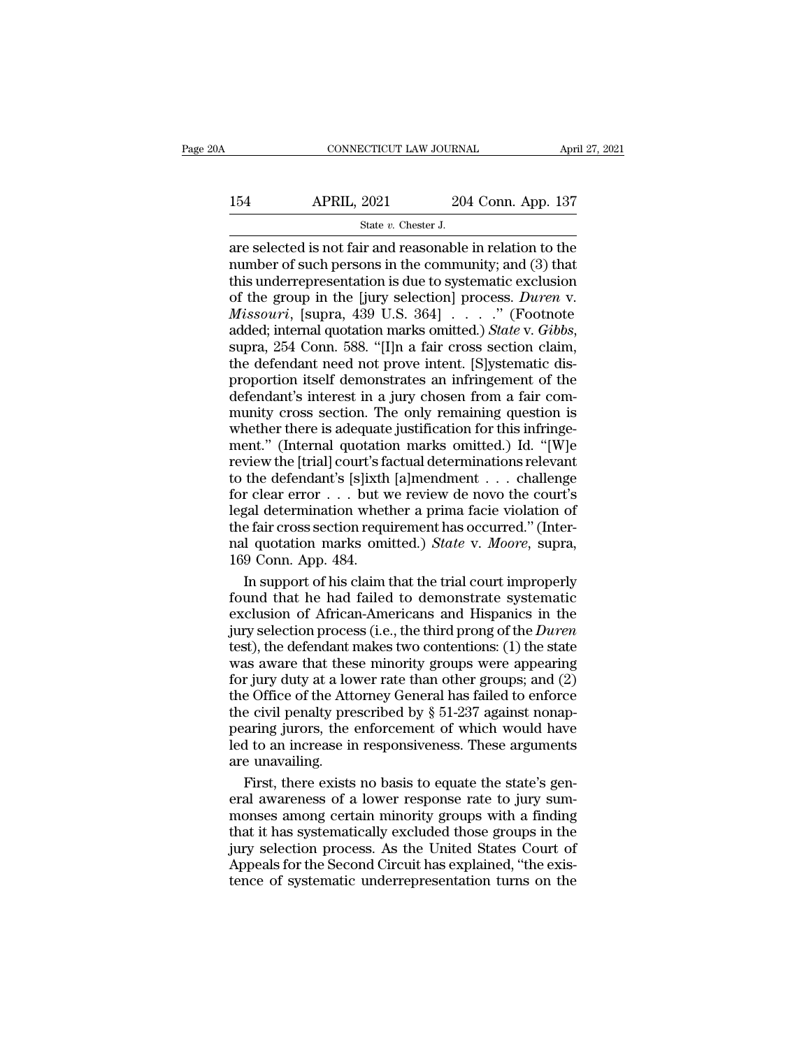are selected is not fair and reasonable in relation to the number of such persons in the community; and (3) that this underrepresentation is due to systematic exclusion of the group in the [jury selection] process. *Duren* v. *Missouri*, [supra, 439 U.S. 364] . . . ." (Footnote added; internal quotation marks omitted.) *State* v. *Gibbs*, supra, 254 Conn. 588. "[I]n a fair cross section claim, the defendant need not prove intent. [S]ystematic disproportion itself demonstrates an infringement of the defendant's interest in a jury chosen from a fair community cross section. The only remaining question is whether there is adequate justification for this infringement." (Internal quotation marks omitted.) Id. "[W]e review the [trial] court's factual determinations relevant to the defendant's [s]ixth [a]mendment . . . challenge for clear error . . . but we review de novo the court's legal determination whether a prima facie violation of the fair cross section requirement has occurred." (Internal quotation marks omitted.) *State* v. *Moore*, supra, 169 Conn. App. 484.

In support of his claim that the trial court improperly found that he had failed to demonstrate systematic exclusion of African-Americans and Hispanics in the jury selection process (i.e., the third prong of the *Duren* test), the defendant makes two contentions: (1) the state was aware that these minority groups were appearing for jury duty at a lower rate than other groups; and (2) the Office of the Attorney General has failed to enforce the civil penalty prescribed by § 51-237 against nonappearing jurors, the enforcement of which would have led to an increase in responsiveness. These arguments are unavailing.

First, there exists no basis to equate the state's general awareness of a lower response rate to jury summonses among certain minority groups with a finding that it has systematically excluded those groups in the jury selection process. As the United States Court of Appeals for the Second Circuit has explained, "the existence of systematic underrepresentation turns on the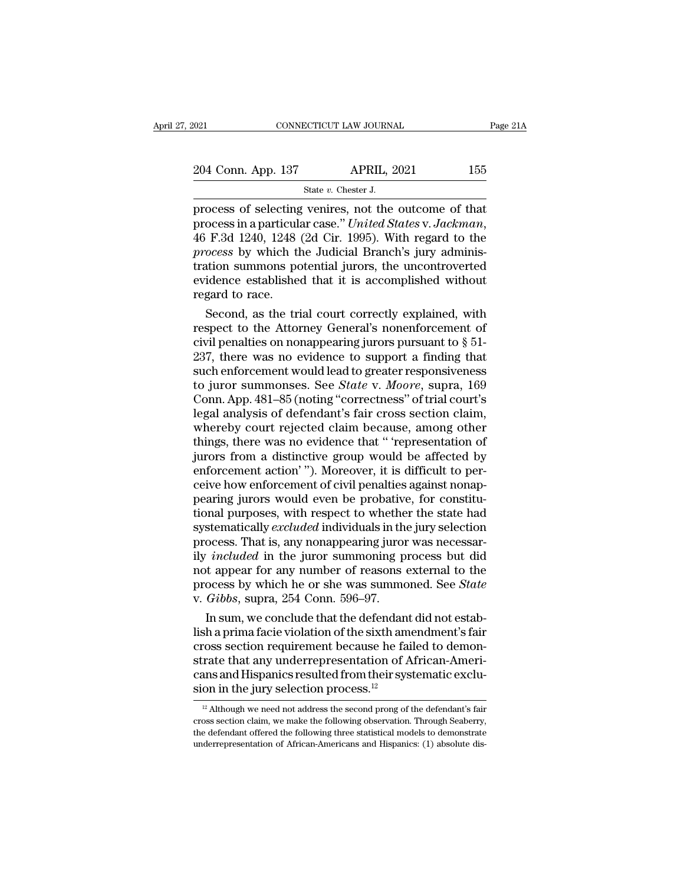process of selecting venires, not the outcome of that process in a particular case." *United States* v. *Jackman*, 46 F.3d 1240, 1248 (2d Cir. 1995). With regard to the *process* by which the Judicial Branch's jury administration summons potential jurors, the uncontroverted evidence established that it is accomplished without regard to race.

Second, as the trial court correctly explained, with respect to the Attorney General's nonenforcement of civil penalties on nonappearing jurors pursuant to § 51-237, there was no evidence to support a finding that such enforcement would lead to greater responsiveness to juror summonses. See *State* v. *Moore*, supra, 169 Conn. App. 481–85 (noting "correctness" of trial court's legal analysis of defendant's fair cross section claim, whereby court rejected claim because, among other things, there was no evidence that " 'representation of jurors from a distinctive group would be affected by enforcement action' "). Moreover, it is difficult to perceive how enforcement of civil penalties against nonappearing jurors would even be probative, for constitutional purposes, with respect to whether the state had systematically *excluded* individuals in the jury selection process. That is, any nonappearing juror was necessarily *included* in the juror summoning process but did not appear for any number of reasons external to the process by which he or she was summoned. See *State* v. *Gibbs*, supra, 254 Conn. 596–97.

In sum, we conclude that the defendant did not establish a prima facie violation of the sixth amendment's fair cross section requirement because he failed to demonstrate that any underrepresentation of African-Americans and Hispanics resulted from their systematic exclusion in the jury selection process.[12]

[12] Although we need not address the second prong of the defendant's fair cross section claim, we make the following observation. Through Seaberry, the defendant offered the following three statistical models to demonstrate underrepresentation of African-Americans and Hispanics: (1) absolute dis-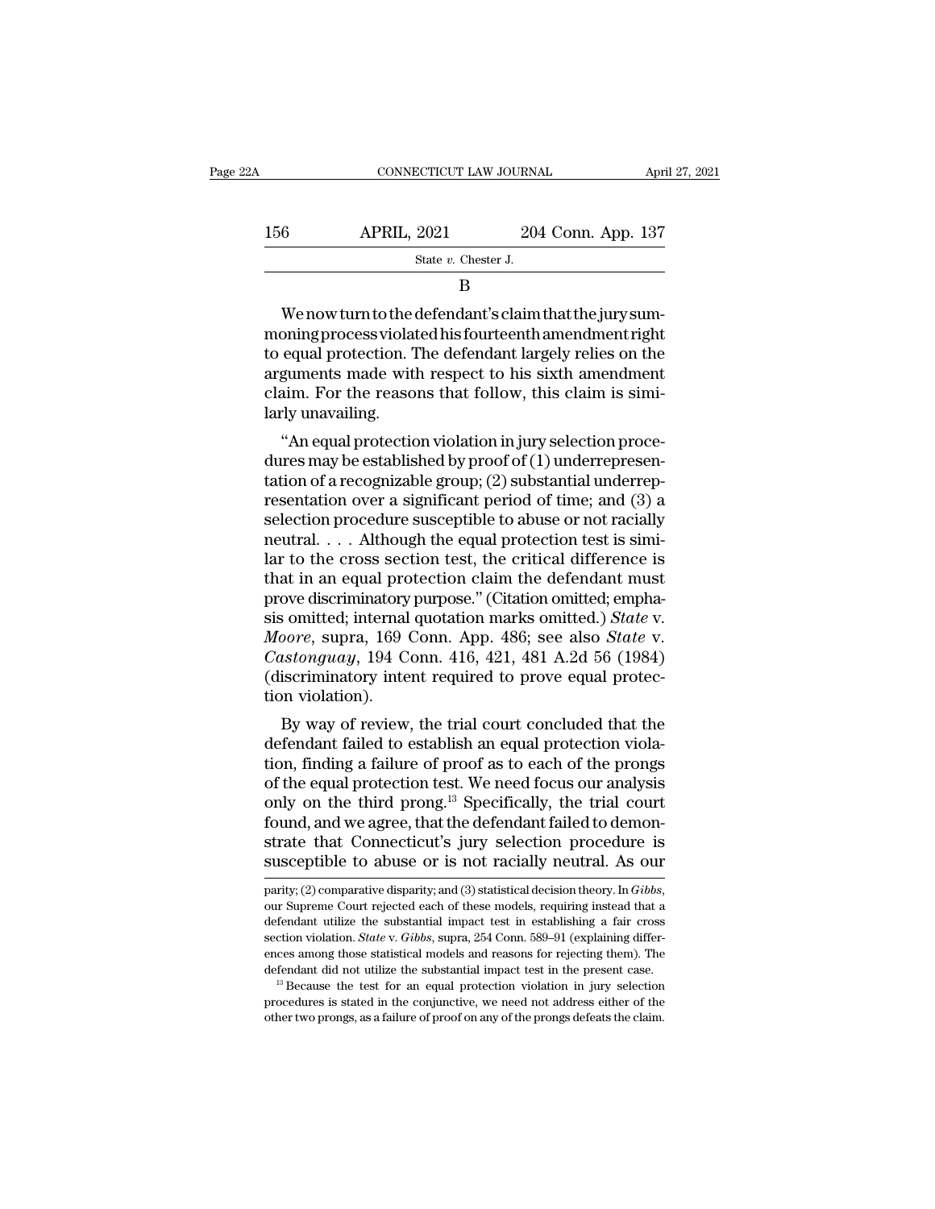B

We now turn to the defendant's claim that the jury summoning process violated his fourteenth amendment right to equal protection. The defendant largely relies on the arguments made with respect to his sixth amendment claim. For the reasons that follow, this claim is similarly unavailing.

"An equal protection violation in jury selection procedures may be established by proof of (1) underrepresentation of a recognizable group; (2) substantial underrepresentation over a significant period of time; and (3) a selection procedure susceptible to abuse or not racially neutral. . . . Although the equal protection test is similar to the cross section test, the critical difference is that in an equal protection claim the defendant must prove discriminatory purpose." (Citation omitted; emphasis omitted; internal quotation marks omitted.) *State* v. *Moore*, supra, 169 Conn. App. 486; see also *State* v. *Castonguay*, 194 Conn. 416, 421, 481 A.2d 56 (1984) (discriminatory intent required to prove equal protection violation).

By way of review, the trial court concluded that the defendant failed to establish an equal protection violation, finding a failure of proof as to each of the prongs of the equal protection test. We need focus our analysis only on the third prong.[13] Specifically, the trial court found, and we agree, that the defendant failed to demonstrate that Connecticut's jury selection procedure is susceptible to abuse or is not racially neutral. As our

parity; (2) comparative disparity; and (3) statistical decision theory. In *Gibbs*, our Supreme Court rejected each of these models, requiring instead that a defendant utilize the substantial impact test in establishing a fair cross section violation. *State* v. *Gibbs*, supra, 254 Conn. 589–91 (explaining differences among those statistical models and reasons for rejecting them). The defendant did not utilize the substantial impact test in the present case.

[13] Because the test for an equal protection violation in jury selection procedures is stated in the conjunctive, we need not address either of the other two prongs, as a failure of proof on any of the prongs defeats the claim.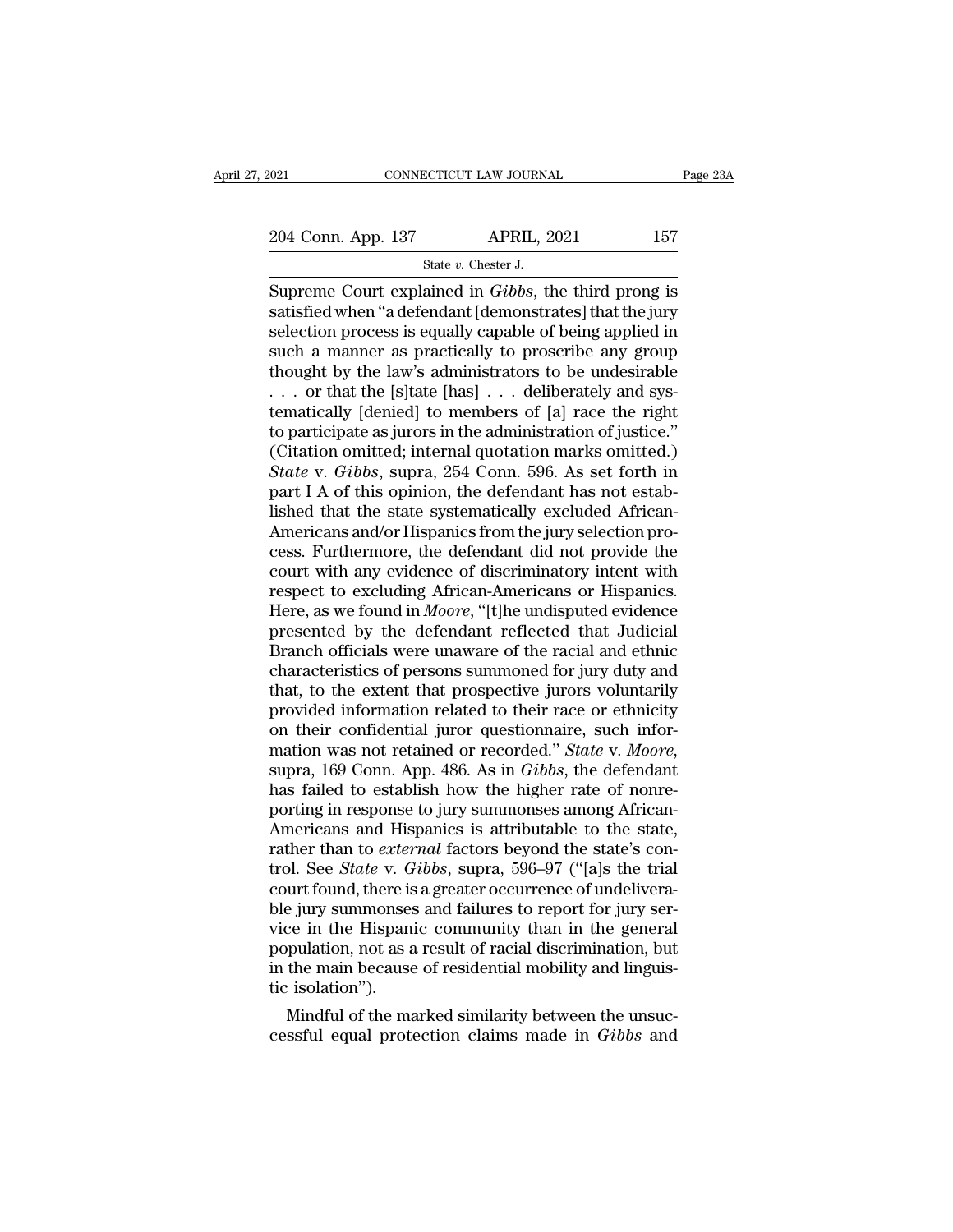Supreme Court explained in *Gibbs*, the third prong is satisfied when "a defendant [demonstrates] that the jury selection process is equally capable of being applied in such a manner as practically to proscribe any group thought by the law's administrators to be undesirable . . . or that the [s]tate [has] . . . deliberately and systematically [denied] to members of [a] race the right to participate as jurors in the administration of justice." (Citation omitted; internal quotation marks omitted.) *State* v. *Gibbs*, supra, 254 Conn. 596. As set forth in part I A of this opinion, the defendant has not established that the state systematically excluded African-Americans and/or Hispanics from the jury selection process. Furthermore, the defendant did not provide the court with any evidence of discriminatory intent with respect to excluding African-Americans or Hispanics. Here, as we found in *Moore*, "[t]he undisputed evidence presented by the defendant reflected that Judicial Branch officials were unaware of the racial and ethnic characteristics of persons summoned for jury duty and that, to the extent that prospective jurors voluntarily provided information related to their race or ethnicity on their confidential juror questionnaire, such information was not retained or recorded." *State* v. *Moore*, supra, 169 Conn. App. 486. As in *Gibbs*, the defendant has failed to establish how the higher rate of nonreporting in response to jury summonses among African-Americans and Hispanics is attributable to the state, rather than to *external* factors beyond the state's control. See *State* v. *Gibbs*, supra, 596–97 ("[a]s the trial court found, there is a greater occurrence of undeliverable jury summonses and failures to report for jury service in the Hispanic community than in the general population, not as a result of racial discrimination, but in the main because of residential mobility and linguistic isolation").

Mindful of the marked similarity between the unsuccessful equal protection claims made in *Gibbs* and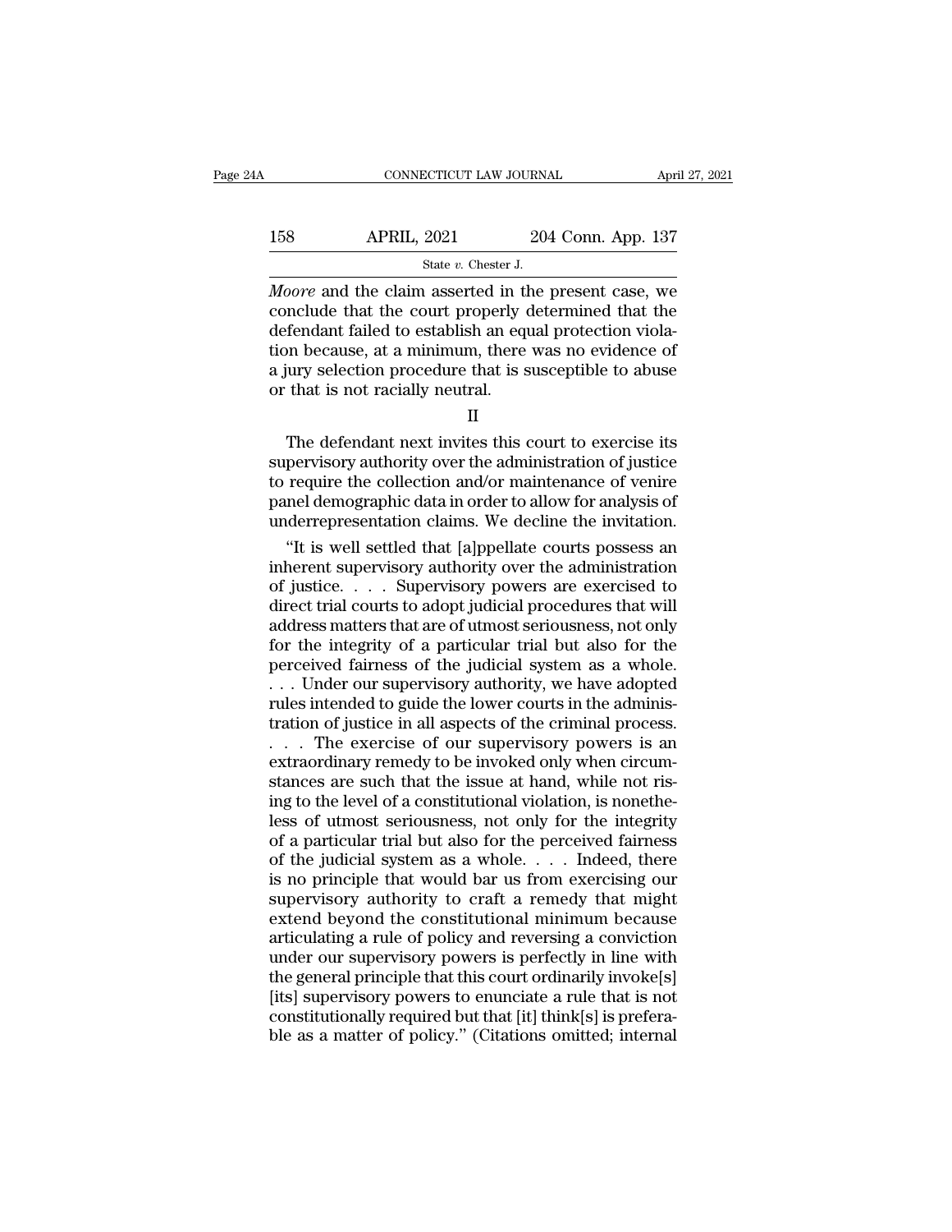*Moore* and the claim asserted in the present case, we conclude that the court properly determined that the defendant failed to establish an equal protection violation because, at a minimum, there was no evidence of a jury selection procedure that is susceptible to abuse or that is not racially neutral.

II

The defendant next invites this court to exercise its supervisory authority over the administration of justice to require the collection and/or maintenance of venire panel demographic data in order to allow for analysis of underrepresentation claims. We decline the invitation.

"It is well settled that [a]ppellate courts possess an inherent supervisory authority over the administration of justice. . . . Supervisory powers are exercised to direct trial courts to adopt judicial procedures that will address matters that are of utmost seriousness, not only for the integrity of a particular trial but also for the perceived fairness of the judicial system as a whole. . . . Under our supervisory authority, we have adopted rules intended to guide the lower courts in the administration of justice in all aspects of the criminal process. . . . The exercise of our supervisory powers is an extraordinary remedy to be invoked only when circumstances are such that the issue at hand, while not rising to the level of a constitutional violation, is nonetheless of utmost seriousness, not only for the integrity of a particular trial but also for the perceived fairness of the judicial system as a whole. . . . Indeed, there is no principle that would bar us from exercising our supervisory authority to craft a remedy that might extend beyond the constitutional minimum because articulating a rule of policy and reversing a conviction under our supervisory powers is perfectly in line with the general principle that this court ordinarily invoke[s] [its] supervisory powers to enunciate a rule that is not constitutionally required but that [it] think[s] is preferable as a matter of policy." (Citations omitted; internal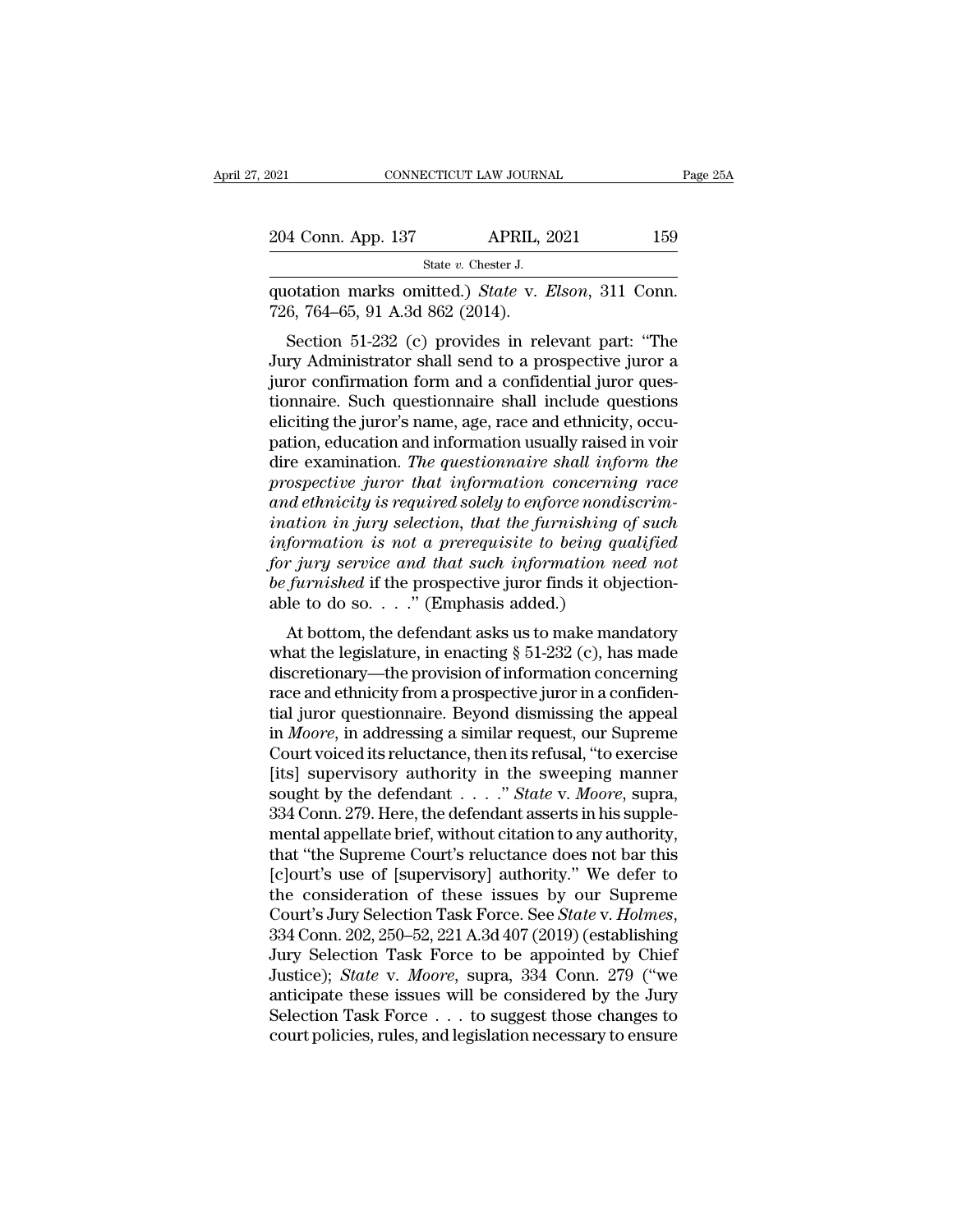quotation marks omitted.) *State* v. *Elson*, 311 Conn. 726, 764–65, 91 A.3d 862 (2014).

Section 51-232 (c) provides in relevant part: "The Jury Administrator shall send to a prospective juror a juror confirmation form and a confidential juror questionnaire. Such questionnaire shall include questions eliciting the juror's name, age, race and ethnicity, occupation, education and information usually raised in voir dire examination. *The questionnaire shall inform the prospective juror that information concerning race and ethnicity is required solely to enforce nondiscrimination in jury selection, that the furnishing of such information is not a prerequisite to being qualified for jury service and that such information need not be furnished* if the prospective juror finds it objectionable to do so. . . ." (Emphasis added.)

At bottom, the defendant asks us to make mandatory what the legislature, in enacting § 51-232 (c), has made discretionary—the provision of information concerning race and ethnicity from a prospective juror in a confidential juror questionnaire. Beyond dismissing the appeal in *Moore*, in addressing a similar request, our Supreme Court voiced its reluctance, then its refusal, "to exercise [its] supervisory authority in the sweeping manner sought by the defendant . . . ." *State* v. *Moore*, supra, 334 Conn. 279. Here, the defendant asserts in his supplemental appellate brief, without citation to any authority, that "the Supreme Court's reluctance does not bar this [c]ourt's use of [supervisory] authority." We defer to the consideration of these issues by our Supreme Court's Jury Selection Task Force. See *State* v. *Holmes*, 334 Conn. 202, 250–52, 221 A.3d 407 (2019) (establishing Jury Selection Task Force to be appointed by Chief Justice); *State* v. *Moore*, supra, 334 Conn. 279 ("we anticipate these issues will be considered by the Jury Selection Task Force . . . to suggest those changes to court policies, rules, and legislation necessary to ensure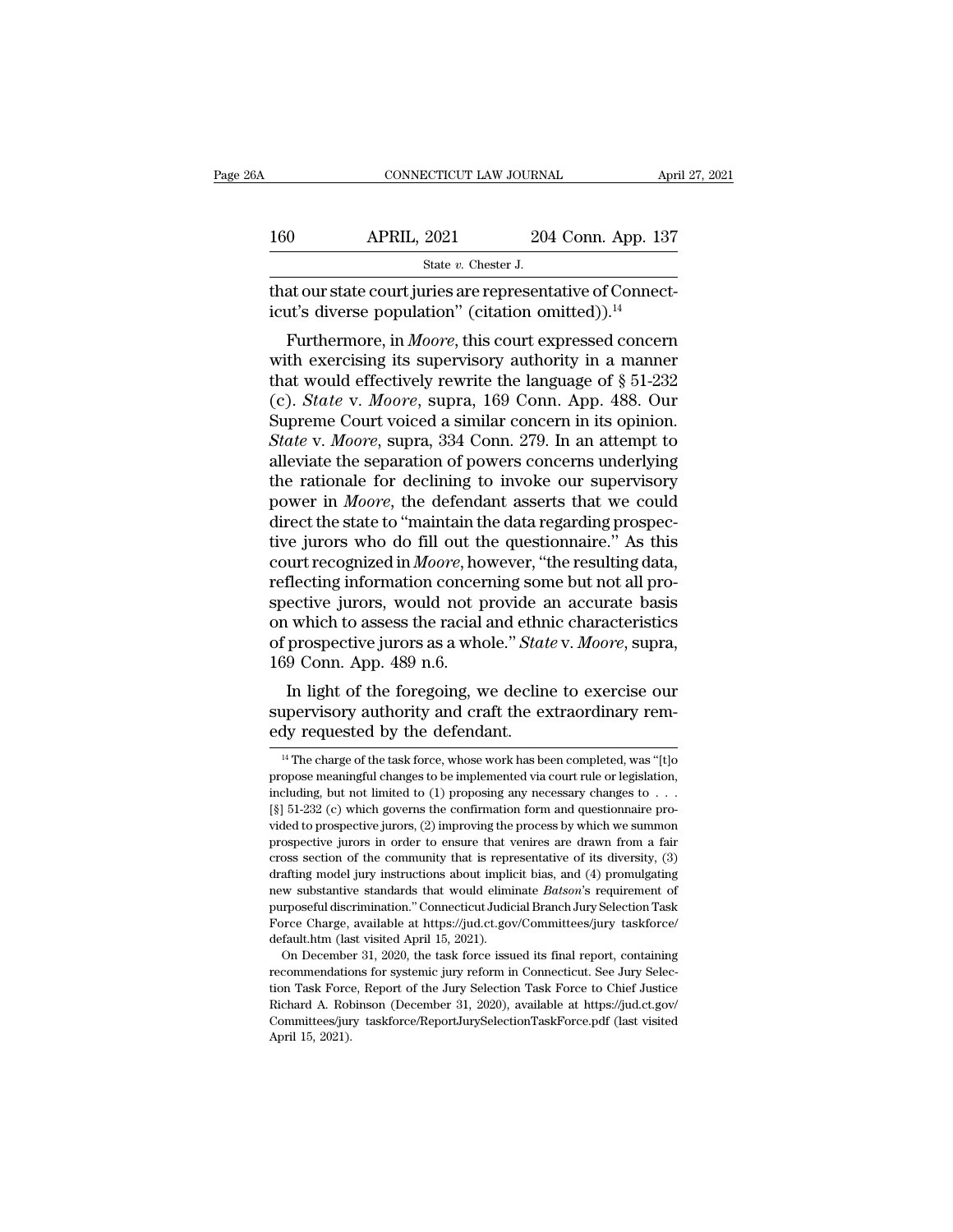that our state court juries are representative of Connecticut's diverse population" (citation omitted)).[14]

Furthermore, in *Moore*, this court expressed concern with exercising its supervisory authority in a manner that would effectively rewrite the language of § 51-232 (c). *State* v. *Moore*, supra, 169 Conn. App. 488. Our Supreme Court voiced a similar concern in its opinion. *State* v. *Moore*, supra, 334 Conn. 279. In an attempt to alleviate the separation of powers concerns underlying the rationale for declining to invoke our supervisory power in *Moore*, the defendant asserts that we could direct the state to "maintain the data regarding prospective jurors who do fill out the questionnaire." As this court recognized in *Moore*, however, "the resulting data, reflecting information concerning some but not all prospective jurors, would not provide an accurate basis on which to assess the racial and ethnic characteristics of prospective jurors as a whole." *State* v. *Moore*, supra, 169 Conn. App. 489 n.6.

In light of the foregoing, we decline to exercise our supervisory authority and craft the extraordinary remedy requested by the defendant.

[14] The charge of the task force, whose work has been completed, was "[t]o propose meaningful changes to be implemented via court rule or legislation, including, but not limited to (1) proposing any necessary changes to . . . [§] 51-232 (c) which governs the confirmation form and questionnaire provided to prospective jurors, (2) improving the process by which we summon prospective jurors in order to ensure that venires are drawn from a fair cross section of the community that is representative of its diversity, (3) drafting model jury instructions about implicit bias, and (4) promulgating new substantive standards that would eliminate *Batson*'s requirement of purposeful discrimination." Connecticut Judicial Branch Jury Selection Task Force Charge, available at https://jud.ct.gov/Committees/jury taskforce/default.htm (last visited April 15, 2021).

On December 31, 2020, the task force issued its final report, containing recommendations for systemic jury reform in Connecticut. See Jury Selection Task Force, Report of the Jury Selection Task Force to Chief Justice Richard A. Robinson (December 31, 2020), available at https://jud.ct.gov/Committees/jury taskforce/ReportJurySelectionTaskForce.pdf (last visited April 15, 2021).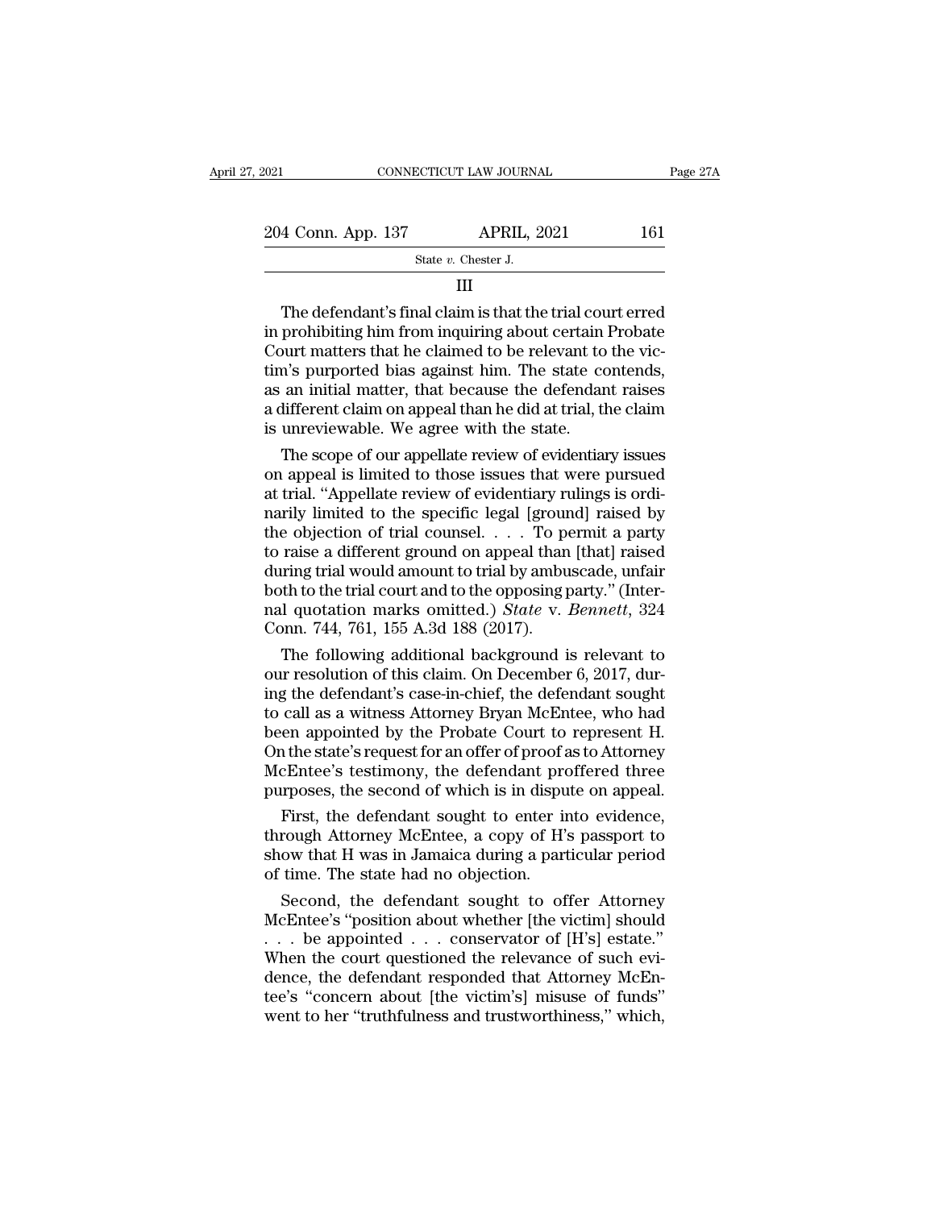III

The defendant's final claim is that the trial court erred in prohibiting him from inquiring about certain Probate Court matters that he claimed to be relevant to the victim's purported bias against him. The state contends, as an initial matter, that because the defendant raises a different claim on appeal than he did at trial, the claim is unreviewable. We agree with the state.

The scope of our appellate review of evidentiary issues on appeal is limited to those issues that were pursued at trial. "Appellate review of evidentiary rulings is ordinarily limited to the specific legal [ground] raised by the objection of trial counsel. . . . To permit a party to raise a different ground on appeal than [that] raised during trial would amount to trial by ambuscade, unfair both to the trial court and to the opposing party." (Internal quotation marks omitted.) *State* v. *Bennett*, 324 Conn. 744, 761, 155 A.3d 188 (2017).

The following additional background is relevant to our resolution of this claim. On December 6, 2017, during the defendant's case-in-chief, the defendant sought to call as a witness Attorney Bryan McEntee, who had been appointed by the Probate Court to represent H. On the state's request for an offer of proof as to Attorney McEntee's testimony, the defendant proffered three purposes, the second of which is in dispute on appeal.

First, the defendant sought to enter into evidence, through Attorney McEntee, a copy of H's passport to show that H was in Jamaica during a particular period of time. The state had no objection.

Second, the defendant sought to offer Attorney McEntee's "position about whether [the victim] should . . . be appointed . . . conservator of [H's] estate." When the court questioned the relevance of such evidence, the defendant responded that Attorney McEntee's "concern about [the victim's] misuse of funds" went to her "truthfulness and trustworthiness," which,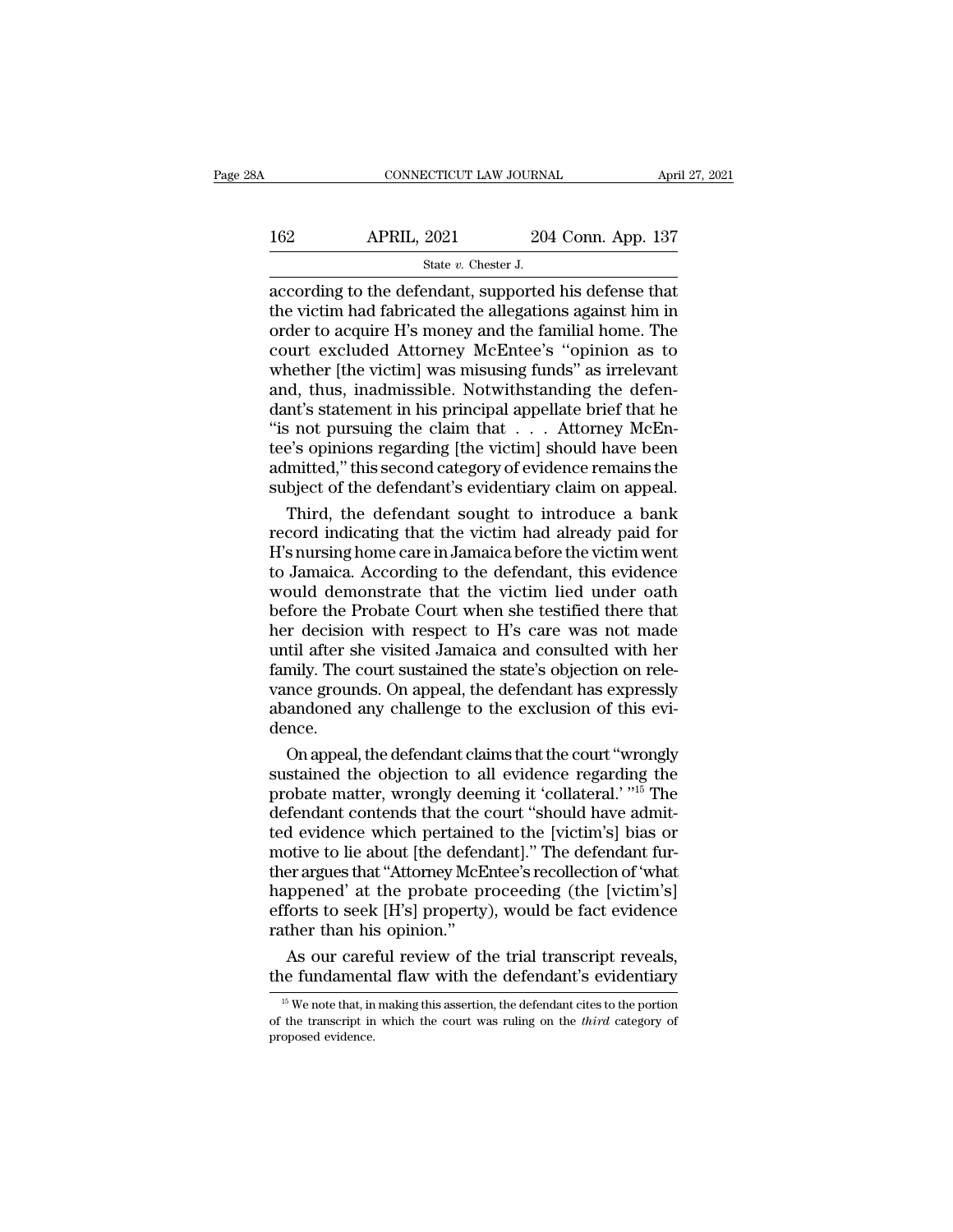according to the defendant, supported his defense that the victim had fabricated the allegations against him in order to acquire H's money and the familial home. The court excluded Attorney McEntee's "opinion as to whether [the victim] was misusing funds" as irrelevant and, thus, inadmissible. Notwithstanding the defendant's statement in his principal appellate brief that he "is not pursuing the claim that . . . Attorney McEntee's opinions regarding [the victim] should have been admitted," this second category of evidence remains the subject of the defendant's evidentiary claim on appeal.

Third, the defendant sought to introduce a bank record indicating that the victim had already paid for H's nursing home care in Jamaica before the victim went to Jamaica. According to the defendant, this evidence would demonstrate that the victim lied under oath before the Probate Court when she testified there that her decision with respect to H's care was not made until after she visited Jamaica and consulted with her family. The court sustained the state's objection on relevance grounds. On appeal, the defendant has expressly abandoned any challenge to the exclusion of this evidence.

On appeal, the defendant claims that the court "wrongly sustained the objection to all evidence regarding the probate matter, wrongly deeming it 'collateral.' "[15] The defendant contends that the court "should have admitted evidence which pertained to the [victim's] bias or motive to lie about [the defendant]." The defendant further argues that "Attorney McEntee's recollection of 'what happened' at the probate proceeding (the [victim's] efforts to seek [H's] property), would be fact evidence rather than his opinion."

As our careful review of the trial transcript reveals, the fundamental flaw with the defendant's evidentiary

[15] We note that, in making this assertion, the defendant cites to the portion of the transcript in which the court was ruling on the *third* category of proposed evidence.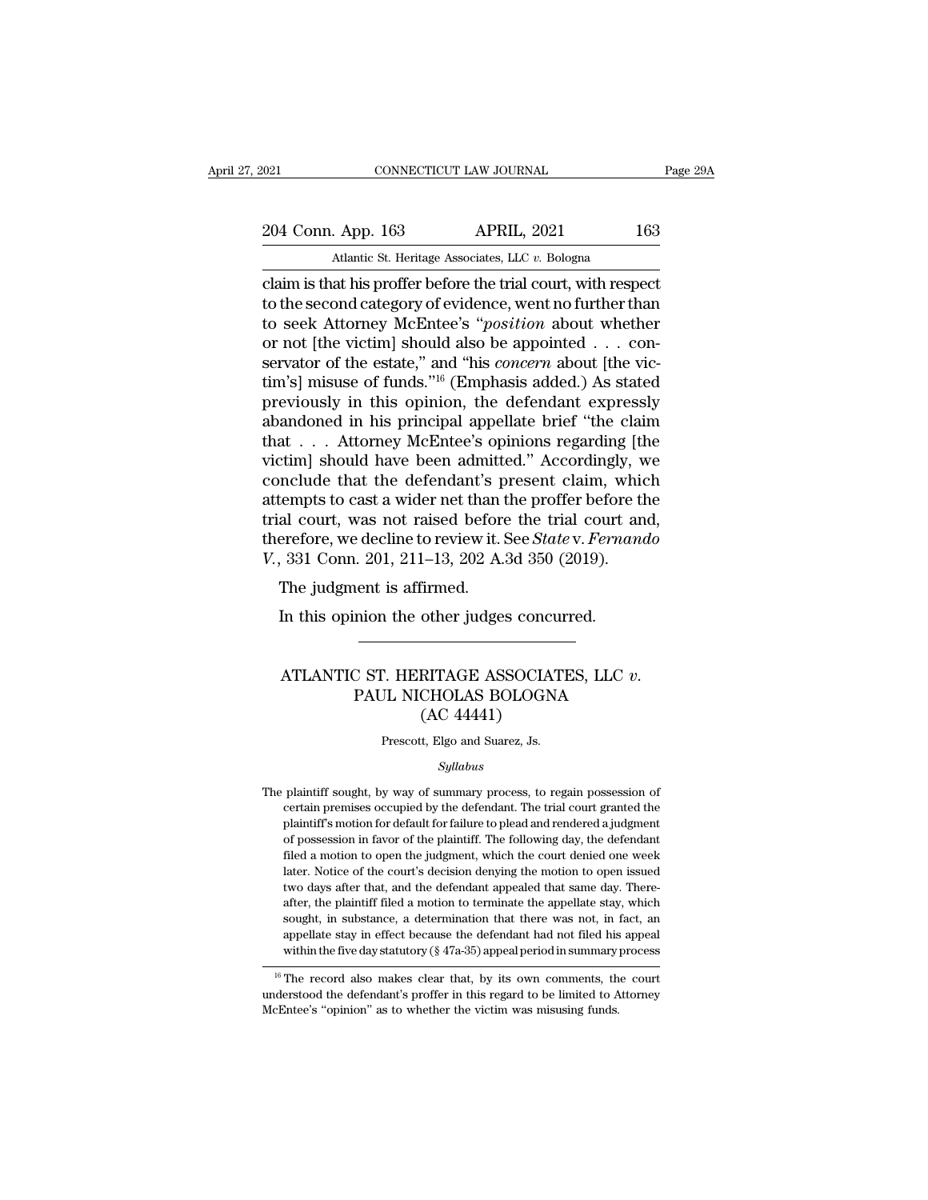claim is that his proffer before the trial court, with respect to the second category of evidence, went no further than to seek Attorney McEntee's "*position* about whether or not [the victim] should also be appointed . . . conservator of the estate," and "his *concern* about [the victim's] misuse of funds."[16] (Emphasis added.) As stated previously in this opinion, the defendant expressly abandoned in his principal appellate brief "the claim that . . . Attorney McEntee's opinions regarding [the victim] should have been admitted." Accordingly, we conclude that the defendant's present claim, which attempts to cast a wider net than the proffer before the trial court, was not raised before the trial court and, therefore, we decline to review it. See *State* v. *Fernando V.*, 331 Conn. 201, 211–13, 202 A.3d 350 (2019).

The judgment is affirmed.

In this opinion the other judges concurred.

---

# ATLANTIC ST. HERITAGE ASSOCIATES, LLC *v.* PAUL NICHOLAS BOLOGNA (AC 44441)

Prescott, Elgo and Suarez, Js.

*Syllabus*

The plaintiff sought, by way of summary process, to regain possession of certain premises occupied by the defendant. The trial court granted the plaintiff's motion for default for failure to plead and rendered a judgment of possession in favor of the plaintiff. The following day, the defendant filed a motion to open the judgment, which the court denied one week later. Notice of the court's decision denying the motion to open issued two days after that, and the defendant appealed that same day. Thereafter, the plaintiff filed a motion to terminate the appellate stay, which sought, in substance, a determination that there was not, in fact, an appellate stay in effect because the defendant had not filed his appeal within the five day statutory (§ 47a-35) appeal period in summary process

[16] The record also makes clear that, by its own comments, the court understood the defendant's proffer in this regard to be limited to Attorney McEntee's "opinion" as to whether the victim was misusing funds.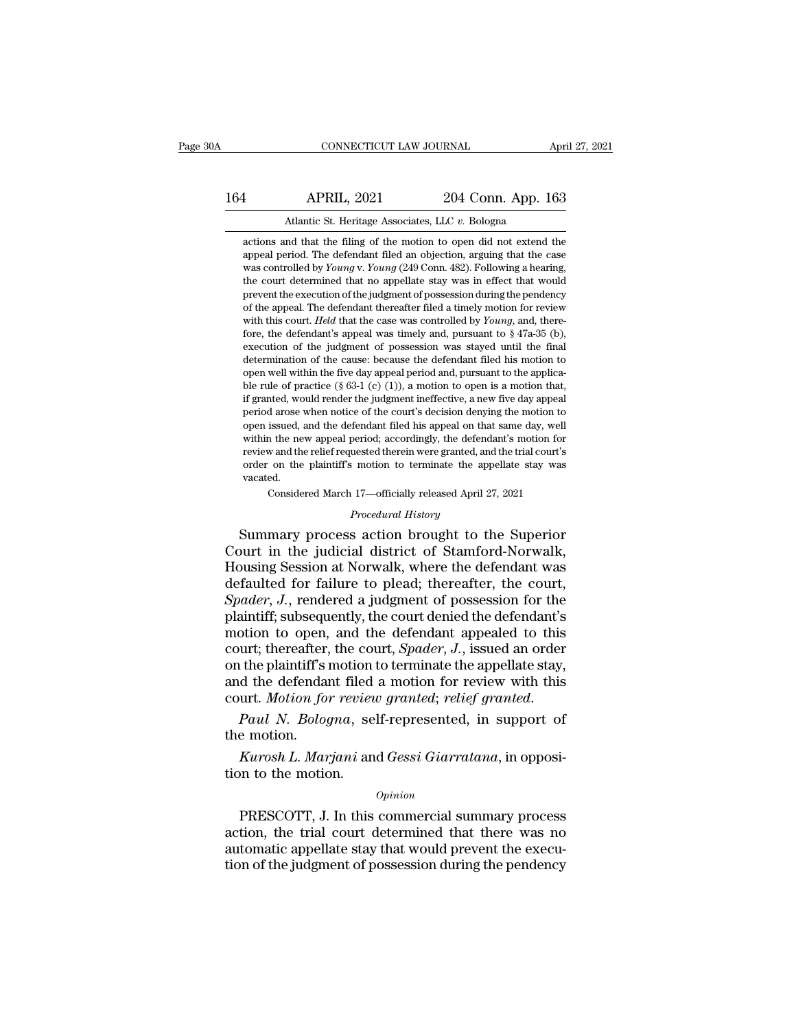actions and that the filing of the motion to open did not extend the appeal period. The defendant filed an objection, arguing that the case was controlled by *Young* v. *Young* (249 Conn. 482). Following a hearing, the court determined that no appellate stay was in effect that would prevent the execution of the judgment of possession during the pendency of the appeal. The defendant thereafter filed a timely motion for review with this court. *Held* that the case was controlled by *Young*, and, therefore, the defendant's appeal was timely and, pursuant to § 47a-35 (b), execution of the judgment of possession was stayed until the final determination of the cause: because the defendant filed his motion to open well within the five day appeal period and, pursuant to the applicable rule of practice (§ 63-1 (c) (1)), a motion to open is a motion that, if granted, would render the judgment ineffective, a new five day appeal period arose when notice of the court's decision denying the motion to open issued, and the defendant filed his appeal on that same day, well within the new appeal period; accordingly, the defendant's motion for review and the relief requested therein were granted, and the trial court's order on the plaintiff's motion to terminate the appellate stay was vacated.

Considered March 17—officially released April 27, 2021

*Procedural History*

Summary process action brought to the Superior Court in the judicial district of Stamford-Norwalk, Housing Session at Norwalk, where the defendant was defaulted for failure to plead; thereafter, the court, *Spader*, *J.*, rendered a judgment of possession for the plaintiff; subsequently, the court denied the defendant's motion to open, and the defendant appealed to this court; thereafter, the court, *Spader*, *J.*, issued an order on the plaintiff's motion to terminate the appellate stay, and the defendant filed a motion for review with this court. *Motion for review granted*; *relief granted*.

*Paul N. Bologna*, self-represented, in support of the motion.

*Kurosh L. Marjani* and *Gessi Giarratana*, in opposition to the motion.

*Opinion*

PRESCOTT, J. In this commercial summary process action, the trial court determined that there was no automatic appellate stay that would prevent the execution of the judgment of possession during the pendency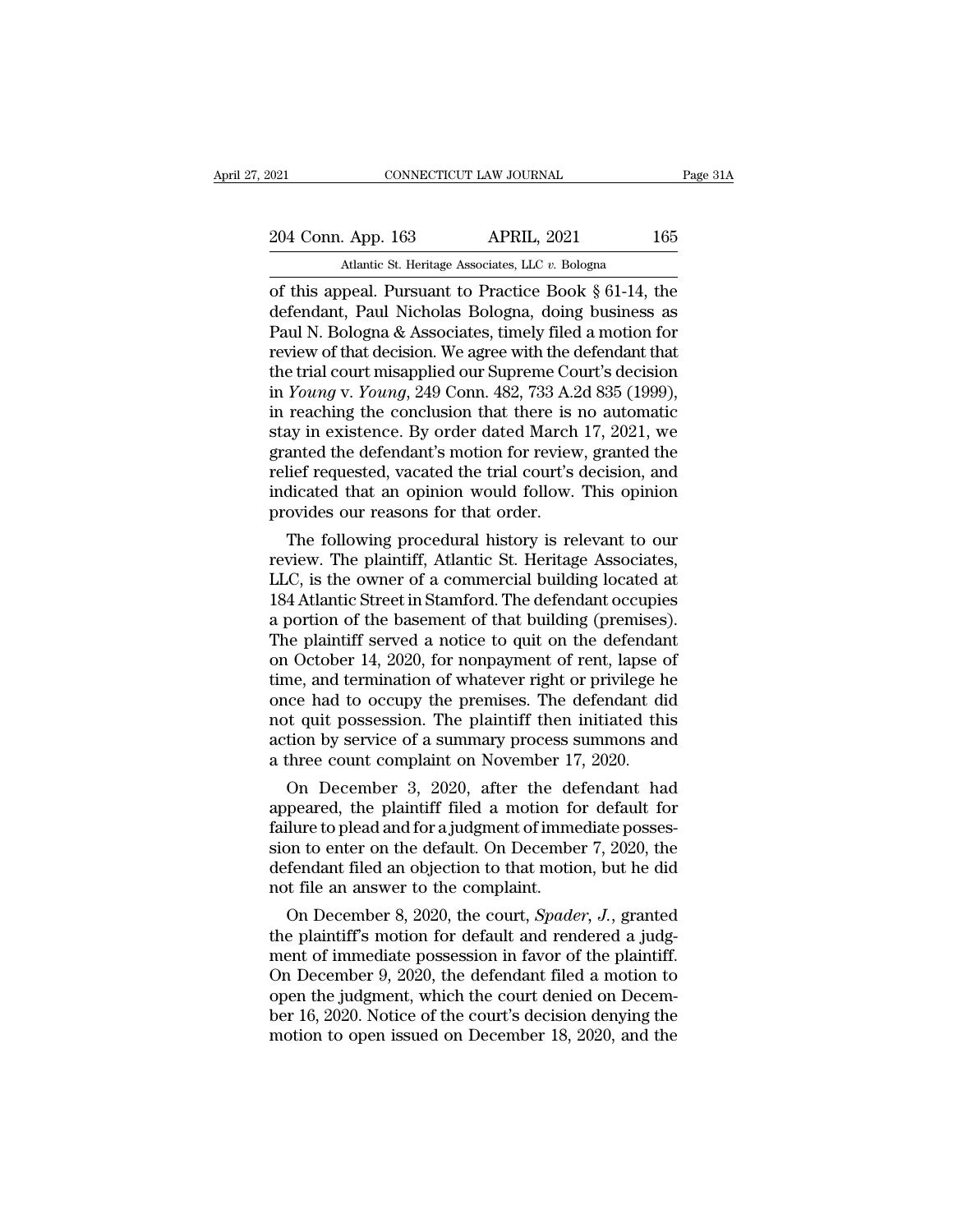of this appeal. Pursuant to Practice Book § 61-14, the defendant, Paul Nicholas Bologna, doing business as Paul N. Bologna & Associates, timely filed a motion for review of that decision. We agree with the defendant that the trial court misapplied our Supreme Court's decision in *Young* v. *Young*, 249 Conn. 482, 733 A.2d 835 (1999), in reaching the conclusion that there is no automatic stay in existence. By order dated March 17, 2021, we granted the defendant's motion for review, granted the relief requested, vacated the trial court's decision, and indicated that an opinion would follow. This opinion provides our reasons for that order.

The following procedural history is relevant to our review. The plaintiff, Atlantic St. Heritage Associates, LLC, is the owner of a commercial building located at 184 Atlantic Street in Stamford. The defendant occupies a portion of the basement of that building (premises). The plaintiff served a notice to quit on the defendant on October 14, 2020, for nonpayment of rent, lapse of time, and termination of whatever right or privilege he once had to occupy the premises. The defendant did not quit possession. The plaintiff then initiated this action by service of a summary process summons and a three count complaint on November 17, 2020.

On December 3, 2020, after the defendant had appeared, the plaintiff filed a motion for default for failure to plead and for a judgment of immediate possession to enter on the default. On December 7, 2020, the defendant filed an objection to that motion, but he did not file an answer to the complaint.

On December 8, 2020, the court, *Spader, J.*, granted the plaintiff's motion for default and rendered a judgment of immediate possession in favor of the plaintiff. On December 9, 2020, the defendant filed a motion to open the judgment, which the court denied on December 16, 2020. Notice of the court's decision denying the motion to open issued on December 18, 2020, and the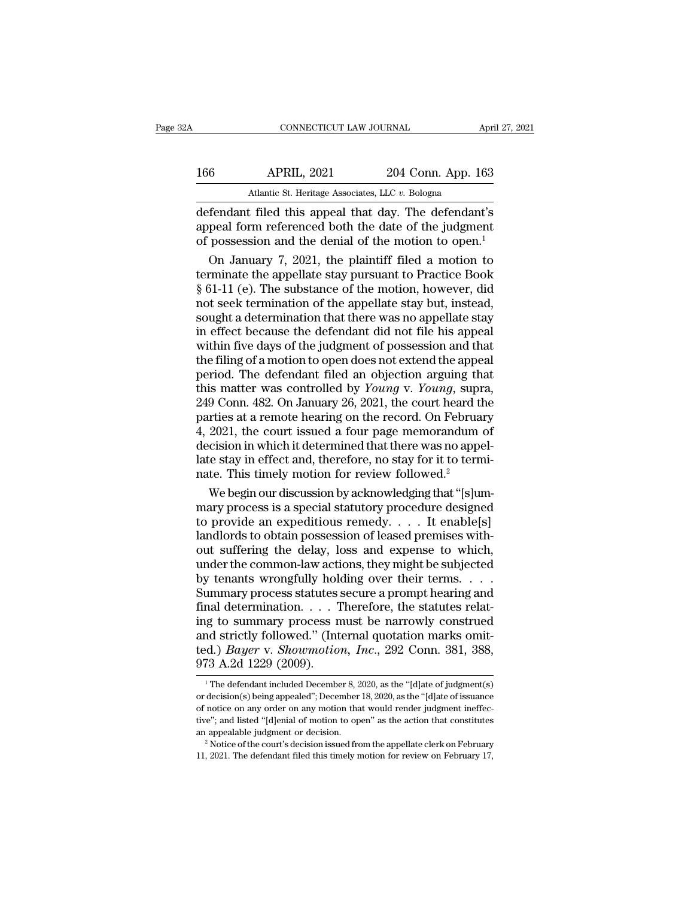defendant filed this appeal that day. The defendant's appeal form referenced both the date of the judgment of possession and the denial of the motion to open.[1]

On January 7, 2021, the plaintiff filed a motion to terminate the appellate stay pursuant to Practice Book § 61-11 (e). The substance of the motion, however, did not seek termination of the appellate stay but, instead, sought a determination that there was no appellate stay in effect because the defendant did not file his appeal within five days of the judgment of possession and that the filing of a motion to open does not extend the appeal period. The defendant filed an objection arguing that this matter was controlled by *Young* v. *Young*, supra, 249 Conn. 482. On January 26, 2021, the court heard the parties at a remote hearing on the record. On February 4, 2021, the court issued a four page memorandum of decision in which it determined that there was no appellate stay in effect and, therefore, no stay for it to terminate. This timely motion for review followed.[2]

We begin our discussion by acknowledging that "[s]ummary process is a special statutory procedure designed to provide an expeditious remedy. . . . It enable[s] landlords to obtain possession of leased premises without suffering the delay, loss and expense to which, under the common-law actions, they might be subjected by tenants wrongfully holding over their terms. . . . Summary process statutes secure a prompt hearing and final determination. . . . Therefore, the statutes relating to summary process must be narrowly construed and strictly followed." (Internal quotation marks omitted.) *Bayer* v. *Showmotion, Inc.*, 292 Conn. 381, 388, 973 A.2d 1229 (2009).

[1] The defendant included December 8, 2020, as the "[d]ate of judgment(s) or decision(s) being appealed"; December 18, 2020, as the "[d]ate of issuance of notice on any order on any motion that would render judgment ineffective"; and listed "[d]enial of motion to open" as the action that constitutes an appealable judgment or decision.

[2] Notice of the court's decision issued from the appellate clerk on February 11, 2021. The defendant filed this timely motion for review on February 17,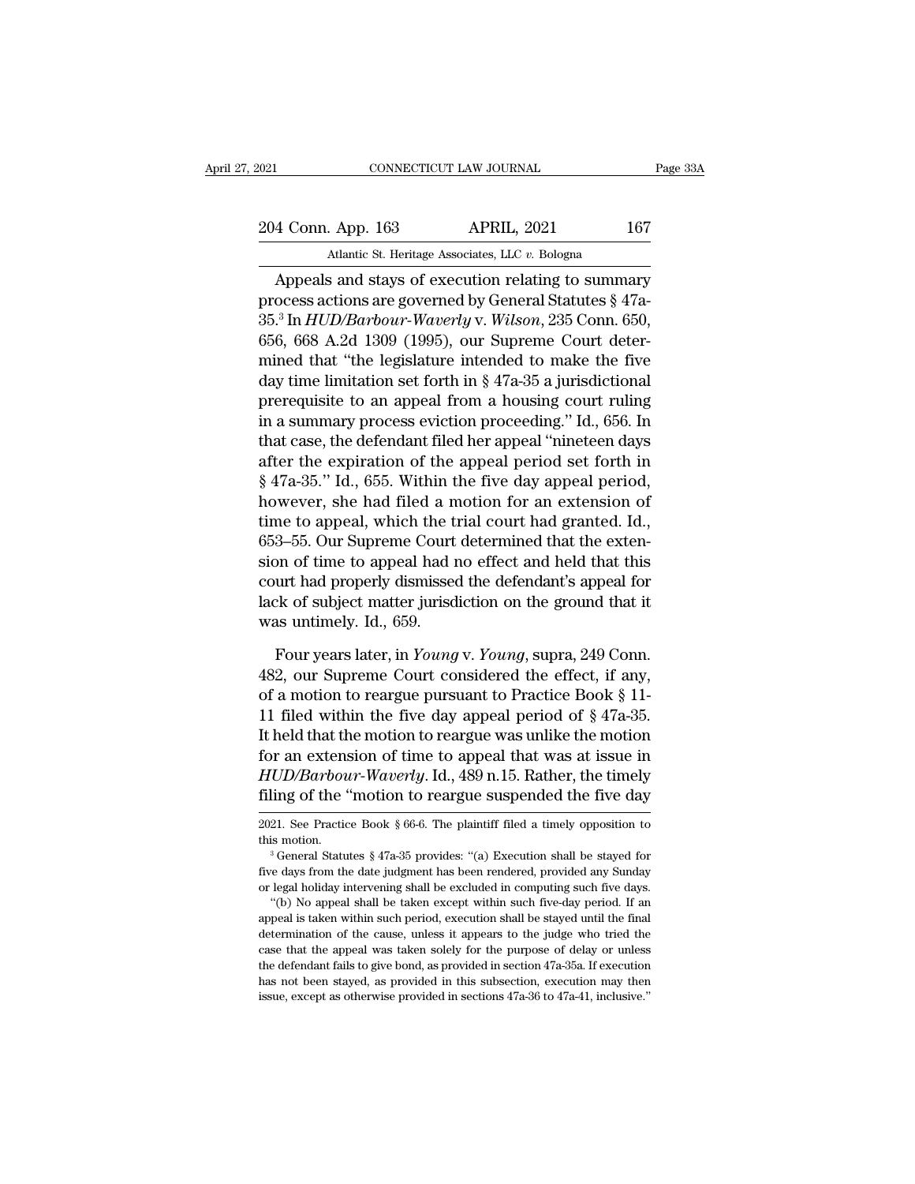Appeals and stays of execution relating to summary process actions are governed by General Statutes § 47a-35.[3] In *HUD/Barbour-Waverly* v. *Wilson*, 235 Conn. 650, 656, 668 A.2d 1309 (1995), our Supreme Court determined that "the legislature intended to make the five day time limitation set forth in § 47a-35 a jurisdictional prerequisite to an appeal from a housing court ruling in a summary process eviction proceeding." Id., 656. In that case, the defendant filed her appeal "nineteen days after the expiration of the appeal period set forth in § 47a-35." Id., 655. Within the five day appeal period, however, she had filed a motion for an extension of time to appeal, which the trial court had granted. Id., 653–55. Our Supreme Court determined that the extension of time to appeal had no effect and held that this court had properly dismissed the defendant's appeal for lack of subject matter jurisdiction on the ground that it was untimely. Id., 659.

Four years later, in *Young* v. *Young*, supra, 249 Conn. 482, our Supreme Court considered the effect, if any, of a motion to reargue pursuant to Practice Book § 11-11 filed within the five day appeal period of § 47a-35. It held that the motion to reargue was unlike the motion for an extension of time to appeal that was at issue in *HUD/Barbour-Waverly*. Id., 489 n.15. Rather, the timely filing of the "motion to reargue suspended the five day

---

2021. See Practice Book § 66-6. The plaintiff filed a timely opposition to this motion.

[3] General Statutes § 47a-35 provides: "(a) Execution shall be stayed for five days from the date judgment has been rendered, provided any Sunday or legal holiday intervening shall be excluded in computing such five days.

"(b) No appeal shall be taken except within such five-day period. If an appeal is taken within such period, execution shall be stayed until the final determination of the cause, unless it appears to the judge who tried the case that the appeal was taken solely for the purpose of delay or unless the defendant fails to give bond, as provided in section 47a-35a. If execution has not been stayed, as provided in this subsection, execution may then issue, except as otherwise provided in sections 47a-36 to 47a-41, inclusive."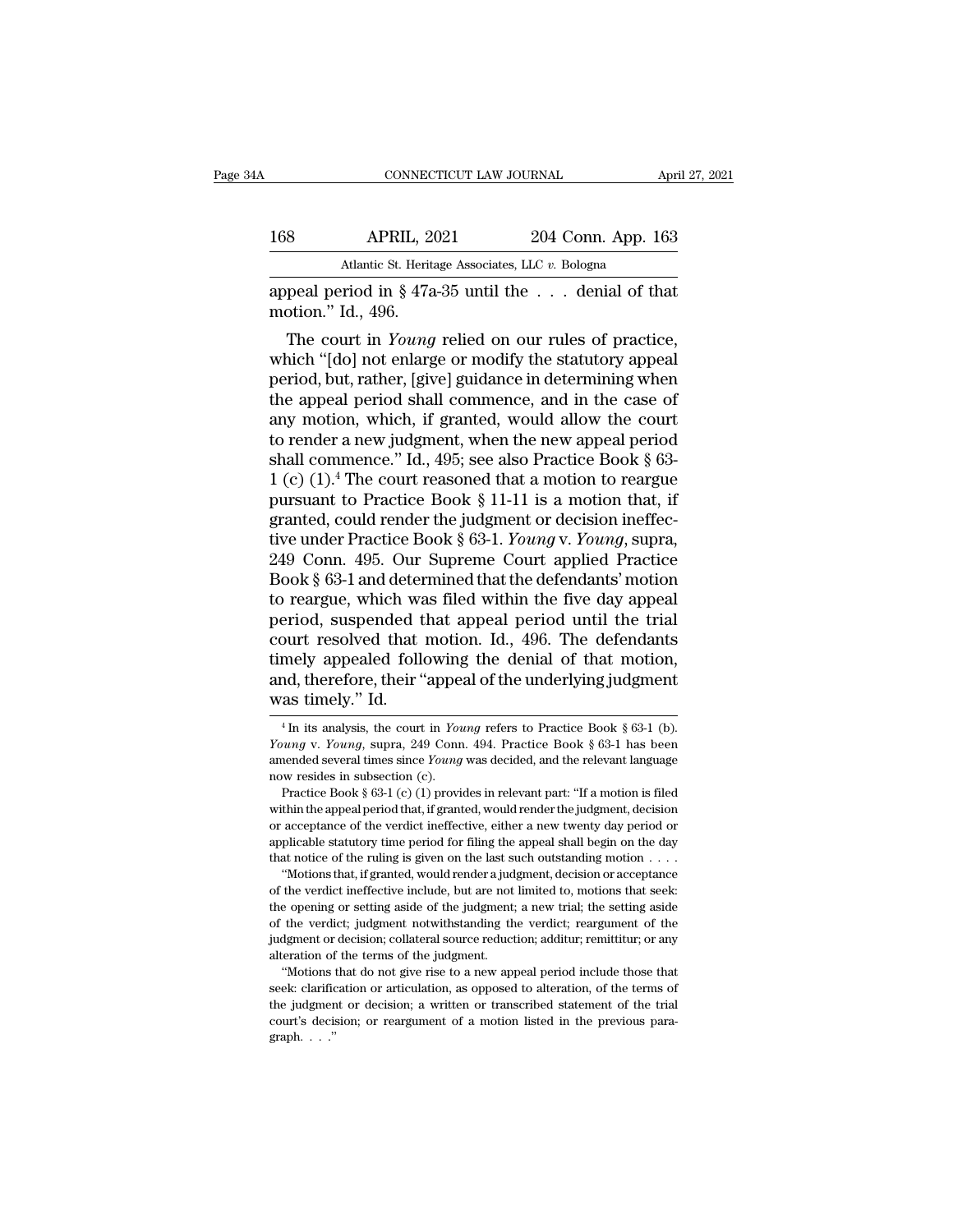appeal period in § 47a-35 until the . . . denial of that motion." Id., 496.

The court in *Young* relied on our rules of practice, which "[do] not enlarge or modify the statutory appeal period, but, rather, [give] guidance in determining when the appeal period shall commence, and in the case of any motion, which, if granted, would allow the court to render a new judgment, when the new appeal period shall commence." Id., 495; see also Practice Book § 63-1 (c) (1).[4] The court reasoned that a motion to reargue pursuant to Practice Book § 11-11 is a motion that, if granted, could render the judgment or decision ineffective under Practice Book § 63-1. *Young* v. *Young*, supra, 249 Conn. 495. Our Supreme Court applied Practice Book § 63-1 and determined that the defendants' motion to reargue, which was filed within the five day appeal period, suspended that appeal period until the trial court resolved that motion. Id., 496. The defendants timely appealed following the denial of that motion, and, therefore, their "appeal of the underlying judgment was timely." Id.

---

[4] In its analysis, the court in *Young* refers to Practice Book § 63-1 (b). *Young* v. *Young*, supra, 249 Conn. 494. Practice Book § 63-1 has been amended several times since *Young* was decided, and the relevant language now resides in subsection (c).

Practice Book § 63-1 (c) (1) provides in relevant part: "If a motion is filed within the appeal period that, if granted, would render the judgment, decision or acceptance of the verdict ineffective, either a new twenty day period or applicable statutory time period for filing the appeal shall begin on the day that notice of the ruling is given on the last such outstanding motion . . . .

"Motions that, if granted, would render a judgment, decision or acceptance of the verdict ineffective include, but are not limited to, motions that seek: the opening or setting aside of the judgment; a new trial; the setting aside of the verdict; judgment notwithstanding the verdict; reargument of the judgment or decision; collateral source reduction; additur; remittitur; or any alteration of the terms of the judgment.

"Motions that do not give rise to a new appeal period include those that seek: clarification or articulation, as opposed to alteration, of the terms of the judgment or decision; a written or transcribed statement of the trial court's decision; or reargument of a motion listed in the previous paragraph. . . ."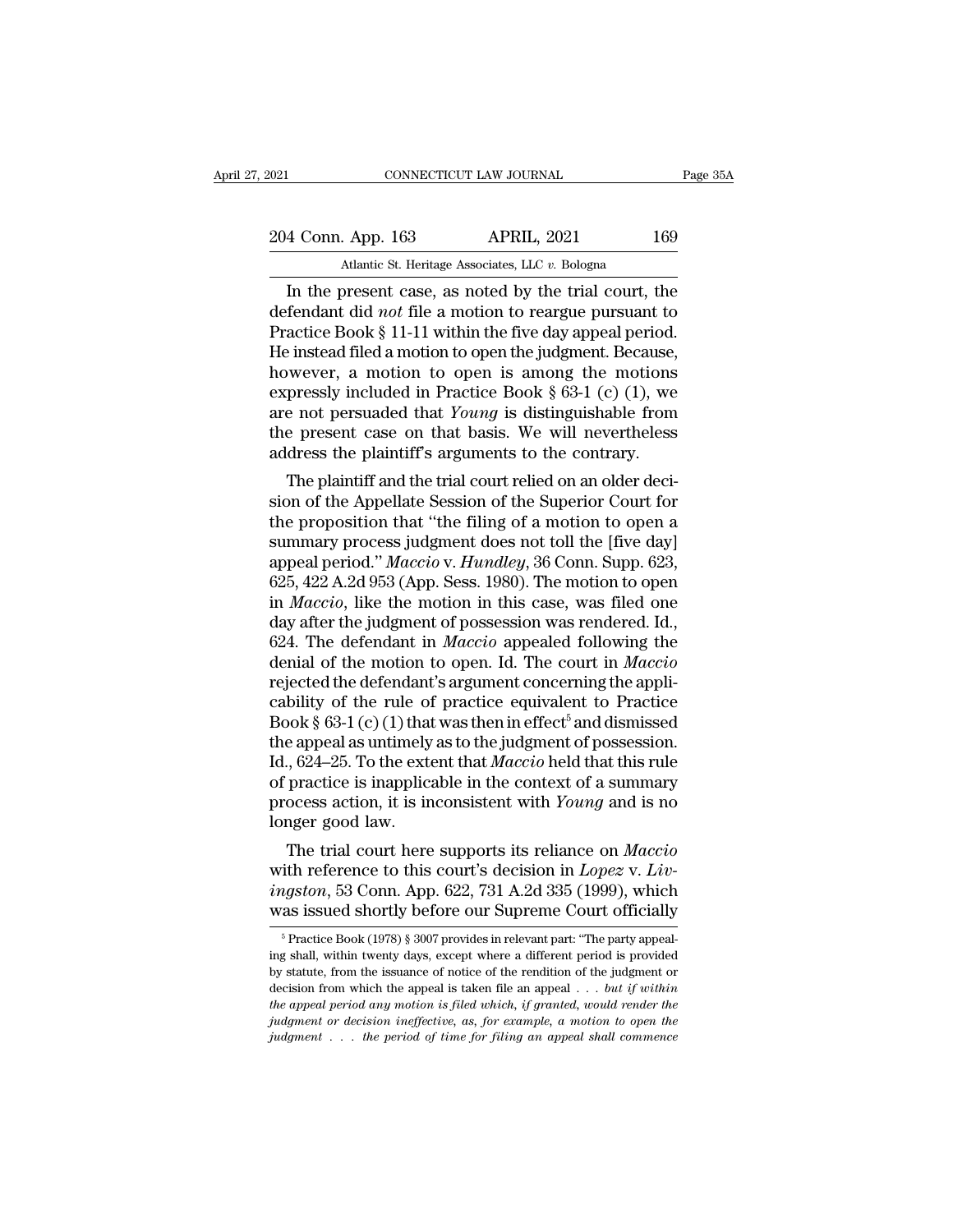In the present case, as noted by the trial court, the defendant did *not* file a motion to reargue pursuant to Practice Book § 11-11 within the five day appeal period. He instead filed a motion to open the judgment. Because, however, a motion to open is among the motions expressly included in Practice Book § 63-1 (c) (1), we are not persuaded that *Young* is distinguishable from the present case on that basis. We will nevertheless address the plaintiff's arguments to the contrary.

The plaintiff and the trial court relied on an older decision of the Appellate Session of the Superior Court for the proposition that "the filing of a motion to open a summary process judgment does not toll the [five day] appeal period." *Maccio* v. *Hundley*, 36 Conn. Supp. 623, 625, 422 A.2d 953 (App. Sess. 1980). The motion to open in *Maccio*, like the motion in this case, was filed one day after the judgment of possession was rendered. Id., 624. The defendant in *Maccio* appealed following the denial of the motion to open. Id. The court in *Maccio* rejected the defendant's argument concerning the applicability of the rule of practice equivalent to Practice Book § 63-1 (c) (1) that was then in effect[5] and dismissed the appeal as untimely as to the judgment of possession. Id., 624–25. To the extent that *Maccio* held that this rule of practice is inapplicable in the context of a summary process action, it is inconsistent with *Young* and is no longer good law.

The trial court here supports its reliance on *Maccio* with reference to this court's decision in *Lopez* v. *Livingston*, 53 Conn. App. 622, 731 A.2d 335 (1999), which was issued shortly before our Supreme Court officially

---

[5] Practice Book (1978) § 3007 provides in relevant part: "The party appealing shall, within twenty days, except where a different period is provided by statute, from the issuance of notice of the rendition of the judgment or decision from which the appeal is taken file an appeal . . . *but if within the appeal period any motion is filed which, if granted, would render the judgment or decision ineffective, as, for example, a motion to open the judgment . . . the period of time for filing an appeal shall commence*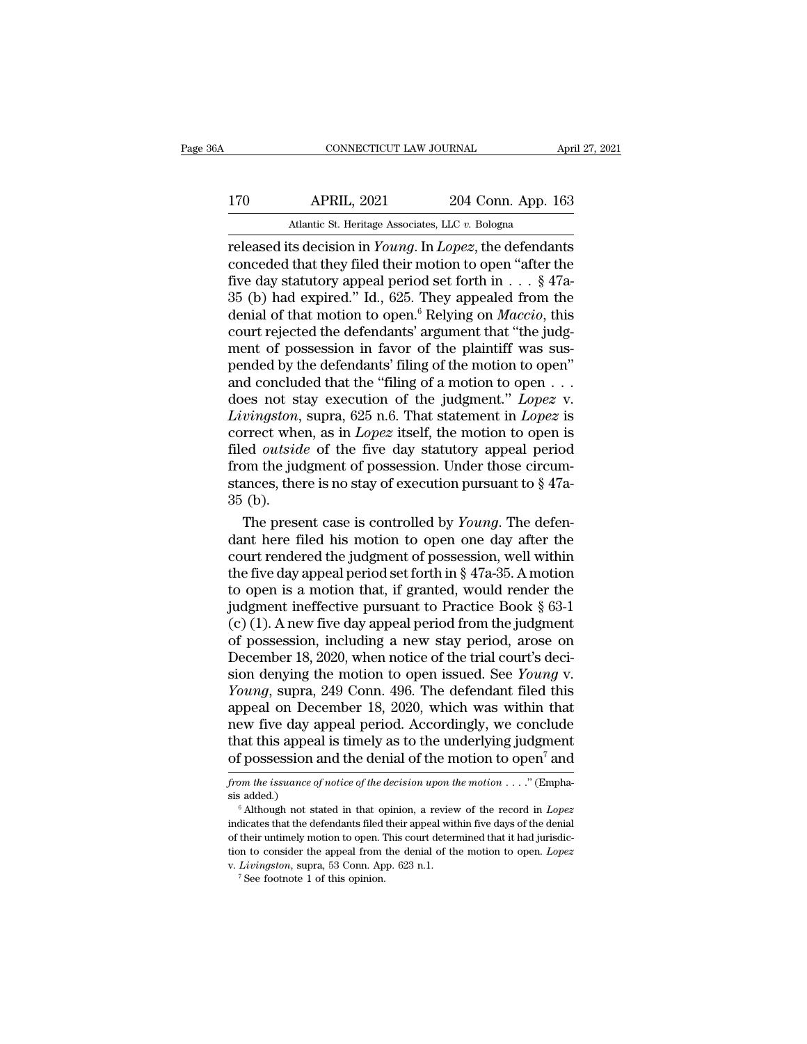released its decision in *Young*. In *Lopez*, the defendants conceded that they filed their motion to open "after the five day statutory appeal period set forth in . . . § 47a-35 (b) had expired." Id., 625. They appealed from the denial of that motion to open.[6] Relying on *Maccio*, this court rejected the defendants' argument that "the judgment of possession in favor of the plaintiff was suspended by the defendants' filing of the motion to open" and concluded that the "filing of a motion to open . . . does not stay execution of the judgment." *Lopez* v. *Livingston*, supra, 625 n.6. That statement in *Lopez* is correct when, as in *Lopez* itself, the motion to open is filed *outside* of the five day statutory appeal period from the judgment of possession. Under those circumstances, there is no stay of execution pursuant to § 47a-35 (b).

The present case is controlled by *Young*. The defendant here filed his motion to open one day after the court rendered the judgment of possession, well within the five day appeal period set forth in § 47a-35. A motion to open is a motion that, if granted, would render the judgment ineffective pursuant to Practice Book § 63-1 (c) (1). A new five day appeal period from the judgment of possession, including a new stay period, arose on December 18, 2020, when notice of the trial court's decision denying the motion to open issued. See *Young* v. *Young*, supra, 249 Conn. 496. The defendant filed this appeal on December 18, 2020, which was within that new five day appeal period. Accordingly, we conclude that this appeal is timely as to the underlying judgment of possession and the denial of the motion to open[7] and

---

*from the issuance of notice of the decision upon the motion* . . . ." (Emphasis added.)

[6] Although not stated in that opinion, a review of the record in *Lopez* indicates that the defendants filed their appeal within five days of the denial of their untimely motion to open. This court determined that it had jurisdiction to consider the appeal from the denial of the motion to open. *Lopez* v. *Livingston*, supra, 53 Conn. App. 623 n.1.

[7] See footnote 1 of this opinion.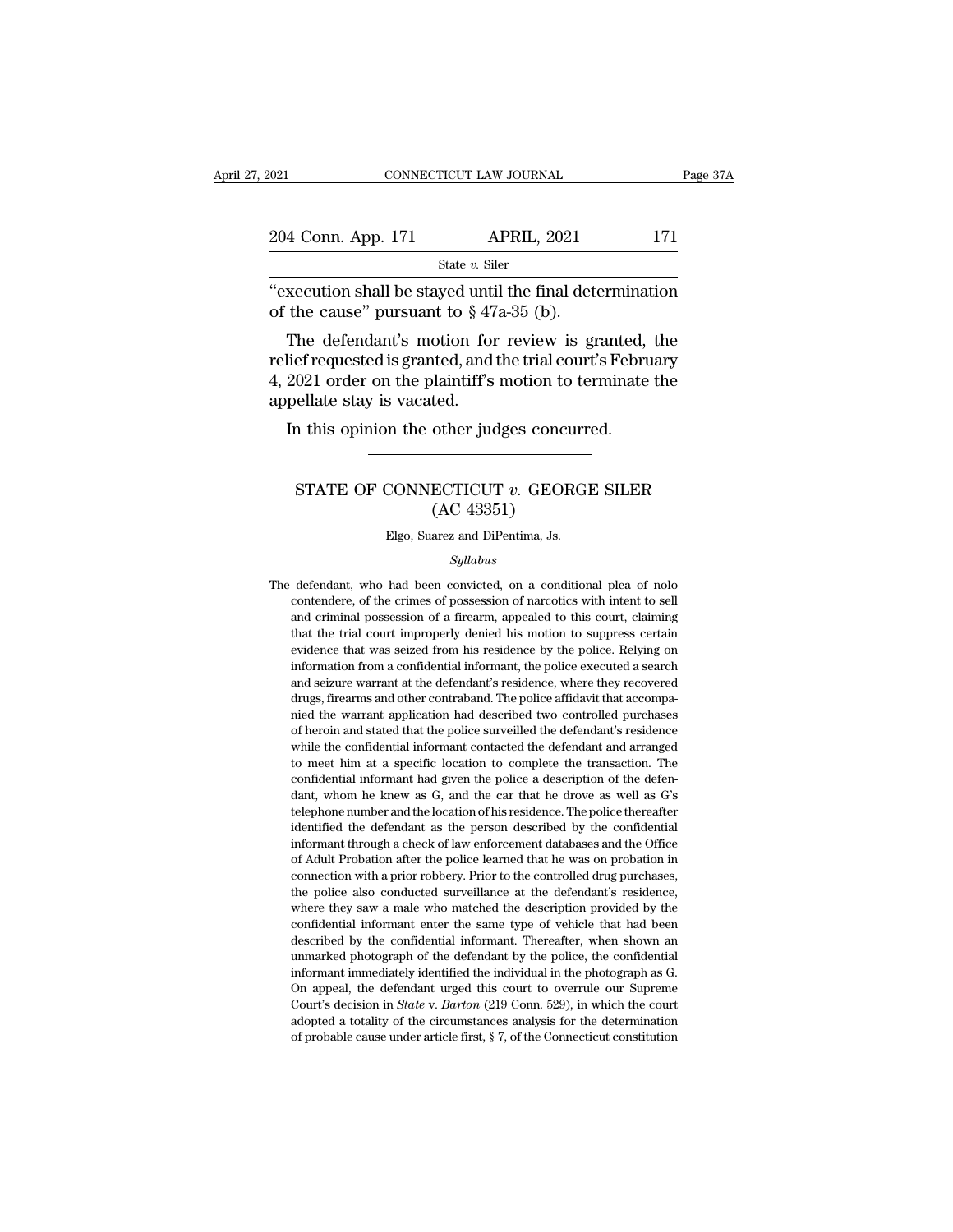"execution shall be stayed until the final determination of the cause" pursuant to § 47a-35 (b).

The defendant's motion for review is granted, the relief requested is granted, and the trial court's February 4, 2021 order on the plaintiff's motion to terminate the appellate stay is vacated.

In this opinion the other judges concurred.

---

# STATE OF CONNECTICUT *v.* GEORGE SILER
## (AC 43351)

Elgo, Suarez and DiPentima, Js.

*Syllabus*

The defendant, who had been convicted, on a conditional plea of nolo contendere, of the crimes of possession of narcotics with intent to sell and criminal possession of a firearm, appealed to this court, claiming that the trial court improperly denied his motion to suppress certain evidence that was seized from his residence by the police. Relying on information from a confidential informant, the police executed a search and seizure warrant at the defendant's residence, where they recovered drugs, firearms and other contraband. The police affidavit that accompanied the warrant application had described two controlled purchases of heroin and stated that the police surveilled the defendant's residence while the confidential informant contacted the defendant and arranged to meet him at a specific location to complete the transaction. The confidential informant had given the police a description of the defendant, whom he knew as G, and the car that he drove as well as G's telephone number and the location of his residence. The police thereafter identified the defendant as the person described by the confidential informant through a check of law enforcement databases and the Office of Adult Probation after the police learned that he was on probation in connection with a prior robbery. Prior to the controlled drug purchases, the police also conducted surveillance at the defendant's residence, where they saw a male who matched the description provided by the confidential informant enter the same type of vehicle that had been described by the confidential informant. Thereafter, when shown an unmarked photograph of the defendant by the police, the confidential informant immediately identified the individual in the photograph as G. On appeal, the defendant urged this court to overrule our Supreme Court's decision in *State* v. *Barton* (219 Conn. 529), in which the court adopted a totality of the circumstances analysis for the determination of probable cause under article first, § 7, of the Connecticut constitution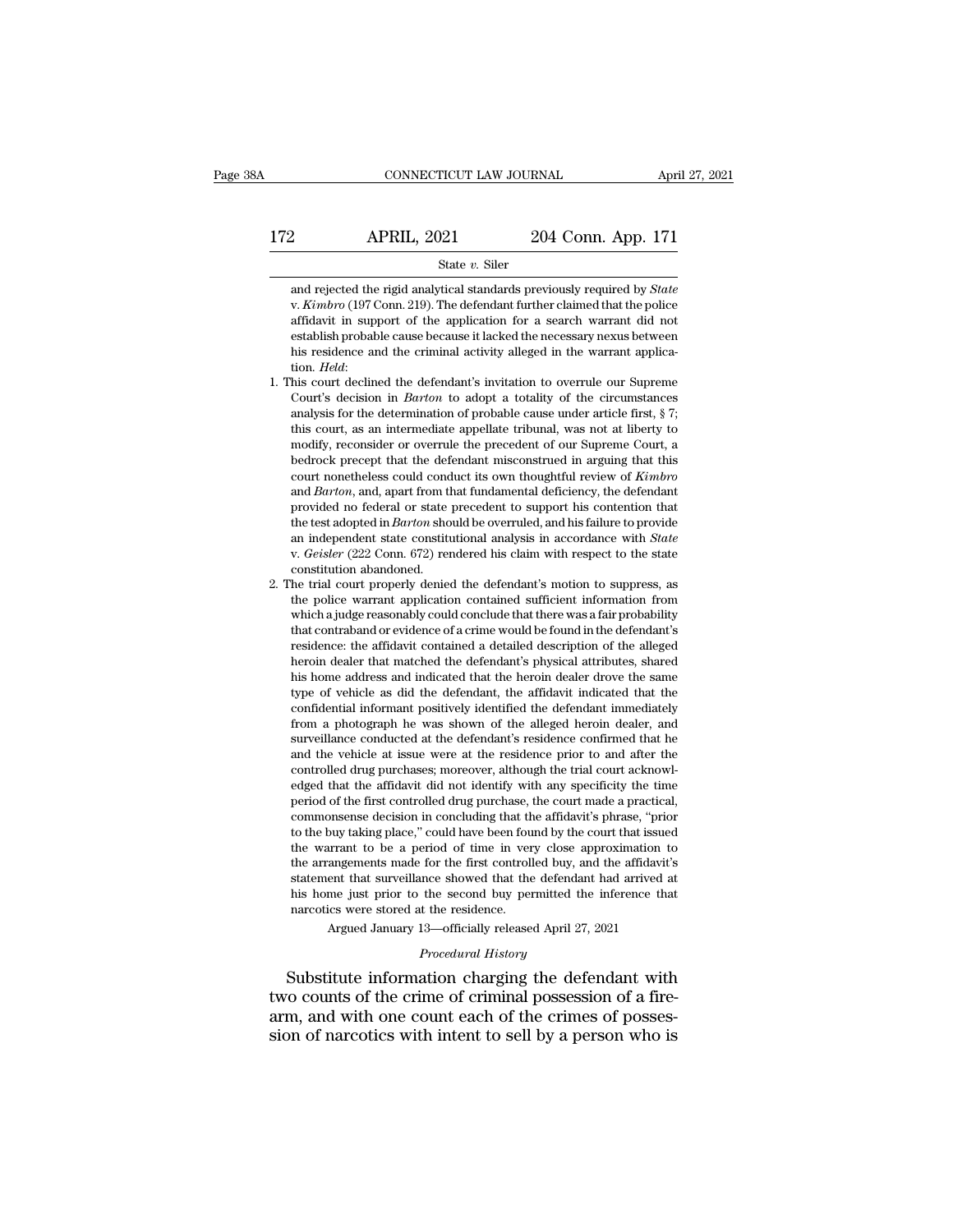and rejected the rigid analytical standards previously required by *State* v. *Kimbro* (197 Conn. 219). The defendant further claimed that the police affidavit in support of the application for a search warrant did not establish probable cause because it lacked the necessary nexus between his residence and the criminal activity alleged in the warrant application. *Held*:

1. This court declined the defendant's invitation to overrule our Supreme Court's decision in *Barton* to adopt a totality of the circumstances analysis for the determination of probable cause under article first, § 7; this court, as an intermediate appellate tribunal, was not at liberty to modify, reconsider or overrule the precedent of our Supreme Court, a bedrock precept that the defendant misconstrued in arguing that this court nonetheless could conduct its own thoughtful review of *Kimbro* and *Barton*, and, apart from that fundamental deficiency, the defendant provided no federal or state precedent to support his contention that the test adopted in *Barton* should be overruled, and his failure to provide an independent state constitutional analysis in accordance with *State* v. *Geisler* (222 Conn. 672) rendered his claim with respect to the state constitution abandoned.

2. The trial court properly denied the defendant's motion to suppress, as the police warrant application contained sufficient information from which a judge reasonably could conclude that there was a fair probability that contraband or evidence of a crime would be found in the defendant's residence: the affidavit contained a detailed description of the alleged heroin dealer that matched the defendant's physical attributes, shared his home address and indicated that the heroin dealer drove the same type of vehicle as did the defendant, the affidavit indicated that the confidential informant positively identified the defendant immediately from a photograph he was shown of the alleged heroin dealer, and surveillance conducted at the defendant's residence confirmed that he and the vehicle at issue were at the residence prior to and after the controlled drug purchases; moreover, although the trial court acknowledged that the affidavit did not identify with any specificity the time period of the first controlled drug purchase, the court made a practical, commonsense decision in concluding that the affidavit's phrase, "prior to the buy taking place," could have been found by the court that issued the warrant to be a period of time in very close approximation to the arrangements made for the first controlled buy, and the affidavit's statement that surveillance showed that the defendant had arrived at his home just prior to the second buy permitted the inference that narcotics were stored at the residence.

Argued January 13—officially released April 27, 2021

*Procedural History*

Substitute information charging the defendant with two counts of the crime of criminal possession of a firearm, and with one count each of the crimes of possession of narcotics with intent to sell by a person who is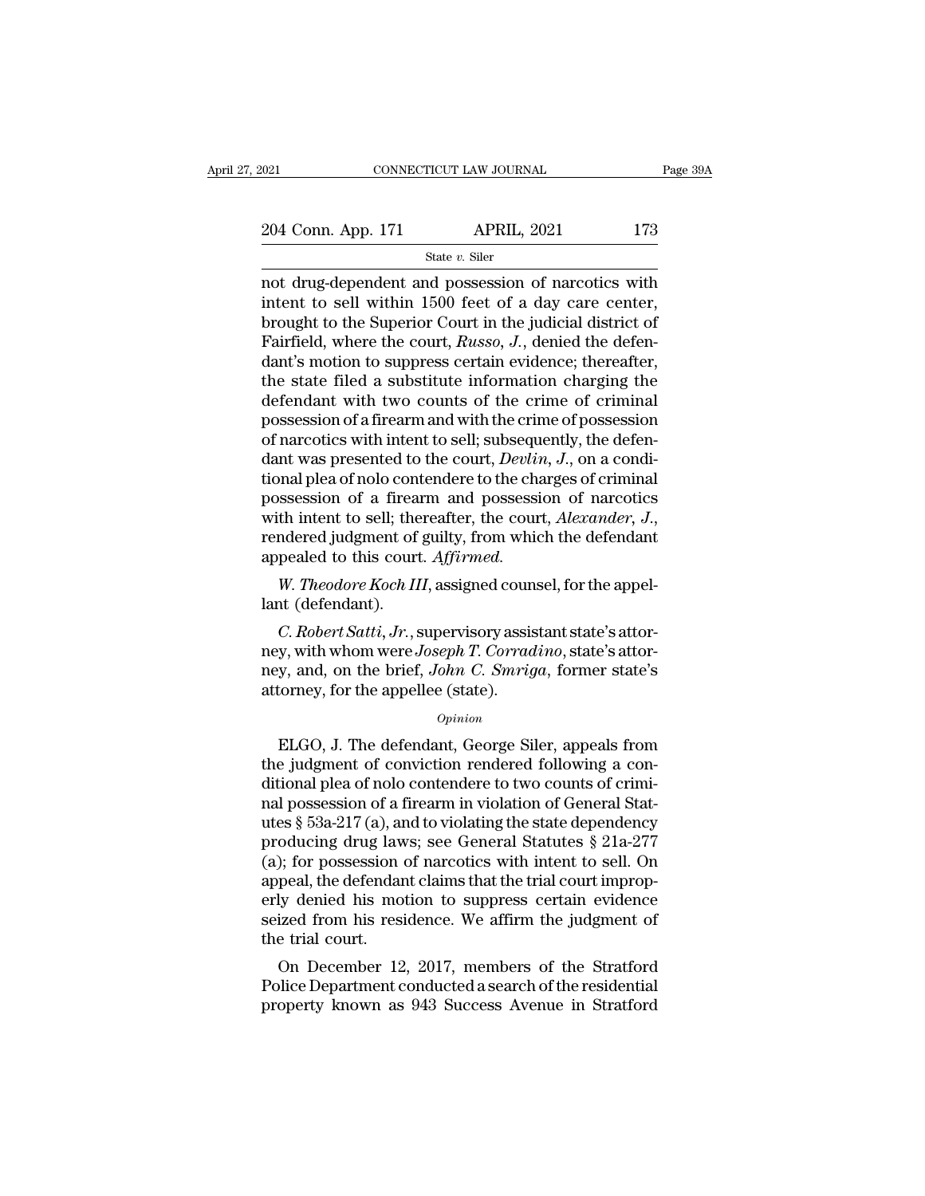not drug-dependent and possession of narcotics with intent to sell within 1500 feet of a day care center, brought to the Superior Court in the judicial district of Fairfield, where the court, *Russo, J.*, denied the defendant's motion to suppress certain evidence; thereafter, the state filed a substitute information charging the defendant with two counts of the crime of criminal possession of a firearm and with the crime of possession of narcotics with intent to sell; subsequently, the defendant was presented to the court, *Devlin, J.*, on a conditional plea of nolo contendere to the charges of criminal possession of a firearm and possession of narcotics with intent to sell; thereafter, the court, *Alexander, J.*, rendered judgment of guilty, from which the defendant appealed to this court. *Affirmed.*

*W. Theodore Koch III*, assigned counsel, for the appellant (defendant).

*C. Robert Satti, Jr.*, supervisory assistant state's attorney, with whom were *Joseph T. Corradino*, state's attorney, and, on the brief, *John C. Smriga*, former state's attorney, for the appellee (state).

*Opinion*

ELGO, J. The defendant, George Siler, appeals from the judgment of conviction rendered following a conditional plea of nolo contendere to two counts of criminal possession of a firearm in violation of General Statutes § 53a-217 (a), and to violating the state dependency producing drug laws; see General Statutes § 21a-277 (a); for possession of narcotics with intent to sell. On appeal, the defendant claims that the trial court improperly denied his motion to suppress certain evidence seized from his residence. We affirm the judgment of the trial court.

On December 12, 2017, members of the Stratford Police Department conducted a search of the residential property known as 943 Success Avenue in Stratford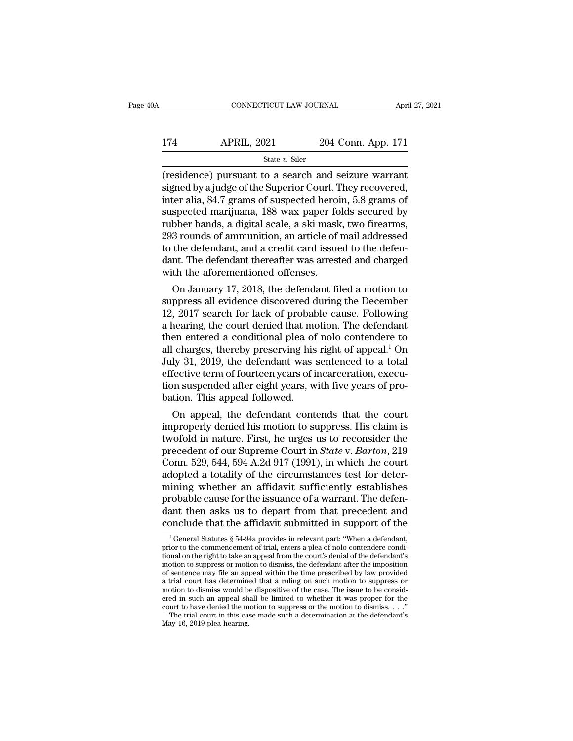(residence) pursuant to a search and seizure warrant signed by a judge of the Superior Court. They recovered, inter alia, 84.7 grams of suspected heroin, 5.8 grams of suspected marijuana, 188 wax paper folds secured by rubber bands, a digital scale, a ski mask, two firearms, 293 rounds of ammunition, an article of mail addressed to the defendant, and a credit card issued to the defendant. The defendant thereafter was arrested and charged with the aforementioned offenses.

On January 17, 2018, the defendant filed a motion to suppress all evidence discovered during the December 12, 2017 search for lack of probable cause. Following a hearing, the court denied that motion. The defendant then entered a conditional plea of nolo contendere to all charges, thereby preserving his right of appeal.[1] On July 31, 2019, the defendant was sentenced to a total effective term of fourteen years of incarceration, execution suspended after eight years, with five years of probation. This appeal followed.

On appeal, the defendant contends that the court improperly denied his motion to suppress. His claim is twofold in nature. First, he urges us to reconsider the precedent of our Supreme Court in *State* v. *Barton*, 219 Conn. 529, 544, 594 A.2d 917 (1991), in which the court adopted a totality of the circumstances test for determining whether an affidavit sufficiently establishes probable cause for the issuance of a warrant. The defendant then asks us to depart from that precedent and conclude that the affidavit submitted in support of the

[1] General Statutes § 54-94a provides in relevant part: "When a defendant, prior to the commencement of trial, enters a plea of nolo contendere conditional on the right to take an appeal from the court's denial of the defendant's motion to suppress or motion to dismiss, the defendant after the imposition of sentence may file an appeal within the time prescribed by law provided a trial court has determined that a ruling on such motion to suppress or motion to dismiss would be dispositive of the case. The issue to be considered in such an appeal shall be limited to whether it was proper for the court to have denied the motion to suppress or the motion to dismiss. . . ."

The trial court in this case made such a determination at the defendant's May 16, 2019 plea hearing.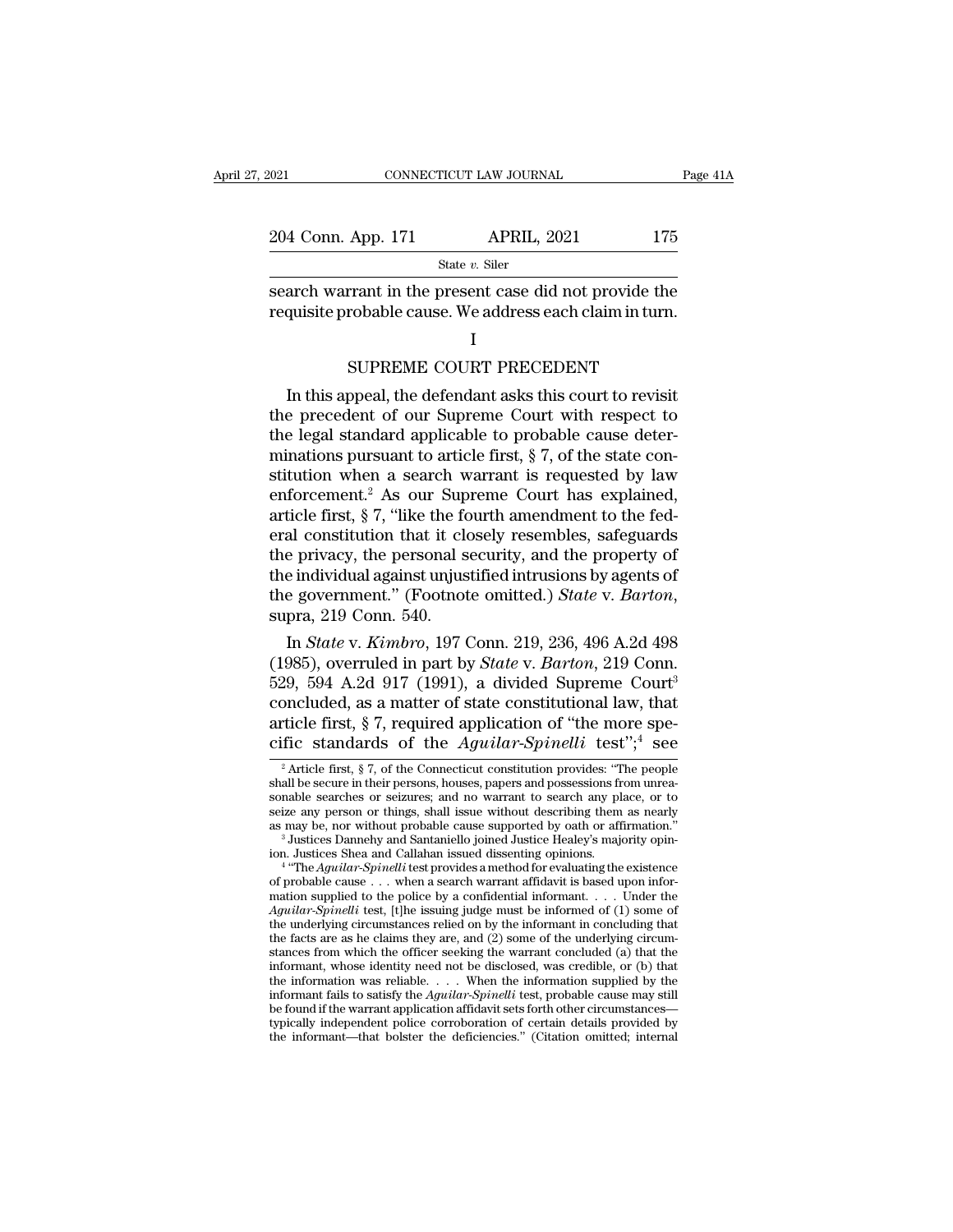search warrant in the present case did not provide the requisite probable cause. We address each claim in turn.

## I

## SUPREME COURT PRECEDENT

In this appeal, the defendant asks this court to revisit the precedent of our Supreme Court with respect to the legal standard applicable to probable cause determinations pursuant to article first, § 7, of the state constitution when a search warrant is requested by law enforcement.[2] As our Supreme Court has explained, article first, § 7, "like the fourth amendment to the federal constitution that it closely resembles, safeguards the privacy, the personal security, and the property of the individual against unjustified intrusions by agents of the government." (Footnote omitted.) *State* v. *Barton*, supra, 219 Conn. 540.

In *State* v. *Kimbro*, 197 Conn. 219, 236, 496 A.2d 498 (1985), overruled in part by *State* v. *Barton*, 219 Conn. 529, 594 A.2d 917 (1991), a divided Supreme Court[3] concluded, as a matter of state constitutional law, that article first, § 7, required application of "the more specific standards of the *Aguilar-Spinelli* test";[4] see

[2] Article first, § 7, of the Connecticut constitution provides: "The people shall be secure in their persons, houses, papers and possessions from unreasonable searches or seizures; and no warrant to search any place, or to seize any person or things, shall issue without describing them as nearly as may be, nor without probable cause supported by oath or affirmation."

[3] Justices Dannehy and Santaniello joined Justice Healey's majority opinion. Justices Shea and Callahan issued dissenting opinions.

[4] "The *Aguilar-Spinelli* test provides a method for evaluating the existence of probable cause . . . when a search warrant affidavit is based upon information supplied to the police by a confidential informant. . . . Under the *Aguilar-Spinelli* test, [t]he issuing judge must be informed of (1) some of the underlying circumstances relied on by the informant in concluding that the facts are as he claims they are, and (2) some of the underlying circumstances from which the officer seeking the warrant concluded (a) that the informant, whose identity need not be disclosed, was credible, or (b) that the information was reliable. . . . When the information supplied by the informant fails to satisfy the *Aguilar-Spinelli* test, probable cause may still be found if the warrant application affidavit sets forth other circumstances—typically independent police corroboration of certain details provided by the informant—that bolster the deficiencies." (Citation omitted; internal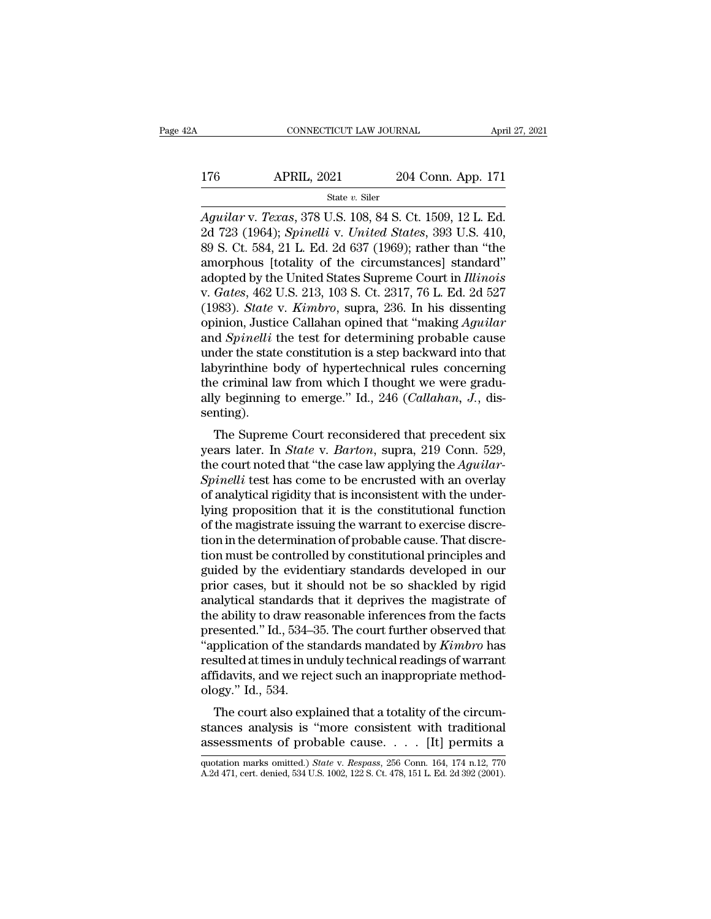*Aguilar* v. *Texas*, 378 U.S. 108, 84 S. Ct. 1509, 12 L. Ed. 2d 723 (1964); *Spinelli* v. *United States*, 393 U.S. 410, 89 S. Ct. 584, 21 L. Ed. 2d 637 (1969); rather than "the amorphous [totality of the circumstances] standard" adopted by the United States Supreme Court in *Illinois* v. *Gates*, 462 U.S. 213, 103 S. Ct. 2317, 76 L. Ed. 2d 527 (1983). *State* v. *Kimbro*, supra, 236. In his dissenting opinion, Justice Callahan opined that "making *Aguilar* and *Spinelli* the test for determining probable cause under the state constitution is a step backward into that labyrinthine body of hypertechnical rules concerning the criminal law from which I thought we were gradually beginning to emerge." Id., 246 (*Callahan, J.*, dissenting).

The Supreme Court reconsidered that precedent six years later. In *State* v. *Barton*, supra, 219 Conn. 529, the court noted that "the case law applying the *Aguilar-Spinelli* test has come to be encrusted with an overlay of analytical rigidity that is inconsistent with the underlying proposition that it is the constitutional function of the magistrate issuing the warrant to exercise discretion in the determination of probable cause. That discretion must be controlled by constitutional principles and guided by the evidentiary standards developed in our prior cases, but it should not be so shackled by rigid analytical standards that it deprives the magistrate of the ability to draw reasonable inferences from the facts presented." Id., 534–35. The court further observed that "application of the standards mandated by *Kimbro* has resulted at times in unduly technical readings of warrant affidavits, and we reject such an inappropriate methodology." Id., 534.

The court also explained that a totality of the circumstances analysis is "more consistent with traditional assessments of probable cause. . . . [It] permits a

quotation marks omitted.) *State* v. *Respass*, 256 Conn. 164, 174 n.12, 770 A.2d 471, cert. denied, 534 U.S. 1002, 122 S. Ct. 478, 151 L. Ed. 2d 392 (2001).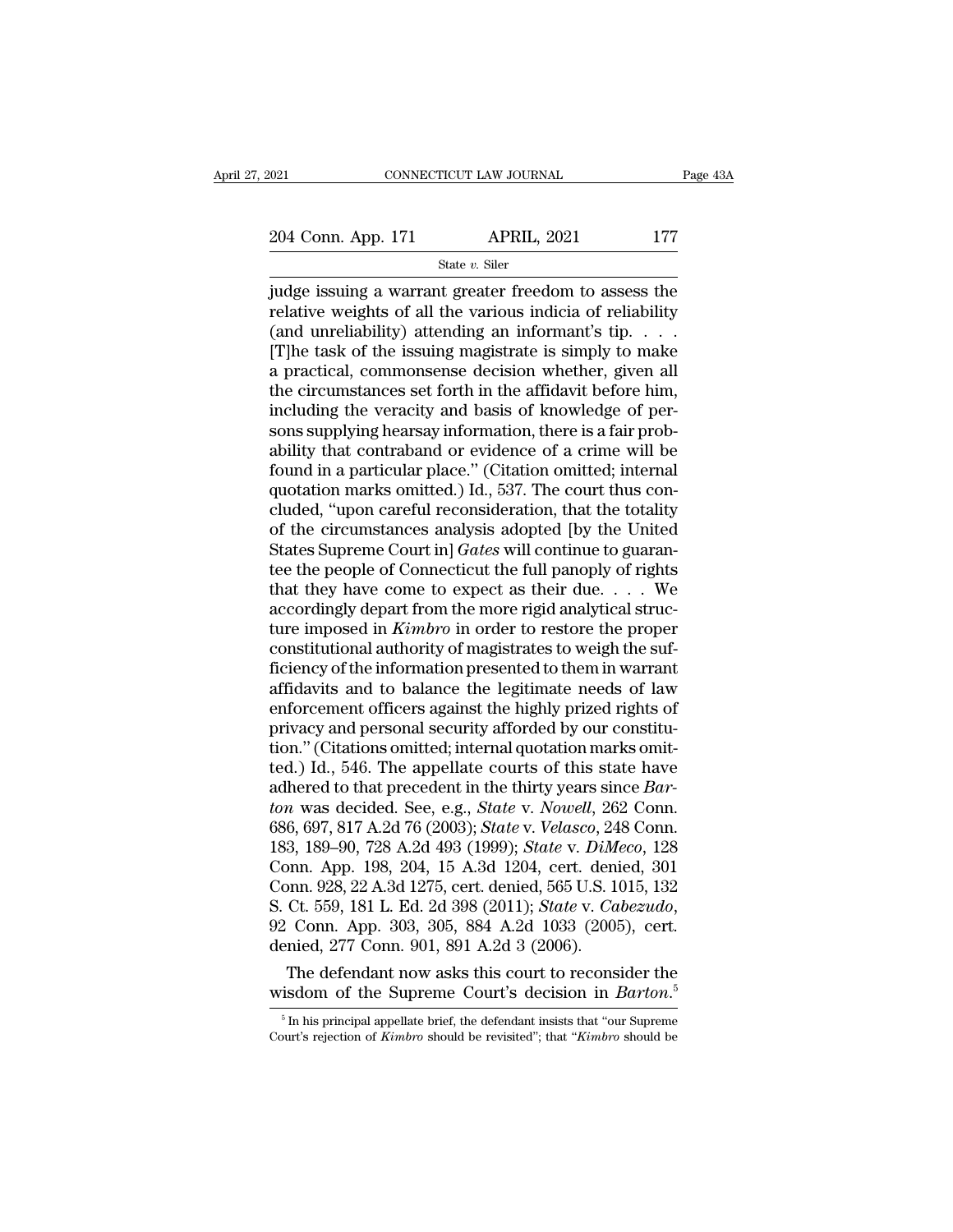judge issuing a warrant greater freedom to assess the relative weights of all the various indicia of reliability (and unreliability) attending an informant's tip. . . . [T]he task of the issuing magistrate is simply to make a practical, commonsense decision whether, given all the circumstances set forth in the affidavit before him, including the veracity and basis of knowledge of persons supplying hearsay information, there is a fair probability that contraband or evidence of a crime will be found in a particular place." (Citation omitted; internal quotation marks omitted.) Id., 537. The court thus concluded, "upon careful reconsideration, that the totality of the circumstances analysis adopted [by the United States Supreme Court in] *Gates* will continue to guarantee the people of Connecticut the full panoply of rights that they have come to expect as their due. . . . We accordingly depart from the more rigid analytical structure imposed in *Kimbro* in order to restore the proper constitutional authority of magistrates to weigh the sufficiency of the information presented to them in warrant affidavits and to balance the legitimate needs of law enforcement officers against the highly prized rights of privacy and personal security afforded by our constitution." (Citations omitted; internal quotation marks omitted.) Id., 546. The appellate courts of this state have adhered to that precedent in the thirty years since *Barton* was decided. See, e.g., *State* v. *Nowell*, 262 Conn. 686, 697, 817 A.2d 76 (2003); *State* v. *Velasco*, 248 Conn. 183, 189–90, 728 A.2d 493 (1999); *State* v. *DiMeco*, 128 Conn. App. 198, 204, 15 A.3d 1204, cert. denied, 301 Conn. 928, 22 A.3d 1275, cert. denied, 565 U.S. 1015, 132 S. Ct. 559, 181 L. Ed. 2d 398 (2011); *State* v. *Cabezudo*, 92 Conn. App. 303, 305, 884 A.2d 1033 (2005), cert. denied, 277 Conn. 901, 891 A.2d 3 (2006).

The defendant now asks this court to reconsider the wisdom of the Supreme Court's decision in *Barton*.[5]

[5] In his principal appellate brief, the defendant insists that "our Supreme Court's rejection of *Kimbro* should be revisited"; that "*Kimbro* should be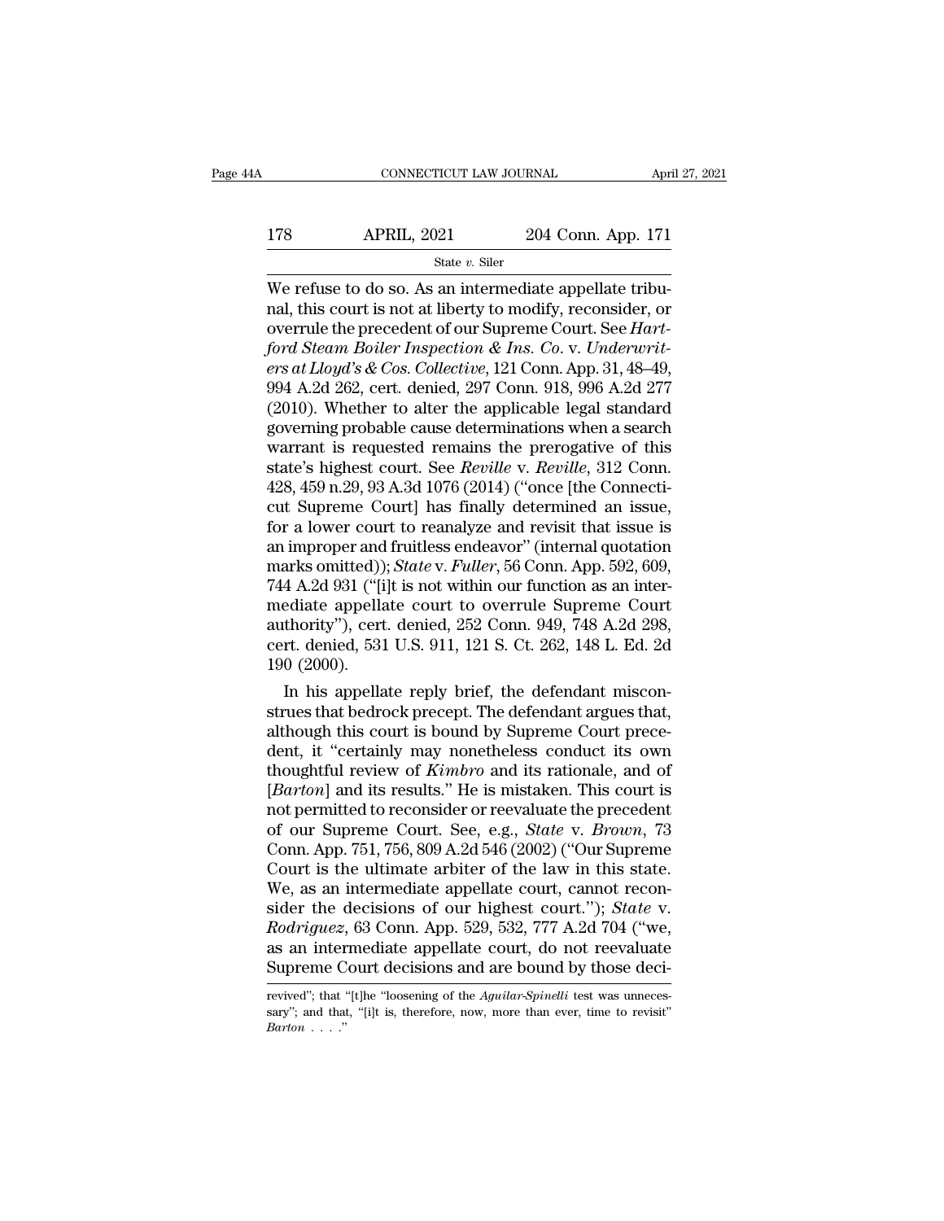We refuse to do so. As an intermediate appellate tribunal, this court is not at liberty to modify, reconsider, or overrule the precedent of our Supreme Court. See *Hartford Steam Boiler Inspection & Ins. Co.* v. *Underwriters at Lloyd's & Cos. Collective*, 121 Conn. App. 31, 48–49, 994 A.2d 262, cert. denied, 297 Conn. 918, 996 A.2d 277 (2010). Whether to alter the applicable legal standard governing probable cause determinations when a search warrant is requested remains the prerogative of this state's highest court. See *Reville* v. *Reville*, 312 Conn. 428, 459 n.29, 93 A.3d 1076 (2014) ("once [the Connecticut Supreme Court] has finally determined an issue, for a lower court to reanalyze and revisit that issue is an improper and fruitless endeavor" (internal quotation marks omitted)); *State* v. *Fuller*, 56 Conn. App. 592, 609, 744 A.2d 931 ("[i]t is not within our function as an intermediate appellate court to overrule Supreme Court authority"), cert. denied, 252 Conn. 949, 748 A.2d 298, cert. denied, 531 U.S. 911, 121 S. Ct. 262, 148 L. Ed. 2d 190 (2000).

In his appellate reply brief, the defendant misconstrues that bedrock precept. The defendant argues that, although this court is bound by Supreme Court precedent, it "certainly may nonetheless conduct its own thoughtful review of *Kimbro* and its rationale, and of [*Barton*] and its results." He is mistaken. This court is not permitted to reconsider or reevaluate the precedent of our Supreme Court. See, e.g., *State* v. *Brown*, 73 Conn. App. 751, 756, 809 A.2d 546 (2002) ("Our Supreme Court is the ultimate arbiter of the law in this state. We, as an intermediate appellate court, cannot reconsider the decisions of our highest court."); *State* v. *Rodriguez*, 63 Conn. App. 529, 532, 777 A.2d 704 ("we, as an intermediate appellate court, do not reevaluate Supreme Court decisions and are bound by those deci-

revived"; that "[t]he "loosening of the *Aguilar-Spinelli* test was unnecessary"; and that, "[i]t is, therefore, now, more than ever, time to revisit" *Barton* . . . ."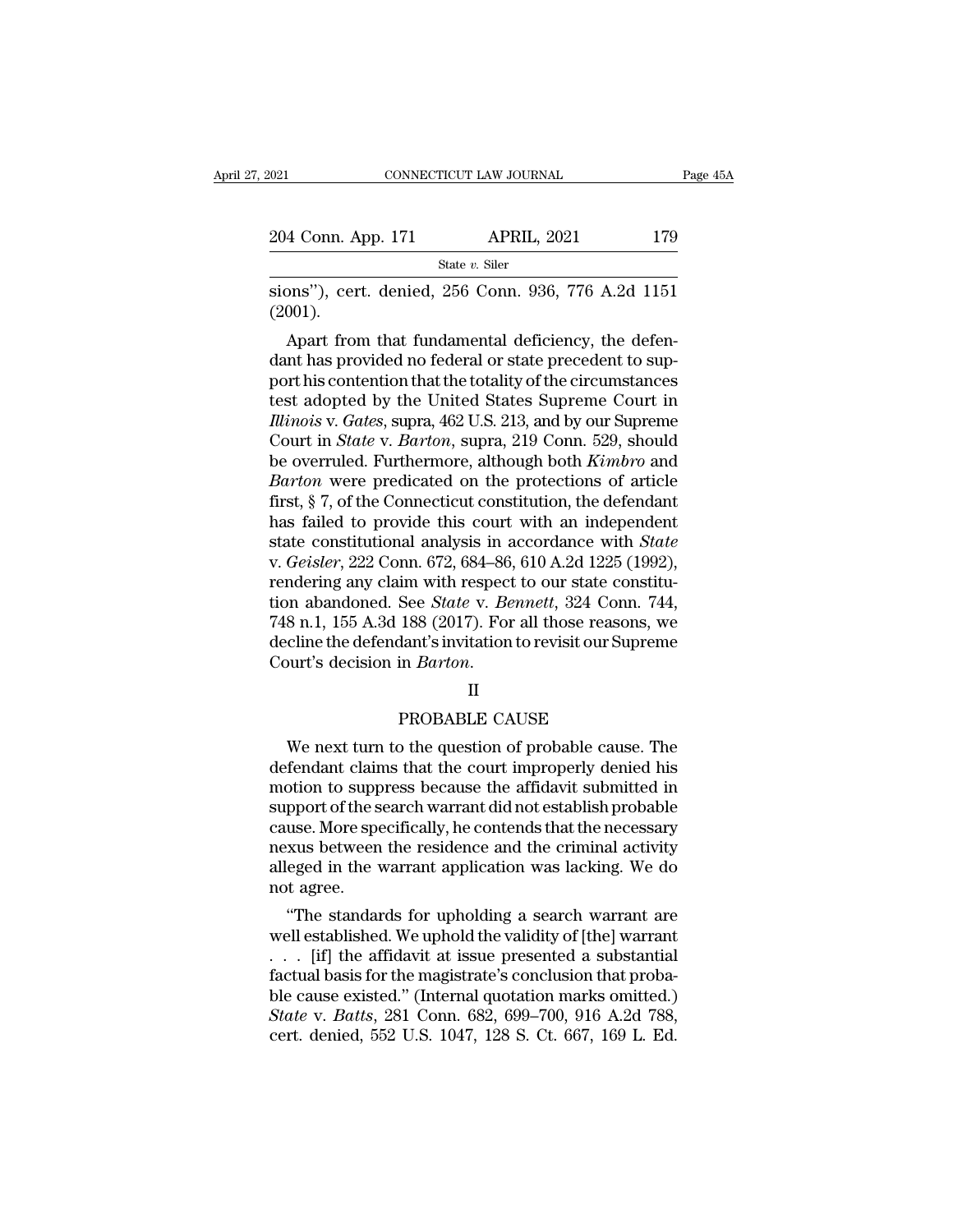sions"), cert. denied, 256 Conn. 936, 776 A.2d 1151 (2001).

Apart from that fundamental deficiency, the defendant has provided no federal or state precedent to support his contention that the totality of the circumstances test adopted by the United States Supreme Court in *Illinois* v. *Gates*, supra, 462 U.S. 213, and by our Supreme Court in *State* v. *Barton*, supra, 219 Conn. 529, should be overruled. Furthermore, although both *Kimbro* and *Barton* were predicated on the protections of article first, § 7, of the Connecticut constitution, the defendant has failed to provide this court with an independent state constitutional analysis in accordance with *State* v. *Geisler*, 222 Conn. 672, 684–86, 610 A.2d 1225 (1992), rendering any claim with respect to our state constitution abandoned. See *State* v. *Bennett*, 324 Conn. 744, 748 n.1, 155 A.3d 188 (2017). For all those reasons, we decline the defendant's invitation to revisit our Supreme Court's decision in *Barton*.

## II

## PROBABLE CAUSE

We next turn to the question of probable cause. The defendant claims that the court improperly denied his motion to suppress because the affidavit submitted in support of the search warrant did not establish probable cause. More specifically, he contends that the necessary nexus between the residence and the criminal activity alleged in the warrant application was lacking. We do not agree.

"The standards for upholding a search warrant are well established. We uphold the validity of [the] warrant . . . [if] the affidavit at issue presented a substantial factual basis for the magistrate's conclusion that probable cause existed." (Internal quotation marks omitted.) *State* v. *Batts*, 281 Conn. 682, 699–700, 916 A.2d 788, cert. denied, 552 U.S. 1047, 128 S. Ct. 667, 169 L. Ed.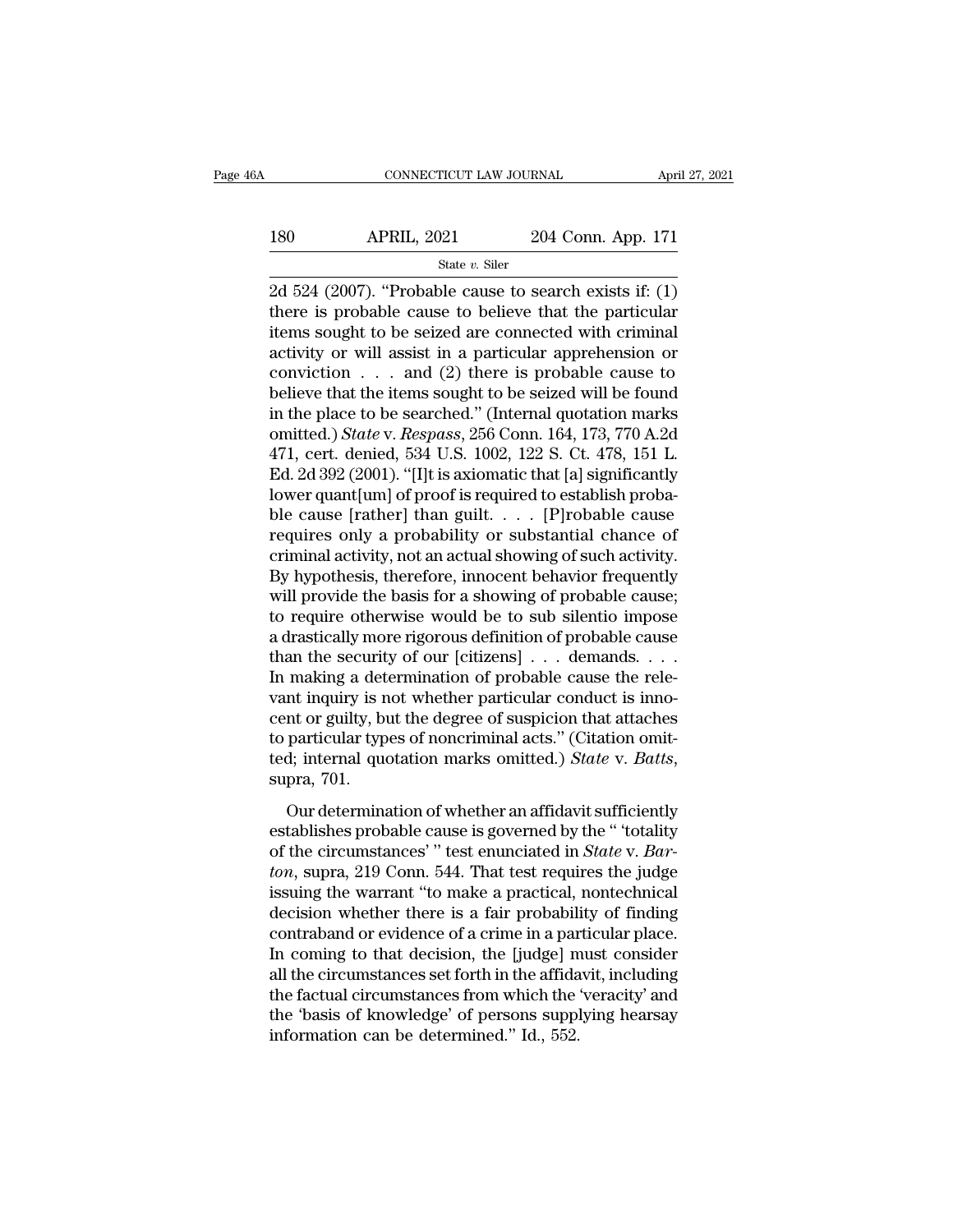2d 524 (2007). "Probable cause to search exists if: (1) there is probable cause to believe that the particular items sought to be seized are connected with criminal activity or will assist in a particular apprehension or conviction . . . and (2) there is probable cause to believe that the items sought to be seized will be found in the place to be searched." (Internal quotation marks omitted.) *State* v. *Respass*, 256 Conn. 164, 173, 770 A.2d 471, cert. denied, 534 U.S. 1002, 122 S. Ct. 478, 151 L. Ed. 2d 392 (2001). "[I]t is axiomatic that [a] significantly lower quant[um] of proof is required to establish probable cause [rather] than guilt. . . . [P]robable cause requires only a probability or substantial chance of criminal activity, not an actual showing of such activity. By hypothesis, therefore, innocent behavior frequently will provide the basis for a showing of probable cause; to require otherwise would be to sub silentio impose a drastically more rigorous definition of probable cause than the security of our [citizens] . . . demands. . . . In making a determination of probable cause the relevant inquiry is not whether particular conduct is innocent or guilty, but the degree of suspicion that attaches to particular types of noncriminal acts." (Citation omitted; internal quotation marks omitted.) *State* v. *Batts*, supra, 701.

Our determination of whether an affidavit sufficiently establishes probable cause is governed by the " 'totality of the circumstances' " test enunciated in *State* v. *Barton*, supra, 219 Conn. 544. That test requires the judge issuing the warrant "to make a practical, nontechnical decision whether there is a fair probability of finding contraband or evidence of a crime in a particular place. In coming to that decision, the [judge] must consider all the circumstances set forth in the affidavit, including the factual circumstances from which the 'veracity' and the 'basis of knowledge' of persons supplying hearsay information can be determined." Id., 552.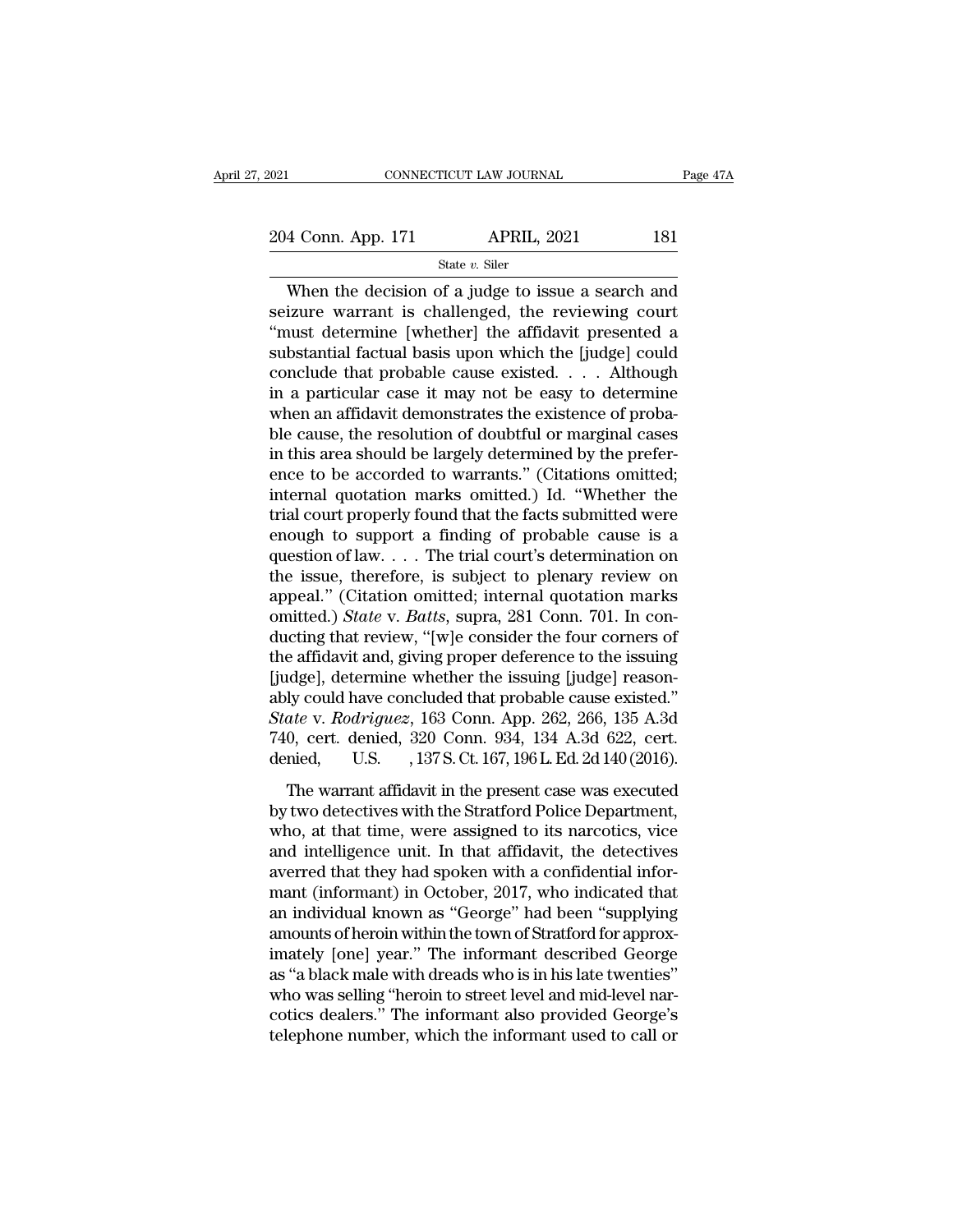When the decision of a judge to issue a search and seizure warrant is challenged, the reviewing court "must determine [whether] the affidavit presented a substantial factual basis upon which the [judge] could conclude that probable cause existed. . . . Although in a particular case it may not be easy to determine when an affidavit demonstrates the existence of probable cause, the resolution of doubtful or marginal cases in this area should be largely determined by the preference to be accorded to warrants." (Citations omitted; internal quotation marks omitted.) Id. "Whether the trial court properly found that the facts submitted were enough to support a finding of probable cause is a question of law. . . . The trial court's determination on the issue, therefore, is subject to plenary review on appeal." (Citation omitted; internal quotation marks omitted.) *State* v. *Batts*, supra, 281 Conn. 701. In conducting that review, "[w]e consider the four corners of the affidavit and, giving proper deference to the issuing [judge], determine whether the issuing [judge] reasonably could have concluded that probable cause existed." *State* v. *Rodriguez*, 163 Conn. App. 262, 266, 135 A.3d 740, cert. denied, 320 Conn. 934, 134 A.3d 622, cert. denied, U.S. , 137 S. Ct. 167, 196 L. Ed. 2d 140 (2016).

The warrant affidavit in the present case was executed by two detectives with the Stratford Police Department, who, at that time, were assigned to its narcotics, vice and intelligence unit. In that affidavit, the detectives averred that they had spoken with a confidential informant (informant) in October, 2017, who indicated that an individual known as "George" had been "supplying amounts of heroin within the town of Stratford for approximately [one] year." The informant described George as "a black male with dreads who is in his late twenties" who was selling "heroin to street level and mid-level narcotics dealers." The informant also provided George's telephone number, which the informant used to call or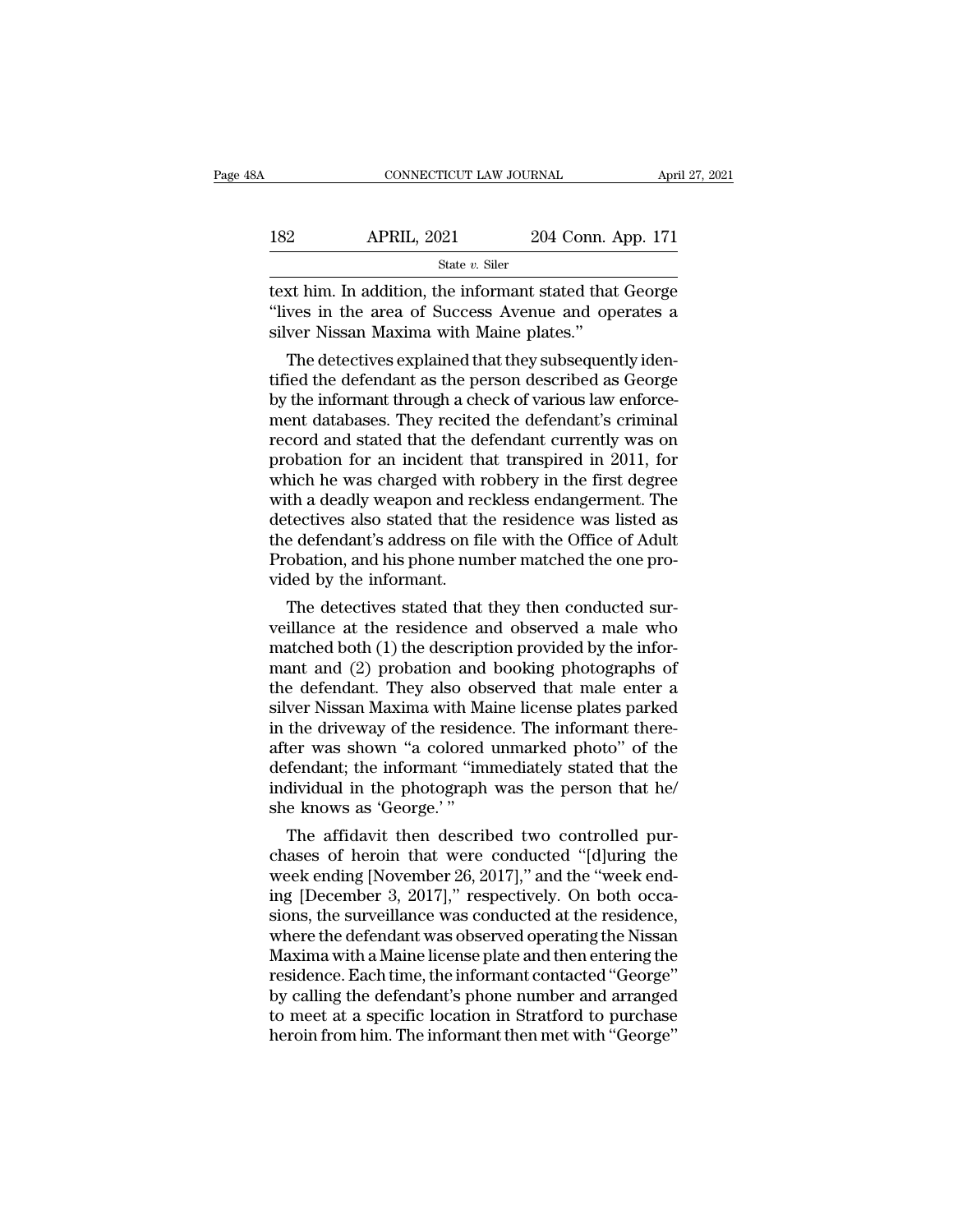text him. In addition, the informant stated that George "lives in the area of Success Avenue and operates a silver Nissan Maxima with Maine plates."

The detectives explained that they subsequently identified the defendant as the person described as George by the informant through a check of various law enforcement databases. They recited the defendant's criminal record and stated that the defendant currently was on probation for an incident that transpired in 2011, for which he was charged with robbery in the first degree with a deadly weapon and reckless endangerment. The detectives also stated that the residence was listed as the defendant's address on file with the Office of Adult Probation, and his phone number matched the one provided by the informant.

The detectives stated that they then conducted surveillance at the residence and observed a male who matched both (1) the description provided by the informant and (2) probation and booking photographs of the defendant. They also observed that male enter a silver Nissan Maxima with Maine license plates parked in the driveway of the residence. The informant thereafter was shown "a colored unmarked photo" of the defendant; the informant "immediately stated that the individual in the photograph was the person that he/she knows as 'George.' "

The affidavit then described two controlled purchases of heroin that were conducted "[d]uring the week ending [November 26, 2017]," and the "week ending [December 3, 2017]," respectively. On both occasions, the surveillance was conducted at the residence, where the defendant was observed operating the Nissan Maxima with a Maine license plate and then entering the residence. Each time, the informant contacted "George" by calling the defendant's phone number and arranged to meet at a specific location in Stratford to purchase heroin from him. The informant then met with "George"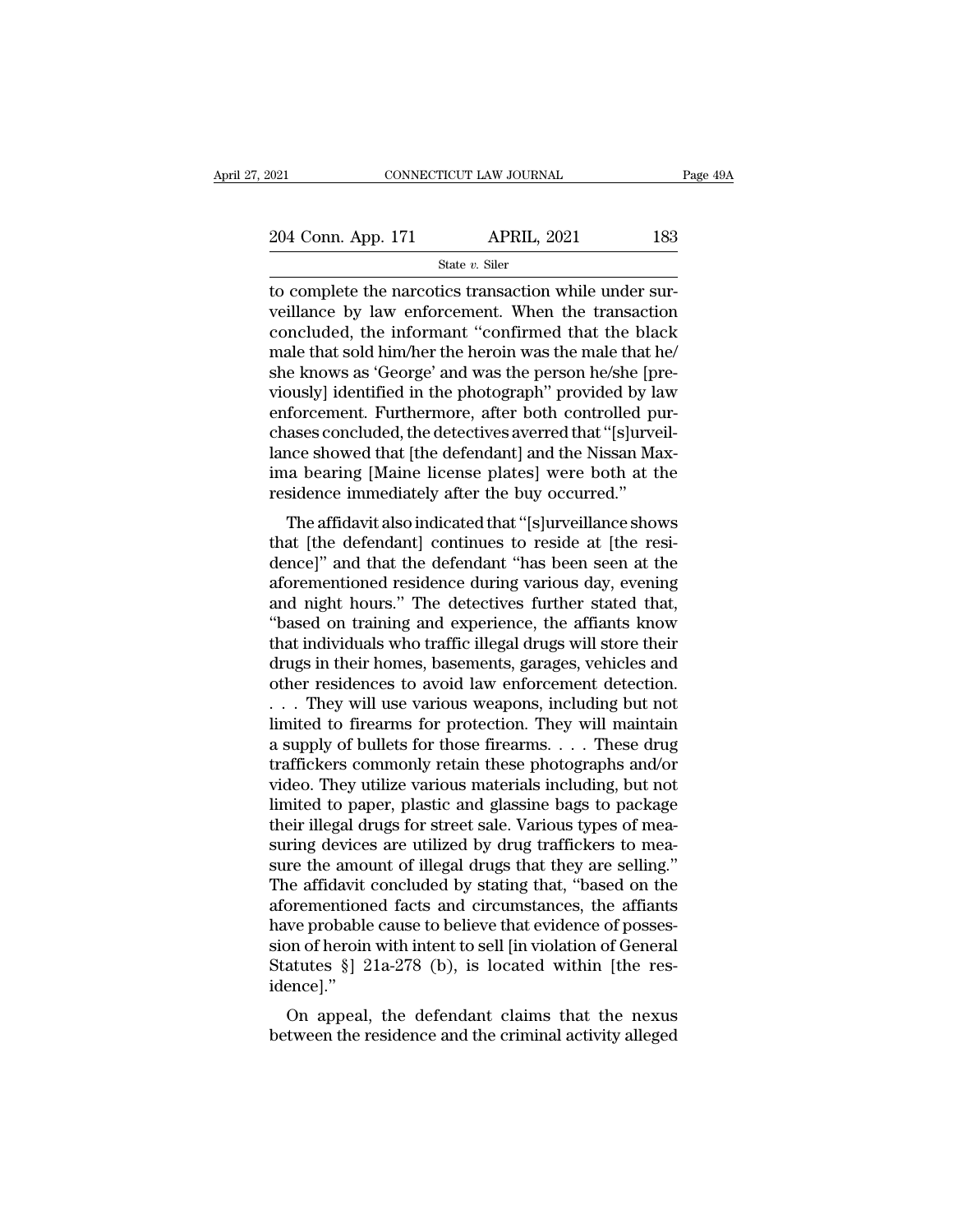to complete the narcotics transaction while under surveillance by law enforcement. When the transaction concluded, the informant "confirmed that the black male that sold him/her the heroin was the male that he/she knows as 'George' and was the person he/she [previously] identified in the photograph" provided by law enforcement. Furthermore, after both controlled purchases concluded, the detectives averred that "[s]urveillance showed that [the defendant] and the Nissan Maxima bearing [Maine license plates] were both at the residence immediately after the buy occurred."

The affidavit also indicated that "[s]urveillance shows that [the defendant] continues to reside at [the residence]" and that the defendant "has been seen at the aforementioned residence during various day, evening and night hours." The detectives further stated that, "based on training and experience, the affiants know that individuals who traffic illegal drugs will store their drugs in their homes, basements, garages, vehicles and other residences to avoid law enforcement detection. . . . They will use various weapons, including but not limited to firearms for protection. They will maintain a supply of bullets for those firearms. . . . These drug traffickers commonly retain these photographs and/or video. They utilize various materials including, but not limited to paper, plastic and glassine bags to package their illegal drugs for street sale. Various types of measuring devices are utilized by drug traffickers to measure the amount of illegal drugs that they are selling." The affidavit concluded by stating that, "based on the aforementioned facts and circumstances, the affiants have probable cause to believe that evidence of possession of heroin with intent to sell [in violation of General Statutes §] 21a-278 (b), is located within [the residence]."

On appeal, the defendant claims that the nexus between the residence and the criminal activity alleged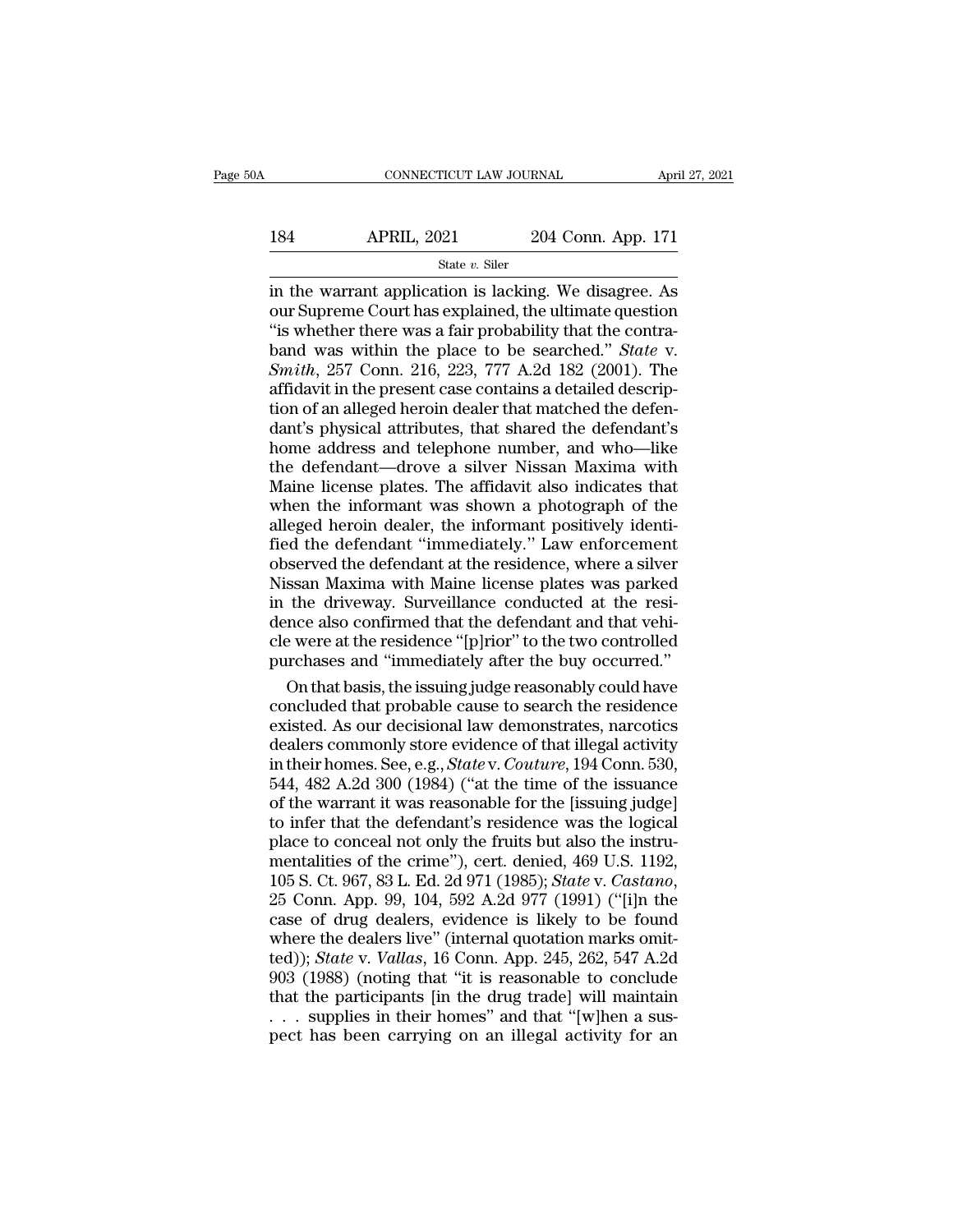in the warrant application is lacking. We disagree. As our Supreme Court has explained, the ultimate question "is whether there was a fair probability that the contraband was within the place to be searched." *State* v. *Smith*, 257 Conn. 216, 223, 777 A.2d 182 (2001). The affidavit in the present case contains a detailed description of an alleged heroin dealer that matched the defendant's physical attributes, that shared the defendant's home address and telephone number, and who—like the defendant—drove a silver Nissan Maxima with Maine license plates. The affidavit also indicates that when the informant was shown a photograph of the alleged heroin dealer, the informant positively identified the defendant "immediately." Law enforcement observed the defendant at the residence, where a silver Nissan Maxima with Maine license plates was parked in the driveway. Surveillance conducted at the residence also confirmed that the defendant and that vehicle were at the residence "[p]rior" to the two controlled purchases and "immediately after the buy occurred."

On that basis, the issuing judge reasonably could have concluded that probable cause to search the residence existed. As our decisional law demonstrates, narcotics dealers commonly store evidence of that illegal activity in their homes. See, e.g., *State* v. *Couture*, 194 Conn. 530, 544, 482 A.2d 300 (1984) ("at the time of the issuance of the warrant it was reasonable for the [issuing judge] to infer that the defendant's residence was the logical place to conceal not only the fruits but also the instrumentalities of the crime"), cert. denied, 469 U.S. 1192, 105 S. Ct. 967, 83 L. Ed. 2d 971 (1985); *State* v. *Castano*, 25 Conn. App. 99, 104, 592 A.2d 977 (1991) ("[i]n the case of drug dealers, evidence is likely to be found where the dealers live" (internal quotation marks omitted)); *State* v. *Vallas*, 16 Conn. App. 245, 262, 547 A.2d 903 (1988) (noting that "it is reasonable to conclude that the participants [in the drug trade] will maintain . . . supplies in their homes" and that "[w]hen a suspect has been carrying on an illegal activity for an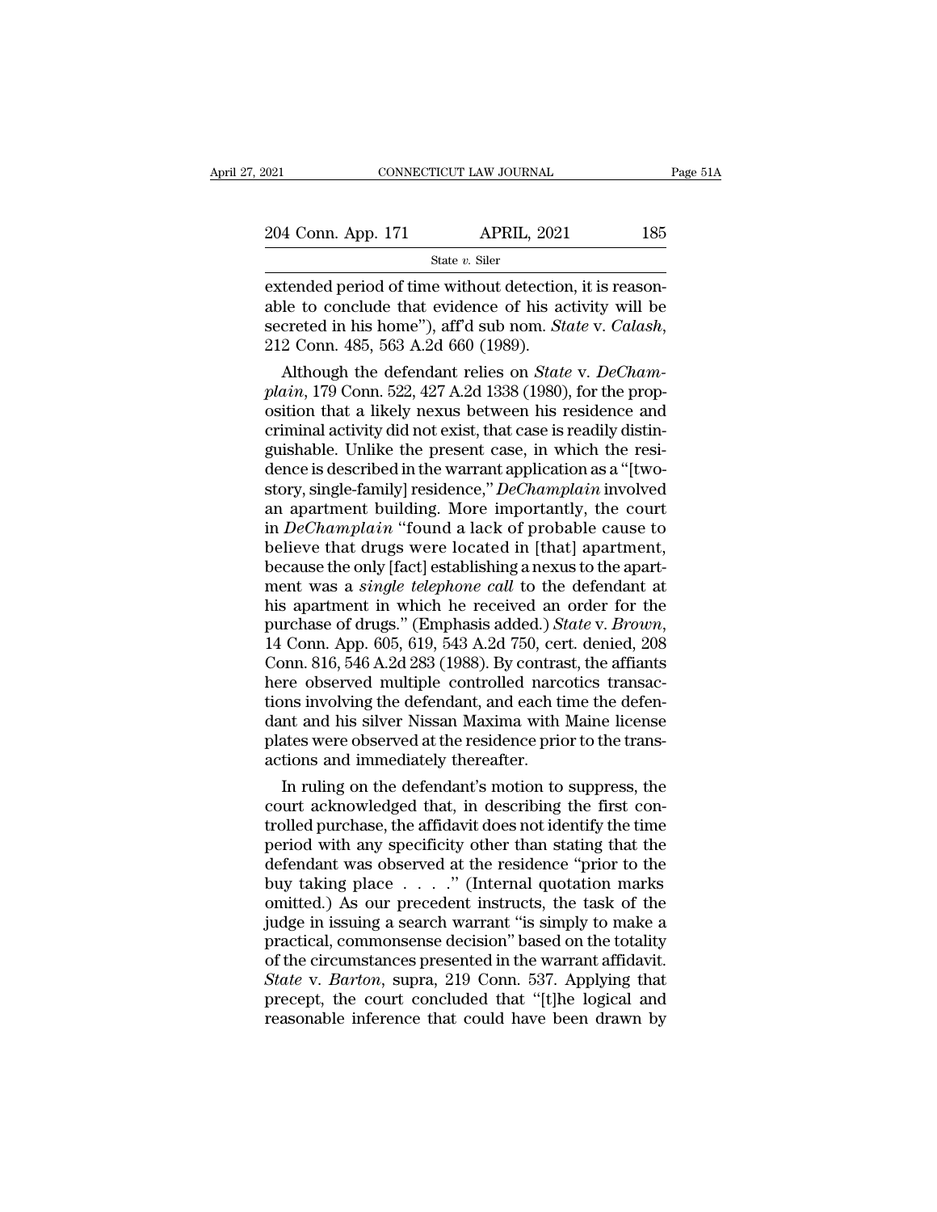extended period of time without detection, it is reasonable to conclude that evidence of his activity will be secreted in his home"), aff'd sub nom. *State* v. *Calash*, 212 Conn. 485, 563 A.2d 660 (1989).

Although the defendant relies on *State* v. *DeChamplain*, 179 Conn. 522, 427 A.2d 1338 (1980), for the proposition that a likely nexus between his residence and criminal activity did not exist, that case is readily distinguishable. Unlike the present case, in which the residence is described in the warrant application as a "[two-story, single-family] residence," *DeChamplain* involved an apartment building. More importantly, the court in *DeChamplain* "found a lack of probable cause to believe that drugs were located in [that] apartment, because the only [fact] establishing a nexus to the apartment was a *single telephone call* to the defendant at his apartment in which he received an order for the purchase of drugs." (Emphasis added.) *State* v. *Brown*, 14 Conn. App. 605, 619, 543 A.2d 750, cert. denied, 208 Conn. 816, 546 A.2d 283 (1988). By contrast, the affiants here observed multiple controlled narcotics transactions involving the defendant, and each time the defendant and his silver Nissan Maxima with Maine license plates were observed at the residence prior to the transactions and immediately thereafter.

In ruling on the defendant's motion to suppress, the court acknowledged that, in describing the first controlled purchase, the affidavit does not identify the time period with any specificity other than stating that the defendant was observed at the residence "prior to the buy taking place . . . ." (Internal quotation marks omitted.) As our precedent instructs, the task of the judge in issuing a search warrant "is simply to make a practical, commonsense decision" based on the totality of the circumstances presented in the warrant affidavit. *State* v. *Barton*, supra, 219 Conn. 537. Applying that precept, the court concluded that "[t]he logical and reasonable inference that could have been drawn by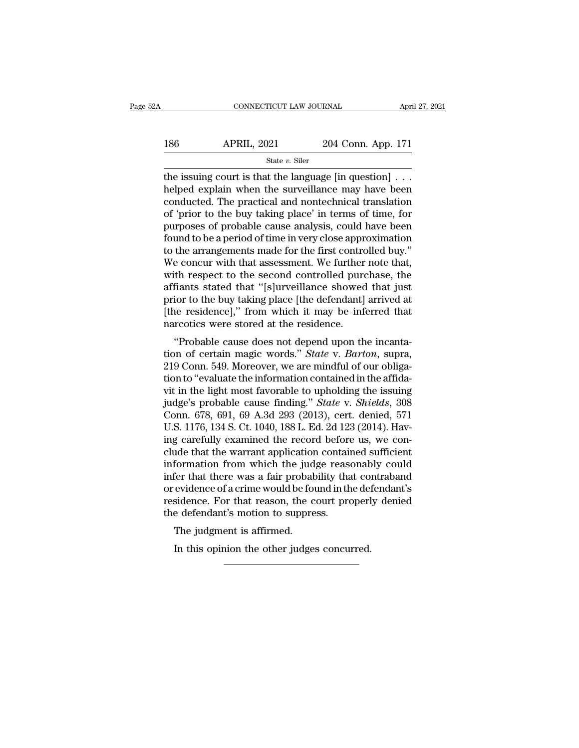the issuing court is that the language [in question] . . . helped explain when the surveillance may have been conducted. The practical and nontechnical translation of 'prior to the buy taking place' in terms of time, for purposes of probable cause analysis, could have been found to be a period of time in very close approximation to the arrangements made for the first controlled buy." We concur with that assessment. We further note that, with respect to the second controlled purchase, the affiants stated that "[s]urveillance showed that just prior to the buy taking place [the defendant] arrived at [the residence]," from which it may be inferred that narcotics were stored at the residence.

"Probable cause does not depend upon the incantation of certain magic words." *State* v. *Barton*, supra, 219 Conn. 549. Moreover, we are mindful of our obligation to "evaluate the information contained in the affidavit in the light most favorable to upholding the issuing judge's probable cause finding." *State* v. *Shields*, 308 Conn. 678, 691, 69 A.3d 293 (2013), cert. denied, 571 U.S. 1176, 134 S. Ct. 1040, 188 L. Ed. 2d 123 (2014). Having carefully examined the record before us, we conclude that the warrant application contained sufficient information from which the judge reasonably could infer that there was a fair probability that contraband or evidence of a crime would be found in the defendant's residence. For that reason, the court properly denied the defendant's motion to suppress.

The judgment is affirmed.

In this opinion the other judges concurred.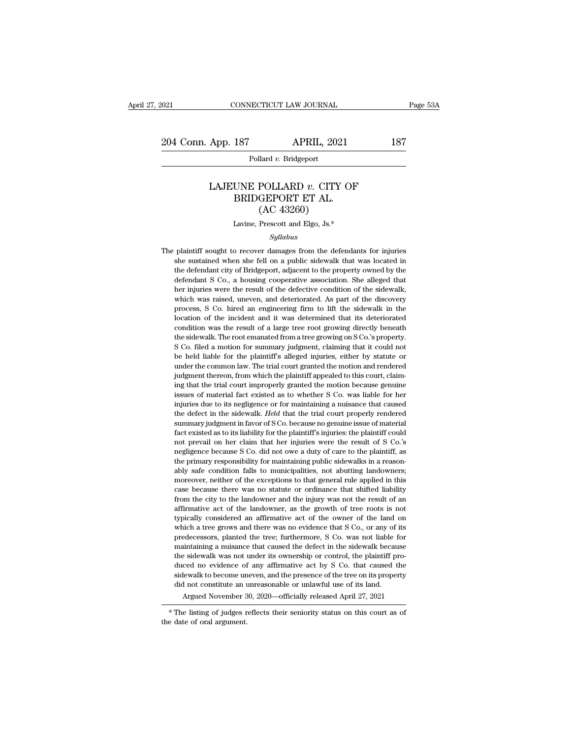# LAJEUNE POLLARD *v.* CITY OF BRIDGEPORT ET AL.
## (AC 43260)

Lavine, Prescott and Elgo, Js.*

*Syllabus*

The plaintiff sought to recover damages from the defendants for injuries she sustained when she fell on a public sidewalk that was located in the defendant city of Bridgeport, adjacent to the property owned by the defendant S Co., a housing cooperative association. She alleged that her injuries were the result of the defective condition of the sidewalk, which was raised, uneven, and deteriorated. As part of the discovery process, S Co. hired an engineering firm to lift the sidewalk in the location of the incident and it was determined that its deteriorated condition was the result of a large tree root growing directly beneath the sidewalk. The root emanated from a tree growing on S Co.'s property. S Co. filed a motion for summary judgment, claiming that it could not be held liable for the plaintiff's alleged injuries, either by statute or under the common law. The trial court granted the motion and rendered judgment thereon, from which the plaintiff appealed to this court, claiming that the trial court improperly granted the motion because genuine issues of material fact existed as to whether S Co. was liable for her injuries due to its negligence or for maintaining a nuisance that caused the defect in the sidewalk. *Held* that the trial court properly rendered summary judgment in favor of S Co. because no genuine issue of material fact existed as to its liability for the plaintiff's injuries: the plaintiff could not prevail on her claim that her injuries were the result of S Co.'s negligence because S Co. did not owe a duty of care to the plaintiff, as the primary responsibility for maintaining public sidewalks in a reasonably safe condition falls to municipalities, not abutting landowners; moreover, neither of the exceptions to that general rule applied in this case because there was no statute or ordinance that shifted liability from the city to the landowner and the injury was not the result of an affirmative act of the landowner, as the growth of tree roots is not typically considered an affirmative act of the owner of the land on which a tree grows and there was no evidence that S Co., or any of its predecessors, planted the tree; furthermore, S Co. was not liable for maintaining a nuisance that caused the defect in the sidewalk because the sidewalk was not under its ownership or control, the plaintiff produced no evidence of any affirmative act by S Co. that caused the sidewalk to become uneven, and the presence of the tree on its property did not constitute an unreasonable or unlawful use of its land.

Argued November 30, 2020—officially released April 27, 2021

---

* The listing of judges reflects their seniority status on this court as of the date of oral argument.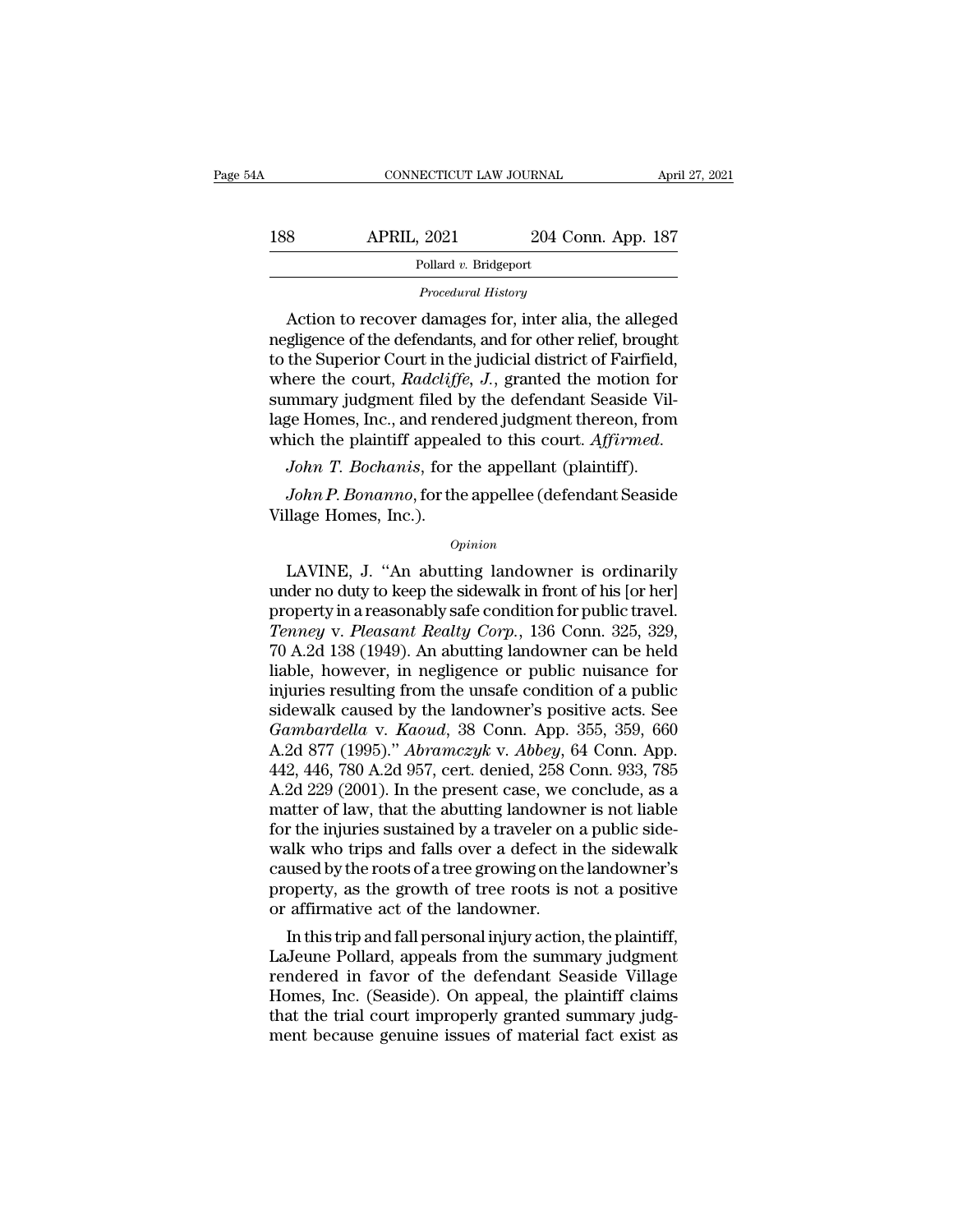*Procedural History*

Action to recover damages for, inter alia, the alleged negligence of the defendants, and for other relief, brought to the Superior Court in the judicial district of Fairfield, where the court, *Radcliffe, J.*, granted the motion for summary judgment filed by the defendant Seaside Village Homes, Inc., and rendered judgment thereon, from which the plaintiff appealed to this court. *Affirmed.*

*John T. Bochanis*, for the appellant (plaintiff).

*John P. Bonanno*, for the appellee (defendant Seaside Village Homes, Inc.).

*Opinion*

LAVINE, J. "An abutting landowner is ordinarily under no duty to keep the sidewalk in front of his [or her] property in a reasonably safe condition for public travel. *Tenney* v. *Pleasant Realty Corp.*, 136 Conn. 325, 329, 70 A.2d 138 (1949). An abutting landowner can be held liable, however, in negligence or public nuisance for injuries resulting from the unsafe condition of a public sidewalk caused by the landowner's positive acts. See *Gambardella* v. *Kaoud*, 38 Conn. App. 355, 359, 660 A.2d 877 (1995)." *Abramczyk* v. *Abbey*, 64 Conn. App. 442, 446, 780 A.2d 957, cert. denied, 258 Conn. 933, 785 A.2d 229 (2001). In the present case, we conclude, as a matter of law, that the abutting landowner is not liable for the injuries sustained by a traveler on a public sidewalk who trips and falls over a defect in the sidewalk caused by the roots of a tree growing on the landowner's property, as the growth of tree roots is not a positive or affirmative act of the landowner.

In this trip and fall personal injury action, the plaintiff, LaJeune Pollard, appeals from the summary judgment rendered in favor of the defendant Seaside Village Homes, Inc. (Seaside). On appeal, the plaintiff claims that the trial court improperly granted summary judgment because genuine issues of material fact exist as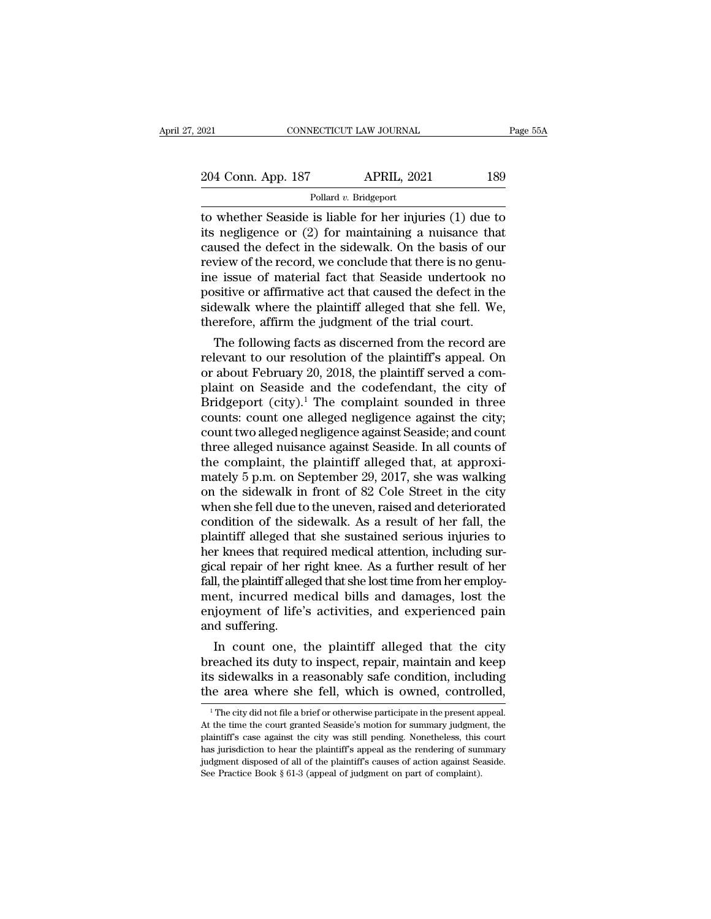to whether Seaside is liable for her injuries (1) due to its negligence or (2) for maintaining a nuisance that caused the defect in the sidewalk. On the basis of our review of the record, we conclude that there is no genuine issue of material fact that Seaside undertook no positive or affirmative act that caused the defect in the sidewalk where the plaintiff alleged that she fell. We, therefore, affirm the judgment of the trial court.

The following facts as discerned from the record are relevant to our resolution of the plaintiff's appeal. On or about February 20, 2018, the plaintiff served a complaint on Seaside and the codefendant, the city of Bridgeport (city).[1] The complaint sounded in three counts: count one alleged negligence against the city; count two alleged negligence against Seaside; and count three alleged nuisance against Seaside. In all counts of the complaint, the plaintiff alleged that, at approximately 5 p.m. on September 29, 2017, she was walking on the sidewalk in front of 82 Cole Street in the city when she fell due to the uneven, raised and deteriorated condition of the sidewalk. As a result of her fall, the plaintiff alleged that she sustained serious injuries to her knees that required medical attention, including surgical repair of her right knee. As a further result of her fall, the plaintiff alleged that she lost time from her employment, incurred medical bills and damages, lost the enjoyment of life's activities, and experienced pain and suffering.

In count one, the plaintiff alleged that the city breached its duty to inspect, repair, maintain and keep its sidewalks in a reasonably safe condition, including the area where she fell, which is owned, controlled,

[1] The city did not file a brief or otherwise participate in the present appeal. At the time the court granted Seaside's motion for summary judgment, the plaintiff's case against the city was still pending. Nonetheless, this court has jurisdiction to hear the plaintiff's appeal as the rendering of summary judgment disposed of all of the plaintiff's causes of action against Seaside. See Practice Book § 61-3 (appeal of judgment on part of complaint).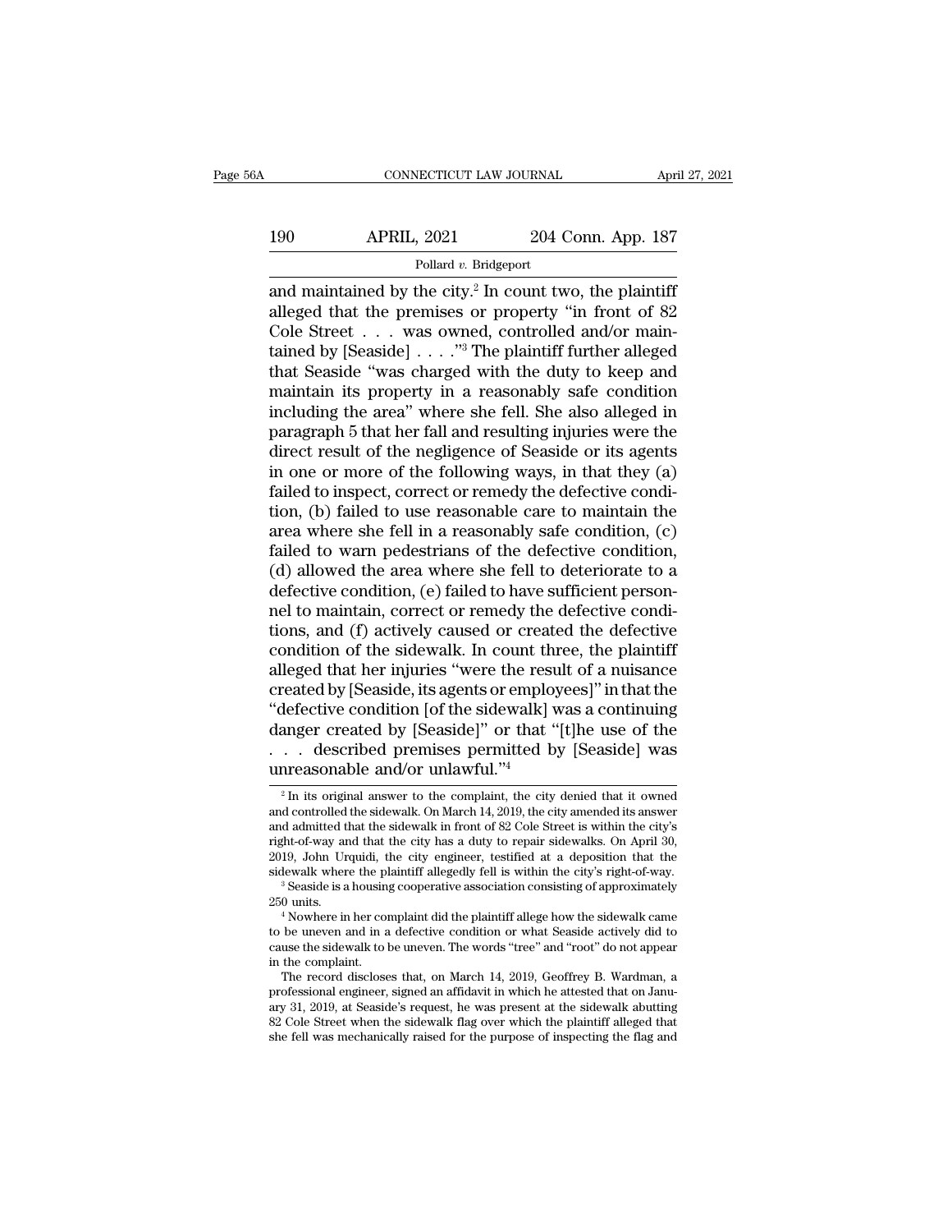and maintained by the city.[2] In count two, the plaintiff alleged that the premises or property "in front of 82 Cole Street . . . was owned, controlled and/or maintained by [Seaside] . . . ."[3] The plaintiff further alleged that Seaside "was charged with the duty to keep and maintain its property in a reasonably safe condition including the area" where she fell. She also alleged in paragraph 5 that her fall and resulting injuries were the direct result of the negligence of Seaside or its agents in one or more of the following ways, in that they (a) failed to inspect, correct or remedy the defective condition, (b) failed to use reasonable care to maintain the area where she fell in a reasonably safe condition, (c) failed to warn pedestrians of the defective condition, (d) allowed the area where she fell to deteriorate to a defective condition, (e) failed to have sufficient personnel to maintain, correct or remedy the defective conditions, and (f) actively caused or created the defective condition of the sidewalk. In count three, the plaintiff alleged that her injuries "were the result of a nuisance created by [Seaside, its agents or employees]" in that the "defective condition [of the sidewalk] was a continuing danger created by [Seaside]" or that "[t]he use of the . . . described premises permitted by [Seaside] was unreasonable and/or unlawful."[4]

[2] In its original answer to the complaint, the city denied that it owned and controlled the sidewalk. On March 14, 2019, the city amended its answer and admitted that the sidewalk in front of 82 Cole Street is within the city's right-of-way and that the city has a duty to repair sidewalks. On April 30, 2019, John Urquidi, the city engineer, testified at a deposition that the sidewalk where the plaintiff allegedly fell is within the city's right-of-way.

[3] Seaside is a housing cooperative association consisting of approximately 250 units.

[4] Nowhere in her complaint did the plaintiff allege how the sidewalk came to be uneven and in a defective condition or what Seaside actively did to cause the sidewalk to be uneven. The words "tree" and "root" do not appear in the complaint.

The record discloses that, on March 14, 2019, Geoffrey B. Wardman, a professional engineer, signed an affidavit in which he attested that on January 31, 2019, at Seaside's request, he was present at the sidewalk abutting 82 Cole Street when the sidewalk flag over which the plaintiff alleged that she fell was mechanically raised for the purpose of inspecting the flag and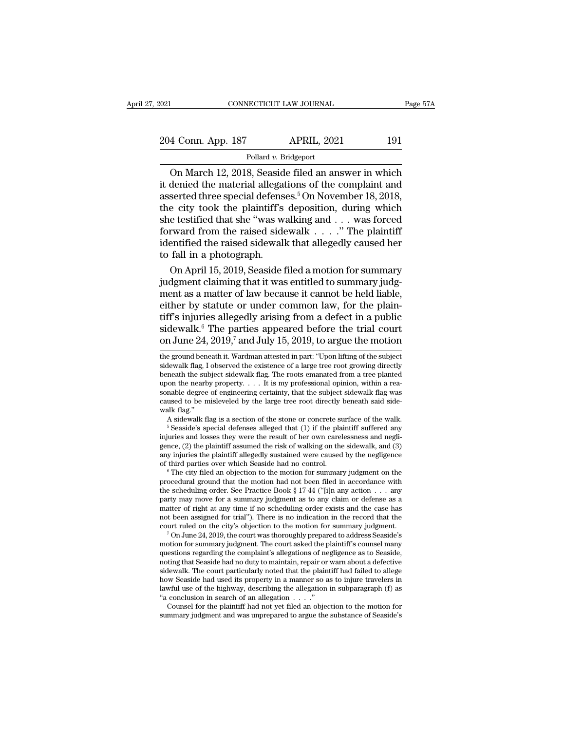On March 12, 2018, Seaside filed an answer in which it denied the material allegations of the complaint and asserted three special defenses.[5] On November 18, 2018, the city took the plaintiff's deposition, during which she testified that she "was walking and . . . was forced forward from the raised sidewalk . . . ." The plaintiff identified the raised sidewalk that allegedly caused her to fall in a photograph.

On April 15, 2019, Seaside filed a motion for summary judgment claiming that it was entitled to summary judgment as a matter of law because it cannot be held liable, either by statute or under common law, for the plaintiff's injuries allegedly arising from a defect in a public sidewalk.[6] The parties appeared before the trial court on June 24, 2019,[7] and July 15, 2019, to argue the motion

---

the ground beneath it. Wardman attested in part: "Upon lifting of the subject sidewalk flag, I observed the existence of a large tree root growing directly beneath the subject sidewalk flag. The roots emanated from a tree planted upon the nearby property. . . . It is my professional opinion, within a reasonable degree of engineering certainty, that the subject sidewalk flag was caused to be misleveled by the large tree root directly beneath said sidewalk flag."

A sidewalk flag is a section of the stone or concrete surface of the walk.

[5] Seaside's special defenses alleged that (1) if the plaintiff suffered any injuries and losses they were the result of her own carelessness and negligence, (2) the plaintiff assumed the risk of walking on the sidewalk, and (3) any injuries the plaintiff allegedly sustained were caused by the negligence of third parties over which Seaside had no control.

[6] The city filed an objection to the motion for summary judgment on the procedural ground that the motion had not been filed in accordance with the scheduling order. See Practice Book § 17-44 ("[i]n any action . . . any party may move for a summary judgment as to any claim or defense as a matter of right at any time if no scheduling order exists and the case has not been assigned for trial"). There is no indication in the record that the court ruled on the city's objection to the motion for summary judgment.

[7] On June 24, 2019, the court was thoroughly prepared to address Seaside's motion for summary judgment. The court asked the plaintiff's counsel many questions regarding the complaint's allegations of negligence as to Seaside, noting that Seaside had no duty to maintain, repair or warn about a defective sidewalk. The court particularly noted that the plaintiff had failed to allege how Seaside had used its property in a manner so as to injure travelers in lawful use of the highway, describing the allegation in subparagraph (f) as "a conclusion in search of an allegation . . . ."

Counsel for the plaintiff had not yet filed an objection to the motion for summary judgment and was unprepared to argue the substance of Seaside's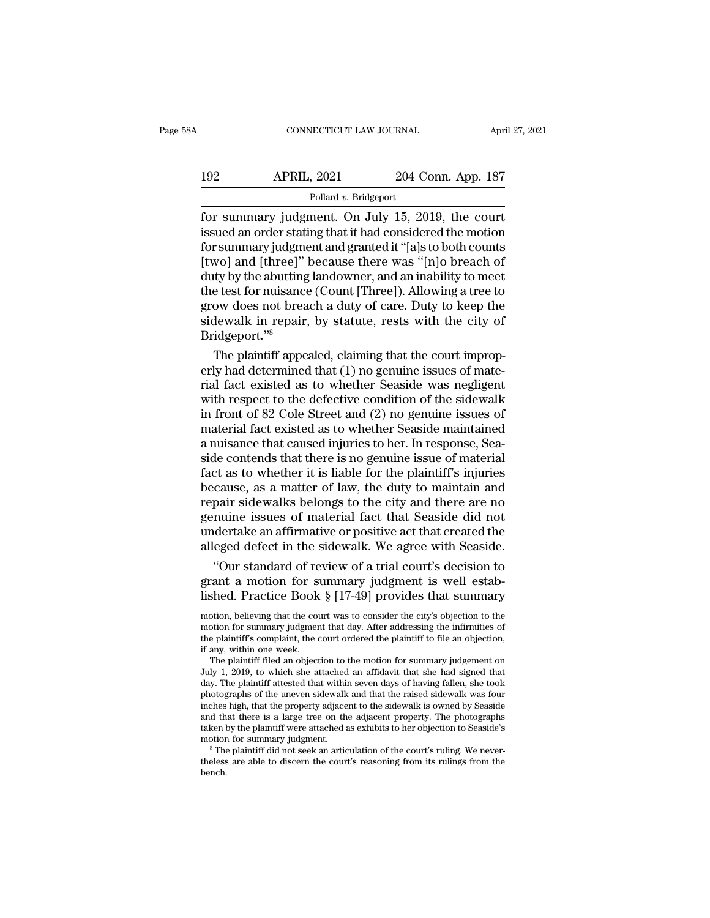for summary judgment. On July 15, 2019, the court issued an order stating that it had considered the motion for summary judgment and granted it "[a]s to both counts [two] and [three]" because there was "[n]o breach of duty by the abutting landowner, and an inability to meet the test for nuisance (Count [Three]). Allowing a tree to grow does not breach a duty of care. Duty to keep the sidewalk in repair, by statute, rests with the city of Bridgeport."[8]

The plaintiff appealed, claiming that the court improperly had determined that (1) no genuine issues of material fact existed as to whether Seaside was negligent with respect to the defective condition of the sidewalk in front of 82 Cole Street and (2) no genuine issues of material fact existed as to whether Seaside maintained a nuisance that caused injuries to her. In response, Seaside contends that there is no genuine issue of material fact as to whether it is liable for the plaintiff's injuries because, as a matter of law, the duty to maintain and repair sidewalks belongs to the city and there are no genuine issues of material fact that Seaside did not undertake an affirmative or positive act that created the alleged defect in the sidewalk. We agree with Seaside.

"Our standard of review of a trial court's decision to grant a motion for summary judgment is well established. Practice Book § [17-49] provides that summary

---

motion, believing that the court was to consider the city's objection to the motion for summary judgment that day. After addressing the infirmities of the plaintiff's complaint, the court ordered the plaintiff to file an objection, if any, within one week.

The plaintiff filed an objection to the motion for summary judgement on July 1, 2019, to which she attached an affidavit that she had signed that day. The plaintiff attested that within seven days of having fallen, she took photographs of the uneven sidewalk and that the raised sidewalk was four inches high, that the property adjacent to the sidewalk is owned by Seaside and that there is a large tree on the adjacent property. The photographs taken by the plaintiff were attached as exhibits to her objection to Seaside's motion for summary judgment.

[8] The plaintiff did not seek an articulation of the court's ruling. We nevertheless are able to discern the court's reasoning from its rulings from the bench.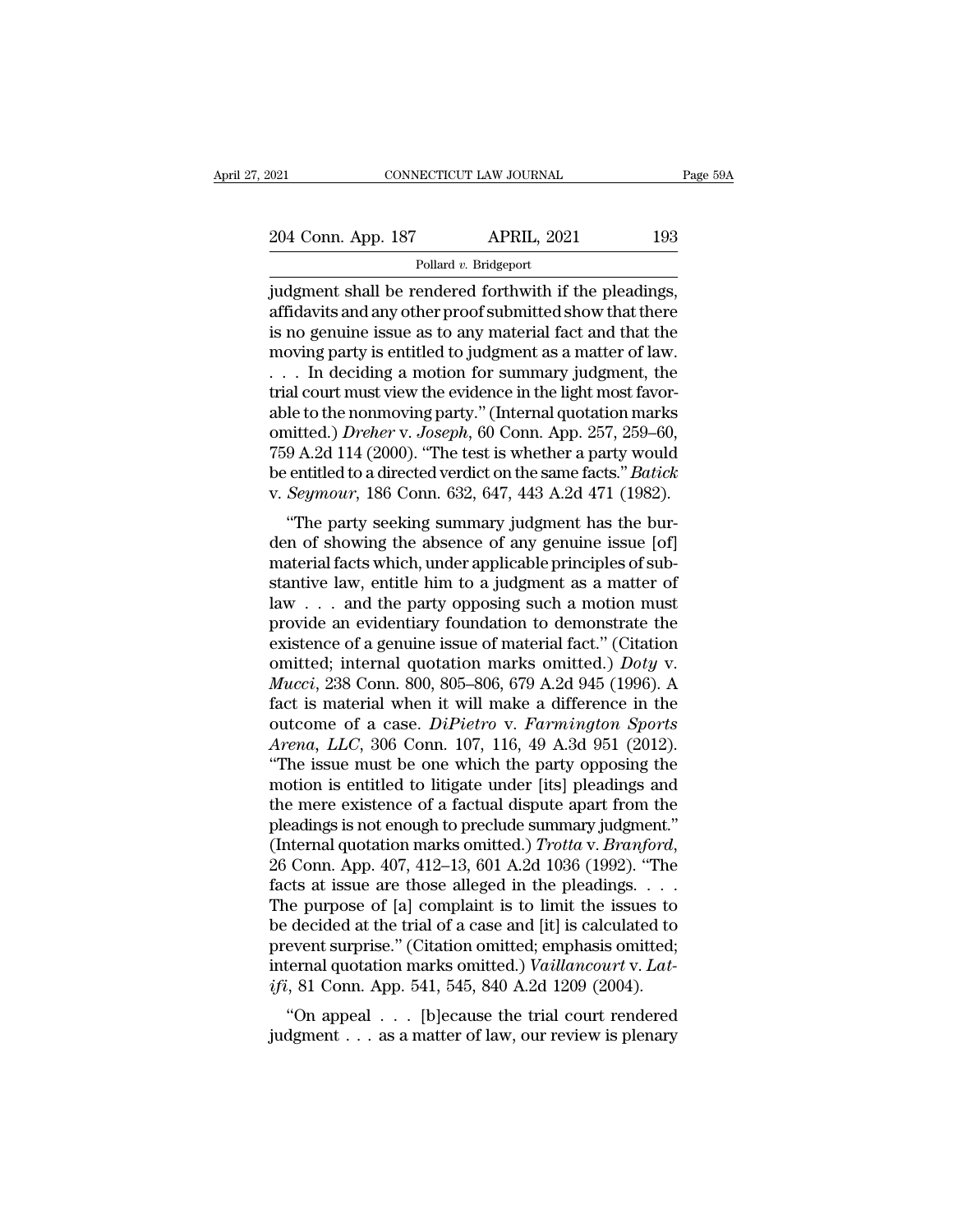judgment shall be rendered forthwith if the pleadings, affidavits and any other proof submitted show that there is no genuine issue as to any material fact and that the moving party is entitled to judgment as a matter of law. . . . In deciding a motion for summary judgment, the trial court must view the evidence in the light most favorable to the nonmoving party." (Internal quotation marks omitted.) *Dreher* v. *Joseph*, 60 Conn. App. 257, 259–60, 759 A.2d 114 (2000). "The test is whether a party would be entitled to a directed verdict on the same facts." *Batick* v. *Seymour*, 186 Conn. 632, 647, 443 A.2d 471 (1982).

"The party seeking summary judgment has the burden of showing the absence of any genuine issue [of] material facts which, under applicable principles of substantive law, entitle him to a judgment as a matter of law . . . and the party opposing such a motion must provide an evidentiary foundation to demonstrate the existence of a genuine issue of material fact." (Citation omitted; internal quotation marks omitted.) *Doty* v. *Mucci*, 238 Conn. 800, 805–806, 679 A.2d 945 (1996). A fact is material when it will make a difference in the outcome of a case. *DiPietro* v. *Farmington Sports Arena, LLC*, 306 Conn. 107, 116, 49 A.3d 951 (2012). "The issue must be one which the party opposing the motion is entitled to litigate under [its] pleadings and the mere existence of a factual dispute apart from the pleadings is not enough to preclude summary judgment." (Internal quotation marks omitted.) *Trotta* v. *Branford*, 26 Conn. App. 407, 412–13, 601 A.2d 1036 (1992). "The facts at issue are those alleged in the pleadings. . . . The purpose of [a] complaint is to limit the issues to be decided at the trial of a case and [it] is calculated to prevent surprise." (Citation omitted; emphasis omitted; internal quotation marks omitted.) *Vaillancourt* v. *Latifi*, 81 Conn. App. 541, 545, 840 A.2d 1209 (2004).

"On appeal . . . [b]ecause the trial court rendered judgment . . . as a matter of law, our review is plenary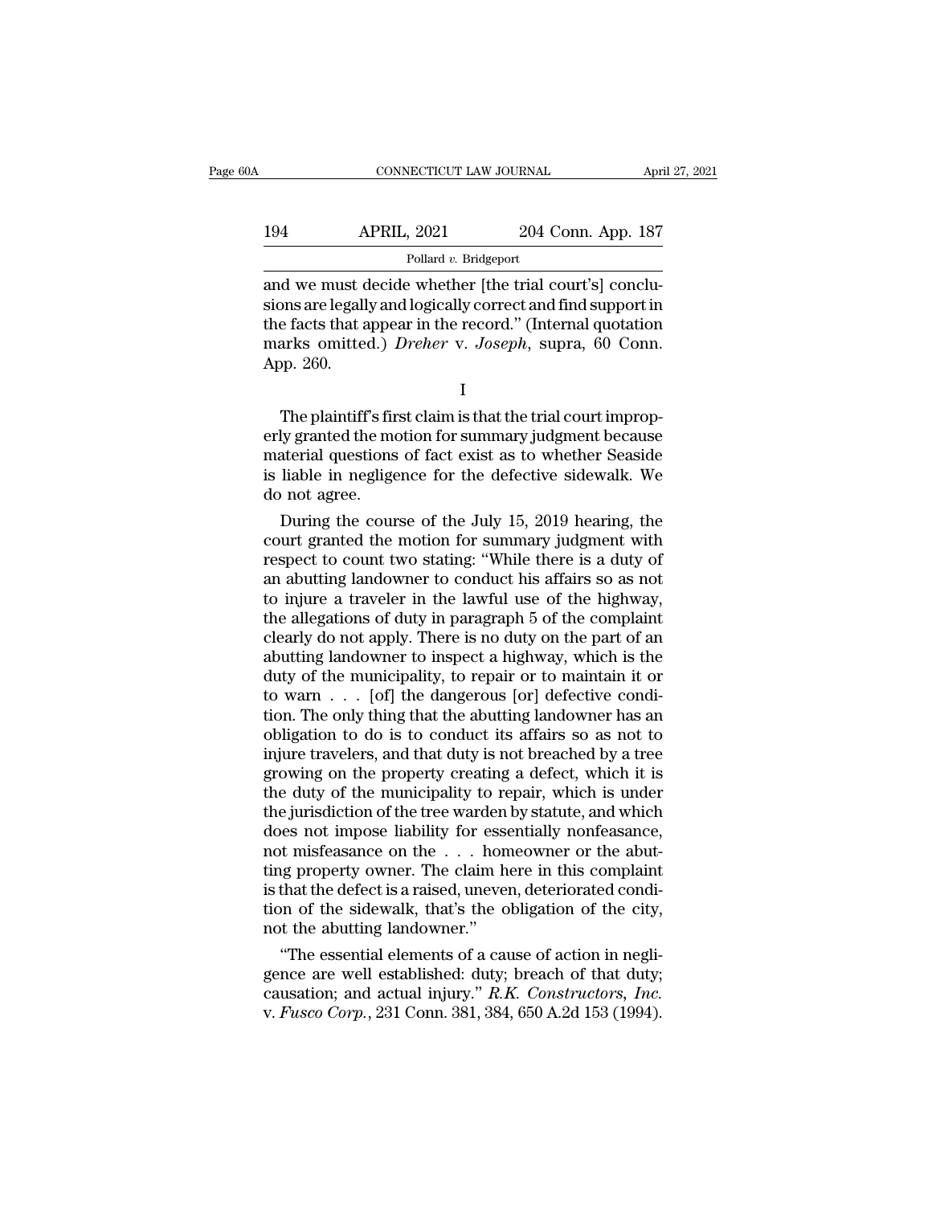and we must decide whether [the trial court's] conclusions are legally and logically correct and find support in the facts that appear in the record." (Internal quotation marks omitted.) *Dreher* v. *Joseph*, supra, 60 Conn. App. 260.

I

The plaintiff's first claim is that the trial court improperly granted the motion for summary judgment because material questions of fact exist as to whether Seaside is liable in negligence for the defective sidewalk. We do not agree.

During the course of the July 15, 2019 hearing, the court granted the motion for summary judgment with respect to count two stating: "While there is a duty of an abutting landowner to conduct his affairs so as not to injure a traveler in the lawful use of the highway, the allegations of duty in paragraph 5 of the complaint clearly do not apply. There is no duty on the part of an abutting landowner to inspect a highway, which is the duty of the municipality, to repair or to maintain it or to warn . . . [of] the dangerous [or] defective condition. The only thing that the abutting landowner has an obligation to do is to conduct its affairs so as not to injure travelers, and that duty is not breached by a tree growing on the property creating a defect, which it is the duty of the municipality to repair, which is under the jurisdiction of the tree warden by statute, and which does not impose liability for essentially nonfeasance, not misfeasance on the . . . homeowner or the abutting property owner. The claim here in this complaint is that the defect is a raised, uneven, deteriorated condition of the sidewalk, that's the obligation of the city, not the abutting landowner."

"The essential elements of a cause of action in negligence are well established: duty; breach of that duty; causation; and actual injury." *R.K. Constructors, Inc.* v. *Fusco Corp.*, 231 Conn. 381, 384, 650 A.2d 153 (1994).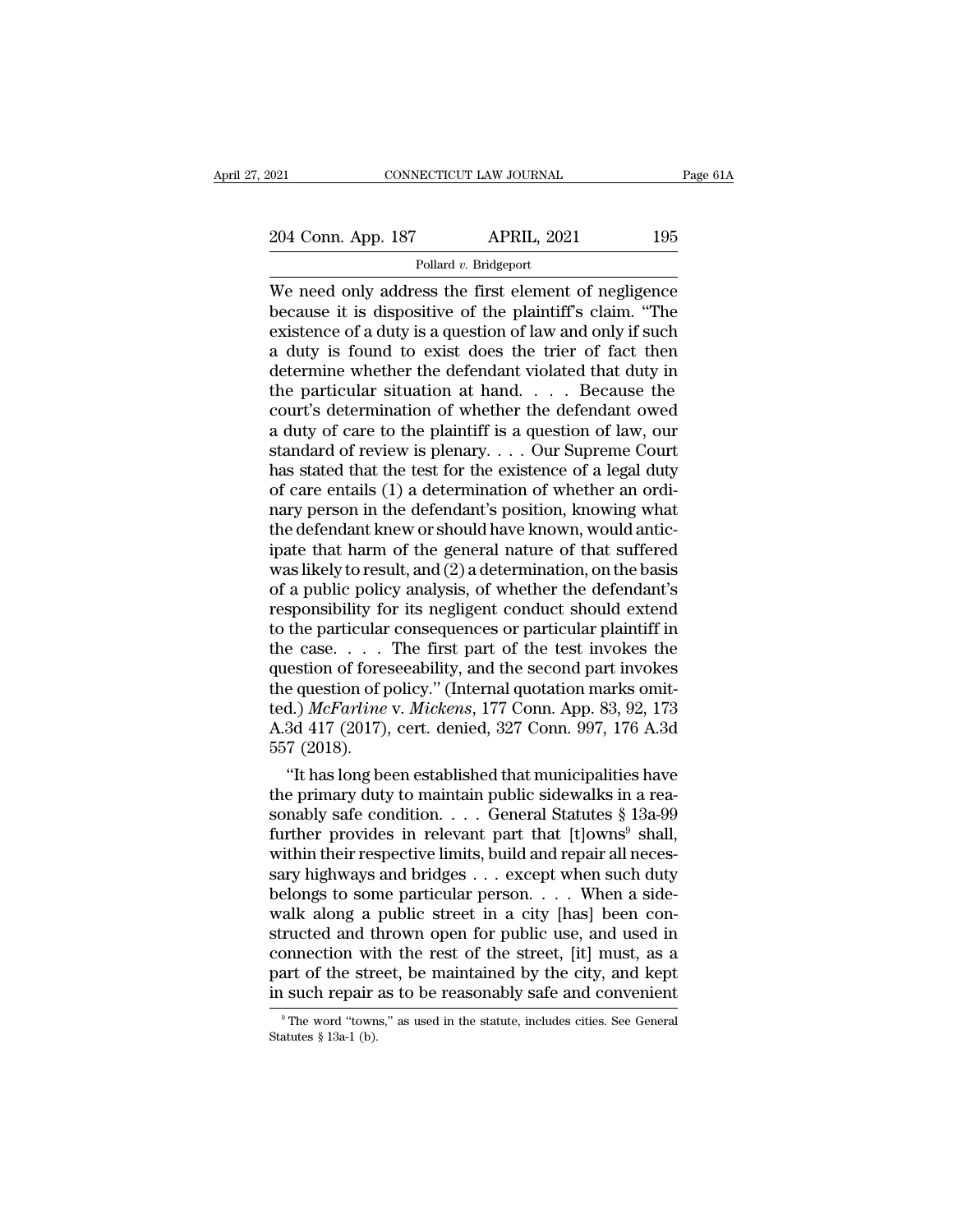We need only address the first element of negligence because it is dispositive of the plaintiff's claim. "The existence of a duty is a question of law and only if such a duty is found to exist does the trier of fact then determine whether the defendant violated that duty in the particular situation at hand. . . . Because the court's determination of whether the defendant owed a duty of care to the plaintiff is a question of law, our standard of review is plenary. . . . Our Supreme Court has stated that the test for the existence of a legal duty of care entails (1) a determination of whether an ordinary person in the defendant's position, knowing what the defendant knew or should have known, would anticipate that harm of the general nature of that suffered was likely to result, and (2) a determination, on the basis of a public policy analysis, of whether the defendant's responsibility for its negligent conduct should extend to the particular consequences or particular plaintiff in the case. . . . The first part of the test invokes the question of foreseeability, and the second part invokes the question of policy." (Internal quotation marks omitted.) *McFarline* v. *Mickens*, 177 Conn. App. 83, 92, 173 A.3d 417 (2017), cert. denied, 327 Conn. 997, 176 A.3d 557 (2018).

"It has long been established that municipalities have the primary duty to maintain public sidewalks in a reasonably safe condition. . . . General Statutes § 13a-99 further provides in relevant part that [t]owns[9] shall, within their respective limits, build and repair all necessary highways and bridges . . . except when such duty belongs to some particular person. . . . When a sidewalk along a public street in a city [has] been constructed and thrown open for public use, and used in connection with the rest of the street, [it] must, as a part of the street, be maintained by the city, and kept in such repair as to be reasonably safe and convenient

[9] The word "towns," as used in the statute, includes cities. See General Statutes § 13a-1 (b).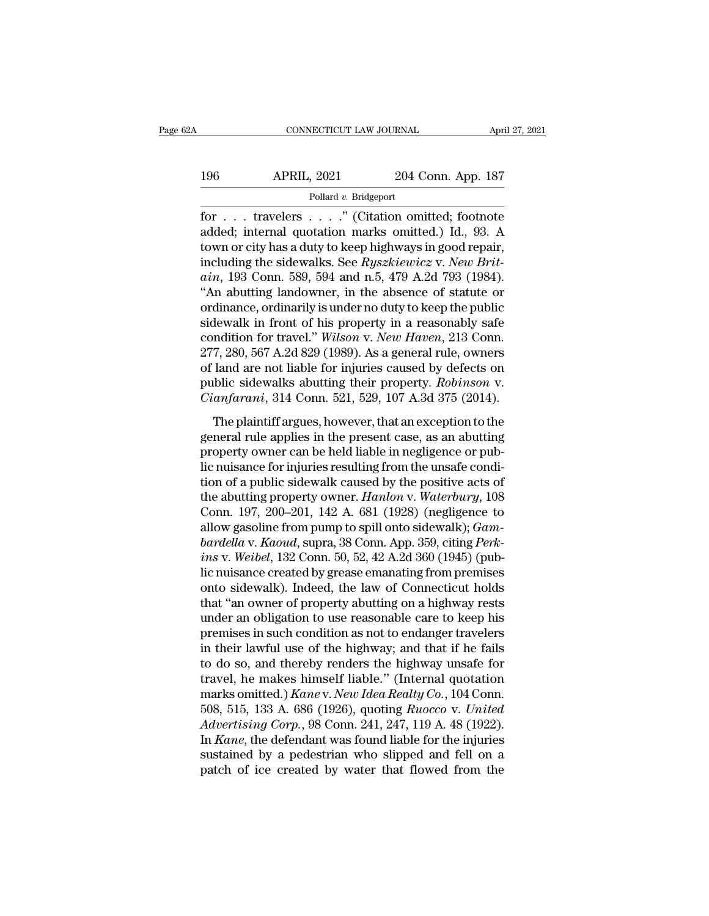for . . . travelers . . . .'' (Citation omitted; footnote added; internal quotation marks omitted.) Id., 93. A town or city has a duty to keep highways in good repair, including the sidewalks. See *Ryszkiewicz* v. *New Britain*, 193 Conn. 589, 594 and n.5, 479 A.2d 793 (1984). ''An abutting landowner, in the absence of statute or ordinance, ordinarily is under no duty to keep the public sidewalk in front of his property in a reasonably safe condition for travel.'' *Wilson* v. *New Haven*, 213 Conn. 277, 280, 567 A.2d 829 (1989). As a general rule, owners of land are not liable for injuries caused by defects on public sidewalks abutting their property. *Robinson* v. *Cianfarani*, 314 Conn. 521, 529, 107 A.3d 375 (2014).

The plaintiff argues, however, that an exception to the general rule applies in the present case, as an abutting property owner can be held liable in negligence or public nuisance for injuries resulting from the unsafe condition of a public sidewalk caused by the positive acts of the abutting property owner. *Hanlon* v. *Waterbury*, 108 Conn. 197, 200–201, 142 A. 681 (1928) (negligence to allow gasoline from pump to spill onto sidewalk); *Gambardella* v. *Kaoud*, supra, 38 Conn. App. 359, citing *Perkins* v. *Weibel*, 132 Conn. 50, 52, 42 A.2d 360 (1945) (public nuisance created by grease emanating from premises onto sidewalk). Indeed, the law of Connecticut holds that ''an owner of property abutting on a highway rests under an obligation to use reasonable care to keep his premises in such condition as not to endanger travelers in their lawful use of the highway; and that if he fails to do so, and thereby renders the highway unsafe for travel, he makes himself liable.'' (Internal quotation marks omitted.) *Kane* v. *New Idea Realty Co.*, 104 Conn. 508, 515, 133 A. 686 (1926), quoting *Ruocco* v. *United Advertising Corp.*, 98 Conn. 241, 247, 119 A. 48 (1922). In *Kane*, the defendant was found liable for the injuries sustained by a pedestrian who slipped and fell on a patch of ice created by water that flowed from the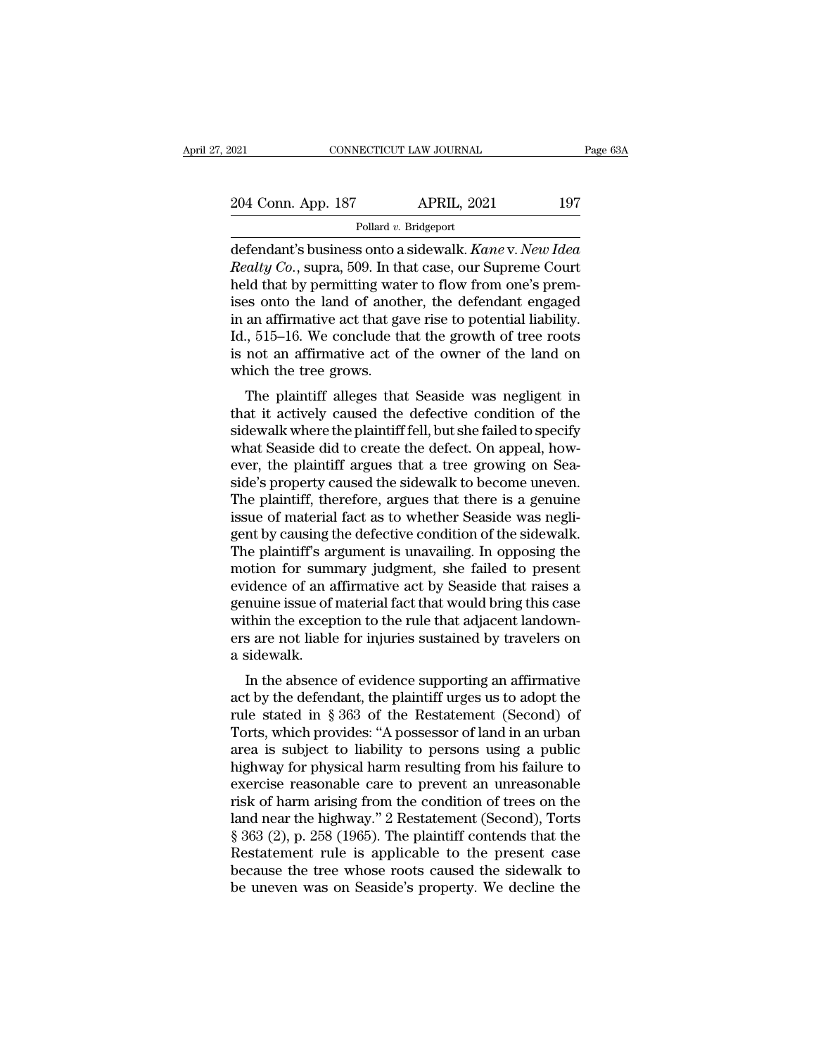defendant's business onto a sidewalk. *Kane* v. *New Idea Realty Co.*, supra, 509. In that case, our Supreme Court held that by permitting water to flow from one's premises onto the land of another, the defendant engaged in an affirmative act that gave rise to potential liability. Id., 515–16. We conclude that the growth of tree roots is not an affirmative act of the owner of the land on which the tree grows.

The plaintiff alleges that Seaside was negligent in that it actively caused the defective condition of the sidewalk where the plaintiff fell, but she failed to specify what Seaside did to create the defect. On appeal, however, the plaintiff argues that a tree growing on Seaside's property caused the sidewalk to become uneven. The plaintiff, therefore, argues that there is a genuine issue of material fact as to whether Seaside was negligent by causing the defective condition of the sidewalk. The plaintiff's argument is unavailing. In opposing the motion for summary judgment, she failed to present evidence of an affirmative act by Seaside that raises a genuine issue of material fact that would bring this case within the exception to the rule that adjacent landowners are not liable for injuries sustained by travelers on a sidewalk.

In the absence of evidence supporting an affirmative act by the defendant, the plaintiff urges us to adopt the rule stated in § 363 of the Restatement (Second) of Torts, which provides: "A possessor of land in an urban area is subject to liability to persons using a public highway for physical harm resulting from his failure to exercise reasonable care to prevent an unreasonable risk of harm arising from the condition of trees on the land near the highway." 2 Restatement (Second), Torts § 363 (2), p. 258 (1965). The plaintiff contends that the Restatement rule is applicable to the present case because the tree whose roots caused the sidewalk to be uneven was on Seaside's property. We decline the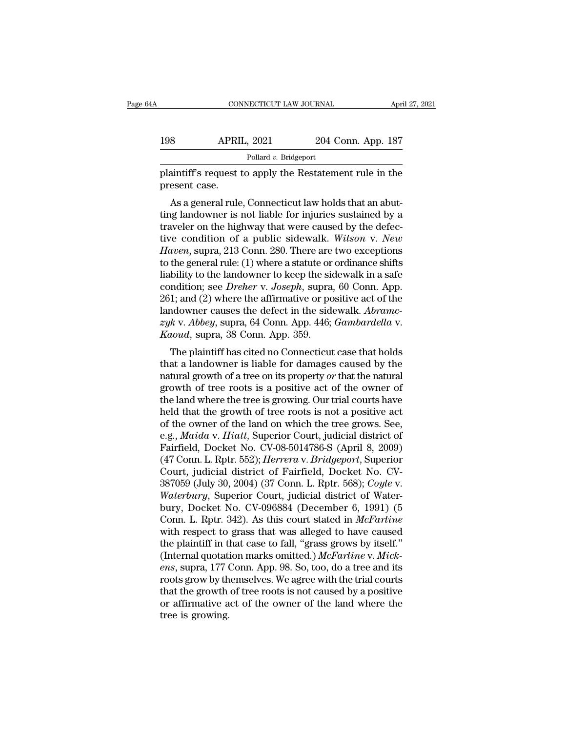plaintiff's request to apply the Restatement rule in the present case.

As a general rule, Connecticut law holds that an abutting landowner is not liable for injuries sustained by a traveler on the highway that were caused by the defective condition of a public sidewalk. *Wilson* v. *New Haven*, supra, 213 Conn. 280. There are two exceptions to the general rule: (1) where a statute or ordinance shifts liability to the landowner to keep the sidewalk in a safe condition; see *Dreher* v. *Joseph*, supra, 60 Conn. App. 261; and (2) where the affirmative or positive act of the landowner causes the defect in the sidewalk. *Abramczyk* v. *Abbey*, supra, 64 Conn. App. 446; *Gambardella* v. *Kaoud*, supra, 38 Conn. App. 359.

The plaintiff has cited no Connecticut case that holds that a landowner is liable for damages caused by the natural growth of a tree on its property *or* that the natural growth of tree roots is a positive act of the owner of the land where the tree is growing. Our trial courts have held that the growth of tree roots is not a positive act of the owner of the land on which the tree grows. See, e.g., *Maida* v. *Hiatt*, Superior Court, judicial district of Fairfield, Docket No. CV-08-5014786-S (April 8, 2009) (47 Conn. L. Rptr. 552); *Herrera* v. *Bridgeport*, Superior Court, judicial district of Fairfield, Docket No. CV-387059 (July 30, 2004) (37 Conn. L. Rptr. 568); *Coyle* v. *Waterbury*, Superior Court, judicial district of Waterbury, Docket No. CV-096884 (December 6, 1991) (5 Conn. L. Rptr. 342). As this court stated in *McFarline* with respect to grass that was alleged to have caused the plaintiff in that case to fall, "grass grows by itself." (Internal quotation marks omitted.) *McFarline* v. *Mickens*, supra, 177 Conn. App. 98. So, too, do a tree and its roots grow by themselves. We agree with the trial courts that the growth of tree roots is not caused by a positive or affirmative act of the owner of the land where the tree is growing.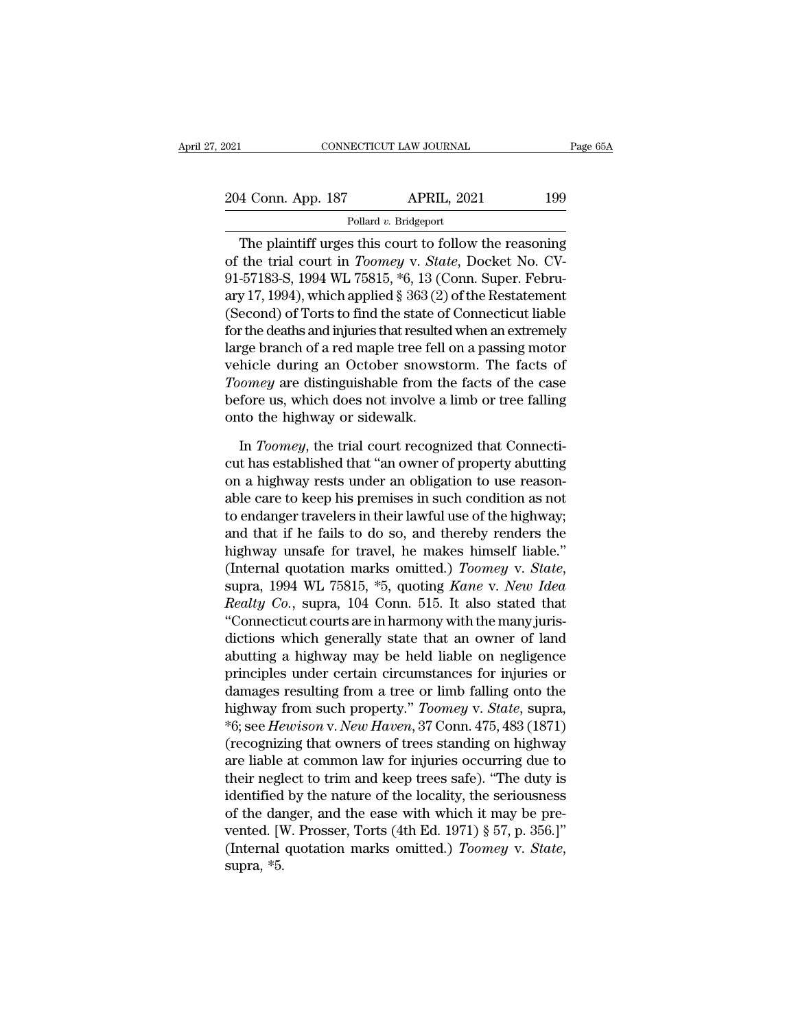The plaintiff urges this court to follow the reasoning of the trial court in *Toomey* v. *State*, Docket No. CV-91-57183-S, 1994 WL 75815, *6, 13 (Conn. Super. February 17, 1994), which applied § 363 (2) of the Restatement (Second) of Torts to find the state of Connecticut liable for the deaths and injuries that resulted when an extremely large branch of a red maple tree fell on a passing motor vehicle during an October snowstorm. The facts of *Toomey* are distinguishable from the facts of the case before us, which does not involve a limb or tree falling onto the highway or sidewalk.

In *Toomey*, the trial court recognized that Connecticut has established that "an owner of property abutting on a highway rests under an obligation to use reasonable care to keep his premises in such condition as not to endanger travelers in their lawful use of the highway; and that if he fails to do so, and thereby renders the highway unsafe for travel, he makes himself liable." (Internal quotation marks omitted.) *Toomey* v. *State*, supra, 1994 WL 75815, *5, quoting *Kane* v. *New Idea Realty Co.*, supra, 104 Conn. 515. It also stated that "Connecticut courts are in harmony with the many jurisdictions which generally state that an owner of land abutting a highway may be held liable on negligence principles under certain circumstances for injuries or damages resulting from a tree or limb falling onto the highway from such property." *Toomey* v. *State*, supra, *6; see *Hewison* v. *New Haven*, 37 Conn. 475, 483 (1871) (recognizing that owners of trees standing on highway are liable at common law for injuries occurring due to their neglect to trim and keep trees safe). "The duty is identified by the nature of the locality, the seriousness of the danger, and the ease with which it may be prevented. [W. Prosser, Torts (4th Ed. 1971) § 57, p. 356.]" (Internal quotation marks omitted.) *Toomey* v. *State*, supra, *5.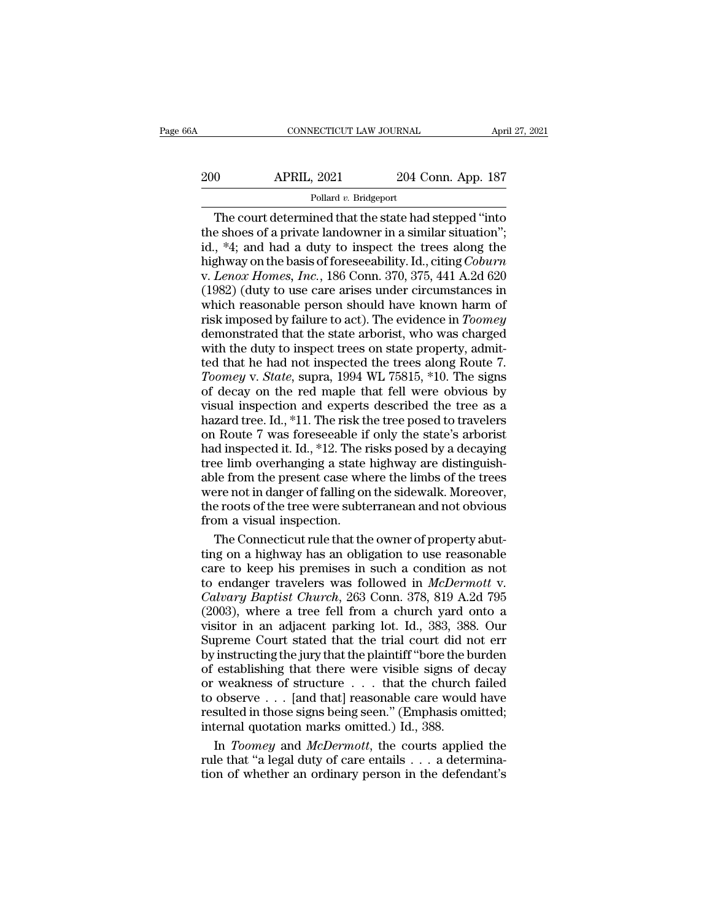The court determined that the state had stepped "into the shoes of a private landowner in a similar situation"; id., *4; and had a duty to inspect the trees along the highway on the basis of foreseeability. Id., citing *Coburn* v. *Lenox Homes, Inc.*, 186 Conn. 370, 375, 441 A.2d 620 (1982) (duty to use care arises under circumstances in which reasonable person should have known harm of risk imposed by failure to act). The evidence in *Toomey* demonstrated that the state arborist, who was charged with the duty to inspect trees on state property, admitted that he had not inspected the trees along Route 7. *Toomey* v. *State*, supra, 1994 WL 75815, *10. The signs of decay on the red maple that fell were obvious by visual inspection and experts described the tree as a hazard tree. Id., *11. The risk the tree posed to travelers on Route 7 was foreseeable if only the state's arborist had inspected it. Id., *12. The risks posed by a decaying tree limb overhanging a state highway are distinguishable from the present case where the limbs of the trees were not in danger of falling on the sidewalk. Moreover, the roots of the tree were subterranean and not obvious from a visual inspection.

The Connecticut rule that the owner of property abutting on a highway has an obligation to use reasonable care to keep his premises in such a condition as not to endanger travelers was followed in *McDermott* v. *Calvary Baptist Church*, 263 Conn. 378, 819 A.2d 795 (2003), where a tree fell from a church yard onto a visitor in an adjacent parking lot. Id., 383, 388. Our Supreme Court stated that the trial court did not err by instructing the jury that the plaintiff "bore the burden of establishing that there were visible signs of decay or weakness of structure . . . that the church failed to observe . . . [and that] reasonable care would have resulted in those signs being seen." (Emphasis omitted; internal quotation marks omitted.) Id., 388.

In *Toomey* and *McDermott*, the courts applied the rule that "a legal duty of care entails . . . a determination of whether an ordinary person in the defendant's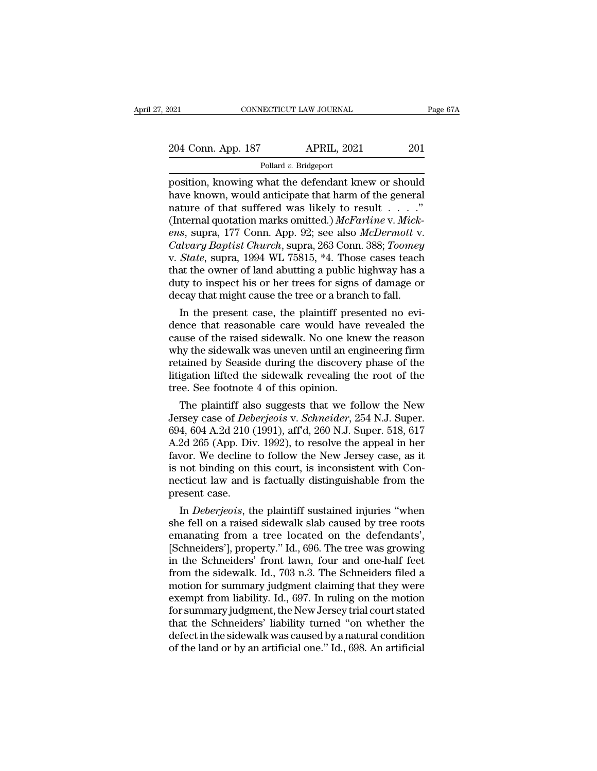position, knowing what the defendant knew or should have known, would anticipate that harm of the general nature of that suffered was likely to result . . . ." (Internal quotation marks omitted.) *McFarline* v. *Mickens*, supra, 177 Conn. App. 92; see also *McDermott* v. *Calvary Baptist Church*, supra, 263 Conn. 388; *Toomey* v. *State*, supra, 1994 WL 75815, *4. Those cases teach that the owner of land abutting a public highway has a duty to inspect his or her trees for signs of damage or decay that might cause the tree or a branch to fall.

In the present case, the plaintiff presented no evidence that reasonable care would have revealed the cause of the raised sidewalk. No one knew the reason why the sidewalk was uneven until an engineering firm retained by Seaside during the discovery phase of the litigation lifted the sidewalk revealing the root of the tree. See footnote 4 of this opinion.

The plaintiff also suggests that we follow the New Jersey case of *Deberjeois* v. *Schneider*, 254 N.J. Super. 694, 604 A.2d 210 (1991), aff'd, 260 N.J. Super. 518, 617 A.2d 265 (App. Div. 1992), to resolve the appeal in her favor. We decline to follow the New Jersey case, as it is not binding on this court, is inconsistent with Connecticut law and is factually distinguishable from the present case.

In *Deberjeois*, the plaintiff sustained injuries "when she fell on a raised sidewalk slab caused by tree roots emanating from a tree located on the defendants', [Schneiders'], property." Id., 696. The tree was growing in the Schneiders' front lawn, four and one-half feet from the sidewalk. Id., 703 n.3. The Schneiders filed a motion for summary judgment claiming that they were exempt from liability. Id., 697. In ruling on the motion for summary judgment, the New Jersey trial court stated that the Schneiders' liability turned "on whether the defect in the sidewalk was caused by a natural condition of the land or by an artificial one." Id., 698. An artificial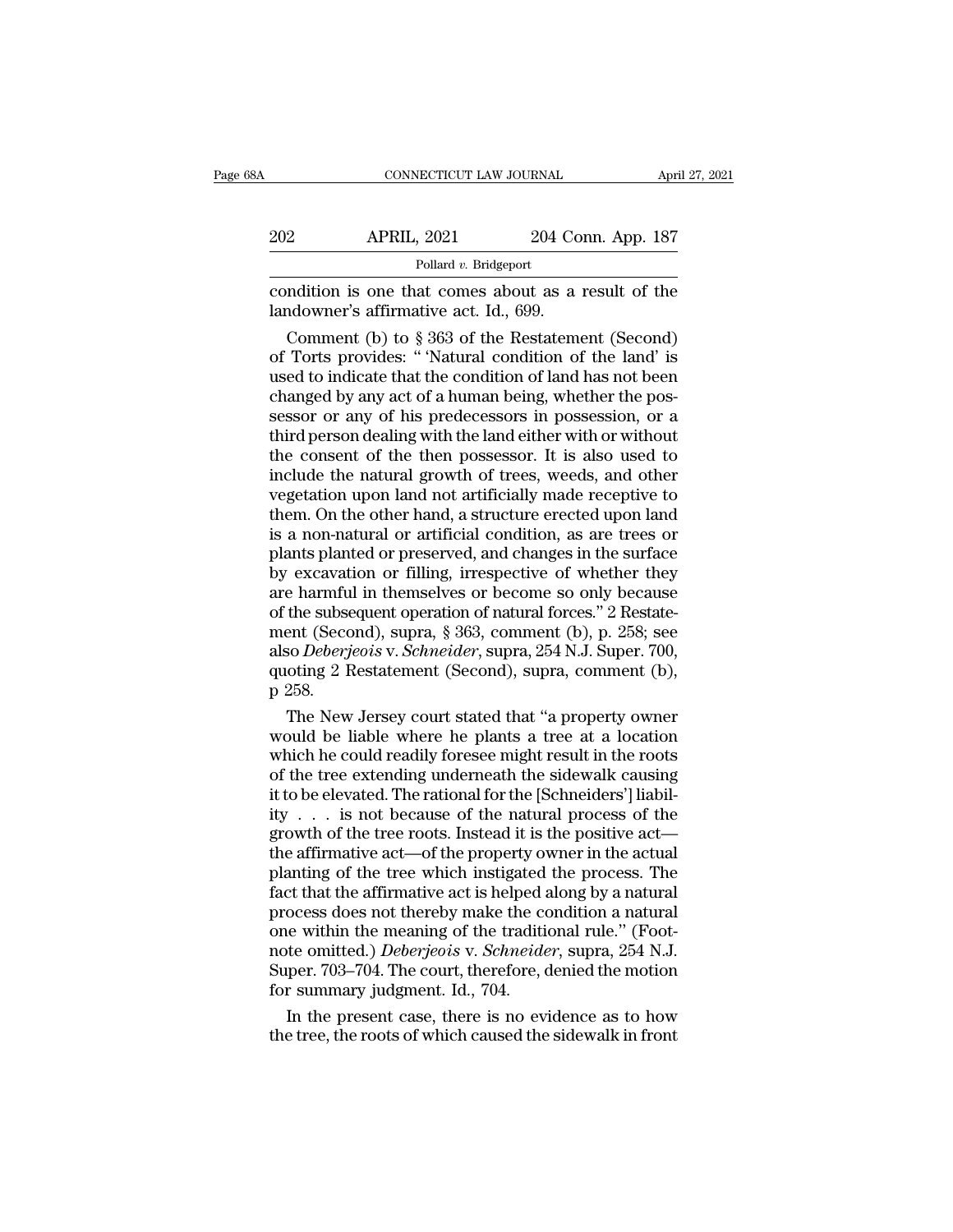condition is one that comes about as a result of the landowner's affirmative act. Id., 699.

Comment (b) to § 363 of the Restatement (Second) of Torts provides: " 'Natural condition of the land' is used to indicate that the condition of land has not been changed by any act of a human being, whether the possessor or any of his predecessors in possession, or a third person dealing with the land either with or without the consent of the then possessor. It is also used to include the natural growth of trees, weeds, and other vegetation upon land not artificially made receptive to them. On the other hand, a structure erected upon land is a non-natural or artificial condition, as are trees or plants planted or preserved, and changes in the surface by excavation or filling, irrespective of whether they are harmful in themselves or become so only because of the subsequent operation of natural forces." 2 Restatement (Second), supra, § 363, comment (b), p. 258; see also *Deberjeois* v. *Schneider*, supra, 254 N.J. Super. 700, quoting 2 Restatement (Second), supra, comment (b), p 258.

The New Jersey court stated that "a property owner would be liable where he plants a tree at a location which he could readily foresee might result in the roots of the tree extending underneath the sidewalk causing it to be elevated. The rational for the [Schneiders'] liability . . . is not because of the natural process of the growth of the tree roots. Instead it is the positive act—the affirmative act—of the property owner in the actual planting of the tree which instigated the process. The fact that the affirmative act is helped along by a natural process does not thereby make the condition a natural one within the meaning of the traditional rule." (Footnote omitted.) *Deberjeois* v. *Schneider*, supra, 254 N.J. Super. 703–704. The court, therefore, denied the motion for summary judgment. Id., 704.

In the present case, there is no evidence as to how the tree, the roots of which caused the sidewalk in front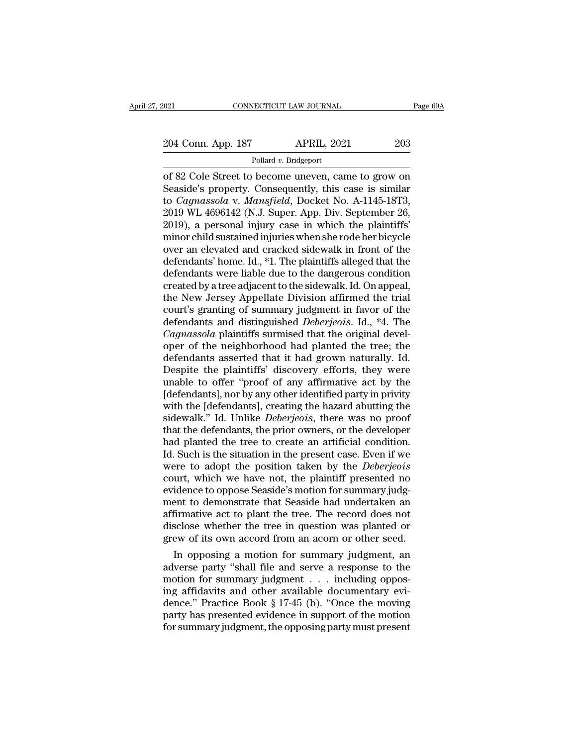of 82 Cole Street to become uneven, came to grow on Seaside's property. Consequently, this case is similar to *Cagnassola* v. *Mansfield*, Docket No. A-1145-18T3, 2019 WL 4696142 (N.J. Super. App. Div. September 26, 2019), a personal injury case in which the plaintiffs' minor child sustained injuries when she rode her bicycle over an elevated and cracked sidewalk in front of the defendants' home. Id., *1. The plaintiffs alleged that the defendants were liable due to the dangerous condition created by a tree adjacent to the sidewalk. Id. On appeal, the New Jersey Appellate Division affirmed the trial court's granting of summary judgment in favor of the defendants and distinguished *Deberjeois*. Id., *4. The *Cagnassola* plaintiffs surmised that the original developer of the neighborhood had planted the tree; the defendants asserted that it had grown naturally. Id. Despite the plaintiffs' discovery efforts, they were unable to offer "proof of any affirmative act by the [defendants], nor by any other identified party in privity with the [defendants], creating the hazard abutting the sidewalk." Id. Unlike *Deberjeois*, there was no proof that the defendants, the prior owners, or the developer had planted the tree to create an artificial condition. Id. Such is the situation in the present case. Even if we were to adopt the position taken by the *Deberjeois* court, which we have not, the plaintiff presented no evidence to oppose Seaside's motion for summary judgment to demonstrate that Seaside had undertaken an affirmative act to plant the tree. The record does not disclose whether the tree in question was planted or grew of its own accord from an acorn or other seed.

In opposing a motion for summary judgment, an adverse party "shall file and serve a response to the motion for summary judgment . . . including opposing affidavits and other available documentary evidence." Practice Book § 17-45 (b). "Once the moving party has presented evidence in support of the motion for summary judgment, the opposing party must present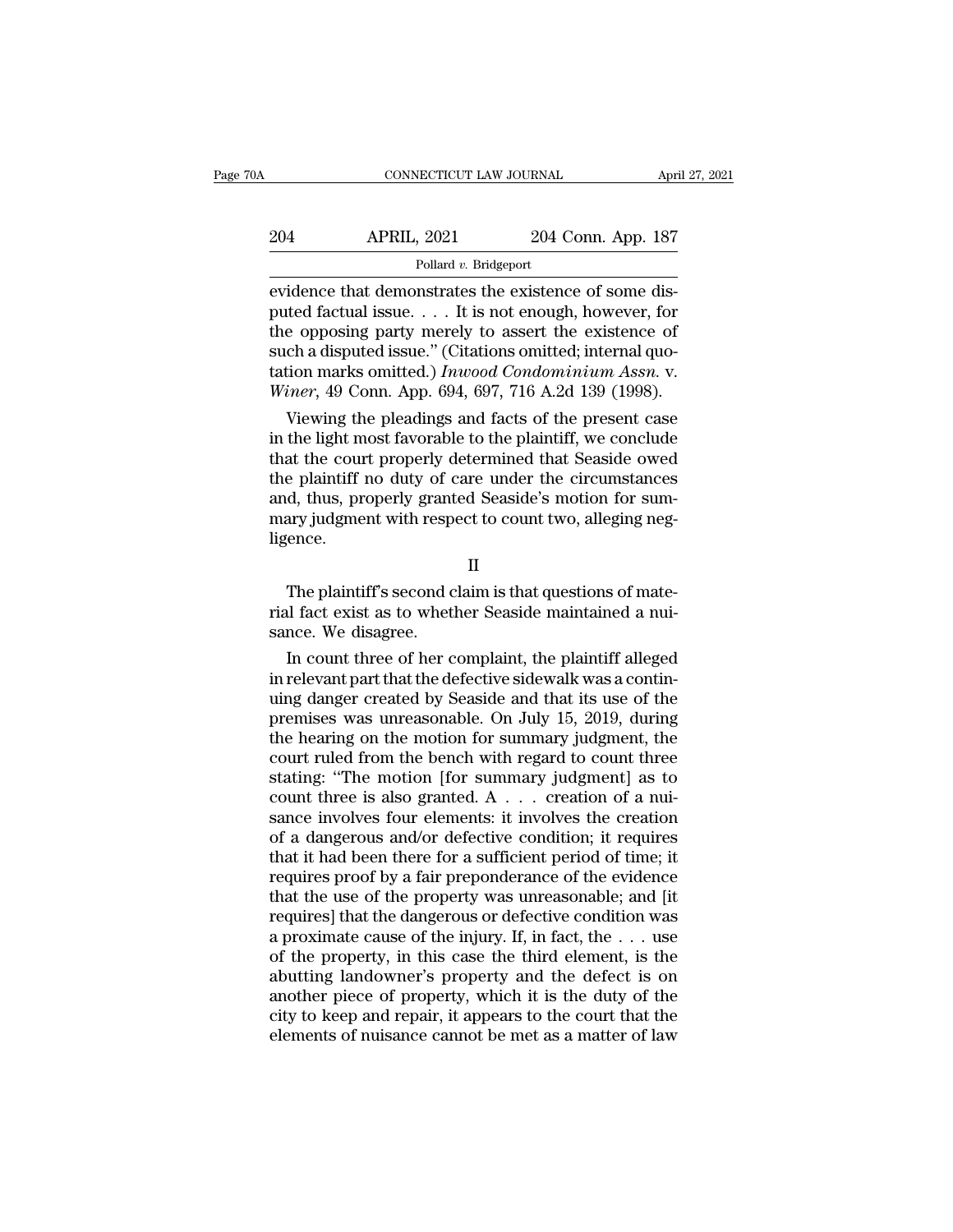evidence that demonstrates the existence of some disputed factual issue. . . . It is not enough, however, for the opposing party merely to assert the existence of such a disputed issue." (Citations omitted; internal quotation marks omitted.) *Inwood Condominium Assn.* v. *Winer*, 49 Conn. App. 694, 697, 716 A.2d 139 (1998).

Viewing the pleadings and facts of the present case in the light most favorable to the plaintiff, we conclude that the court properly determined that Seaside owed the plaintiff no duty of care under the circumstances and, thus, properly granted Seaside's motion for summary judgment with respect to count two, alleging negligence.

## II

The plaintiff's second claim is that questions of material fact exist as to whether Seaside maintained a nuisance. We disagree.

In count three of her complaint, the plaintiff alleged in relevant part that the defective sidewalk was a continuing danger created by Seaside and that its use of the premises was unreasonable. On July 15, 2019, during the hearing on the motion for summary judgment, the court ruled from the bench with regard to count three stating: "The motion [for summary judgment] as to count three is also granted. A . . . creation of a nuisance involves four elements: it involves the creation of a dangerous and/or defective condition; it requires that it had been there for a sufficient period of time; it requires proof by a fair preponderance of the evidence that the use of the property was unreasonable; and [it requires] that the dangerous or defective condition was a proximate cause of the injury. If, in fact, the . . . use of the property, in this case the third element, is the abutting landowner's property and the defect is on another piece of property, which it is the duty of the city to keep and repair, it appears to the court that the elements of nuisance cannot be met as a matter of law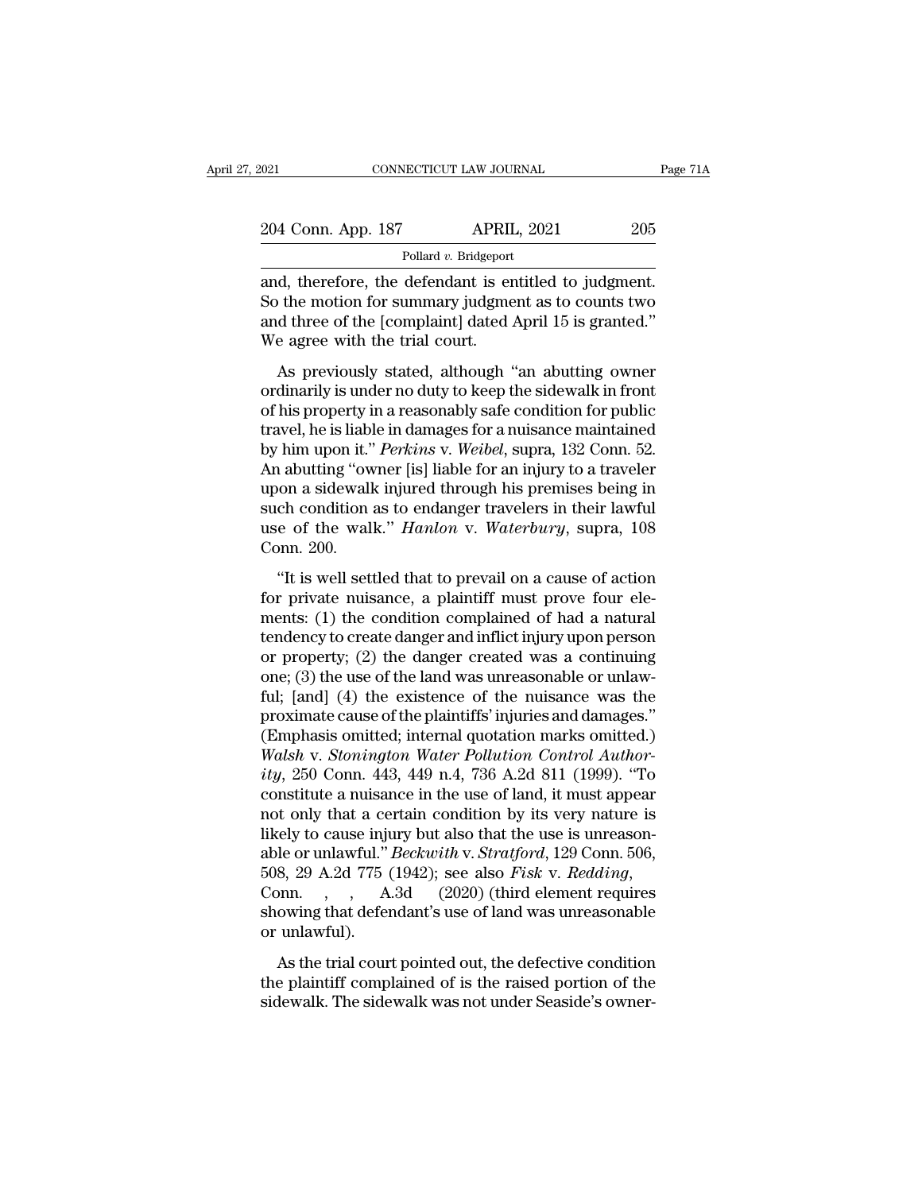and, therefore, the defendant is entitled to judgment. So the motion for summary judgment as to counts two and three of the [complaint] dated April 15 is granted." We agree with the trial court.

As previously stated, although "an abutting owner ordinarily is under no duty to keep the sidewalk in front of his property in a reasonably safe condition for public travel, he is liable in damages for a nuisance maintained by him upon it." *Perkins* v. *Weibel*, supra, 132 Conn. 52. An abutting "owner [is] liable for an injury to a traveler upon a sidewalk injured through his premises being in such condition as to endanger travelers in their lawful use of the walk." *Hanlon* v. *Waterbury*, supra, 108 Conn. 200.

"It is well settled that to prevail on a cause of action for private nuisance, a plaintiff must prove four elements: (1) the condition complained of had a natural tendency to create danger and inflict injury upon person or property; (2) the danger created was a continuing one; (3) the use of the land was unreasonable or unlawful; [and] (4) the existence of the nuisance was the proximate cause of the plaintiffs' injuries and damages." (Emphasis omitted; internal quotation marks omitted.) *Walsh* v. *Stonington Water Pollution Control Authority*, 250 Conn. 443, 449 n.4, 736 A.2d 811 (1999). "To constitute a nuisance in the use of land, it must appear not only that a certain condition by its very nature is likely to cause injury but also that the use is unreasonable or unlawful." *Beckwith* v. *Stratford*, 129 Conn. 506, 508, 29 A.2d 775 (1942); see also *Fisk* v. *Redding*, Conn. , , A.3d (2020) (third element requires showing that defendant's use of land was unreasonable or unlawful).

As the trial court pointed out, the defective condition the plaintiff complained of is the raised portion of the sidewalk. The sidewalk was not under Seaside's owner-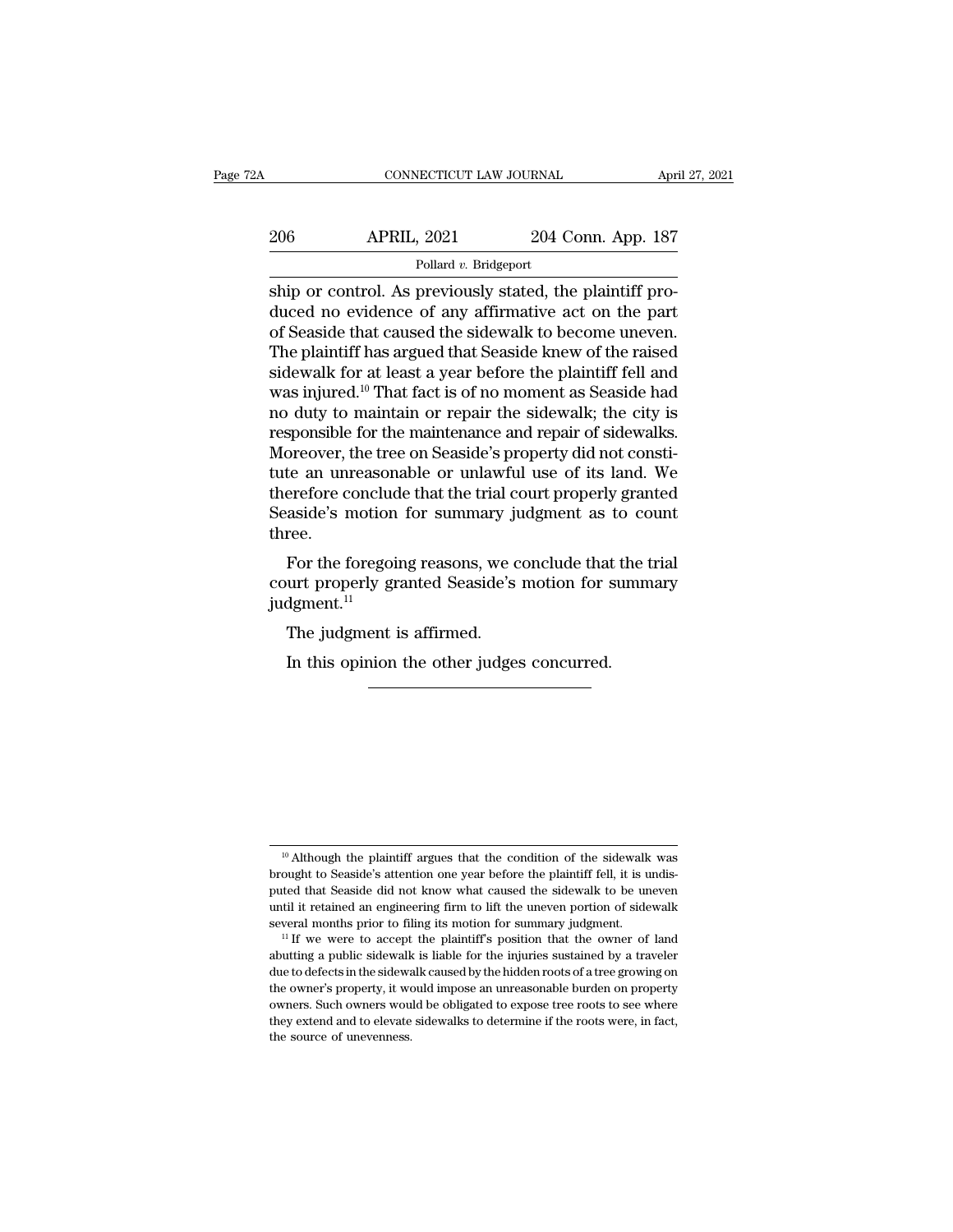ship or control. As previously stated, the plaintiff produced no evidence of any affirmative act on the part of Seaside that caused the sidewalk to become uneven. The plaintiff has argued that Seaside knew of the raised sidewalk for at least a year before the plaintiff fell and was injured.[10] That fact is of no moment as Seaside had no duty to maintain or repair the sidewalk; the city is responsible for the maintenance and repair of sidewalks. Moreover, the tree on Seaside's property did not constitute an unreasonable or unlawful use of its land. We therefore conclude that the trial court properly granted Seaside's motion for summary judgment as to count three.

For the foregoing reasons, we conclude that the trial court properly granted Seaside's motion for summary judgment.[11]

The judgment is affirmed.

In this opinion the other judges concurred.

---

[10] Although the plaintiff argues that the condition of the sidewalk was brought to Seaside's attention one year before the plaintiff fell, it is undisputed that Seaside did not know what caused the sidewalk to be uneven until it retained an engineering firm to lift the uneven portion of sidewalk several months prior to filing its motion for summary judgment.

[11] If we were to accept the plaintiff's position that the owner of land abutting a public sidewalk is liable for the injuries sustained by a traveler due to defects in the sidewalk caused by the hidden roots of a tree growing on the owner's property, it would impose an unreasonable burden on property owners. Such owners would be obligated to expose tree roots to see where they extend and to elevate sidewalks to determine if the roots were, in fact, the source of unevenness.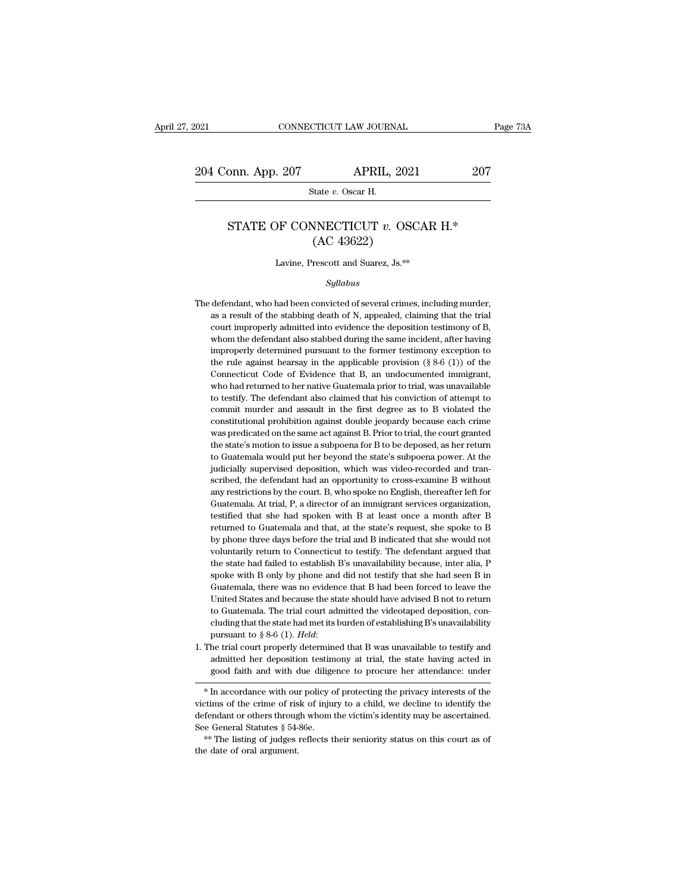# STATE OF CONNECTICUT *v.* OSCAR H.*
## (AC 43622)

Lavine, Prescott and Suarez, Js.**

*Syllabus*

The defendant, who had been convicted of several crimes, including murder, as a result of the stabbing death of N, appealed, claiming that the trial court improperly admitted into evidence the deposition testimony of B, whom the defendant also stabbed during the same incident, after having improperly determined pursuant to the former testimony exception to the rule against hearsay in the applicable provision (§ 8-6 (1)) of the Connecticut Code of Evidence that B, an undocumented immigrant, who had returned to her native Guatemala prior to trial, was unavailable to testify. The defendant also claimed that his conviction of attempt to commit murder and assault in the first degree as to B violated the constitutional prohibition against double jeopardy because each crime was predicated on the same act against B. Prior to trial, the court granted the state's motion to issue a subpoena for B to be deposed, as her return to Guatemala would put her beyond the state's subpoena power. At the judicially supervised deposition, which was video-recorded and transcribed, the defendant had an opportunity to cross-examine B without any restrictions by the court. B, who spoke no English, thereafter left for Guatemala. At trial, P, a director of an immigrant services organization, testified that she had spoken with B at least once a month after B returned to Guatemala and that, at the state's request, she spoke to B by phone three days before the trial and B indicated that she would not voluntarily return to Connecticut to testify. The defendant argued that the state had failed to establish B's unavailability because, inter alia, P spoke with B only by phone and did not testify that she had seen B in Guatemala, there was no evidence that B had been forced to leave the United States and because the state should have advised B not to return to Guatemala. The trial court admitted the videotaped deposition, concluding that the state had met its burden of establishing B's unavailability pursuant to § 8-6 (1). *Held*:

1. The trial court properly determined that B was unavailable to testify and admitted her deposition testimony at trial, the state having acted in good faith and with due diligence to procure her attendance: under

---

\* In accordance with our policy of protecting the privacy interests of the victims of the crime of risk of injury to a child, we decline to identify the defendant or others through whom the victim's identity may be ascertained. See General Statutes § 54-86e.

\*\* The listing of judges reflects their seniority status on this court as of the date of oral argument.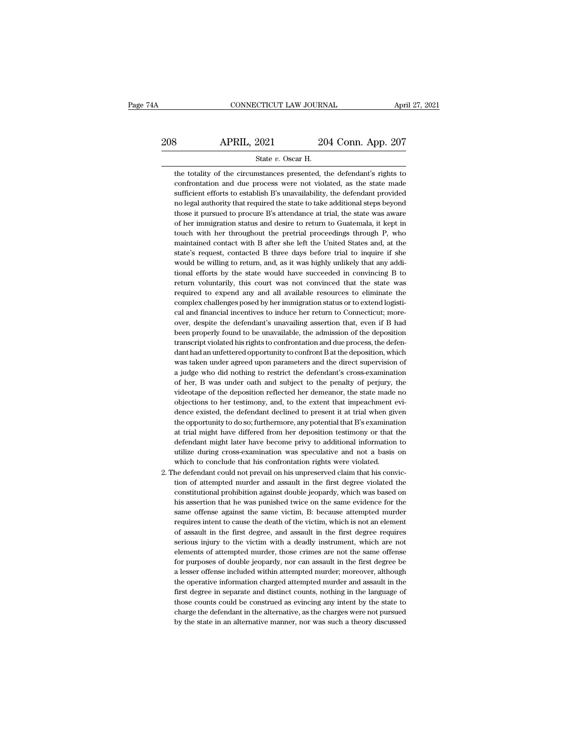the totality of the circumstances presented, the defendant's rights to confrontation and due process were not violated, as the state made sufficient efforts to establish B's unavailability, the defendant provided no legal authority that required the state to take additional steps beyond those it pursued to procure B's attendance at trial, the state was aware of her immigration status and desire to return to Guatemala, it kept in touch with her throughout the pretrial proceedings through P, who maintained contact with B after she left the United States and, at the state's request, contacted B three days before trial to inquire if she would be willing to return, and, as it was highly unlikely that any additional efforts by the state would have succeeded in convincing B to return voluntarily, this court was not convinced that the state was required to expend any and all available resources to eliminate the complex challenges posed by her immigration status or to extend logistical and financial incentives to induce her return to Connecticut; moreover, despite the defendant's unavailing assertion that, even if B had been properly found to be unavailable, the admission of the deposition transcript violated his rights to confrontation and due process, the defendant had an unfettered opportunity to confront B at the deposition, which was taken under agreed upon parameters and the direct supervision of a judge who did nothing to restrict the defendant's cross-examination of her, B was under oath and subject to the penalty of perjury, the videotape of the deposition reflected her demeanor, the state made no objections to her testimony, and, to the extent that impeachment evidence existed, the defendant declined to present it at trial when given the opportunity to do so; furthermore, any potential that B's examination at trial might have differed from her deposition testimony or that the defendant might later have become privy to additional information to utilize during cross-examination was speculative and not a basis on which to conclude that his confrontation rights were violated.

2. The defendant could not prevail on his unpreserved claim that his conviction of attempted murder and assault in the first degree violated the constitutional prohibition against double jeopardy, which was based on his assertion that he was punished twice on the same evidence for the same offense against the same victim, B: because attempted murder requires intent to cause the death of the victim, which is not an element of assault in the first degree, and assault in the first degree requires serious injury to the victim with a deadly instrument, which are not elements of attempted murder, those crimes are not the same offense for purposes of double jeopardy, nor can assault in the first degree be a lesser offense included within attempted murder; moreover, although the operative information charged attempted murder and assault in the first degree in separate and distinct counts, nothing in the language of those counts could be construed as evincing any intent by the state to charge the defendant in the alternative, as the charges were not pursued by the state in an alternative manner, nor was such a theory discussed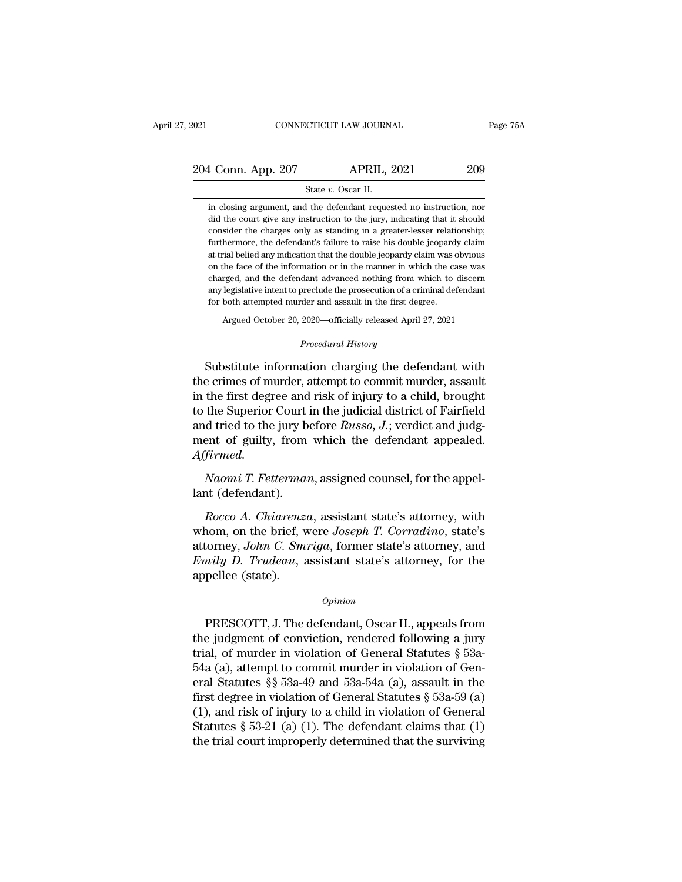in closing argument, and the defendant requested no instruction, nor did the court give any instruction to the jury, indicating that it should consider the charges only as standing in a greater-lesser relationship; furthermore, the defendant's failure to raise his double jeopardy claim at trial belied any indication that the double jeopardy claim was obvious on the face of the information or in the manner in which the case was charged, and the defendant advanced nothing from which to discern any legislative intent to preclude the prosecution of a criminal defendant for both attempted murder and assault in the first degree.

Argued October 20, 2020—officially released April 27, 2021

*Procedural History*

Substitute information charging the defendant with the crimes of murder, attempt to commit murder, assault in the first degree and risk of injury to a child, brought to the Superior Court in the judicial district of Fairfield and tried to the jury before *Russo, J.*; verdict and judgment of guilty, from which the defendant appealed. *Affirmed.*

*Naomi T. Fetterman*, assigned counsel, for the appellant (defendant).

*Rocco A. Chiarenza*, assistant state's attorney, with whom, on the brief, were *Joseph T. Corradino*, state's attorney, *John C. Smriga*, former state's attorney, and *Emily D. Trudeau*, assistant state's attorney, for the appellee (state).

*Opinion*

PRESCOTT, J. The defendant, Oscar H., appeals from the judgment of conviction, rendered following a jury trial, of murder in violation of General Statutes § 53a-54a (a), attempt to commit murder in violation of General Statutes §§ 53a-49 and 53a-54a (a), assault in the first degree in violation of General Statutes § 53a-59 (a) (1), and risk of injury to a child in violation of General Statutes § 53-21 (a) (1). The defendant claims that (1) the trial court improperly determined that the surviving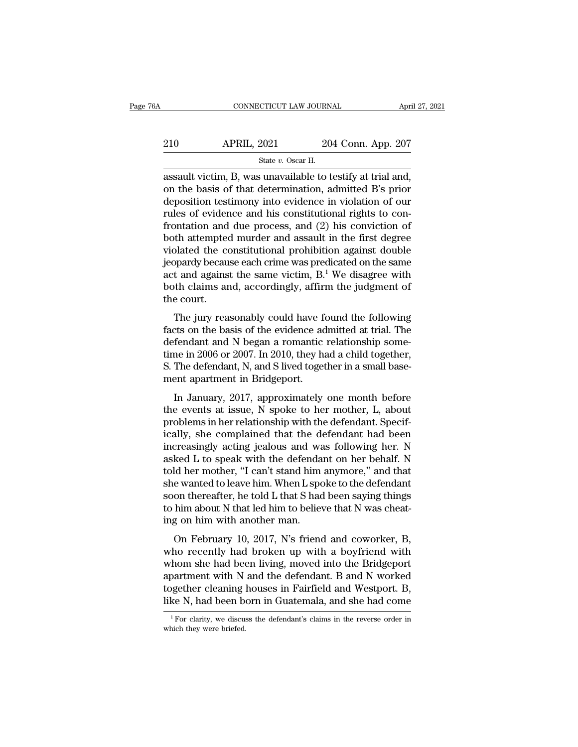assault victim, B, was unavailable to testify at trial and, on the basis of that determination, admitted B's prior deposition testimony into evidence in violation of our rules of evidence and his constitutional rights to confrontation and due process, and (2) his conviction of both attempted murder and assault in the first degree violated the constitutional prohibition against double jeopardy because each crime was predicated on the same act and against the same victim, B.[1] We disagree with both claims and, accordingly, affirm the judgment of the court.

The jury reasonably could have found the following facts on the basis of the evidence admitted at trial. The defendant and N began a romantic relationship sometime in 2006 or 2007. In 2010, they had a child together, S. The defendant, N, and S lived together in a small basement apartment in Bridgeport.

In January, 2017, approximately one month before the events at issue, N spoke to her mother, L, about problems in her relationship with the defendant. Specifically, she complained that the defendant had been increasingly acting jealous and was following her. N asked L to speak with the defendant on her behalf. N told her mother, "I can't stand him anymore," and that she wanted to leave him. When L spoke to the defendant soon thereafter, he told L that S had been saying things to him about N that led him to believe that N was cheating on him with another man.

On February 10, 2017, N's friend and coworker, B, who recently had broken up with a boyfriend with whom she had been living, moved into the Bridgeport apartment with N and the defendant. B and N worked together cleaning houses in Fairfield and Westport. B, like N, had been born in Guatemala, and she had come

[1] For clarity, we discuss the defendant's claims in the reverse order in which they were briefed.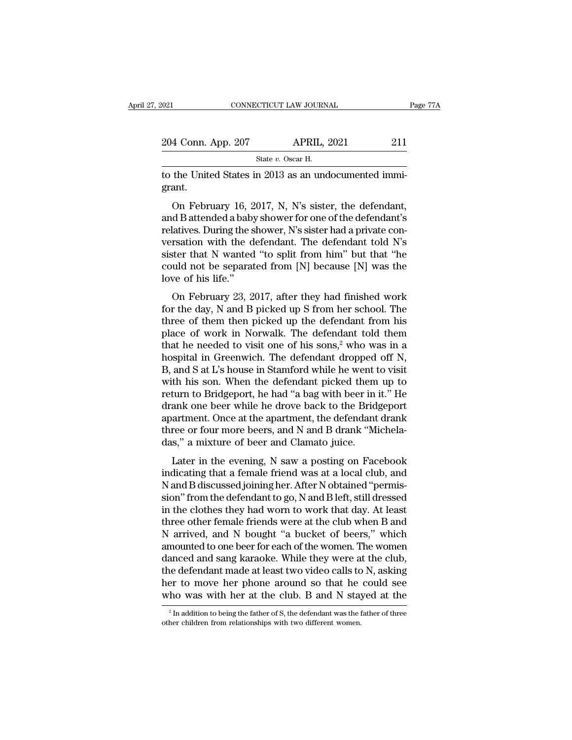to the United States in 2013 as an undocumented immigrant.

On February 16, 2017, N, N's sister, the defendant, and B attended a baby shower for one of the defendant's relatives. During the shower, N's sister had a private conversation with the defendant. The defendant told N's sister that N wanted "to split from him" but that "he could not be separated from [N] because [N] was the love of his life."

On February 23, 2017, after they had finished work for the day, N and B picked up S from her school. The three of them then picked up the defendant from his place of work in Norwalk. The defendant told them that he needed to visit one of his sons,[2] who was in a hospital in Greenwich. The defendant dropped off N, B, and S at L's house in Stamford while he went to visit with his son. When the defendant picked them up to return to Bridgeport, he had "a bag with beer in it." He drank one beer while he drove back to the Bridgeport apartment. Once at the apartment, the defendant drank three or four more beers, and N and B drank "Micheladas," a mixture of beer and Clamato juice.

Later in the evening, N saw a posting on Facebook indicating that a female friend was at a local club, and N and B discussed joining her. After N obtained "permission" from the defendant to go, N and B left, still dressed in the clothes they had worn to work that day. At least three other female friends were at the club when B and N arrived, and N bought "a bucket of beers," which amounted to one beer for each of the women. The women danced and sang karaoke. While they were at the club, the defendant made at least two video calls to N, asking her to move her phone around so that he could see who was with her at the club. B and N stayed at the

[2] In addition to being the father of S, the defendant was the father of three other children from relationships with two different women.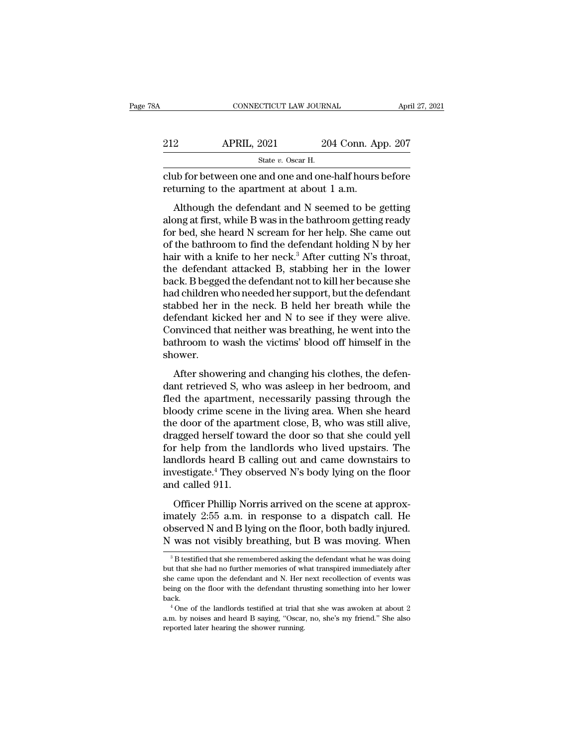club for between one and one and one-half hours before returning to the apartment at about 1 a.m.

Although the defendant and N seemed to be getting along at first, while B was in the bathroom getting ready for bed, she heard N scream for her help. She came out of the bathroom to find the defendant holding N by her hair with a knife to her neck.[3] After cutting N's throat, the defendant attacked B, stabbing her in the lower back. B begged the defendant not to kill her because she had children who needed her support, but the defendant stabbed her in the neck. B held her breath while the defendant kicked her and N to see if they were alive. Convinced that neither was breathing, he went into the bathroom to wash the victims' blood off himself in the shower.

After showering and changing his clothes, the defendant retrieved S, who was asleep in her bedroom, and fled the apartment, necessarily passing through the bloody crime scene in the living area. When she heard the door of the apartment close, B, who was still alive, dragged herself toward the door so that she could yell for help from the landlords who lived upstairs. The landlords heard B calling out and came downstairs to investigate.[4] They observed N's body lying on the floor and called 911.

Officer Phillip Norris arrived on the scene at approximately 2:55 a.m. in response to a dispatch call. He observed N and B lying on the floor, both badly injured. N was not visibly breathing, but B was moving. When

[3] B testified that she remembered asking the defendant what he was doing but that she had no further memories of what transpired immediately after she came upon the defendant and N. Her next recollection of events was being on the floor with the defendant thrusting something into her lower back.

[4] One of the landlords testified at trial that she was awoken at about 2 a.m. by noises and heard B saying, "Oscar, no, she's my friend." She also reported later hearing the shower running.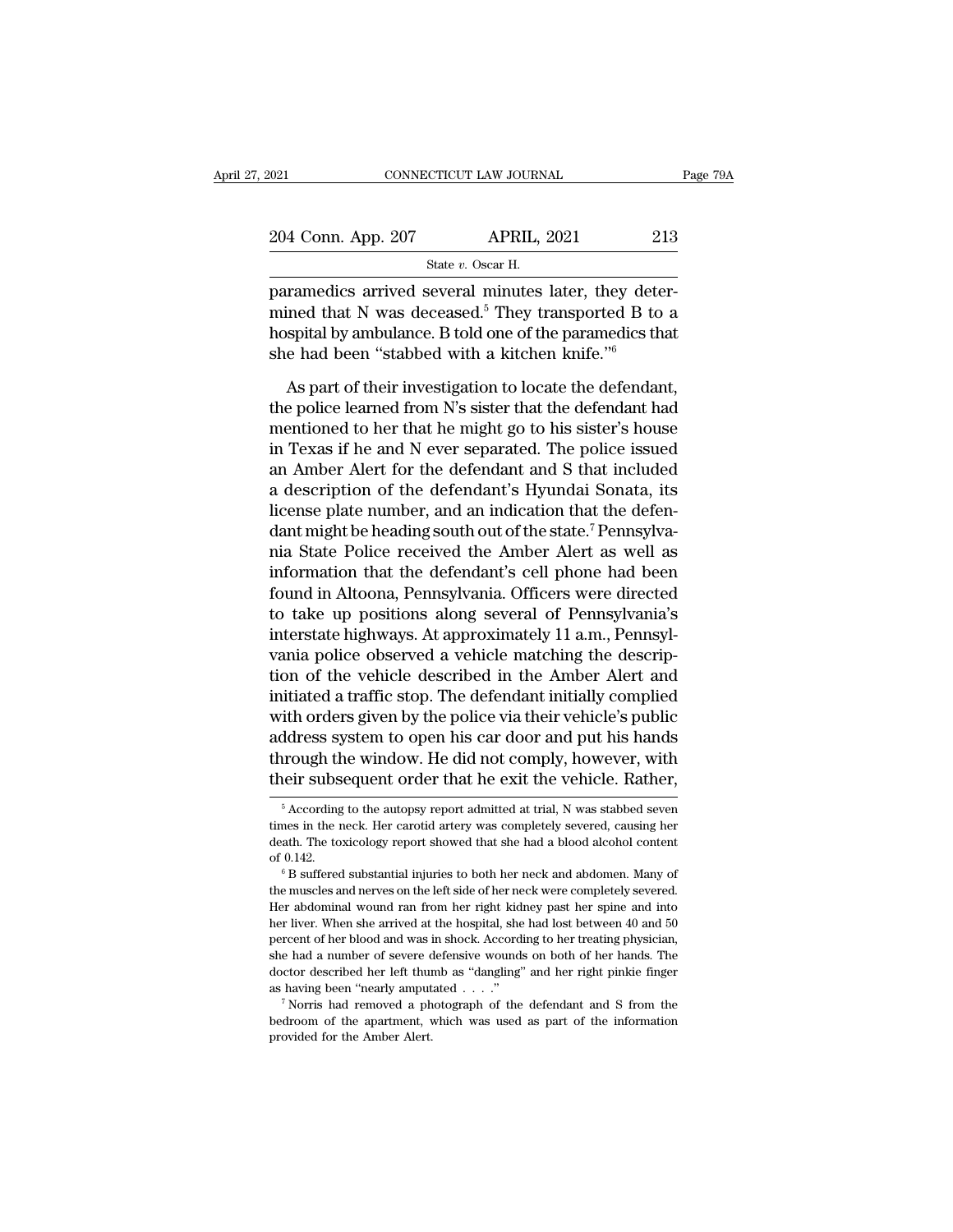paramedics arrived several minutes later, they determined that N was deceased.[5] They transported B to a hospital by ambulance. B told one of the paramedics that she had been "stabbed with a kitchen knife."[6]

As part of their investigation to locate the defendant, the police learned from N's sister that the defendant had mentioned to her that he might go to his sister's house in Texas if he and N ever separated. The police issued an Amber Alert for the defendant and S that included a description of the defendant's Hyundai Sonata, its license plate number, and an indication that the defendant might be heading south out of the state.[7] Pennsylvania State Police received the Amber Alert as well as information that the defendant's cell phone had been found in Altoona, Pennsylvania. Officers were directed to take up positions along several of Pennsylvania's interstate highways. At approximately 11 a.m., Pennsylvania police observed a vehicle matching the description of the vehicle described in the Amber Alert and initiated a traffic stop. The defendant initially complied with orders given by the police via their vehicle's public address system to open his car door and put his hands through the window. He did not comply, however, with their subsequent order that he exit the vehicle. Rather,

[5] According to the autopsy report admitted at trial, N was stabbed seven times in the neck. Her carotid artery was completely severed, causing her death. The toxicology report showed that she had a blood alcohol content of 0.142.

[6] B suffered substantial injuries to both her neck and abdomen. Many of the muscles and nerves on the left side of her neck were completely severed. Her abdominal wound ran from her right kidney past her spine and into her liver. When she arrived at the hospital, she had lost between 40 and 50 percent of her blood and was in shock. According to her treating physician, she had a number of severe defensive wounds on both of her hands. The doctor described her left thumb as "dangling" and her right pinkie finger as having been "nearly amputated . . . ."

[7] Norris had removed a photograph of the defendant and S from the bedroom of the apartment, which was used as part of the information provided for the Amber Alert.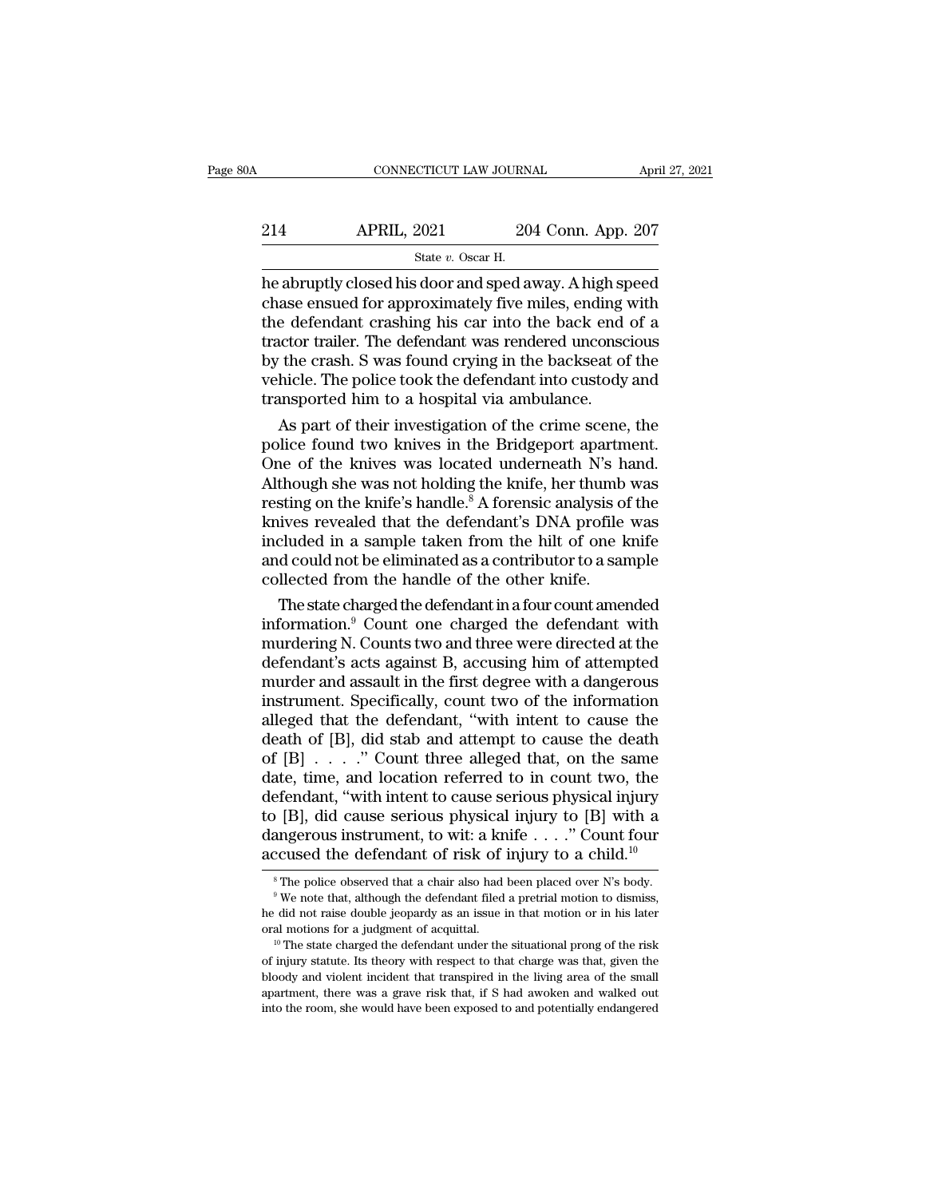he abruptly closed his door and sped away. A high speed chase ensued for approximately five miles, ending with the defendant crashing his car into the back end of a tractor trailer. The defendant was rendered unconscious by the crash. S was found crying in the backseat of the vehicle. The police took the defendant into custody and transported him to a hospital via ambulance.

As part of their investigation of the crime scene, the police found two knives in the Bridgeport apartment. One of the knives was located underneath N's hand. Although she was not holding the knife, her thumb was resting on the knife's handle.[8] A forensic analysis of the knives revealed that the defendant's DNA profile was included in a sample taken from the hilt of one knife and could not be eliminated as a contributor to a sample collected from the handle of the other knife.

The state charged the defendant in a four count amended information.[9] Count one charged the defendant with murdering N. Counts two and three were directed at the defendant's acts against B, accusing him of attempted murder and assault in the first degree with a dangerous instrument. Specifically, count two of the information alleged that the defendant, "with intent to cause the death of [B], did stab and attempt to cause the death of [B] . . . ." Count three alleged that, on the same date, time, and location referred to in count two, the defendant, "with intent to cause serious physical injury to [B], did cause serious physical injury to [B] with a dangerous instrument, to wit: a knife . . . ." Count four accused the defendant of risk of injury to a child.[10]

[8] The police observed that a chair also had been placed over N's body.

[9] We note that, although the defendant filed a pretrial motion to dismiss, he did not raise double jeopardy as an issue in that motion or in his later oral motions for a judgment of acquittal.

[10] The state charged the defendant under the situational prong of the risk of injury statute. Its theory with respect to that charge was that, given the bloody and violent incident that transpired in the living area of the small apartment, there was a grave risk that, if S had awoken and walked out into the room, she would have been exposed to and potentially endangered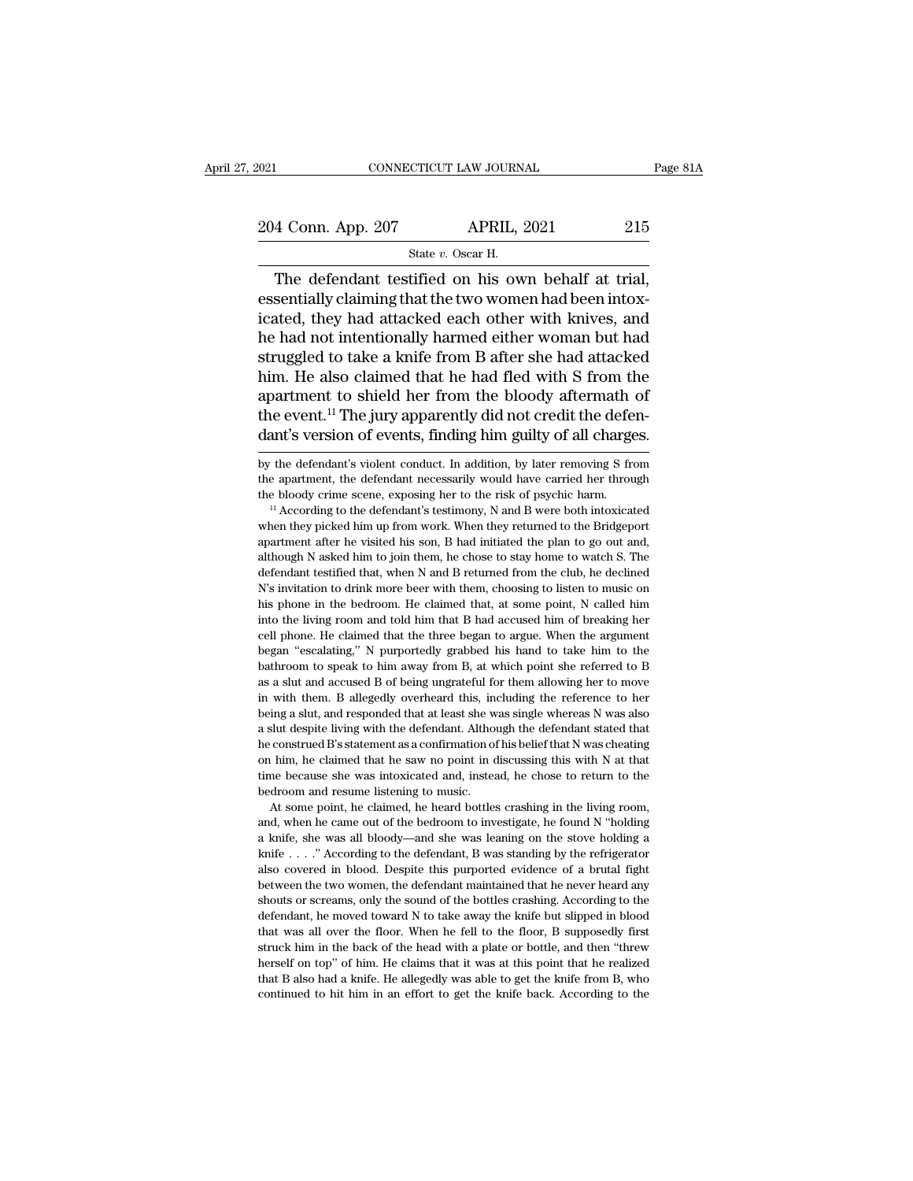The defendant testified on his own behalf at trial, essentially claiming that the two women had been intoxicated, they had attacked each other with knives, and he had not intentionally harmed either woman but had struggled to take a knife from B after she had attacked him. He also claimed that he had fled with S from the apartment to shield her from the bloody aftermath of the event.[11] The jury apparently did not credit the defendant's version of events, finding him guilty of all charges.

by the defendant's violent conduct. In addition, by later removing S from the apartment, the defendant necessarily would have carried her through the bloody crime scene, exposing her to the risk of psychic harm.

[11] According to the defendant's testimony, N and B were both intoxicated when they picked him up from work. When they returned to the Bridgeport apartment after he visited his son, B had initiated the plan to go out and, although N asked him to join them, he chose to stay home to watch S. The defendant testified that, when N and B returned from the club, he declined N's invitation to drink more beer with them, choosing to listen to music on his phone in the bedroom. He claimed that, at some point, N called him into the living room and told him that B had accused him of breaking her cell phone. He claimed that the three began to argue. When the argument began "escalating," N purportedly grabbed his hand to take him to the bathroom to speak to him away from B, at which point she referred to B as a slut and accused B of being ungrateful for them allowing her to move in with them. B allegedly overheard this, including the reference to her being a slut, and responded that at least she was single whereas N was also a slut despite living with the defendant. Although the defendant stated that he construed B's statement as a confirmation of his belief that N was cheating on him, he claimed that he saw no point in discussing this with N at that time because she was intoxicated and, instead, he chose to return to the bedroom and resume listening to music.

At some point, he claimed, he heard bottles crashing in the living room, and, when he came out of the bedroom to investigate, he found N "holding a knife, she was all bloody—and she was leaning on the stove holding a knife . . . ." According to the defendant, B was standing by the refrigerator also covered in blood. Despite this purported evidence of a brutal fight between the two women, the defendant maintained that he never heard any shouts or screams, only the sound of the bottles crashing. According to the defendant, he moved toward N to take away the knife but slipped in blood that was all over the floor. When he fell to the floor, B supposedly first struck him in the back of the head with a plate or bottle, and then "threw herself on top" of him. He claims that it was at this point that he realized that B also had a knife. He allegedly was able to get the knife from B, who continued to hit him in an effort to get the knife back. According to the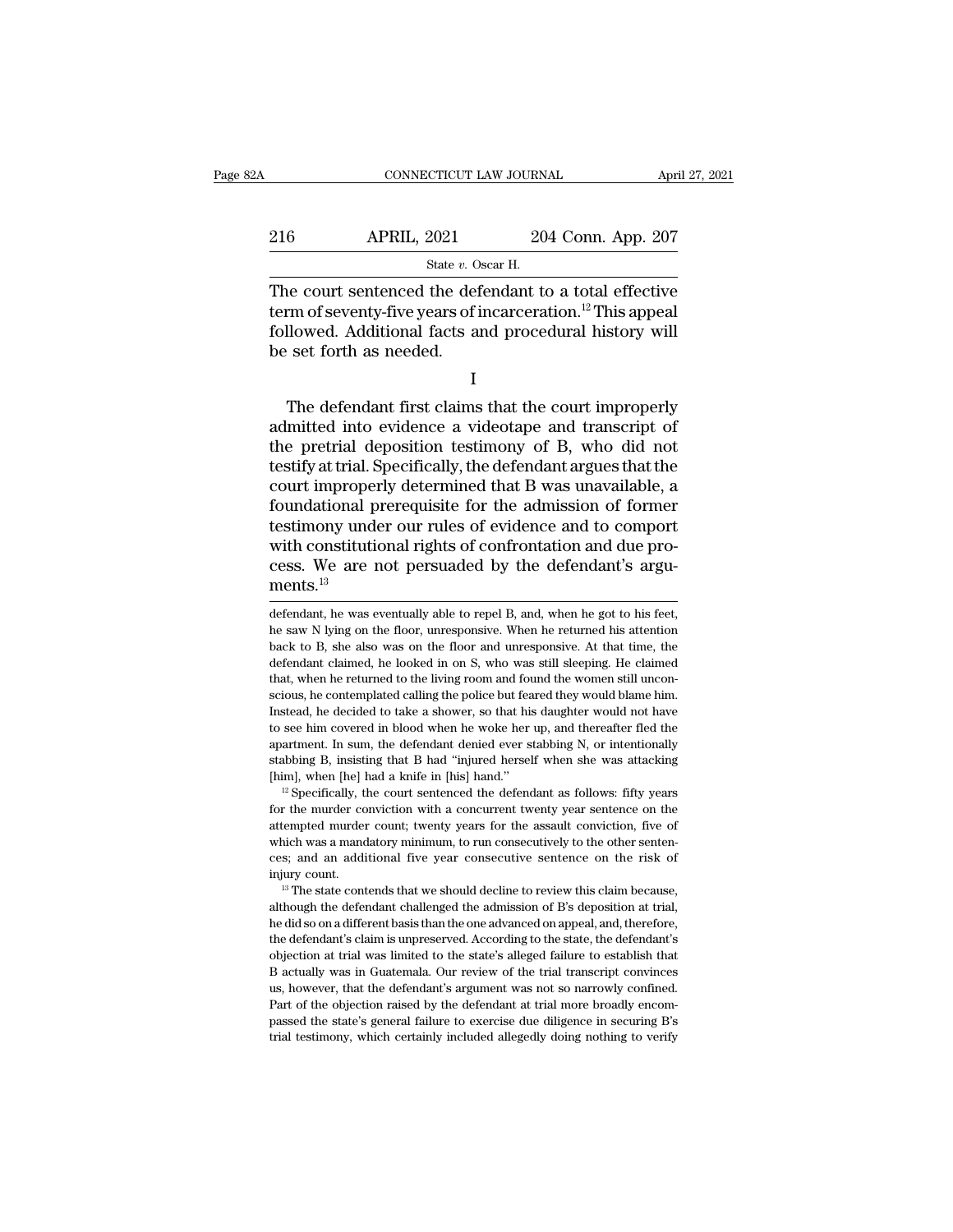The court sentenced the defendant to a total effective term of seventy-five years of incarceration.[12] This appeal followed. Additional facts and procedural history will be set forth as needed.

I

The defendant first claims that the court improperly admitted into evidence a videotape and transcript of the pretrial deposition testimony of B, who did not testify at trial. Specifically, the defendant argues that the court improperly determined that B was unavailable, a foundational prerequisite for the admission of former testimony under our rules of evidence and to comport with constitutional rights of confrontation and due process. We are not persuaded by the defendant's arguments.[13]

---

defendant, he was eventually able to repel B, and, when he got to his feet, he saw N lying on the floor, unresponsive. When he returned his attention back to B, she also was on the floor and unresponsive. At that time, the defendant claimed, he looked in on S, who was still sleeping. He claimed that, when he returned to the living room and found the women still unconscious, he contemplated calling the police but feared they would blame him. Instead, he decided to take a shower, so that his daughter would not have to see him covered in blood when he woke her up, and thereafter fled the apartment. In sum, the defendant denied ever stabbing N, or intentionally stabbing B, insisting that B had "injured herself when she was attacking [him], when [he] had a knife in [his] hand."

[12] Specifically, the court sentenced the defendant as follows: fifty years for the murder conviction with a concurrent twenty year sentence on the attempted murder count; twenty years for the assault conviction, five of which was a mandatory minimum, to run consecutively to the other sentences; and an additional five year consecutive sentence on the risk of injury count.

[13] The state contends that we should decline to review this claim because, although the defendant challenged the admission of B's deposition at trial, he did so on a different basis than the one advanced on appeal, and, therefore, the defendant's claim is unpreserved. According to the state, the defendant's objection at trial was limited to the state's alleged failure to establish that B actually was in Guatemala. Our review of the trial transcript convinces us, however, that the defendant's argument was not so narrowly confined. Part of the objection raised by the defendant at trial more broadly encompassed the state's general failure to exercise due diligence in securing B's trial testimony, which certainly included allegedly doing nothing to verify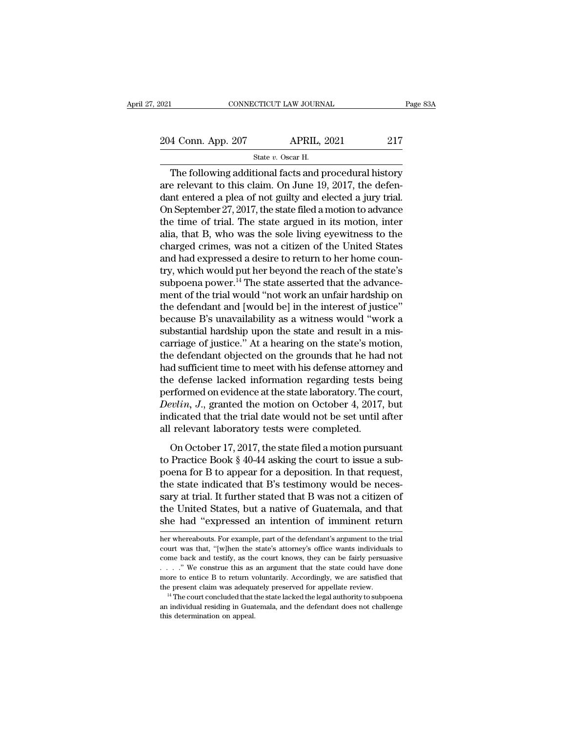The following additional facts and procedural history are relevant to this claim. On June 19, 2017, the defendant entered a plea of not guilty and elected a jury trial. On September 27, 2017, the state filed a motion to advance the time of trial. The state argued in its motion, inter alia, that B, who was the sole living eyewitness to the charged crimes, was not a citizen of the United States and had expressed a desire to return to her home country, which would put her beyond the reach of the state's subpoena power.[14] The state asserted that the advancement of the trial would "not work an unfair hardship on the defendant and [would be] in the interest of justice" because B's unavailability as a witness would "work a substantial hardship upon the state and result in a miscarriage of justice." At a hearing on the state's motion, the defendant objected on the grounds that he had not had sufficient time to meet with his defense attorney and the defense lacked information regarding tests being performed on evidence at the state laboratory. The court, *Devlin, J.*, granted the motion on October 4, 2017, but indicated that the trial date would not be set until after all relevant laboratory tests were completed.

On October 17, 2017, the state filed a motion pursuant to Practice Book § 40-44 asking the court to issue a subpoena for B to appear for a deposition. In that request, the state indicated that B's testimony would be necessary at trial. It further stated that B was not a citizen of the United States, but a native of Guatemala, and that she had "expressed an intention of imminent return

---

her whereabouts. For example, part of the defendant's argument to the trial court was that, "[w]hen the state's attorney's office wants individuals to come back and testify, as the court knows, they can be fairly persuasive . . . ." We construe this as an argument that the state could have done more to entice B to return voluntarily. Accordingly, we are satisfied that the present claim was adequately preserved for appellate review.

[14] The court concluded that the state lacked the legal authority to subpoena an individual residing in Guatemala, and the defendant does not challenge this determination on appeal.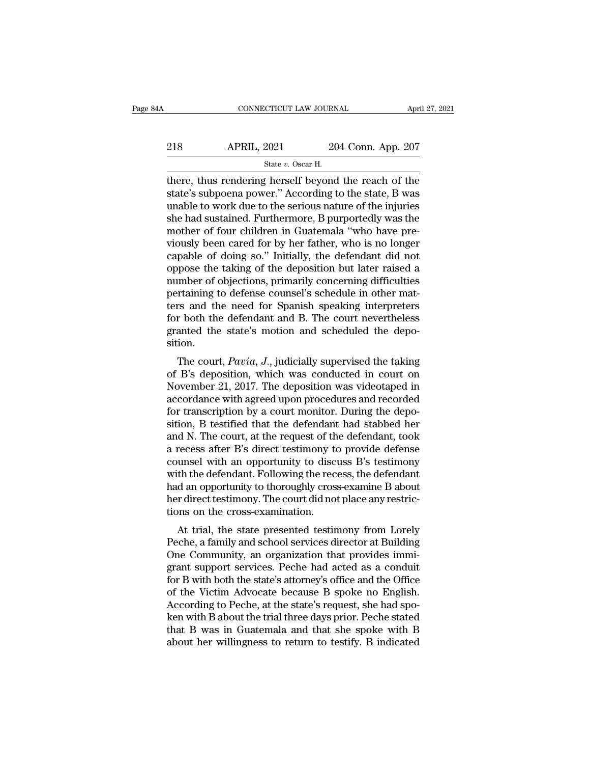there, thus rendering herself beyond the reach of the state's subpoena power." According to the state, B was unable to work due to the serious nature of the injuries she had sustained. Furthermore, B purportedly was the mother of four children in Guatemala "who have previously been cared for by her father, who is no longer capable of doing so." Initially, the defendant did not oppose the taking of the deposition but later raised a number of objections, primarily concerning difficulties pertaining to defense counsel's schedule in other matters and the need for Spanish speaking interpreters for both the defendant and B. The court nevertheless granted the state's motion and scheduled the deposition.

The court, *Pavia, J.*, judicially supervised the taking of B's deposition, which was conducted in court on November 21, 2017. The deposition was videotaped in accordance with agreed upon procedures and recorded for transcription by a court monitor. During the deposition, B testified that the defendant had stabbed her and N. The court, at the request of the defendant, took a recess after B's direct testimony to provide defense counsel with an opportunity to discuss B's testimony with the defendant. Following the recess, the defendant had an opportunity to thoroughly cross-examine B about her direct testimony. The court did not place any restrictions on the cross-examination.

At trial, the state presented testimony from Lorely Peche, a family and school services director at Building One Community, an organization that provides immigrant support services. Peche had acted as a conduit for B with both the state's attorney's office and the Office of the Victim Advocate because B spoke no English. According to Peche, at the state's request, she had spoken with B about the trial three days prior. Peche stated that B was in Guatemala and that she spoke with B about her willingness to return to testify. B indicated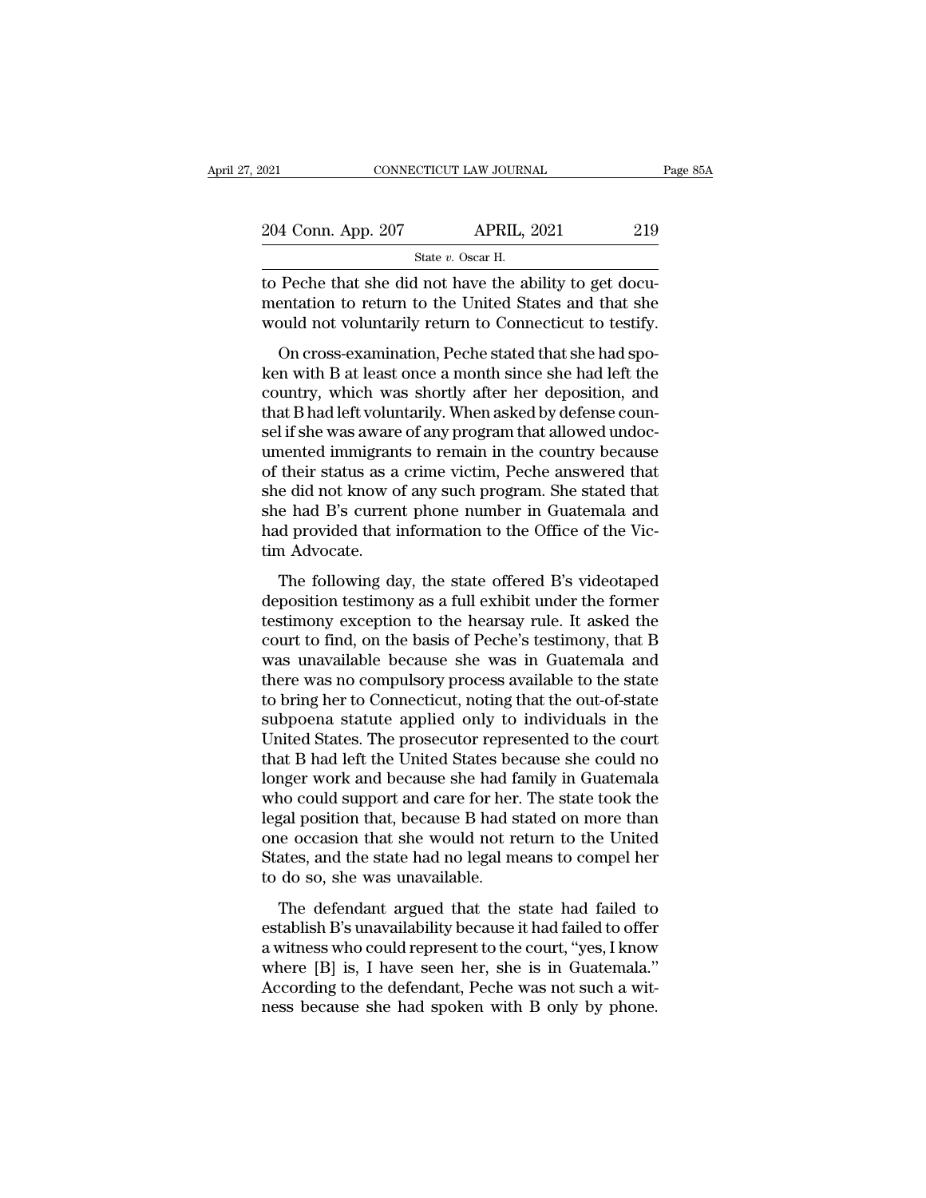to Peche that she did not have the ability to get documentation to return to the United States and that she would not voluntarily return to Connecticut to testify.

On cross-examination, Peche stated that she had spoken with B at least once a month since she had left the country, which was shortly after her deposition, and that B had left voluntarily. When asked by defense counsel if she was aware of any program that allowed undocumented immigrants to remain in the country because of their status as a crime victim, Peche answered that she did not know of any such program. She stated that she had B's current phone number in Guatemala and had provided that information to the Office of the Victim Advocate.

The following day, the state offered B's videotaped deposition testimony as a full exhibit under the former testimony exception to the hearsay rule. It asked the court to find, on the basis of Peche's testimony, that B was unavailable because she was in Guatemala and there was no compulsory process available to the state to bring her to Connecticut, noting that the out-of-state subpoena statute applied only to individuals in the United States. The prosecutor represented to the court that B had left the United States because she could no longer work and because she had family in Guatemala who could support and care for her. The state took the legal position that, because B had stated on more than one occasion that she would not return to the United States, and the state had no legal means to compel her to do so, she was unavailable.

The defendant argued that the state had failed to establish B's unavailability because it had failed to offer a witness who could represent to the court, "yes, I know where [B] is, I have seen her, she is in Guatemala." According to the defendant, Peche was not such a witness because she had spoken with B only by phone.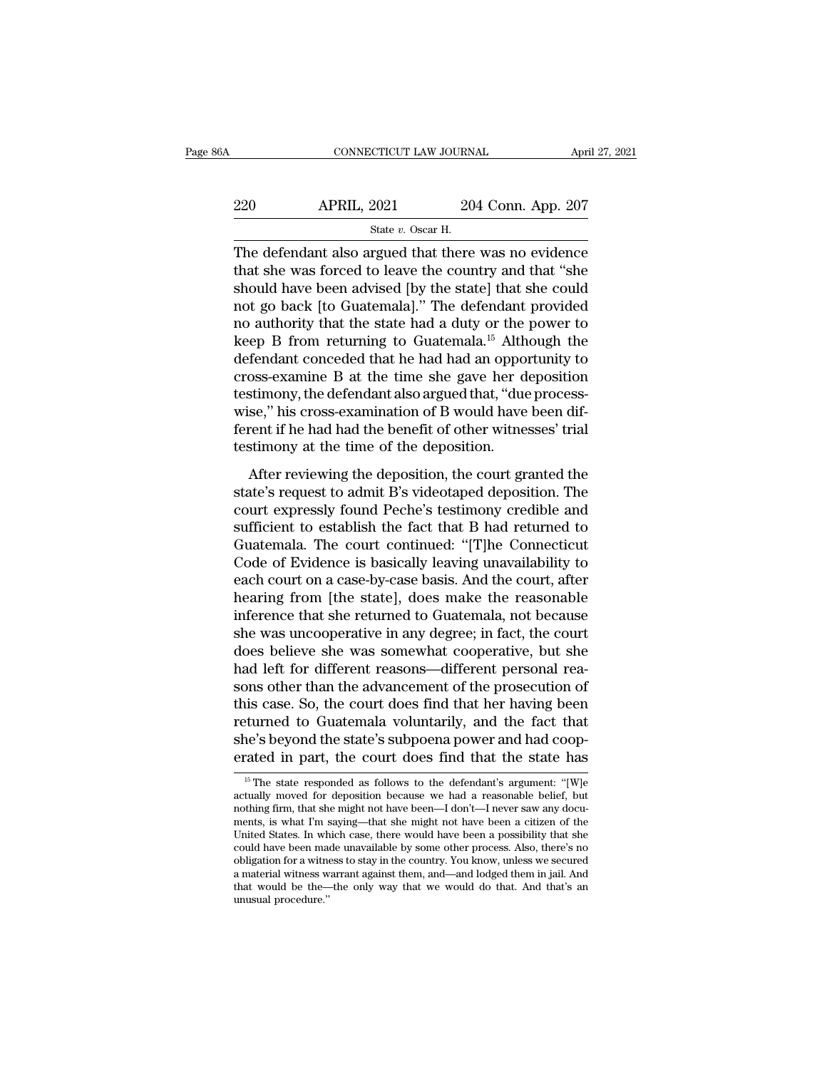The defendant also argued that there was no evidence that she was forced to leave the country and that "she should have been advised [by the state] that she could not go back [to Guatemala]." The defendant provided no authority that the state had a duty or the power to keep B from returning to Guatemala.[15] Although the defendant conceded that he had had an opportunity to cross-examine B at the time she gave her deposition testimony, the defendant also argued that, "due process-wise," his cross-examination of B would have been different if he had had the benefit of other witnesses' trial testimony at the time of the deposition.

After reviewing the deposition, the court granted the state's request to admit B's videotaped deposition. The court expressly found Peche's testimony credible and sufficient to establish the fact that B had returned to Guatemala. The court continued: "[T]he Connecticut Code of Evidence is basically leaving unavailability to each court on a case-by-case basis. And the court, after hearing from [the state], does make the reasonable inference that she returned to Guatemala, not because she was uncooperative in any degree; in fact, the court does believe she was somewhat cooperative, but she had left for different reasons—different personal reasons other than the advancement of the prosecution of this case. So, the court does find that her having been returned to Guatemala voluntarily, and the fact that she's beyond the state's subpoena power and had cooperated in part, the court does find that the state has

[15] The state responded as follows to the defendant's argument: "[W]e actually moved for deposition because we had a reasonable belief, but nothing firm, that she might not have been—I don't—I never saw any documents, is what I'm saying—that she might not have been a citizen of the United States. In which case, there would have been a possibility that she could have been made unavailable by some other process. Also, there's no obligation for a witness to stay in the country. You know, unless we secured a material witness warrant against them, and—and lodged them in jail. And that would be the—the only way that we would do that. And that's an unusual procedure."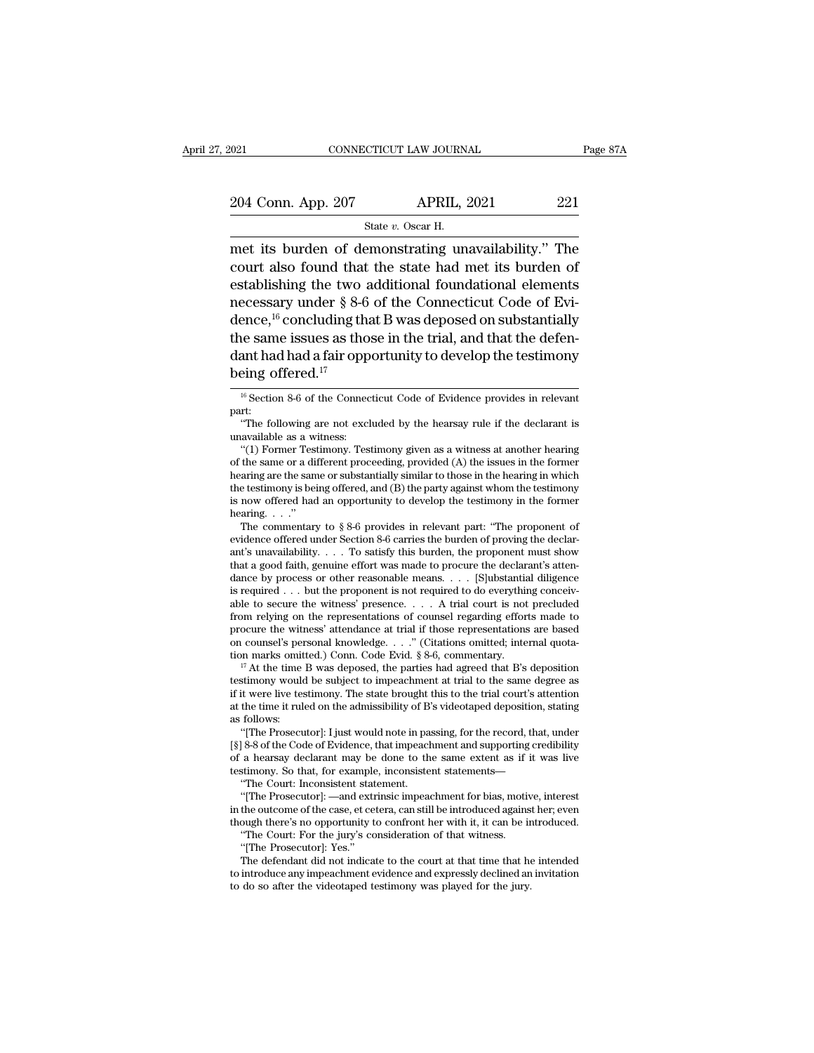met its burden of demonstrating unavailability." The court also found that the state had met its burden of establishing the two additional foundational elements necessary under § 8-6 of the Connecticut Code of Evidence,[16] concluding that B was deposed on substantially the same issues as those in the trial, and that the defendant had had a fair opportunity to develop the testimony being offered.[17]

---

[16] Section 8-6 of the Connecticut Code of Evidence provides in relevant part:

"The following are not excluded by the hearsay rule if the declarant is unavailable as a witness:

"(1) Former Testimony. Testimony given as a witness at another hearing of the same or a different proceeding, provided (A) the issues in the former hearing are the same or substantially similar to those in the hearing in which the testimony is being offered, and (B) the party against whom the testimony is now offered had an opportunity to develop the testimony in the former hearing. . . ."

The commentary to § 8-6 provides in relevant part: "The proponent of evidence offered under Section 8-6 carries the burden of proving the declarant's unavailability. . . . To satisfy this burden, the proponent must show that a good faith, genuine effort was made to procure the declarant's attendance by process or other reasonable means. . . . [S]ubstantial diligence is required . . . but the proponent is not required to do everything conceivable to secure the witness' presence. . . . A trial court is not precluded from relying on the representations of counsel regarding efforts made to procure the witness' attendance at trial if those representations are based on counsel's personal knowledge. . . ." (Citations omitted; internal quotation marks omitted.) Conn. Code Evid. § 8-6, commentary.

[17] At the time B was deposed, the parties had agreed that B's deposition testimony would be subject to impeachment at trial to the same degree as if it were live testimony. The state brought this to the trial court's attention at the time it ruled on the admissibility of B's videotaped deposition, stating as follows:

"[The Prosecutor]: I just would note in passing, for the record, that, under [§] 8-8 of the Code of Evidence, that impeachment and supporting credibility of a hearsay declarant may be done to the same extent as if it was live testimony. So that, for example, inconsistent statements—

"The Court: Inconsistent statement.

"[The Prosecutor]: —and extrinsic impeachment for bias, motive, interest in the outcome of the case, et cetera, can still be introduced against her; even though there's no opportunity to confront her with it, it can be introduced.

"The Court: For the jury's consideration of that witness.

"[The Prosecutor]: Yes."

The defendant did not indicate to the court at that time that he intended to introduce any impeachment evidence and expressly declined an invitation to do so after the videotaped testimony was played for the jury.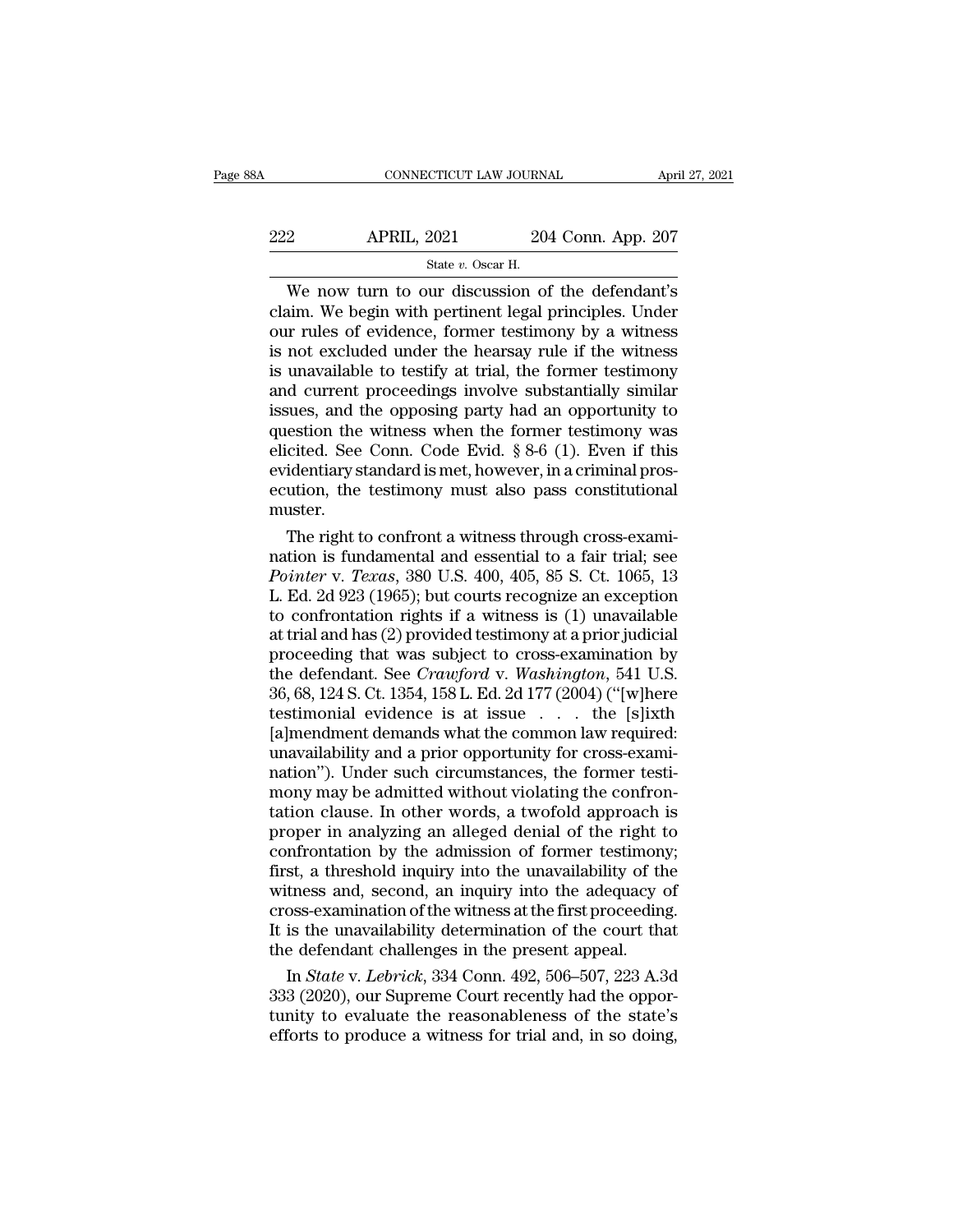We now turn to our discussion of the defendant's claim. We begin with pertinent legal principles. Under our rules of evidence, former testimony by a witness is not excluded under the hearsay rule if the witness is unavailable to testify at trial, the former testimony and current proceedings involve substantially similar issues, and the opposing party had an opportunity to question the witness when the former testimony was elicited. See Conn. Code Evid. § 8-6 (1). Even if this evidentiary standard is met, however, in a criminal prosecution, the testimony must also pass constitutional muster.

The right to confront a witness through cross-examination is fundamental and essential to a fair trial; see *Pointer* v. *Texas*, 380 U.S. 400, 405, 85 S. Ct. 1065, 13 L. Ed. 2d 923 (1965); but courts recognize an exception to confrontation rights if a witness is (1) unavailable at trial and has (2) provided testimony at a prior judicial proceeding that was subject to cross-examination by the defendant. See *Crawford* v. *Washington*, 541 U.S. 36, 68, 124 S. Ct. 1354, 158 L. Ed. 2d 177 (2004) ("[w]here testimonial evidence is at issue . . . the [s]ixth [a]mendment demands what the common law required: unavailability and a prior opportunity for cross-examination"). Under such circumstances, the former testimony may be admitted without violating the confrontation clause. In other words, a twofold approach is proper in analyzing an alleged denial of the right to confrontation by the admission of former testimony; first, a threshold inquiry into the unavailability of the witness and, second, an inquiry into the adequacy of cross-examination of the witness at the first proceeding. It is the unavailability determination of the court that the defendant challenges in the present appeal.

In *State* v. *Lebrick*, 334 Conn. 492, 506–507, 223 A.3d 333 (2020), our Supreme Court recently had the opportunity to evaluate the reasonableness of the state's efforts to produce a witness for trial and, in so doing,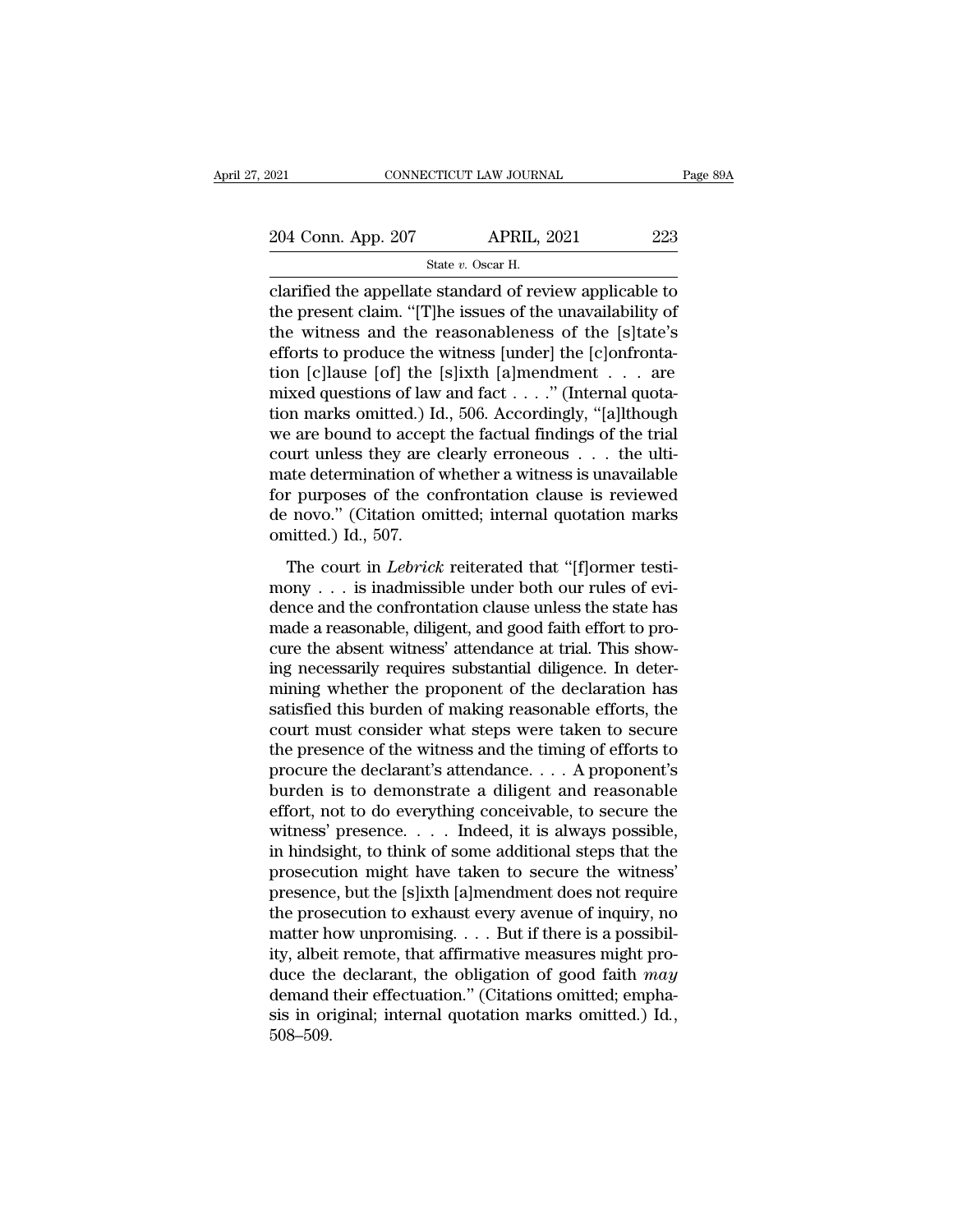clarified the appellate standard of review applicable to the present claim. "[T]he issues of the unavailability of the witness and the reasonableness of the [s]tate's efforts to produce the witness [under] the [c]onfrontation [c]lause [of] the [s]ixth [a]mendment . . . are mixed questions of law and fact . . . ." (Internal quotation marks omitted.) Id., 506. Accordingly, "[a]lthough we are bound to accept the factual findings of the trial court unless they are clearly erroneous . . . the ultimate determination of whether a witness is unavailable for purposes of the confrontation clause is reviewed de novo." (Citation omitted; internal quotation marks omitted.) Id., 507.

The court in *Lebrick* reiterated that "[f]ormer testimony . . . is inadmissible under both our rules of evidence and the confrontation clause unless the state has made a reasonable, diligent, and good faith effort to procure the absent witness' attendance at trial. This showing necessarily requires substantial diligence. In determining whether the proponent of the declaration has satisfied this burden of making reasonable efforts, the court must consider what steps were taken to secure the presence of the witness and the timing of efforts to procure the declarant's attendance. . . . A proponent's burden is to demonstrate a diligent and reasonable effort, not to do everything conceivable, to secure the witness' presence. . . . Indeed, it is always possible, in hindsight, to think of some additional steps that the prosecution might have taken to secure the witness' presence, but the [s]ixth [a]mendment does not require the prosecution to exhaust every avenue of inquiry, no matter how unpromising. . . . But if there is a possibility, albeit remote, that affirmative measures might produce the declarant, the obligation of good faith *may* demand their effectuation." (Citations omitted; emphasis in original; internal quotation marks omitted.) Id., 508–509.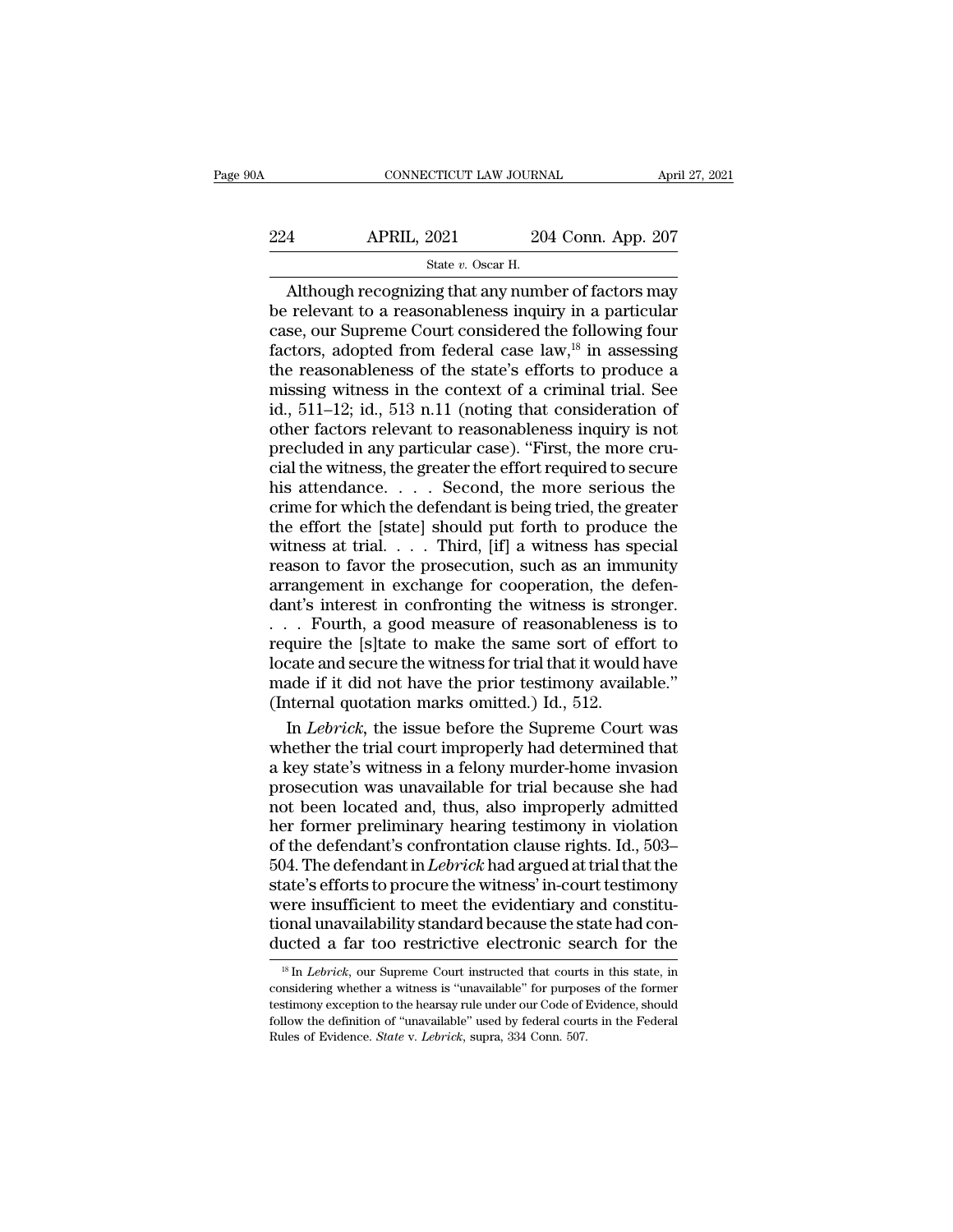Although recognizing that any number of factors may be relevant to a reasonableness inquiry in a particular case, our Supreme Court considered the following four factors, adopted from federal case law,[18] in assessing the reasonableness of the state's efforts to produce a missing witness in the context of a criminal trial. See id., 511–12; id., 513 n.11 (noting that consideration of other factors relevant to reasonableness inquiry is not precluded in any particular case). "First, the more crucial the witness, the greater the effort required to secure his attendance. . . . Second, the more serious the crime for which the defendant is being tried, the greater the effort the [state] should put forth to produce the witness at trial. . . . Third, [if] a witness has special reason to favor the prosecution, such as an immunity arrangement in exchange for cooperation, the defendant's interest in confronting the witness is stronger. . . . Fourth, a good measure of reasonableness is to require the [s]tate to make the same sort of effort to locate and secure the witness for trial that it would have made if it did not have the prior testimony available." (Internal quotation marks omitted.) Id., 512.

In *Lebrick*, the issue before the Supreme Court was whether the trial court improperly had determined that a key state's witness in a felony murder-home invasion prosecution was unavailable for trial because she had not been located and, thus, also improperly admitted her former preliminary hearing testimony in violation of the defendant's confrontation clause rights. Id., 503–504. The defendant in *Lebrick* had argued at trial that the state's efforts to procure the witness' in-court testimony were insufficient to meet the evidentiary and constitutional unavailability standard because the state had conducted a far too restrictive electronic search for the

[18] In *Lebrick*, our Supreme Court instructed that courts in this state, in considering whether a witness is "unavailable" for purposes of the former testimony exception to the hearsay rule under our Code of Evidence, should follow the definition of "unavailable" used by federal courts in the Federal Rules of Evidence. *State* v. *Lebrick*, supra, 334 Conn. 507.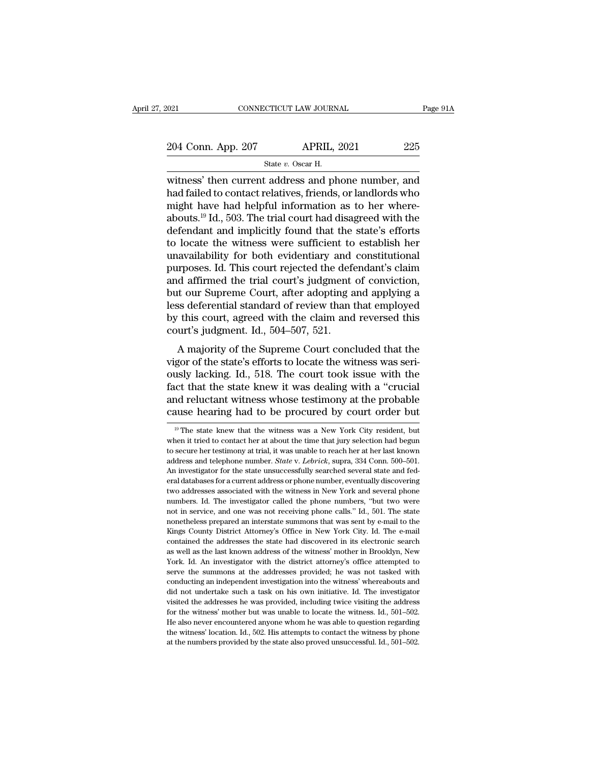witness' then current address and phone number, and had failed to contact relatives, friends, or landlords who might have had helpful information as to her whereabouts.[19] Id., 503. The trial court had disagreed with the defendant and implicitly found that the state's efforts to locate the witness were sufficient to establish her unavailability for both evidentiary and constitutional purposes. Id. This court rejected the defendant's claim and affirmed the trial court's judgment of conviction, but our Supreme Court, after adopting and applying a less deferential standard of review than that employed by this court, agreed with the claim and reversed this court's judgment. Id., 504–507, 521.

A majority of the Supreme Court concluded that the vigor of the state's efforts to locate the witness was seriously lacking. Id., 518. The court took issue with the fact that the state knew it was dealing with a "crucial and reluctant witness whose testimony at the probable cause hearing had to be procured by court order but

[19] The state knew that the witness was a New York City resident, but when it tried to contact her at about the time that jury selection had begun to secure her testimony at trial, it was unable to reach her at her last known address and telephone number. *State* v. *Lebrick*, supra, 334 Conn. 500–501. An investigator for the state unsuccessfully searched several state and federal databases for a current address or phone number, eventually discovering two addresses associated with the witness in New York and several phone numbers. Id. The investigator called the phone numbers, "but two were not in service, and one was not receiving phone calls." Id., 501. The state nonetheless prepared an interstate summons that was sent by e-mail to the Kings County District Attorney's Office in New York City. Id. The e-mail contained the addresses the state had discovered in its electronic search as well as the last known address of the witness' mother in Brooklyn, New York. Id. An investigator with the district attorney's office attempted to serve the summons at the addresses provided; he was not tasked with conducting an independent investigation into the witness' whereabouts and did not undertake such a task on his own initiative. Id. The investigator visited the addresses he was provided, including twice visiting the address for the witness' mother but was unable to locate the witness. Id., 501–502. He also never encountered anyone whom he was able to question regarding the witness' location. Id., 502. His attempts to contact the witness by phone at the numbers provided by the state also proved unsuccessful. Id., 501–502.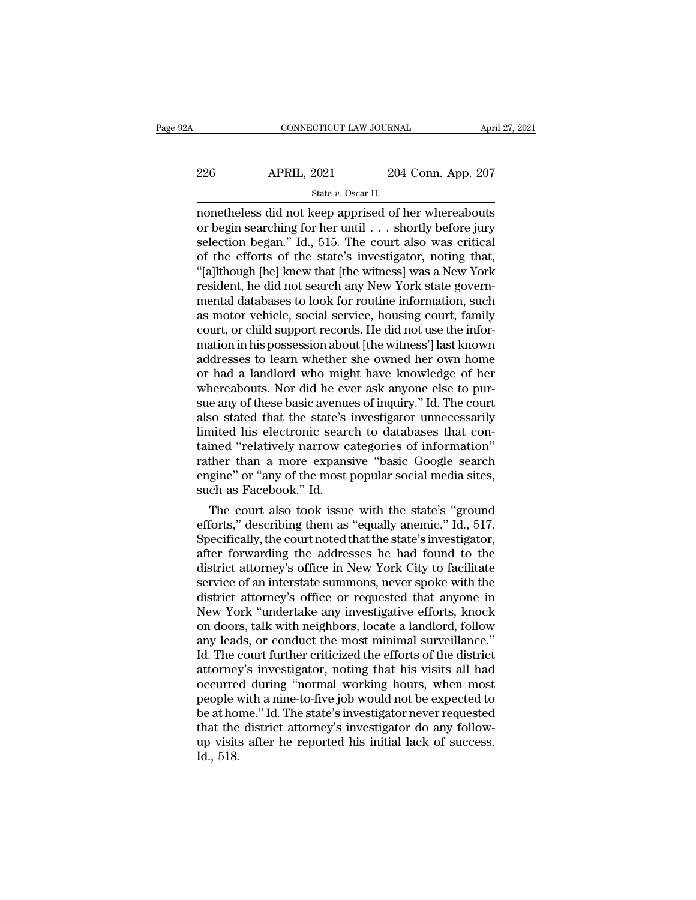nonetheless did not keep apprised of her whereabouts or begin searching for her until . . . shortly before jury selection began." Id., 515. The court also was critical of the efforts of the state's investigator, noting that, "[a]lthough [he] knew that [the witness] was a New York resident, he did not search any New York state governmental databases to look for routine information, such as motor vehicle, social service, housing court, family court, or child support records. He did not use the information in his possession about [the witness'] last known addresses to learn whether she owned her own home or had a landlord who might have knowledge of her whereabouts. Nor did he ever ask anyone else to pursue any of these basic avenues of inquiry." Id. The court also stated that the state's investigator unnecessarily limited his electronic search to databases that contained "relatively narrow categories of information" rather than a more expansive "basic Google search engine" or "any of the most popular social media sites, such as Facebook." Id.

The court also took issue with the state's "ground efforts," describing them as "equally anemic." Id., 517. Specifically, the court noted that the state's investigator, after forwarding the addresses he had found to the district attorney's office in New York City to facilitate service of an interstate summons, never spoke with the district attorney's office or requested that anyone in New York "undertake any investigative efforts, knock on doors, talk with neighbors, locate a landlord, follow any leads, or conduct the most minimal surveillance." Id. The court further criticized the efforts of the district attorney's investigator, noting that his visits all had occurred during "normal working hours, when most people with a nine-to-five job would not be expected to be at home." Id. The state's investigator never requested that the district attorney's investigator do any follow-up visits after he reported his initial lack of success. Id., 518.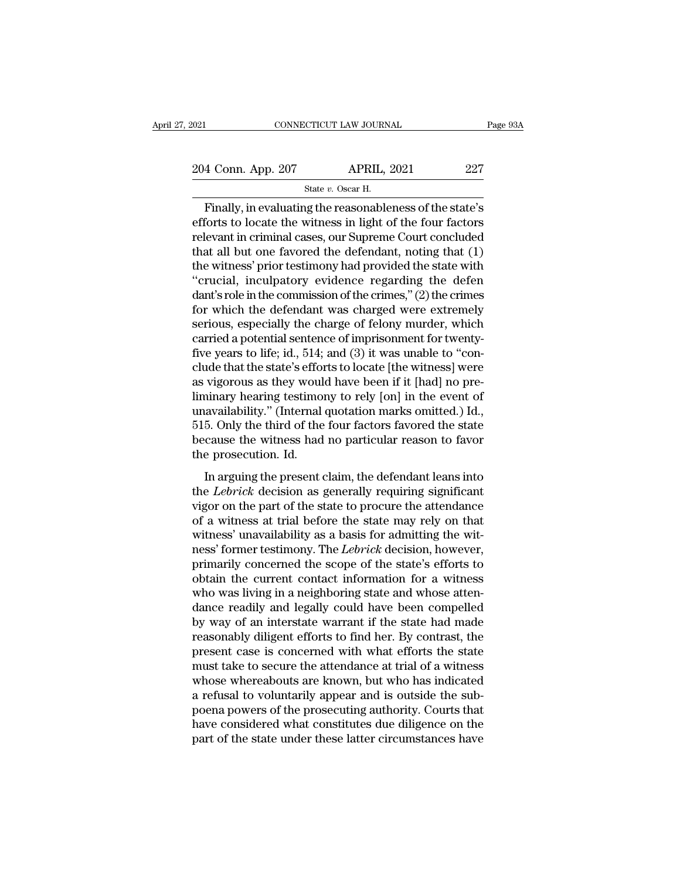Finally, in evaluating the reasonableness of the state's efforts to locate the witness in light of the four factors relevant in criminal cases, our Supreme Court concluded that all but one favored the defendant, noting that (1) the witness' prior testimony had provided the state with "crucial, inculpatory evidence regarding the defendant's role in the commission of the crimes," (2) the crimes for which the defendant was charged were extremely serious, especially the charge of felony murder, which carried a potential sentence of imprisonment for twenty-five years to life; id., 514; and (3) it was unable to "conclude that the state's efforts to locate [the witness] were as vigorous as they would have been if it [had] no preliminary hearing testimony to rely [on] in the event of unavailability." (Internal quotation marks omitted.) Id., 515. Only the third of the four factors favored the state because the witness had no particular reason to favor the prosecution. Id.

In arguing the present claim, the defendant leans into the *Lebrick* decision as generally requiring significant vigor on the part of the state to procure the attendance of a witness at trial before the state may rely on that witness' unavailability as a basis for admitting the witness' former testimony. The *Lebrick* decision, however, primarily concerned the scope of the state's efforts to obtain the current contact information for a witness who was living in a neighboring state and whose attendance readily and legally could have been compelled by way of an interstate warrant if the state had made reasonably diligent efforts to find her. By contrast, the present case is concerned with what efforts the state must take to secure the attendance at trial of a witness whose whereabouts are known, but who has indicated a refusal to voluntarily appear and is outside the subpoena powers of the prosecuting authority. Courts that have considered what constitutes due diligence on the part of the state under these latter circumstances have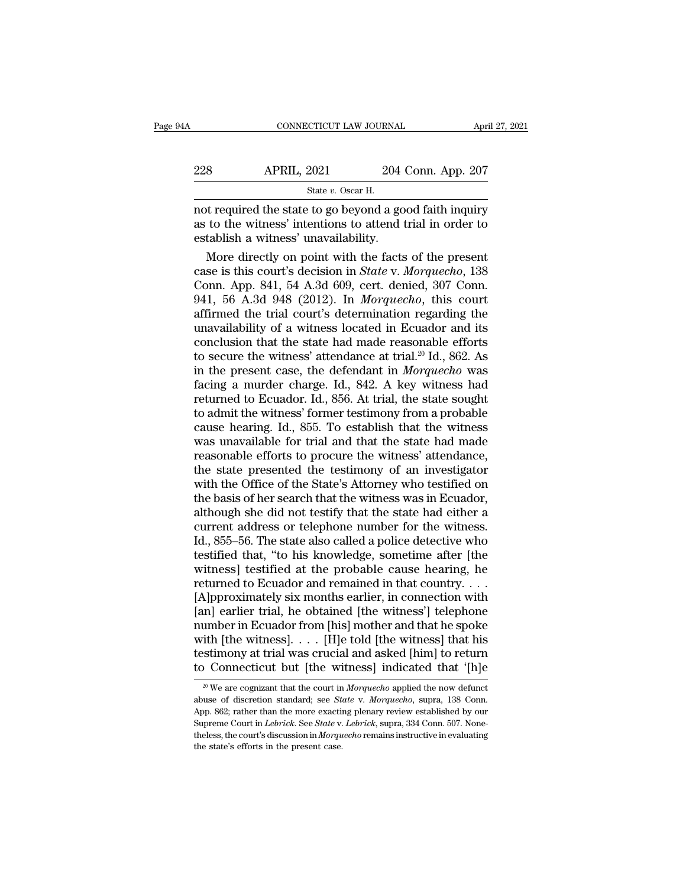not required the state to go beyond a good faith inquiry as to the witness' intentions to attend trial in order to establish a witness' unavailability.

More directly on point with the facts of the present case is this court's decision in *State* v. *Morquecho*, 138 Conn. App. 841, 54 A.3d 609, cert. denied, 307 Conn. 941, 56 A.3d 948 (2012). In *Morquecho*, this court affirmed the trial court's determination regarding the unavailability of a witness located in Ecuador and its conclusion that the state had made reasonable efforts to secure the witness' attendance at trial.[20] Id., 862. As in the present case, the defendant in *Morquecho* was facing a murder charge. Id., 842. A key witness had returned to Ecuador. Id., 856. At trial, the state sought to admit the witness' former testimony from a probable cause hearing. Id., 855. To establish that the witness was unavailable for trial and that the state had made reasonable efforts to procure the witness' attendance, the state presented the testimony of an investigator with the Office of the State's Attorney who testified on the basis of her search that the witness was in Ecuador, although she did not testify that the state had either a current address or telephone number for the witness. Id., 855–56. The state also called a police detective who testified that, "to his knowledge, sometime after [the witness] testified at the probable cause hearing, he returned to Ecuador and remained in that country. . . . [A]pproximately six months earlier, in connection with [an] earlier trial, he obtained [the witness'] telephone number in Ecuador from [his] mother and that he spoke with [the witness]. . . . [H]e told [the witness] that his testimony at trial was crucial and asked [him] to return to Connecticut but [the witness] indicated that '[h]e

[20] We are cognizant that the court in *Morquecho* applied the now defunct abuse of discretion standard; see *State* v. *Morquecho*, supra, 138 Conn. App. 862; rather than the more exacting plenary review established by our Supreme Court in *Lebrick*. See *State* v. *Lebrick*, supra, 334 Conn. 507. Nonetheless, the court's discussion in *Morquecho* remains instructive in evaluating the state's efforts in the present case.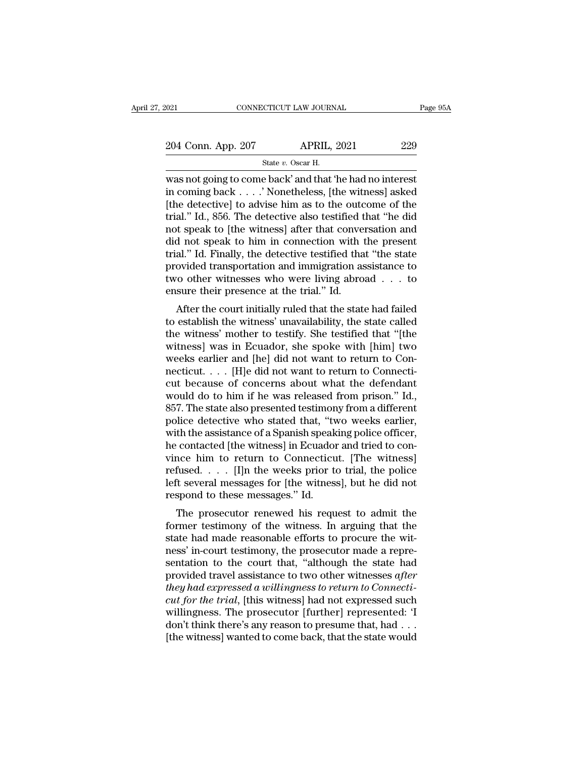was not going to come back' and that 'he had no interest in coming back . . . .' Nonetheless, [the witness] asked [the detective] to advise him as to the outcome of the trial." Id., 856. The detective also testified that "he did not speak to [the witness] after that conversation and did not speak to him in connection with the present trial." Id. Finally, the detective testified that "the state provided transportation and immigration assistance to two other witnesses who were living abroad . . . to ensure their presence at the trial." Id.

After the court initially ruled that the state had failed to establish the witness' unavailability, the state called the witness' mother to testify. She testified that "[the witness] was in Ecuador, she spoke with [him] two weeks earlier and [he] did not want to return to Connecticut. . . . [H]e did not want to return to Connecticut because of concerns about what the defendant would do to him if he was released from prison." Id., 857. The state also presented testimony from a different police detective who stated that, "two weeks earlier, with the assistance of a Spanish speaking police officer, he contacted [the witness] in Ecuador and tried to convince him to return to Connecticut. [The witness] refused. . . . [I]n the weeks prior to trial, the police left several messages for [the witness], but he did not respond to these messages." Id.

The prosecutor renewed his request to admit the former testimony of the witness. In arguing that the state had made reasonable efforts to procure the witness' in-court testimony, the prosecutor made a representation to the court that, "although the state had provided travel assistance to two other witnesses *after they had expressed a willingness to return to Connecticut for the trial*, [this witness] had not expressed such willingness. The prosecutor [further] represented: 'I don't think there's any reason to presume that, had . . . [the witness] wanted to come back, that the state would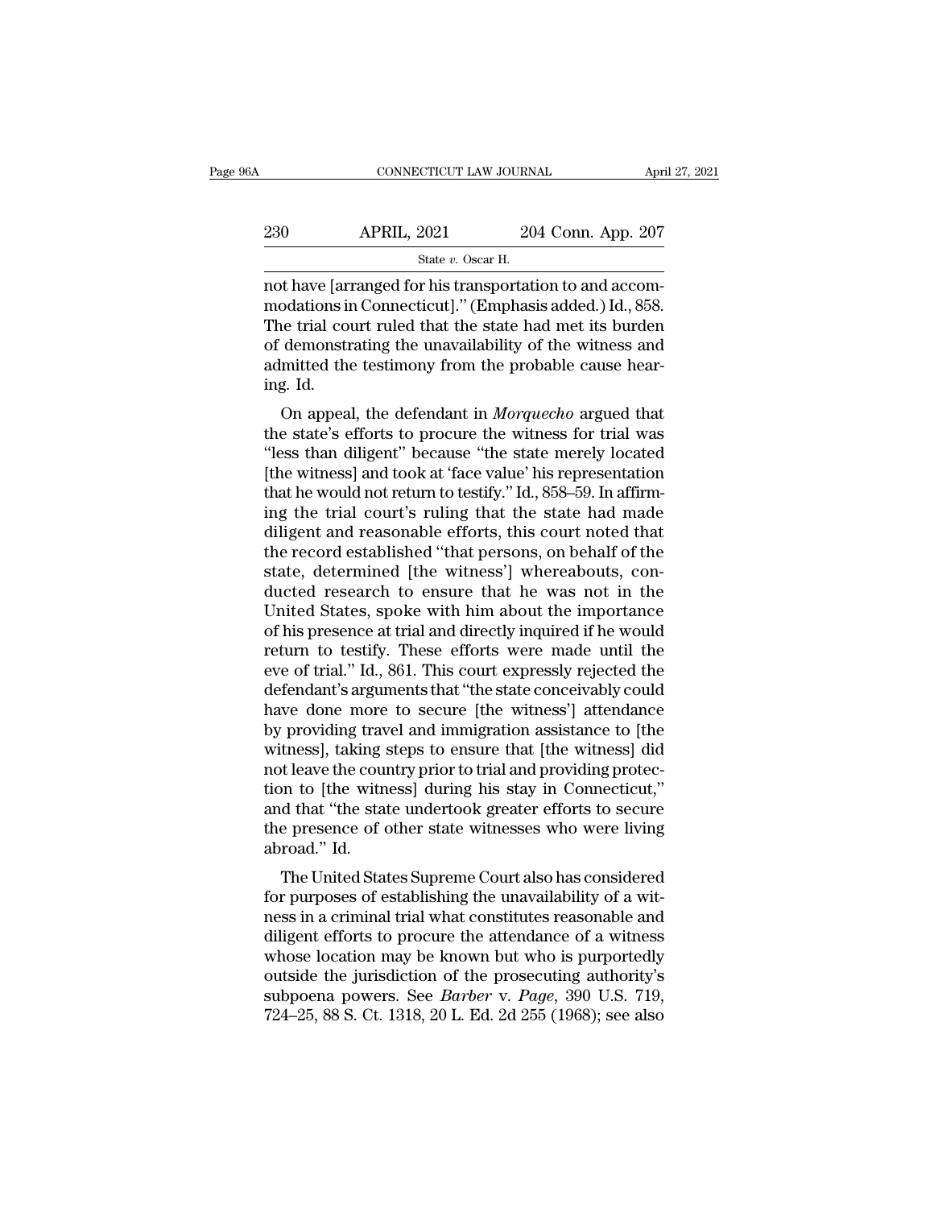not have [arranged for his transportation to and accommodations in Connecticut]." (Emphasis added.) Id., 858. The trial court ruled that the state had met its burden of demonstrating the unavailability of the witness and admitted the testimony from the probable cause hearing. Id.

On appeal, the defendant in *Morquecho* argued that the state's efforts to procure the witness for trial was "less than diligent" because "the state merely located [the witness] and took at 'face value' his representation that he would not return to testify." Id., 858–59. In affirming the trial court's ruling that the state had made diligent and reasonable efforts, this court noted that the record established "that persons, on behalf of the state, determined [the witness'] whereabouts, conducted research to ensure that he was not in the United States, spoke with him about the importance of his presence at trial and directly inquired if he would return to testify. These efforts were made until the eve of trial." Id., 861. This court expressly rejected the defendant's arguments that "the state conceivably could have done more to secure [the witness'] attendance by providing travel and immigration assistance to [the witness], taking steps to ensure that [the witness] did not leave the country prior to trial and providing protection to [the witness] during his stay in Connecticut," and that "the state undertook greater efforts to secure the presence of other state witnesses who were living abroad." Id.

The United States Supreme Court also has considered for purposes of establishing the unavailability of a witness in a criminal trial what constitutes reasonable and diligent efforts to procure the attendance of a witness whose location may be known but who is purportedly outside the jurisdiction of the prosecuting authority's subpoena powers. See *Barber* v. *Page*, 390 U.S. 719, 724–25, 88 S. Ct. 1318, 20 L. Ed. 2d 255 (1968); see also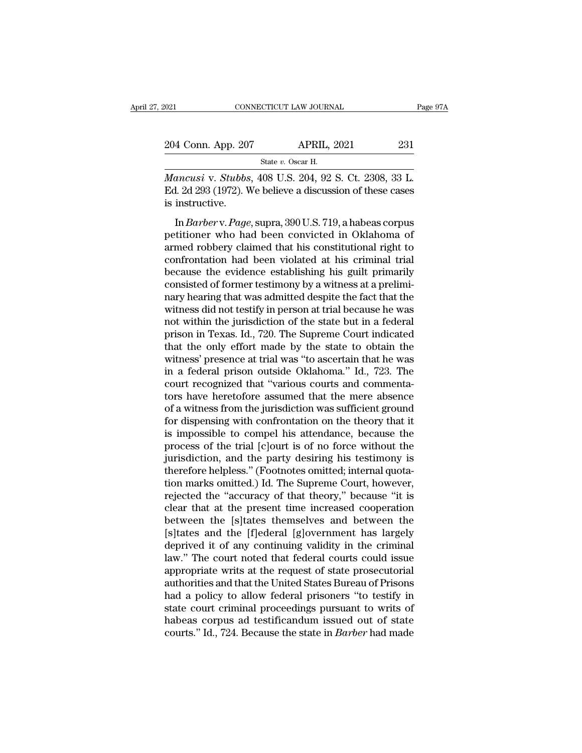*Mancusi* v. *Stubbs*, 408 U.S. 204, 92 S. Ct. 2308, 33 L. Ed. 2d 293 (1972). We believe a discussion of these cases is instructive.

In *Barber* v. *Page*, supra, 390 U.S. 719, a habeas corpus petitioner who had been convicted in Oklahoma of armed robbery claimed that his constitutional right to confrontation had been violated at his criminal trial because the evidence establishing his guilt primarily consisted of former testimony by a witness at a preliminary hearing that was admitted despite the fact that the witness did not testify in person at trial because he was not within the jurisdiction of the state but in a federal prison in Texas. Id., 720. The Supreme Court indicated that the only effort made by the state to obtain the witness' presence at trial was "to ascertain that he was in a federal prison outside Oklahoma." Id., 723. The court recognized that "various courts and commentators have heretofore assumed that the mere absence of a witness from the jurisdiction was sufficient ground for dispensing with confrontation on the theory that it is impossible to compel his attendance, because the process of the trial [c]ourt is of no force without the jurisdiction, and the party desiring his testimony is therefore helpless." (Footnotes omitted; internal quotation marks omitted.) Id. The Supreme Court, however, rejected the "accuracy of that theory," because "it is clear that at the present time increased cooperation between the [s]tates themselves and between the [s]tates and the [f]ederal [g]overnment has largely deprived it of any continuing validity in the criminal law." The court noted that federal courts could issue appropriate writs at the request of state prosecutorial authorities and that the United States Bureau of Prisons had a policy to allow federal prisoners "to testify in state court criminal proceedings pursuant to writs of habeas corpus ad testificandum issued out of state courts." Id., 724. Because the state in *Barber* had made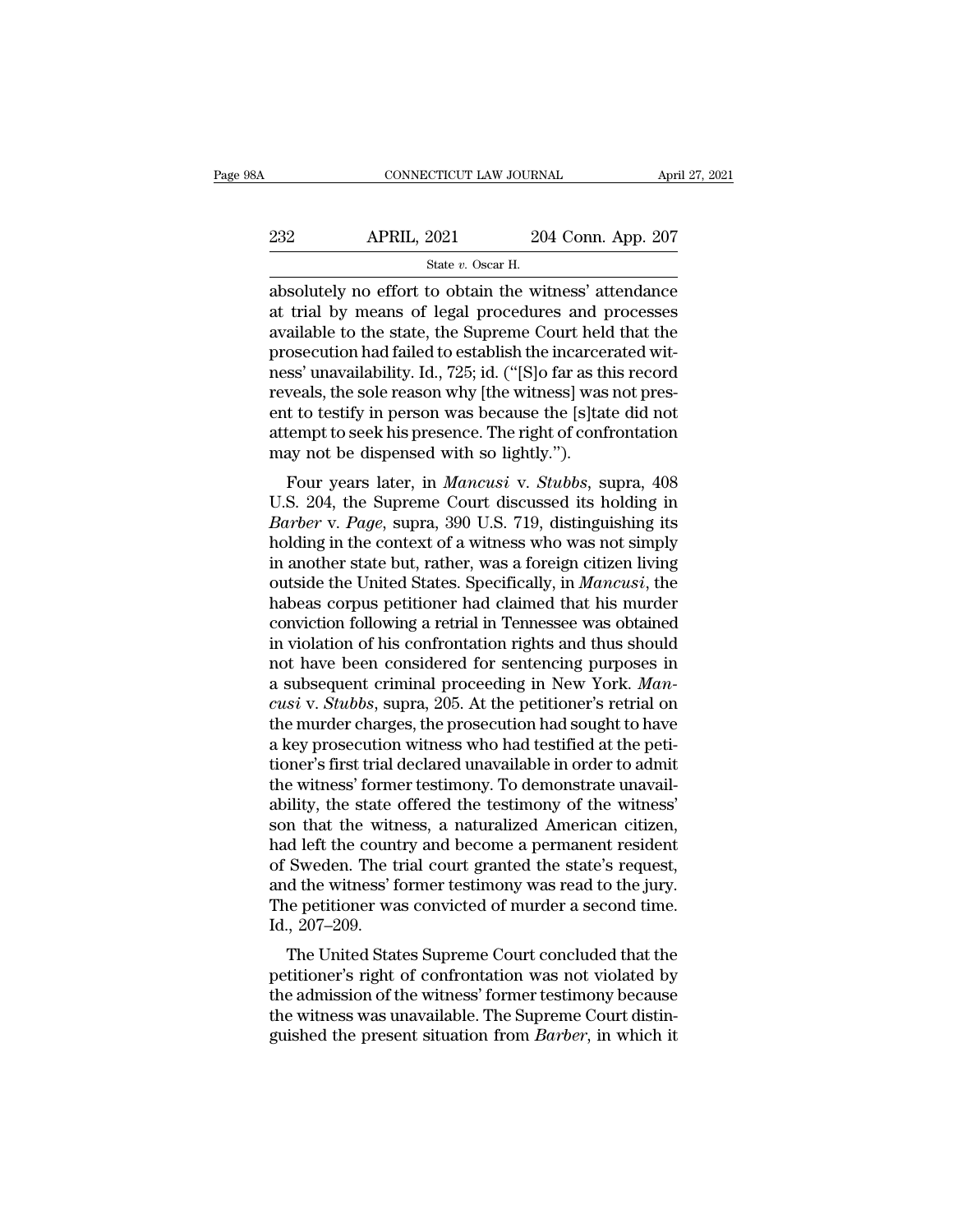absolutely no effort to obtain the witness' attendance at trial by means of legal procedures and processes available to the state, the Supreme Court held that the prosecution had failed to establish the incarcerated witness' unavailability. Id., 725; id. ("[S]o far as this record reveals, the sole reason why [the witness] was not present to testify in person was because the [s]tate did not attempt to seek his presence. The right of confrontation may not be dispensed with so lightly.").

Four years later, in *Mancusi* v. *Stubbs*, supra, 408 U.S. 204, the Supreme Court discussed its holding in *Barber* v. *Page*, supra, 390 U.S. 719, distinguishing its holding in the context of a witness who was not simply in another state but, rather, was a foreign citizen living outside the United States. Specifically, in *Mancusi*, the habeas corpus petitioner had claimed that his murder conviction following a retrial in Tennessee was obtained in violation of his confrontation rights and thus should not have been considered for sentencing purposes in a subsequent criminal proceeding in New York. *Mancusi* v. *Stubbs*, supra, 205. At the petitioner's retrial on the murder charges, the prosecution had sought to have a key prosecution witness who had testified at the petitioner's first trial declared unavailable in order to admit the witness' former testimony. To demonstrate unavailability, the state offered the testimony of the witness' son that the witness, a naturalized American citizen, had left the country and become a permanent resident of Sweden. The trial court granted the state's request, and the witness' former testimony was read to the jury. The petitioner was convicted of murder a second time. Id., 207–209.

The United States Supreme Court concluded that the petitioner's right of confrontation was not violated by the admission of the witness' former testimony because the witness was unavailable. The Supreme Court distinguished the present situation from *Barber*, in which it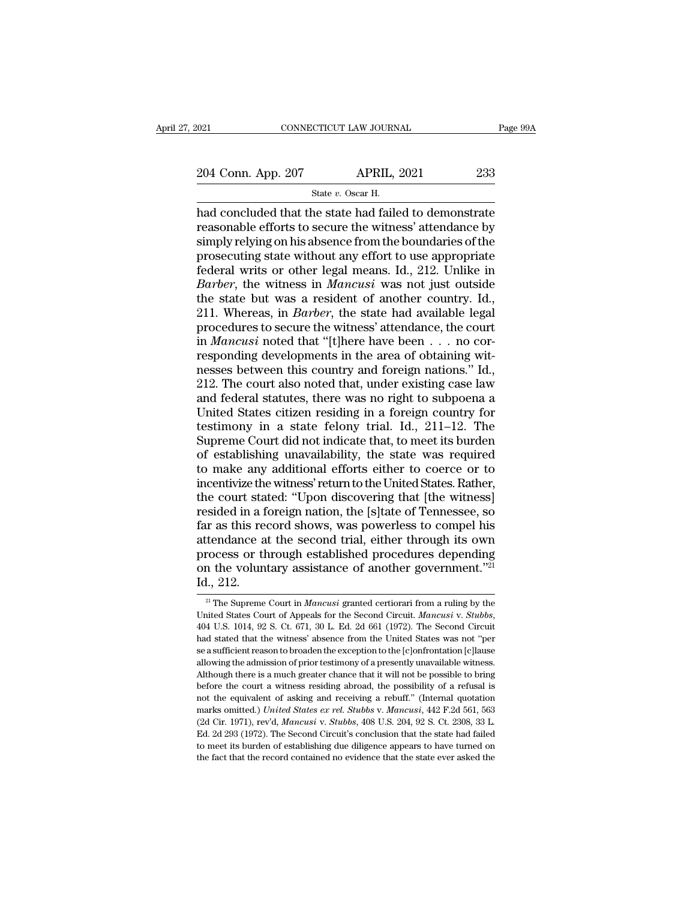had concluded that the state had failed to demonstrate reasonable efforts to secure the witness' attendance by simply relying on his absence from the boundaries of the prosecuting state without any effort to use appropriate federal writs or other legal means. Id., 212. Unlike in *Barber*, the witness in *Mancusi* was not just outside the state but was a resident of another country. Id., 211. Whereas, in *Barber*, the state had available legal procedures to secure the witness' attendance, the court in *Mancusi* noted that "[t]here have been . . . no corresponding developments in the area of obtaining witnesses between this country and foreign nations." Id., 212. The court also noted that, under existing case law and federal statutes, there was no right to subpoena a United States citizen residing in a foreign country for testimony in a state felony trial. Id., 211–12. The Supreme Court did not indicate that, to meet its burden of establishing unavailability, the state was required to make any additional efforts either to coerce or to incentivize the witness' return to the United States. Rather, the court stated: "Upon discovering that [the witness] resided in a foreign nation, the [s]tate of Tennessee, so far as this record shows, was powerless to compel his attendance at the second trial, either through its own process or through established procedures depending on the voluntary assistance of another government."[21] Id., 212.

[21] The Supreme Court in *Mancusi* granted certiorari from a ruling by the United States Court of Appeals for the Second Circuit. *Mancusi* v. *Stubbs*, 404 U.S. 1014, 92 S. Ct. 671, 30 L. Ed. 2d 661 (1972). The Second Circuit had stated that the witness' absence from the United States was not "per se a sufficient reason to broaden the exception to the [c]onfrontation [c]lause allowing the admission of prior testimony of a presently unavailable witness. Although there is a much greater chance that it will not be possible to bring before the court a witness residing abroad, the possibility of a refusal is not the equivalent of asking and receiving a rebuff." (Internal quotation marks omitted.) *United States ex rel. Stubbs* v. *Mancusi*, 442 F.2d 561, 563 (2d Cir. 1971), rev'd, *Mancusi* v. *Stubbs*, 408 U.S. 204, 92 S. Ct. 2308, 33 L. Ed. 2d 293 (1972). The Second Circuit's conclusion that the state had failed to meet its burden of establishing due diligence appears to have turned on the fact that the record contained no evidence that the state ever asked the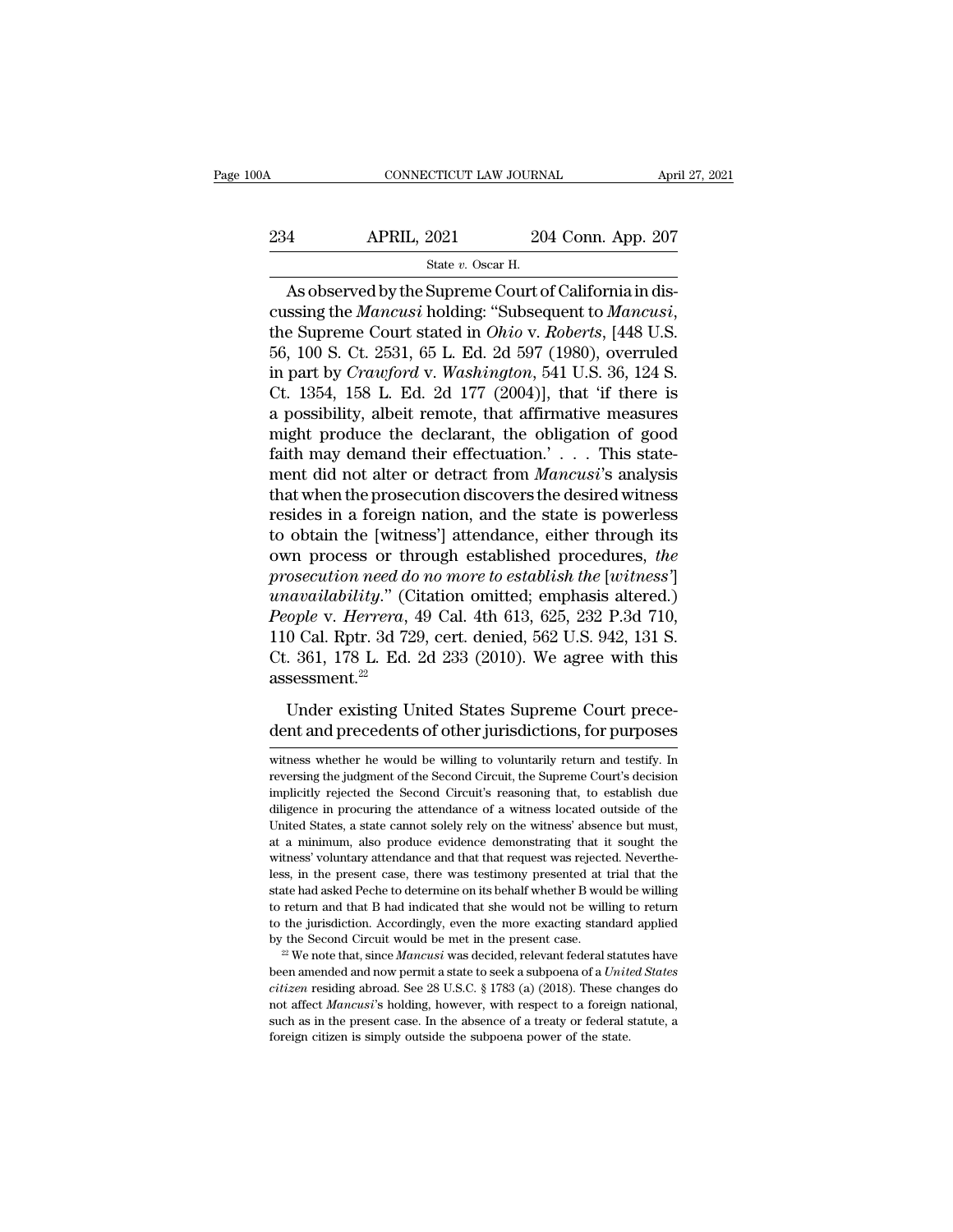As observed by the Supreme Court of California in discussing the *Mancusi* holding: "Subsequent to *Mancusi*, the Supreme Court stated in *Ohio* v. *Roberts*, [448 U.S. 56, 100 S. Ct. 2531, 65 L. Ed. 2d 597 (1980), overruled in part by *Crawford* v. *Washington*, 541 U.S. 36, 124 S. Ct. 1354, 158 L. Ed. 2d 177 (2004)], that 'if there is a possibility, albeit remote, that affirmative measures might produce the declarant, the obligation of good faith may demand their effectuation.' . . . This statement did not alter or detract from *Mancusi*'s analysis that when the prosecution discovers the desired witness resides in a foreign nation, and the state is powerless to obtain the [witness'] attendance, either through its own process or through established procedures, *the prosecution need do no more to establish the* [*witness'*] *unavailability*." (Citation omitted; emphasis altered.) *People* v. *Herrera*, 49 Cal. 4th 613, 625, 232 P.3d 710, 110 Cal. Rptr. 3d 729, cert. denied, 562 U.S. 942, 131 S. Ct. 361, 178 L. Ed. 2d 233 (2010). We agree with this assessment.[22]

Under existing United States Supreme Court precedent and precedents of other jurisdictions, for purposes

---

witness whether he would be willing to voluntarily return and testify. In reversing the judgment of the Second Circuit, the Supreme Court's decision implicitly rejected the Second Circuit's reasoning that, to establish due diligence in procuring the attendance of a witness located outside of the United States, a state cannot solely rely on the witness' absence but must, at a minimum, also produce evidence demonstrating that it sought the witness' voluntary attendance and that that request was rejected. Nevertheless, in the present case, there was testimony presented at trial that the state had asked Peche to determine on its behalf whether B would be willing to return and that B had indicated that she would not be willing to return to the jurisdiction. Accordingly, even the more exacting standard applied by the Second Circuit would be met in the present case.

[22] We note that, since *Mancusi* was decided, relevant federal statutes have been amended and now permit a state to seek a subpoena of a *United States citizen* residing abroad. See 28 U.S.C. § 1783 (a) (2018). These changes do not affect *Mancusi*'s holding, however, with respect to a foreign national, such as in the present case. In the absence of a treaty or federal statute, a foreign citizen is simply outside the subpoena power of the state.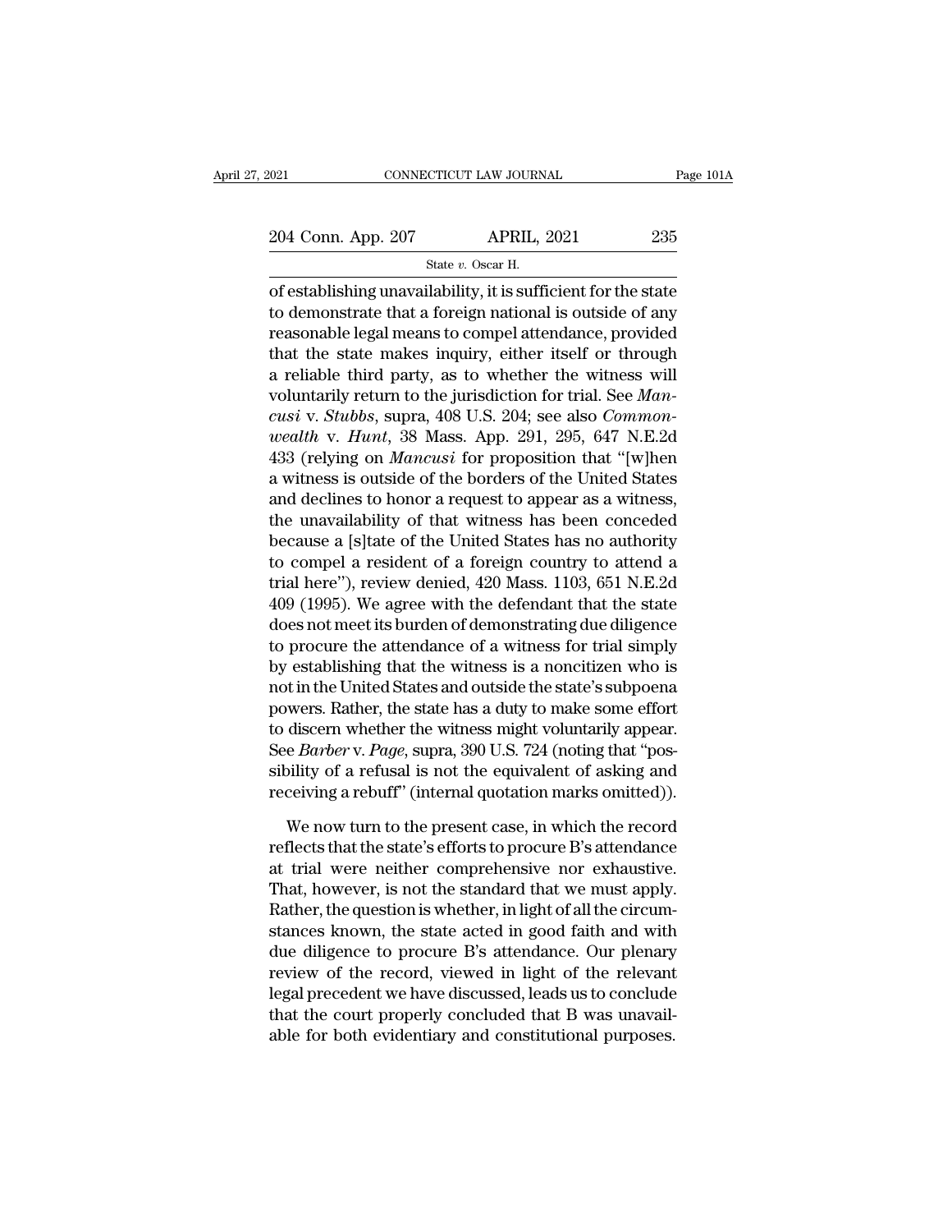of establishing unavailability, it is sufficient for the state to demonstrate that a foreign national is outside of any reasonable legal means to compel attendance, provided that the state makes inquiry, either itself or through a reliable third party, as to whether the witness will voluntarily return to the jurisdiction for trial. See *Mancusi* v. *Stubbs*, supra, 408 U.S. 204; see also *Commonwealth* v. *Hunt*, 38 Mass. App. 291, 295, 647 N.E.2d 433 (relying on *Mancusi* for proposition that "[w]hen a witness is outside of the borders of the United States and declines to honor a request to appear as a witness, the unavailability of that witness has been conceded because a [s]tate of the United States has no authority to compel a resident of a foreign country to attend a trial here"), review denied, 420 Mass. 1103, 651 N.E.2d 409 (1995). We agree with the defendant that the state does not meet its burden of demonstrating due diligence to procure the attendance of a witness for trial simply by establishing that the witness is a noncitizen who is not in the United States and outside the state's subpoena powers. Rather, the state has a duty to make some effort to discern whether the witness might voluntarily appear. See *Barber* v. *Page*, supra, 390 U.S. 724 (noting that "possibility of a refusal is not the equivalent of asking and receiving a rebuff" (internal quotation marks omitted)).

We now turn to the present case, in which the record reflects that the state's efforts to procure B's attendance at trial were neither comprehensive nor exhaustive. That, however, is not the standard that we must apply. Rather, the question is whether, in light of all the circumstances known, the state acted in good faith and with due diligence to procure B's attendance. Our plenary review of the record, viewed in light of the relevant legal precedent we have discussed, leads us to conclude that the court properly concluded that B was unavailable for both evidentiary and constitutional purposes.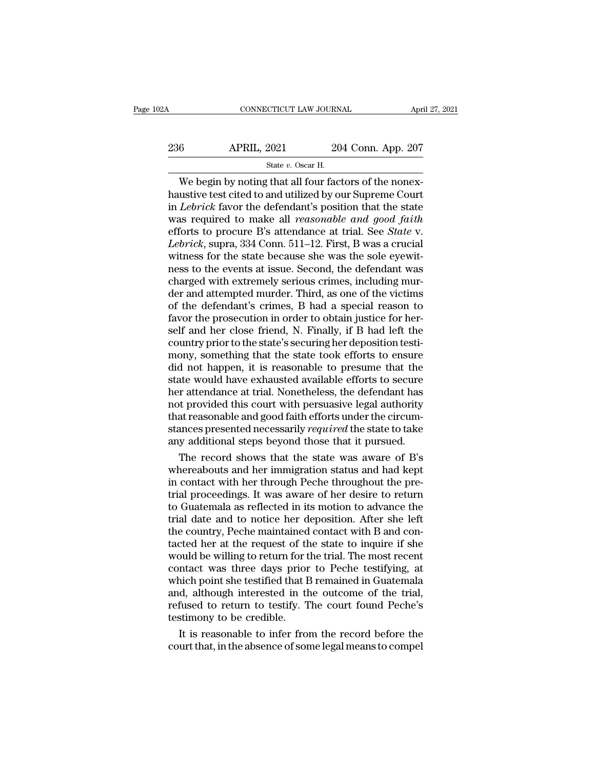We begin by noting that all four factors of the nonexhaustive test cited to and utilized by our Supreme Court in *Lebrick* favor the defendant's position that the state was required to make all *reasonable and good faith* efforts to procure B's attendance at trial. See *State* v. *Lebrick*, supra, 334 Conn. 511–12. First, B was a crucial witness for the state because she was the sole eyewitness to the events at issue. Second, the defendant was charged with extremely serious crimes, including murder and attempted murder. Third, as one of the victims of the defendant's crimes, B had a special reason to favor the prosecution in order to obtain justice for herself and her close friend, N. Finally, if B had left the country prior to the state's securing her deposition testimony, something that the state took efforts to ensure did not happen, it is reasonable to presume that the state would have exhausted available efforts to secure her attendance at trial. Nonetheless, the defendant has not provided this court with persuasive legal authority that reasonable and good faith efforts under the circumstances presented necessarily *required* the state to take any additional steps beyond those that it pursued.

The record shows that the state was aware of B's whereabouts and her immigration status and had kept in contact with her through Peche throughout the pretrial proceedings. It was aware of her desire to return to Guatemala as reflected in its motion to advance the trial date and to notice her deposition. After she left the country, Peche maintained contact with B and contacted her at the request of the state to inquire if she would be willing to return for the trial. The most recent contact was three days prior to Peche testifying, at which point she testified that B remained in Guatemala and, although interested in the outcome of the trial, refused to return to testify. The court found Peche's testimony to be credible.

It is reasonable to infer from the record before the court that, in the absence of some legal means to compel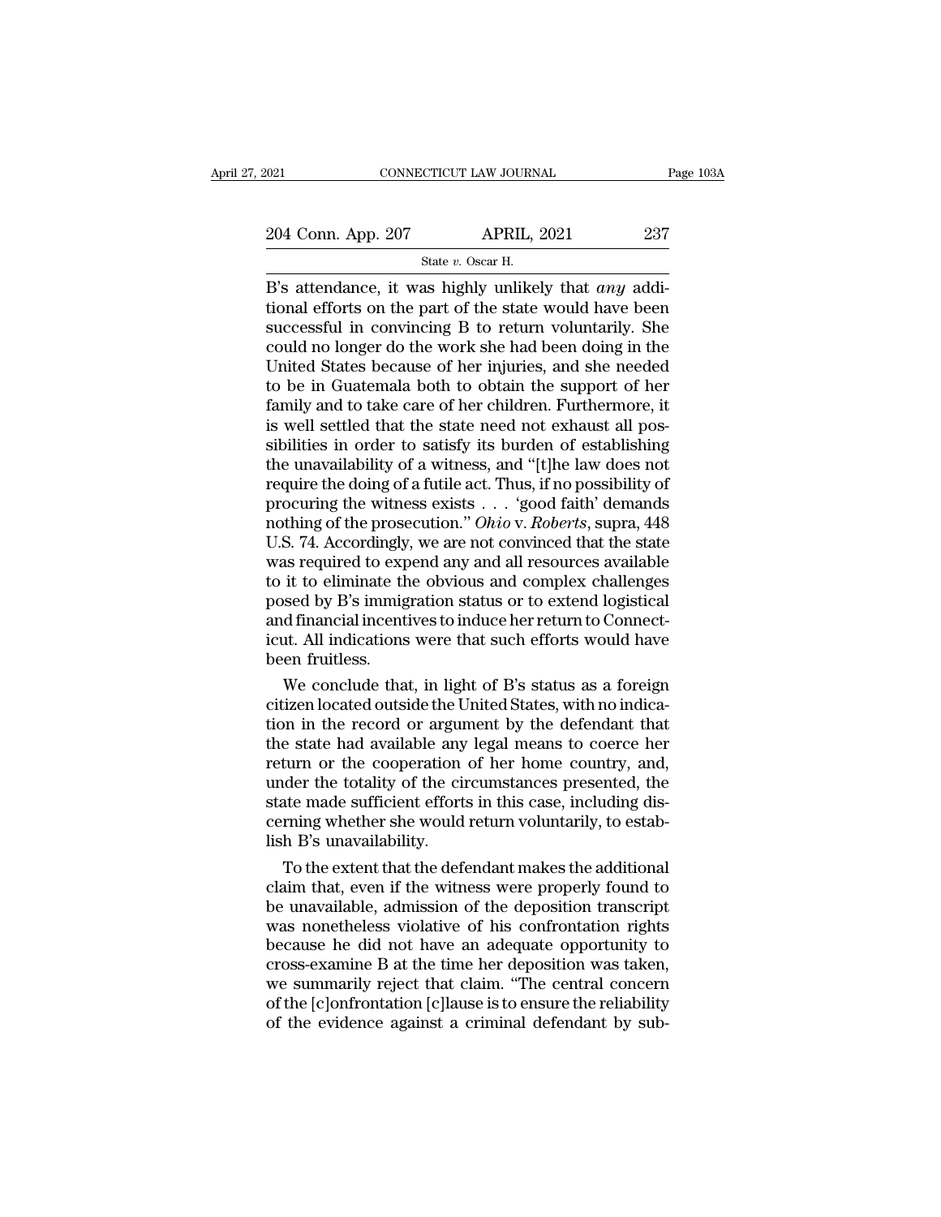B's attendance, it was highly unlikely that *any* additional efforts on the part of the state would have been successful in convincing B to return voluntarily. She could no longer do the work she had been doing in the United States because of her injuries, and she needed to be in Guatemala both to obtain the support of her family and to take care of her children. Furthermore, it is well settled that the state need not exhaust all possibilities in order to satisfy its burden of establishing the unavailability of a witness, and "[t]he law does not require the doing of a futile act. Thus, if no possibility of procuring the witness exists . . . 'good faith' demands nothing of the prosecution." *Ohio* v. *Roberts*, supra, 448 U.S. 74. Accordingly, we are not convinced that the state was required to expend any and all resources available to it to eliminate the obvious and complex challenges posed by B's immigration status or to extend logistical and financial incentives to induce her return to Connecticut. All indications were that such efforts would have been fruitless.

We conclude that, in light of B's status as a foreign citizen located outside the United States, with no indication in the record or argument by the defendant that the state had available any legal means to coerce her return or the cooperation of her home country, and, under the totality of the circumstances presented, the state made sufficient efforts in this case, including discerning whether she would return voluntarily, to establish B's unavailability.

To the extent that the defendant makes the additional claim that, even if the witness were properly found to be unavailable, admission of the deposition transcript was nonetheless violative of his confrontation rights because he did not have an adequate opportunity to cross-examine B at the time her deposition was taken, we summarily reject that claim. "The central concern of the [c]onfrontation [c]lause is to ensure the reliability of the evidence against a criminal defendant by sub-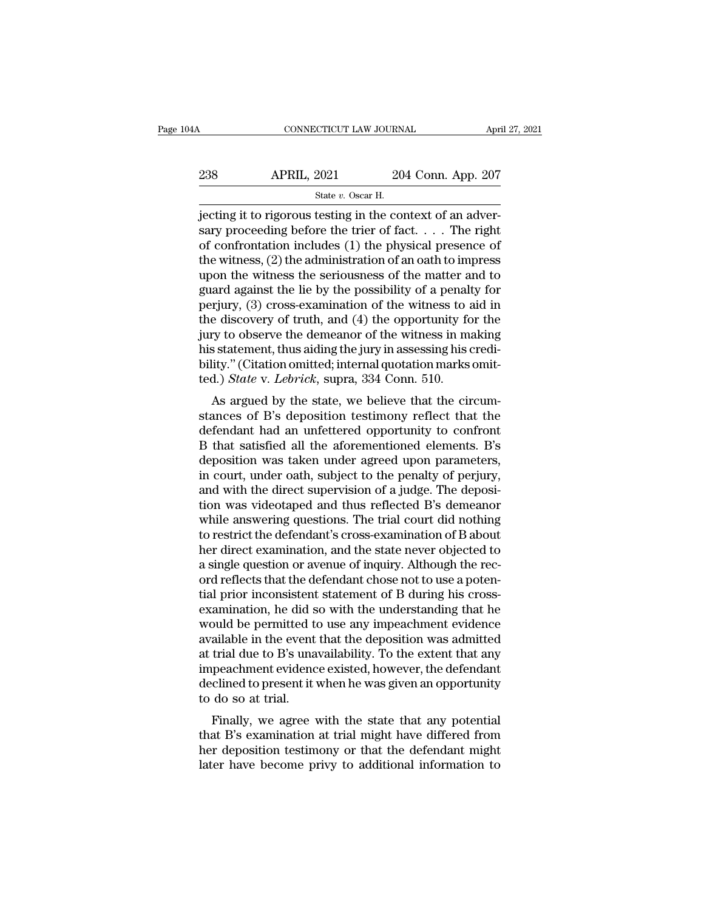jecting it to rigorous testing in the context of an adversary proceeding before the trier of fact. . . . The right of confrontation includes (1) the physical presence of the witness, (2) the administration of an oath to impress upon the witness the seriousness of the matter and to guard against the lie by the possibility of a penalty for perjury, (3) cross-examination of the witness to aid in the discovery of truth, and (4) the opportunity for the jury to observe the demeanor of the witness in making his statement, thus aiding the jury in assessing his credibility." (Citation omitted; internal quotation marks omitted.) *State* v. *Lebrick*, supra, 334 Conn. 510.

As argued by the state, we believe that the circumstances of B's deposition testimony reflect that the defendant had an unfettered opportunity to confront B that satisfied all the aforementioned elements. B's deposition was taken under agreed upon parameters, in court, under oath, subject to the penalty of perjury, and with the direct supervision of a judge. The deposition was videotaped and thus reflected B's demeanor while answering questions. The trial court did nothing to restrict the defendant's cross-examination of B about her direct examination, and the state never objected to a single question or avenue of inquiry. Although the record reflects that the defendant chose not to use a potential prior inconsistent statement of B during his cross-examination, he did so with the understanding that he would be permitted to use any impeachment evidence available in the event that the deposition was admitted at trial due to B's unavailability. To the extent that any impeachment evidence existed, however, the defendant declined to present it when he was given an opportunity to do so at trial.

Finally, we agree with the state that any potential that B's examination at trial might have differed from her deposition testimony or that the defendant might later have become privy to additional information to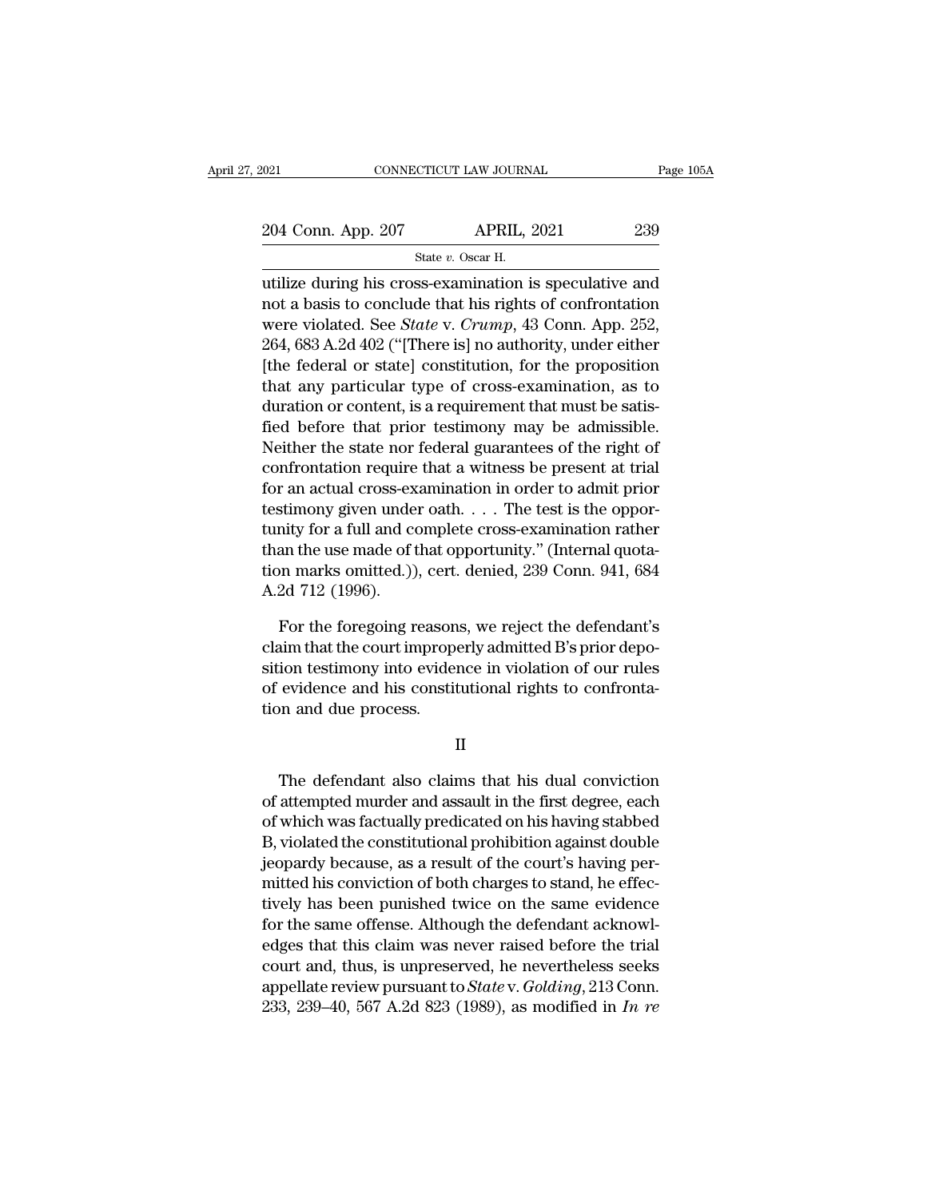utilize during his cross-examination is speculative and not a basis to conclude that his rights of confrontation were violated. See *State* v. *Crump*, 43 Conn. App. 252, 264, 683 A.2d 402 ("[There is] no authority, under either [the federal or state] constitution, for the proposition that any particular type of cross-examination, as to duration or content, is a requirement that must be satisfied before that prior testimony may be admissible. Neither the state nor federal guarantees of the right of confrontation require that a witness be present at trial for an actual cross-examination in order to admit prior testimony given under oath. . . . The test is the opportunity for a full and complete cross-examination rather than the use made of that opportunity." (Internal quotation marks omitted.)), cert. denied, 239 Conn. 941, 684 A.2d 712 (1996).

For the foregoing reasons, we reject the defendant's claim that the court improperly admitted B's prior deposition testimony into evidence in violation of our rules of evidence and his constitutional rights to confrontation and due process.

II

The defendant also claims that his dual conviction of attempted murder and assault in the first degree, each of which was factually predicated on his having stabbed B, violated the constitutional prohibition against double jeopardy because, as a result of the court's having permitted his conviction of both charges to stand, he effectively has been punished twice on the same evidence for the same offense. Although the defendant acknowledges that this claim was never raised before the trial court and, thus, is unpreserved, he nevertheless seeks appellate review pursuant to *State* v. *Golding*, 213 Conn. 233, 239–40, 567 A.2d 823 (1989), as modified in *In re*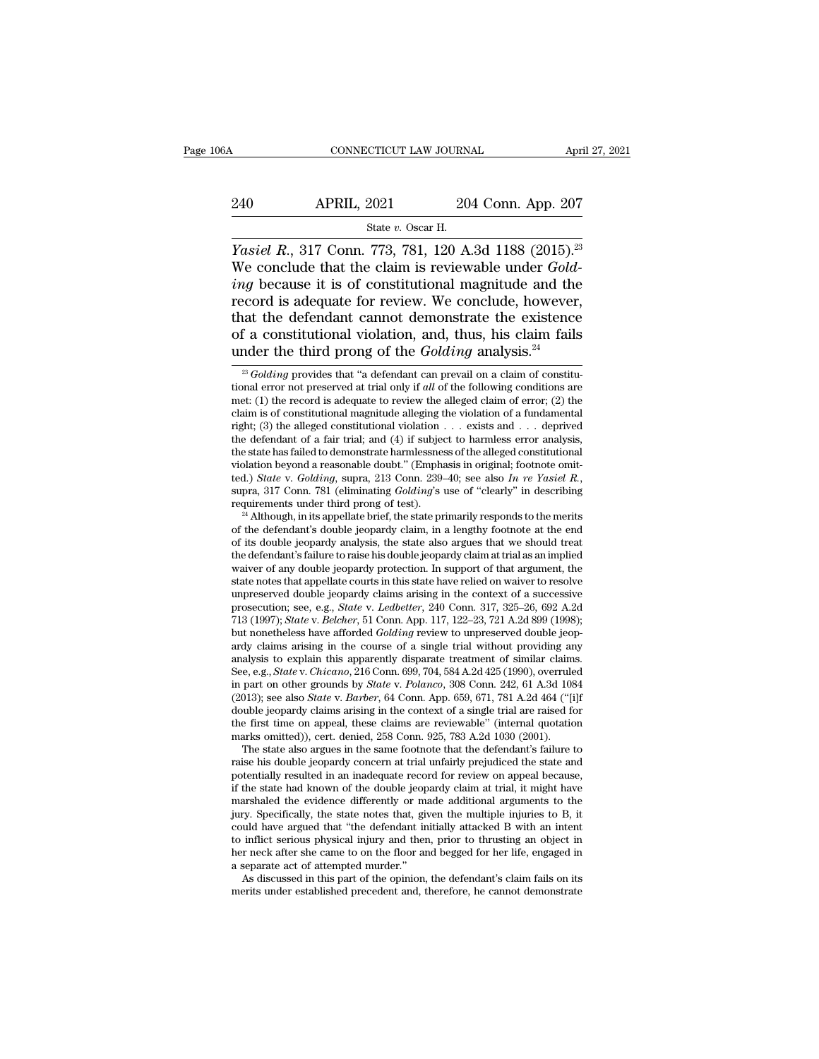*Yasiel R.*, 317 Conn. 773, 781, 120 A.3d 1188 (2015).[23] We conclude that the claim is reviewable under *Golding* because it is of constitutional magnitude and the record is adequate for review. We conclude, however, that the defendant cannot demonstrate the existence of a constitutional violation, and, thus, his claim fails under the third prong of the *Golding* analysis.[24]

[23] *Golding* provides that "a defendant can prevail on a claim of constitutional error not preserved at trial only if *all* of the following conditions are met: (1) the record is adequate to review the alleged claim of error; (2) the claim is of constitutional magnitude alleging the violation of a fundamental right; (3) the alleged constitutional violation . . . exists and . . . deprived the defendant of a fair trial; and (4) if subject to harmless error analysis, the state has failed to demonstrate harmlessness of the alleged constitutional violation beyond a reasonable doubt." (Emphasis in original; footnote omitted.) *State* v. *Golding*, supra, 213 Conn. 239–40; see also *In re Yasiel R.*, supra, 317 Conn. 781 (eliminating *Golding*'s use of "clearly" in describing requirements under third prong of test).

[24] Although, in its appellate brief, the state primarily responds to the merits of the defendant's double jeopardy claim, in a lengthy footnote at the end of its double jeopardy analysis, the state also argues that we should treat the defendant's failure to raise his double jeopardy claim at trial as an implied waiver of any double jeopardy protection. In support of that argument, the state notes that appellate courts in this state have relied on waiver to resolve unpreserved double jeopardy claims arising in the context of a successive prosecution; see, e.g., *State* v. *Ledbetter*, 240 Conn. 317, 325–26, 692 A.2d 713 (1997); *State* v. *Belcher*, 51 Conn. App. 117, 122–23, 721 A.2d 899 (1998); but nonetheless have afforded *Golding* review to unpreserved double jeopardy claims arising in the course of a single trial without providing any analysis to explain this apparently disparate treatment of similar claims. See, e.g., *State* v. *Chicano*, 216 Conn. 699, 704, 584 A.2d 425 (1990), overruled in part on other grounds by *State* v. *Polanco*, 308 Conn. 242, 61 A.3d 1084 (2013); see also *State* v. *Barber*, 64 Conn. App. 659, 671, 781 A.2d 464 ("[i]f double jeopardy claims arising in the context of a single trial are raised for the first time on appeal, these claims are reviewable" (internal quotation marks omitted)), cert. denied, 258 Conn. 925, 783 A.2d 1030 (2001).

The state also argues in the same footnote that the defendant's failure to raise his double jeopardy concern at trial unfairly prejudiced the state and potentially resulted in an inadequate record for review on appeal because, if the state had known of the double jeopardy claim at trial, it might have marshaled the evidence differently or made additional arguments to the jury. Specifically, the state notes that, given the multiple injuries to B, it could have argued that "the defendant initially attacked B with an intent to inflict serious physical injury and then, prior to thrusting an object in her neck after she came to on the floor and begged for her life, engaged in a separate act of attempted murder."

As discussed in this part of the opinion, the defendant's claim fails on its merits under established precedent and, therefore, he cannot demonstrate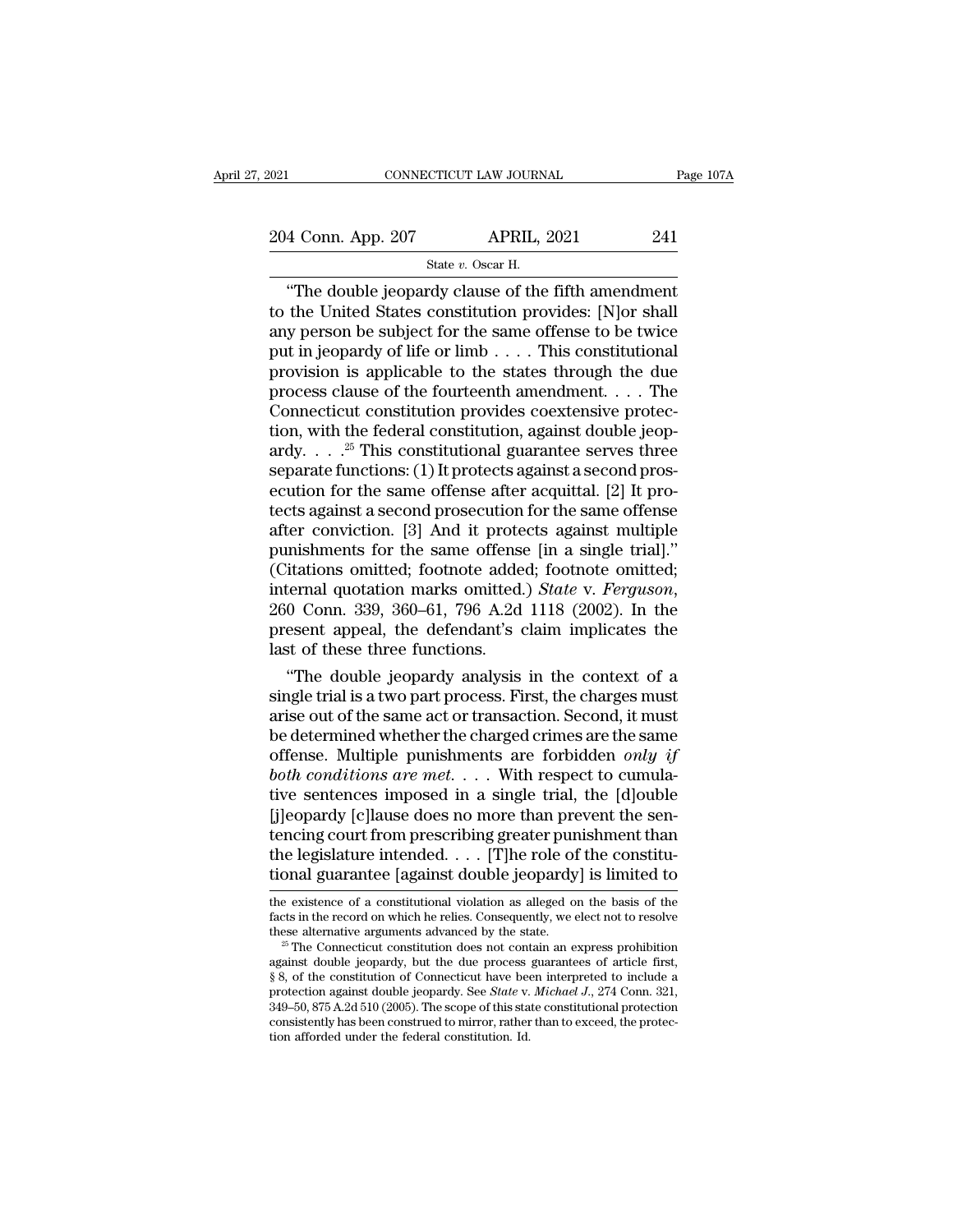"The double jeopardy clause of the fifth amendment to the United States constitution provides: [N]or shall any person be subject for the same offense to be twice put in jeopardy of life or limb . . . . This constitutional provision is applicable to the states through the due process clause of the fourteenth amendment. . . . The Connecticut constitution provides coextensive protection, with the federal constitution, against double jeopardy. . . .[25] This constitutional guarantee serves three separate functions: (1) It protects against a second prosecution for the same offense after acquittal. [2] It protects against a second prosecution for the same offense after conviction. [3] And it protects against multiple punishments for the same offense [in a single trial]." (Citations omitted; footnote added; footnote omitted; internal quotation marks omitted.) *State* v. *Ferguson*, 260 Conn. 339, 360–61, 796 A.2d 1118 (2002). In the present appeal, the defendant's claim implicates the last of these three functions.

"The double jeopardy analysis in the context of a single trial is a two part process. First, the charges must arise out of the same act or transaction. Second, it must be determined whether the charged crimes are the same offense. Multiple punishments are forbidden *only if both conditions are met*. . . . With respect to cumulative sentences imposed in a single trial, the [d]ouble [j]eopardy [c]lause does no more than prevent the sentencing court from prescribing greater punishment than the legislature intended. . . . [T]he role of the constitutional guarantee [against double jeopardy] is limited to

---

the existence of a constitutional violation as alleged on the basis of the facts in the record on which he relies. Consequently, we elect not to resolve these alternative arguments advanced by the state.

[25] The Connecticut constitution does not contain an express prohibition against double jeopardy, but the due process guarantees of article first, § 8, of the constitution of Connecticut have been interpreted to include a protection against double jeopardy. See *State* v. *Michael J.*, 274 Conn. 321, 349–50, 875 A.2d 510 (2005). The scope of this state constitutional protection consistently has been construed to mirror, rather than to exceed, the protection afforded under the federal constitution. Id.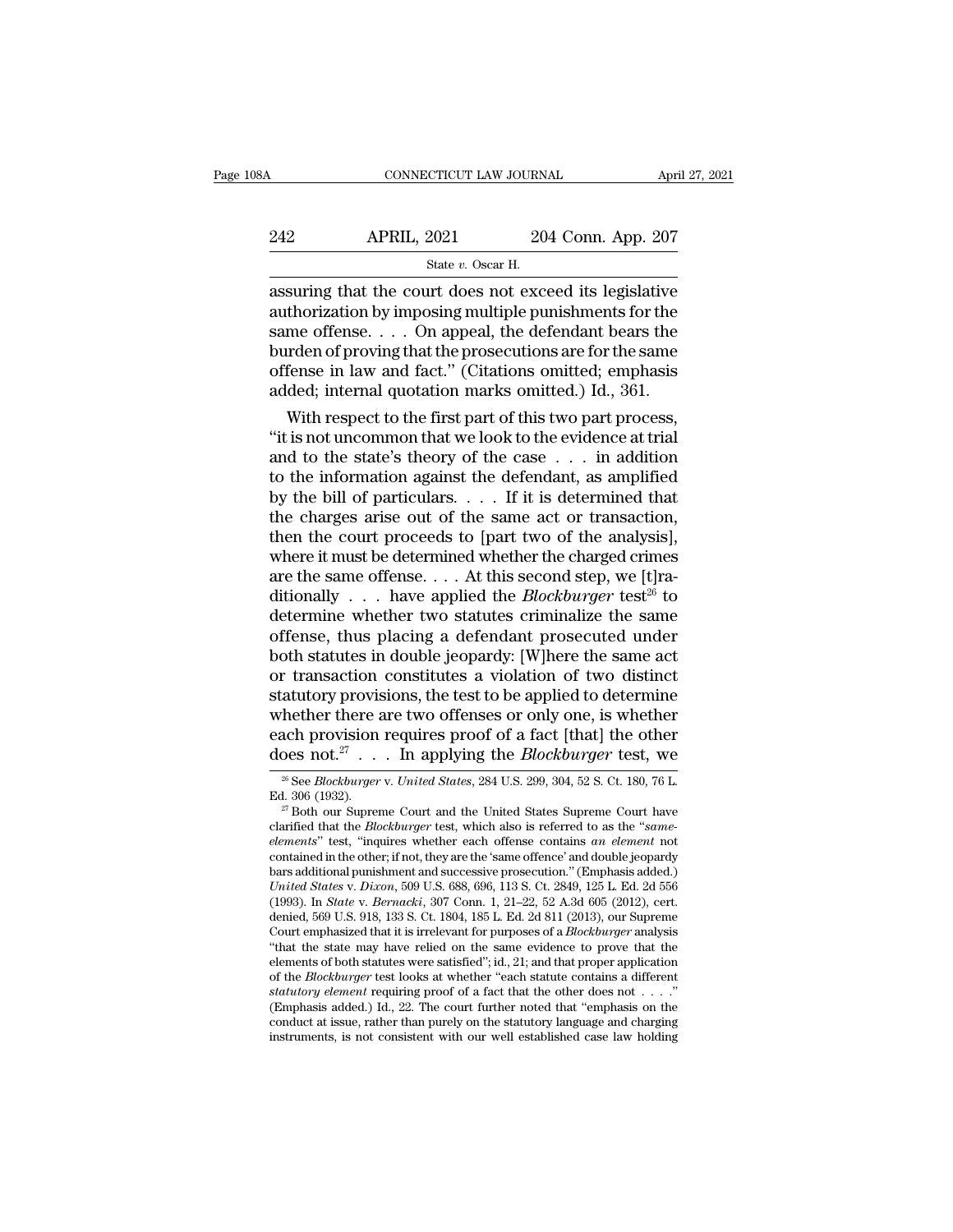assuring that the court does not exceed its legislative authorization by imposing multiple punishments for the same offense. . . . On appeal, the defendant bears the burden of proving that the prosecutions are for the same offense in law and fact." (Citations omitted; emphasis added; internal quotation marks omitted.) Id., 361.

With respect to the first part of this two part process, "it is not uncommon that we look to the evidence at trial and to the state's theory of the case . . . in addition to the information against the defendant, as amplified by the bill of particulars. . . . If it is determined that the charges arise out of the same act or transaction, then the court proceeds to [part two of the analysis], where it must be determined whether the charged crimes are the same offense. . . . At this second step, we [t]raditionally . . . have applied the *Blockburger* test[26] to determine whether two statutes criminalize the same offense, thus placing a defendant prosecuted under both statutes in double jeopardy: [W]here the same act or transaction constitutes a violation of two distinct statutory provisions, the test to be applied to determine whether there are two offenses or only one, is whether each provision requires proof of a fact [that] the other does not.[27] . . . In applying the *Blockburger* test, we

---

[26] See *Blockburger* v. *United States*, 284 U.S. 299, 304, 52 S. Ct. 180, 76 L. Ed. 306 (1932).

[27] Both our Supreme Court and the United States Supreme Court have clarified that the *Blockburger* test, which also is referred to as the "*same-elements*" test, "inquires whether each offense contains *an element* not contained in the other; if not, they are the 'same offence' and double jeopardy bars additional punishment and successive prosecution." (Emphasis added.) *United States* v. *Dixon*, 509 U.S. 688, 696, 113 S. Ct. 2849, 125 L. Ed. 2d 556 (1993). In *State* v. *Bernacki*, 307 Conn. 1, 21–22, 52 A.3d 605 (2012), cert. denied, 569 U.S. 918, 133 S. Ct. 1804, 185 L. Ed. 2d 811 (2013), our Supreme Court emphasized that it is irrelevant for purposes of a *Blockburger* analysis "that the state may have relied on the same evidence to prove that the elements of both statutes were satisfied"; id., 21; and that proper application of the *Blockburger* test looks at whether "each statute contains a different *statutory element* requiring proof of a fact that the other does not . . . ." (Emphasis added.) Id., 22. The court further noted that "emphasis on the conduct at issue, rather than purely on the statutory language and charging instruments, is not consistent with our well established case law holding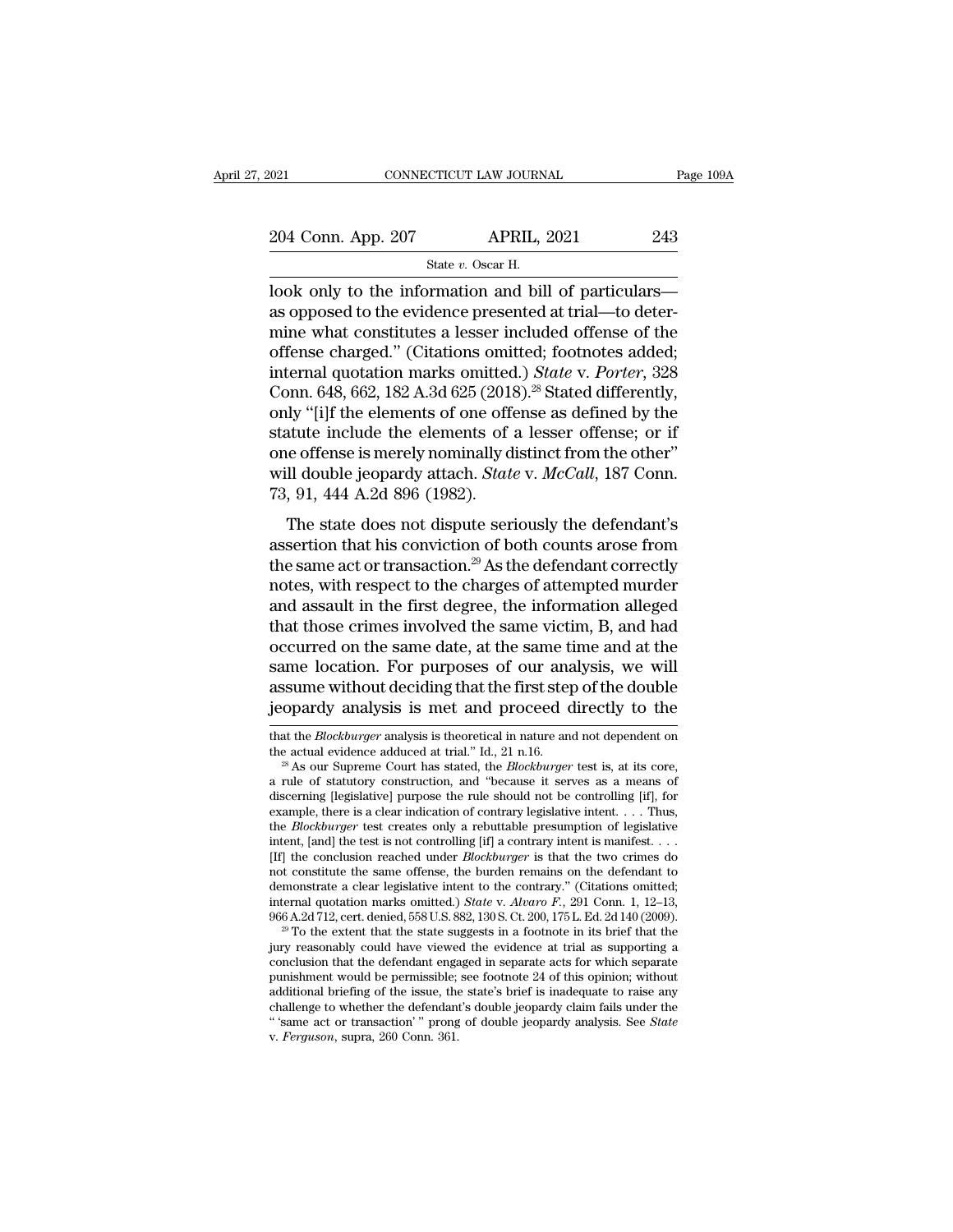look only to the information and bill of particulars—as opposed to the evidence presented at trial—to determine what constitutes a lesser included offense of the offense charged." (Citations omitted; footnotes added; internal quotation marks omitted.) *State* v. *Porter*, 328 Conn. 648, 662, 182 A.3d 625 (2018).[28] Stated differently, only "[i]f the elements of one offense as defined by the statute include the elements of a lesser offense; or if one offense is merely nominally distinct from the other" will double jeopardy attach. *State* v. *McCall*, 187 Conn. 73, 91, 444 A.2d 896 (1982).

The state does not dispute seriously the defendant's assertion that his conviction of both counts arose from the same act or transaction.[29] As the defendant correctly notes, with respect to the charges of attempted murder and assault in the first degree, the information alleged that those crimes involved the same victim, B, and had occurred on the same date, at the same time and at the same location. For purposes of our analysis, we will assume without deciding that the first step of the double jeopardy analysis is met and proceed directly to the

---

that the *Blockburger* analysis is theoretical in nature and not dependent on the actual evidence adduced at trial." Id., 21 n.16.

[28] As our Supreme Court has stated, the *Blockburger* test is, at its core, a rule of statutory construction, and "because it serves as a means of discerning [legislative] purpose the rule should not be controlling [if], for example, there is a clear indication of contrary legislative intent. . . . Thus, the *Blockburger* test creates only a rebuttable presumption of legislative intent, [and] the test is not controlling [if] a contrary intent is manifest. . . . [If] the conclusion reached under *Blockburger* is that the two crimes do not constitute the same offense, the burden remains on the defendant to demonstrate a clear legislative intent to the contrary." (Citations omitted; internal quotation marks omitted.) *State* v. *Alvaro F.*, 291 Conn. 1, 12–13, 966 A.2d 712, cert. denied, 558 U.S. 882, 130 S. Ct. 200, 175 L. Ed. 2d 140 (2009).

[29] To the extent that the state suggests in a footnote in its brief that the jury reasonably could have viewed the evidence at trial as supporting a conclusion that the defendant engaged in separate acts for which separate punishment would be permissible; see footnote 24 of this opinion; without additional briefing of the issue, the state's brief is inadequate to raise any challenge to whether the defendant's double jeopardy claim fails under the " 'same act or transaction' " prong of double jeopardy analysis. See *State* v. *Ferguson*, supra, 260 Conn. 361.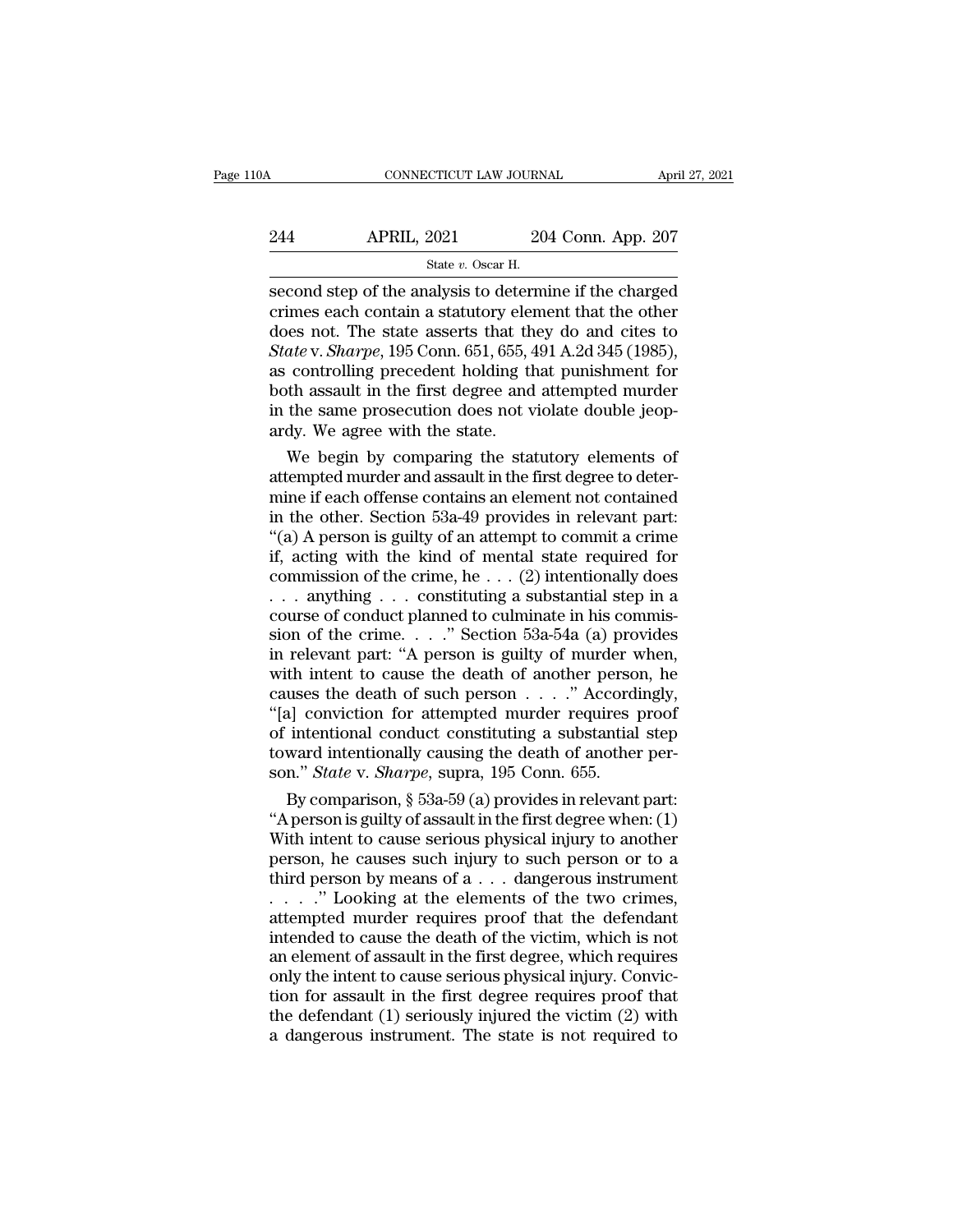second step of the analysis to determine if the charged crimes each contain a statutory element that the other does not. The state asserts that they do and cites to *State* v. *Sharpe*, 195 Conn. 651, 655, 491 A.2d 345 (1985), as controlling precedent holding that punishment for both assault in the first degree and attempted murder in the same prosecution does not violate double jeopardy. We agree with the state.

We begin by comparing the statutory elements of attempted murder and assault in the first degree to determine if each offense contains an element not contained in the other. Section 53a-49 provides in relevant part: "(a) A person is guilty of an attempt to commit a crime if, acting with the kind of mental state required for commission of the crime, he . . . (2) intentionally does . . . anything . . . constituting a substantial step in a course of conduct planned to culminate in his commission of the crime. . . ." Section 53a-54a (a) provides in relevant part: "A person is guilty of murder when, with intent to cause the death of another person, he causes the death of such person . . . ." Accordingly, "[a] conviction for attempted murder requires proof of intentional conduct constituting a substantial step toward intentionally causing the death of another person." *State* v. *Sharpe*, supra, 195 Conn. 655.

By comparison, § 53a-59 (a) provides in relevant part: "A person is guilty of assault in the first degree when: (1) With intent to cause serious physical injury to another person, he causes such injury to such person or to a third person by means of a . . . dangerous instrument . . . ." Looking at the elements of the two crimes, attempted murder requires proof that the defendant intended to cause the death of the victim, which is not an element of assault in the first degree, which requires only the intent to cause serious physical injury. Conviction for assault in the first degree requires proof that the defendant (1) seriously injured the victim (2) with a dangerous instrument. The state is not required to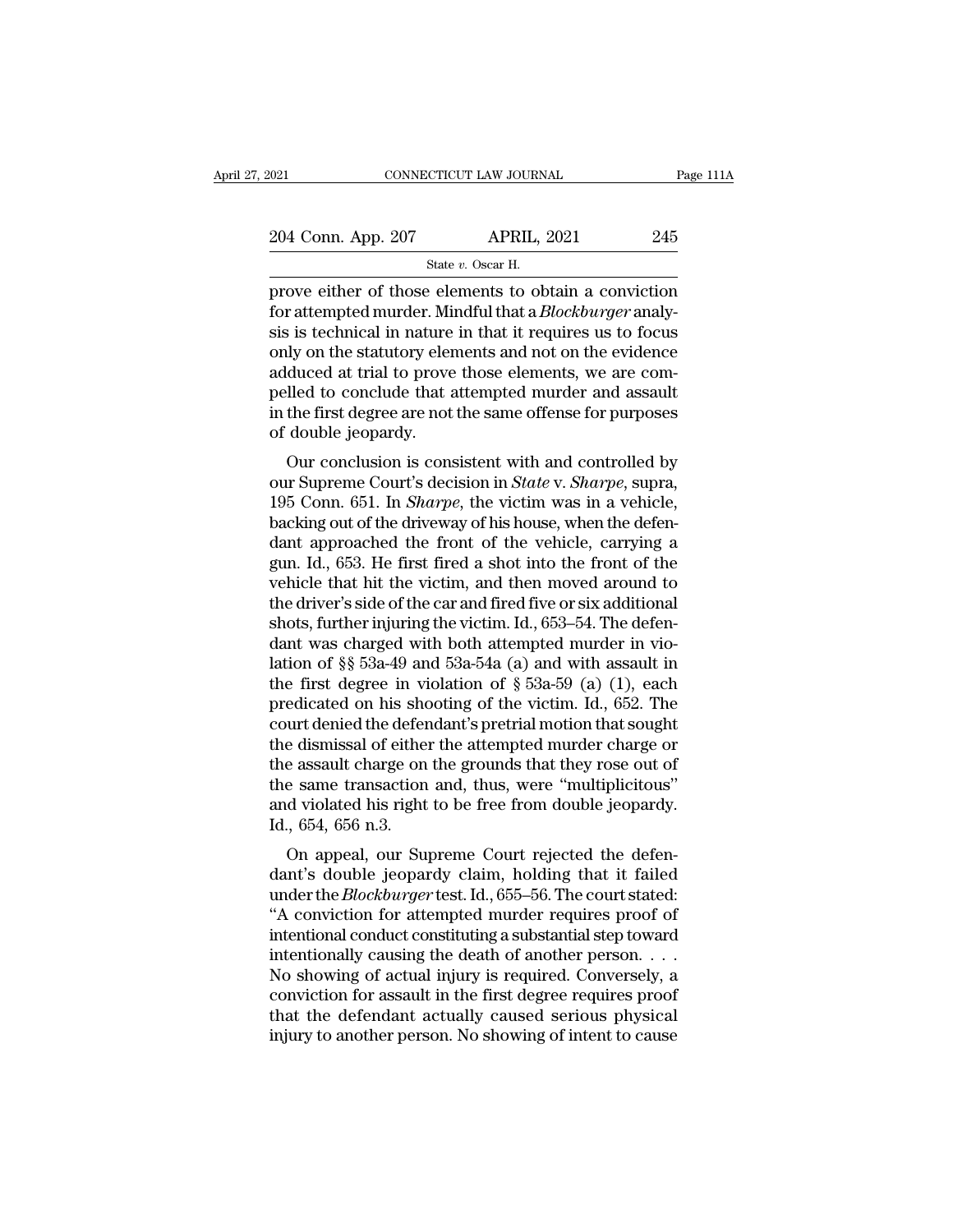prove either of those elements to obtain a conviction for attempted murder. Mindful that a *Blockburger* analysis is technical in nature in that it requires us to focus only on the statutory elements and not on the evidence adduced at trial to prove those elements, we are compelled to conclude that attempted murder and assault in the first degree are not the same offense for purposes of double jeopardy.

Our conclusion is consistent with and controlled by our Supreme Court's decision in *State* v. *Sharpe*, supra, 195 Conn. 651. In *Sharpe*, the victim was in a vehicle, backing out of the driveway of his house, when the defendant approached the front of the vehicle, carrying a gun. Id., 653. He first fired a shot into the front of the vehicle that hit the victim, and then moved around to the driver's side of the car and fired five or six additional shots, further injuring the victim. Id., 653–54. The defendant was charged with both attempted murder in violation of §§ 53a-49 and 53a-54a (a) and with assault in the first degree in violation of § 53a-59 (a) (1), each predicated on his shooting of the victim. Id., 652. The court denied the defendant's pretrial motion that sought the dismissal of either the attempted murder charge or the assault charge on the grounds that they rose out of the same transaction and, thus, were "multiplicitous" and violated his right to be free from double jeopardy. Id., 654, 656 n.3.

On appeal, our Supreme Court rejected the defendant's double jeopardy claim, holding that it failed under the *Blockburger* test. Id., 655–56. The court stated: "A conviction for attempted murder requires proof of intentional conduct constituting a substantial step toward intentionally causing the death of another person. . . . No showing of actual injury is required. Conversely, a conviction for assault in the first degree requires proof that the defendant actually caused serious physical injury to another person. No showing of intent to cause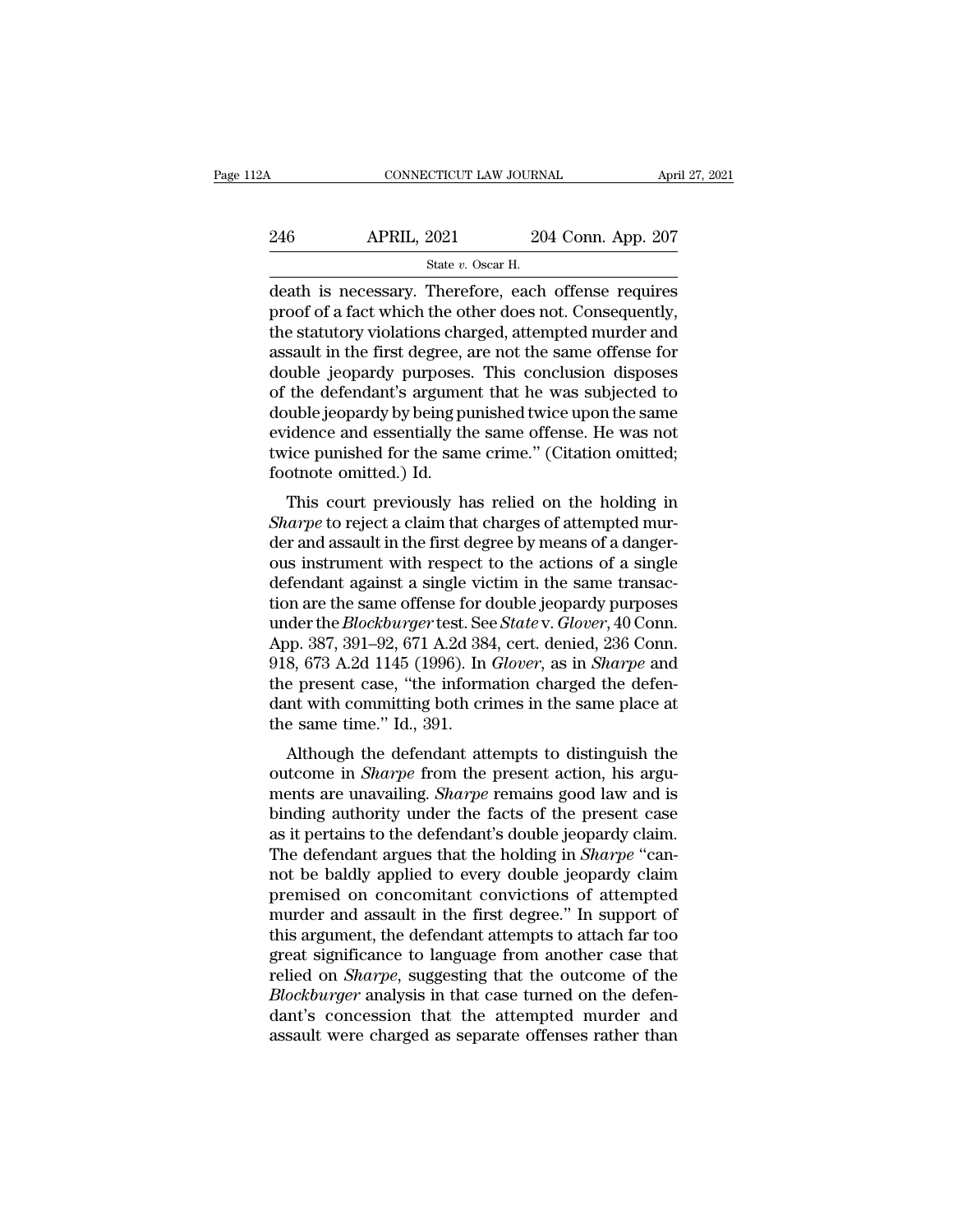death is necessary. Therefore, each offense requires proof of a fact which the other does not. Consequently, the statutory violations charged, attempted murder and assault in the first degree, are not the same offense for double jeopardy purposes. This conclusion disposes of the defendant's argument that he was subjected to double jeopardy by being punished twice upon the same evidence and essentially the same offense. He was not twice punished for the same crime." (Citation omitted; footnote omitted.) Id.

This court previously has relied on the holding in *Sharpe* to reject a claim that charges of attempted murder and assault in the first degree by means of a dangerous instrument with respect to the actions of a single defendant against a single victim in the same transaction are the same offense for double jeopardy purposes under the *Blockburger* test. See *State* v. *Glover*, 40 Conn. App. 387, 391–92, 671 A.2d 384, cert. denied, 236 Conn. 918, 673 A.2d 1145 (1996). In *Glover*, as in *Sharpe* and the present case, "the information charged the defendant with committing both crimes in the same place at the same time." Id., 391.

Although the defendant attempts to distinguish the outcome in *Sharpe* from the present action, his arguments are unavailing. *Sharpe* remains good law and is binding authority under the facts of the present case as it pertains to the defendant's double jeopardy claim. The defendant argues that the holding in *Sharpe* "cannot be baldly applied to every double jeopardy claim premised on concomitant convictions of attempted murder and assault in the first degree." In support of this argument, the defendant attempts to attach far too great significance to language from another case that relied on *Sharpe*, suggesting that the outcome of the *Blockburger* analysis in that case turned on the defendant's concession that the attempted murder and assault were charged as separate offenses rather than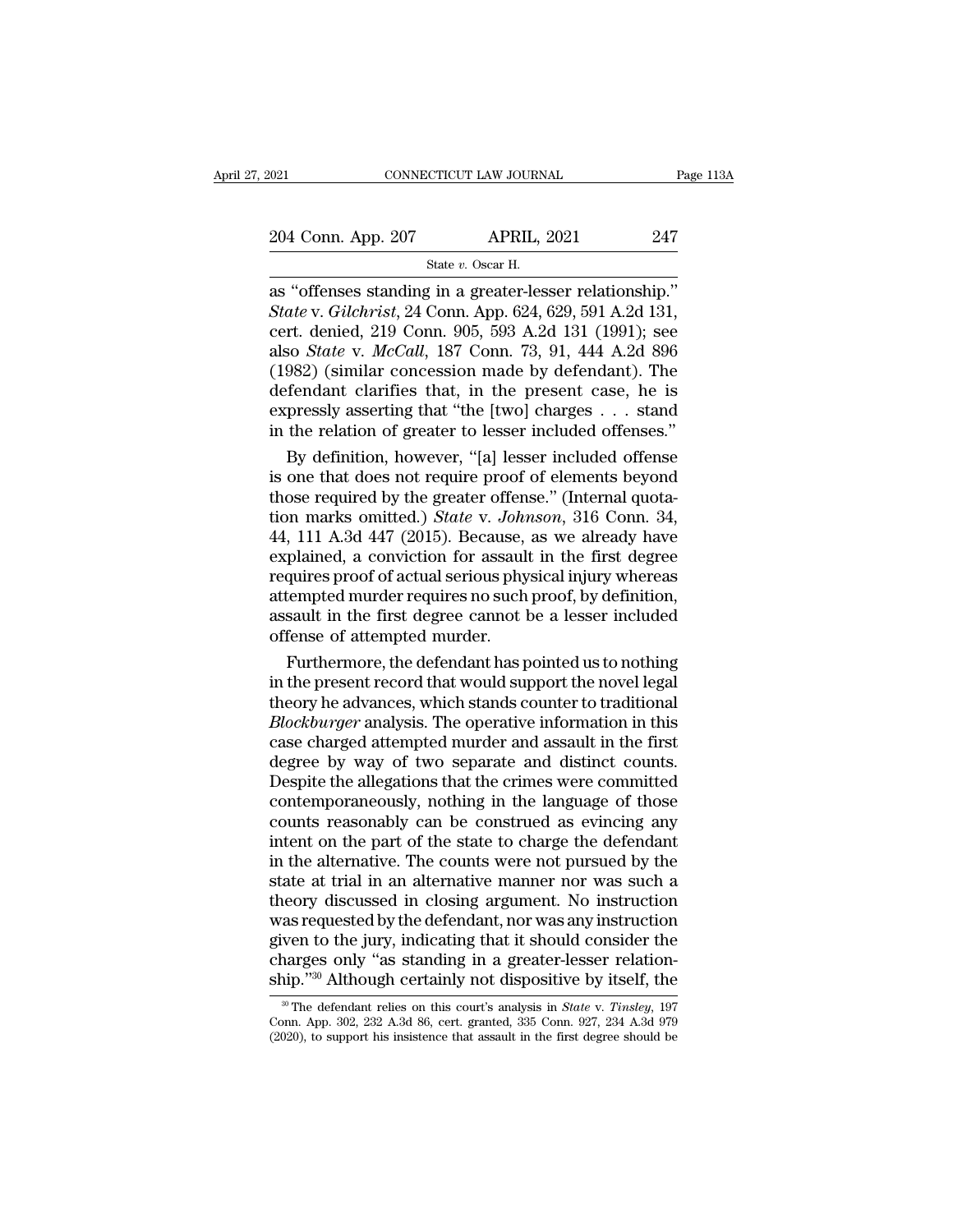as "offenses standing in a greater-lesser relationship." *State* v. *Gilchrist*, 24 Conn. App. 624, 629, 591 A.2d 131, cert. denied, 219 Conn. 905, 593 A.2d 131 (1991); see also *State* v. *McCall*, 187 Conn. 73, 91, 444 A.2d 896 (1982) (similar concession made by defendant). The defendant clarifies that, in the present case, he is expressly asserting that "the [two] charges . . . stand in the relation of greater to lesser included offenses."

By definition, however, "[a] lesser included offense is one that does not require proof of elements beyond those required by the greater offense." (Internal quotation marks omitted.) *State* v. *Johnson*, 316 Conn. 34, 44, 111 A.3d 447 (2015). Because, as we already have explained, a conviction for assault in the first degree requires proof of actual serious physical injury whereas attempted murder requires no such proof, by definition, assault in the first degree cannot be a lesser included offense of attempted murder.

Furthermore, the defendant has pointed us to nothing in the present record that would support the novel legal theory he advances, which stands counter to traditional *Blockburger* analysis. The operative information in this case charged attempted murder and assault in the first degree by way of two separate and distinct counts. Despite the allegations that the crimes were committed contemporaneously, nothing in the language of those counts reasonably can be construed as evincing any intent on the part of the state to charge the defendant in the alternative. The counts were not pursued by the state at trial in an alternative manner nor was such a theory discussed in closing argument. No instruction was requested by the defendant, nor was any instruction given to the jury, indicating that it should consider the charges only "as standing in a greater-lesser relationship."[30] Although certainly not dispositive by itself, the

[30] The defendant relies on this court's analysis in *State* v. *Tinsley*, 197 Conn. App. 302, 232 A.3d 86, cert. granted, 335 Conn. 927, 234 A.3d 979 (2020), to support his insistence that assault in the first degree should be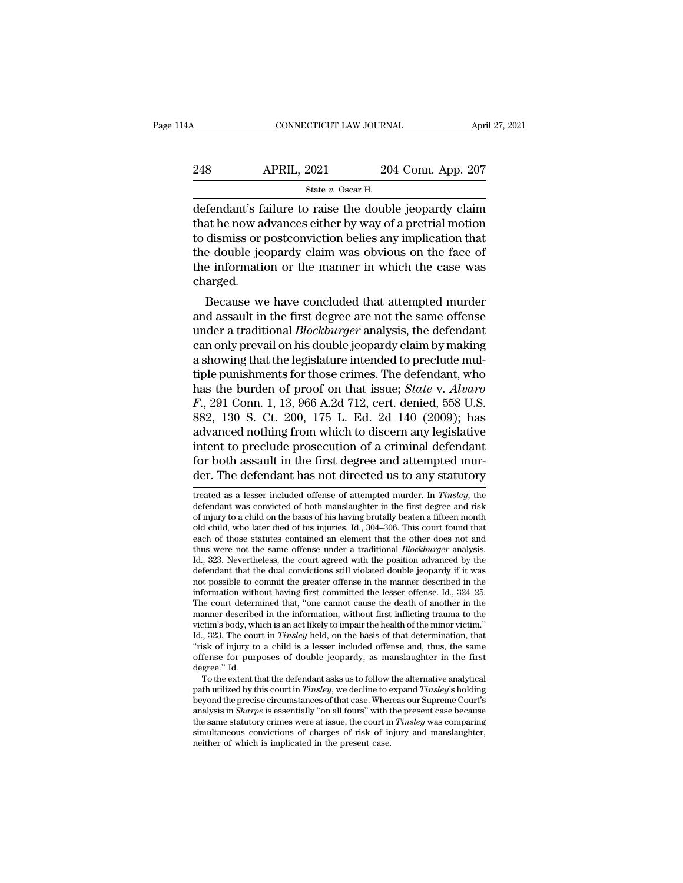defendant's failure to raise the double jeopardy claim that he now advances either by way of a pretrial motion to dismiss or postconviction belies any implication that the double jeopardy claim was obvious on the face of the information or the manner in which the case was charged.

Because we have concluded that attempted murder and assault in the first degree are not the same offense under a traditional *Blockburger* analysis, the defendant can only prevail on his double jeopardy claim by making a showing that the legislature intended to preclude multiple punishments for those crimes. The defendant, who has the burden of proof on that issue; *State* v. *Alvaro F.*, 291 Conn. 1, 13, 966 A.2d 712, cert. denied, 558 U.S. 882, 130 S. Ct. 200, 175 L. Ed. 2d 140 (2009); has advanced nothing from which to discern any legislative intent to preclude prosecution of a criminal defendant for both assault in the first degree and attempted murder. The defendant has not directed us to any statutory

treated as a lesser included offense of attempted murder. In *Tinsley*, the defendant was convicted of both manslaughter in the first degree and risk of injury to a child on the basis of his having brutally beaten a fifteen month old child, who later died of his injuries. Id., 304–306. This court found that each of those statutes contained an element that the other does not and thus were not the same offense under a traditional *Blockburger* analysis. Id., 323. Nevertheless, the court agreed with the position advanced by the defendant that the dual convictions still violated double jeopardy if it was not possible to commit the greater offense in the manner described in the information without having first committed the lesser offense. Id., 324–25. The court determined that, "one cannot cause the death of another in the manner described in the information, without first inflicting trauma to the victim's body, which is an act likely to impair the health of the minor victim." Id., 323. The court in *Tinsley* held, on the basis of that determination, that "risk of injury to a child is a lesser included offense and, thus, the same offense for purposes of double jeopardy, as manslaughter in the first degree." Id.

To the extent that the defendant asks us to follow the alternative analytical path utilized by this court in *Tinsley*, we decline to expand *Tinsley*'s holding beyond the precise circumstances of that case. Whereas our Supreme Court's analysis in *Sharpe* is essentially "on all fours" with the present case because the same statutory crimes were at issue, the court in *Tinsley* was comparing simultaneous convictions of charges of risk of injury and manslaughter, neither of which is implicated in the present case.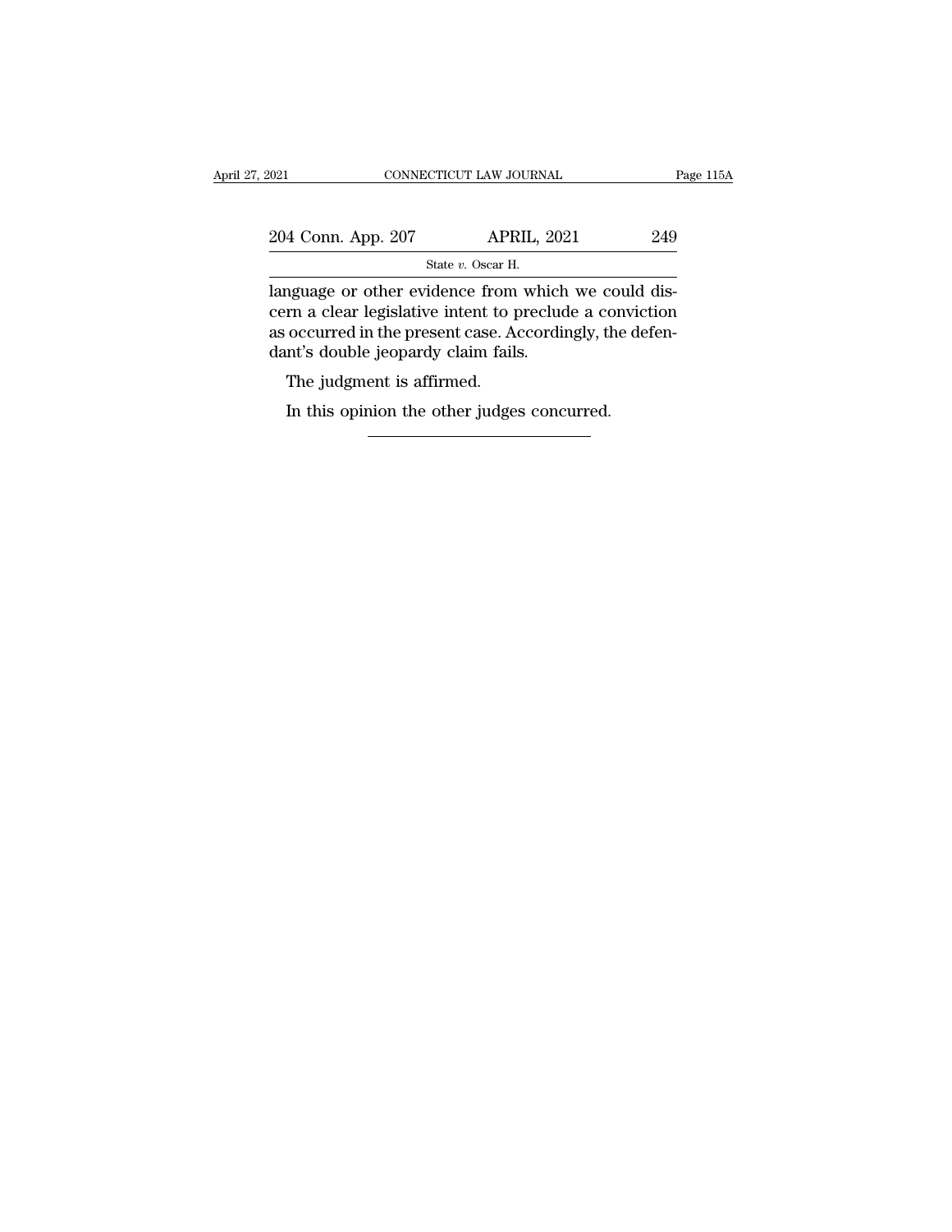language or other evidence from which we could discern a clear legislative intent to preclude a conviction as occurred in the present case. Accordingly, the defendant's double jeopardy claim fails.

The judgment is affirmed.

In this opinion the other judges concurred.